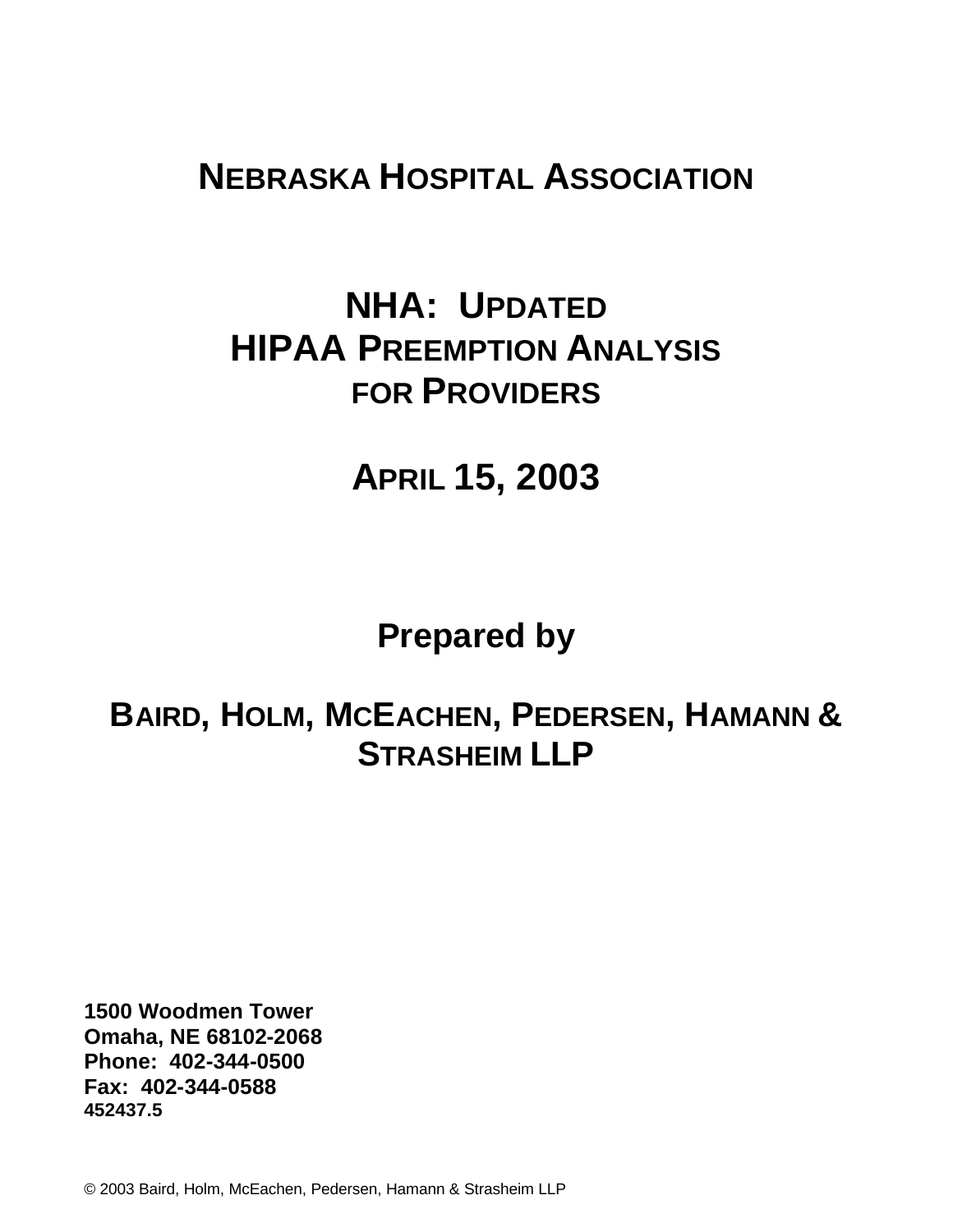# NEBRASKA HOSPITAL ASSOCIATION

# NHA: UPDATED HIPAA PREEMPTION ANALYSIS FOR PROVIDERS

## APRIL 15, 2003

**Prepared by**

**BAIRD, HOLM, MCEACHEN, PEDERSEN, HAMANN & STRASHEIM LLP**

**1500 Woodmen Tower**
**Omaha, NE 68102-2068**
**Phone: 402-344-0500**
**Fax: 402-344-0588**
**452437.5**

© 2003 Baird, Holm, McEachen, Pedersen, Hamann & Strasheim LLP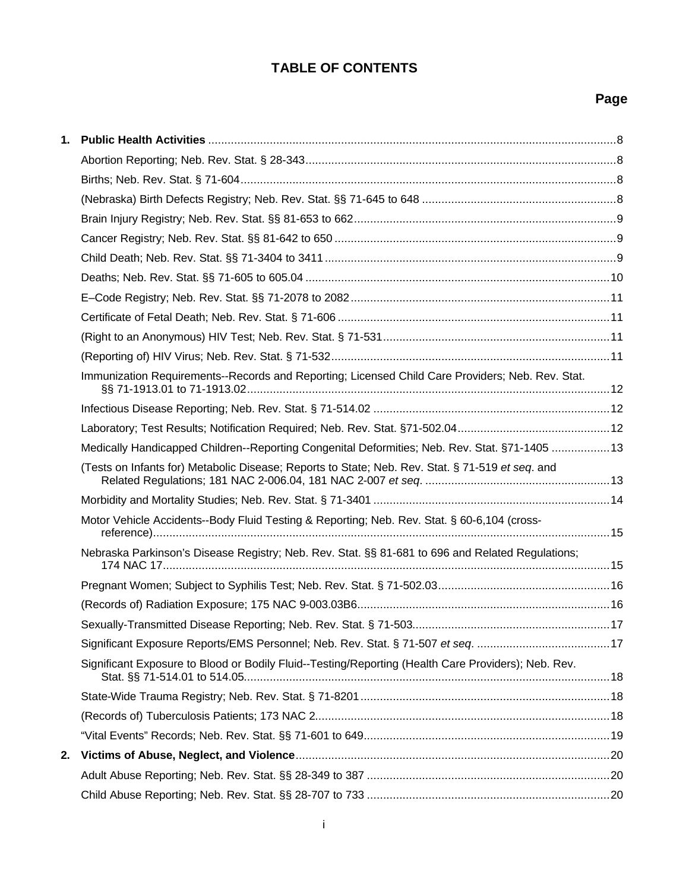# TABLE OF CONTENTS

| | | Page |
|---|---|---|
| **1.** | **Public Health Activities** | 8 |
| | Abortion Reporting; Neb. Rev. Stat. § 28-343 | 8 |
| | Births; Neb. Rev. Stat. § 71-604 | 8 |
| | (Nebraska) Birth Defects Registry; Neb. Rev. Stat. §§ 71-645 to 648 | 8 |
| | Brain Injury Registry; Neb. Rev. Stat. §§ 81-653 to 662 | 9 |
| | Cancer Registry; Neb. Rev. Stat. §§ 81-642 to 650 | 9 |
| | Child Death; Neb. Rev. Stat. §§ 71-3404 to 3411 | 9 |
| | Deaths; Neb. Rev. Stat. §§ 71-605 to 605.04 | 10 |
| | E–Code Registry; Neb. Rev. Stat. §§ 71-2078 to 2082 | 11 |
| | Certificate of Fetal Death; Neb. Rev. Stat. § 71-606 | 11 |
| | (Right to an Anonymous) HIV Test; Neb. Rev. Stat. § 71-531 | 11 |
| | (Reporting of) HIV Virus; Neb. Rev. Stat. § 71-532 | 11 |
| | Immunization Requirements--Records and Reporting; Licensed Child Care Providers; Neb. Rev. Stat. §§ 71-1913.01 to 71-1913.02 | 12 |
| | Infectious Disease Reporting; Neb. Rev. Stat. § 71-514.02 | 12 |
| | Laboratory; Test Results; Notification Required; Neb. Rev. Stat. §71-502.04 | 12 |
| | Medically Handicapped Children--Reporting Congenital Deformities; Neb. Rev. Stat. §71-1405 | 13 |
| | (Tests on Infants for) Metabolic Disease; Reports to State; Neb. Rev. Stat. § 71-519 *et seq*. and Related Regulations; 181 NAC 2-006.04, 181 NAC 2-007 *et seq*. | 13 |
| | Morbidity and Mortality Studies; Neb. Rev. Stat. § 71-3401 | 14 |
| | Motor Vehicle Accidents--Body Fluid Testing & Reporting; Neb. Rev. Stat. § 60-6,104 (cross-reference) | 15 |
| | Nebraska Parkinson's Disease Registry; Neb. Rev. Stat. §§ 81-681 to 696 and Related Regulations; 174 NAC 17 | 15 |
| | Pregnant Women; Subject to Syphilis Test; Neb. Rev. Stat. § 71-502.03 | 16 |
| | (Records of) Radiation Exposure; 175 NAC 9-003.03B6 | 16 |
| | Sexually-Transmitted Disease Reporting; Neb. Rev. Stat. § 71-503 | 17 |
| | Significant Exposure Reports/EMS Personnel; Neb. Rev. Stat. § 71-507 *et seq*. | 17 |
| | Significant Exposure to Blood or Bodily Fluid--Testing/Reporting (Health Care Providers); Neb. Rev. Stat. §§ 71-514.01 to 514.05 | 18 |
| | State-Wide Trauma Registry; Neb. Rev. Stat. § 71-8201 | 18 |
| | (Records of) Tuberculosis Patients; 173 NAC 2 | 18 |
| | "Vital Events" Records; Neb. Rev. Stat. §§ 71-601 to 649 | 19 |
| **2.** | **Victims of Abuse, Neglect, and Violence** | 20 |
| | Adult Abuse Reporting; Neb. Rev. Stat. §§ 28-349 to 387 | 20 |
| | Child Abuse Reporting; Neb. Rev. Stat. §§ 28-707 to 733 | 20 |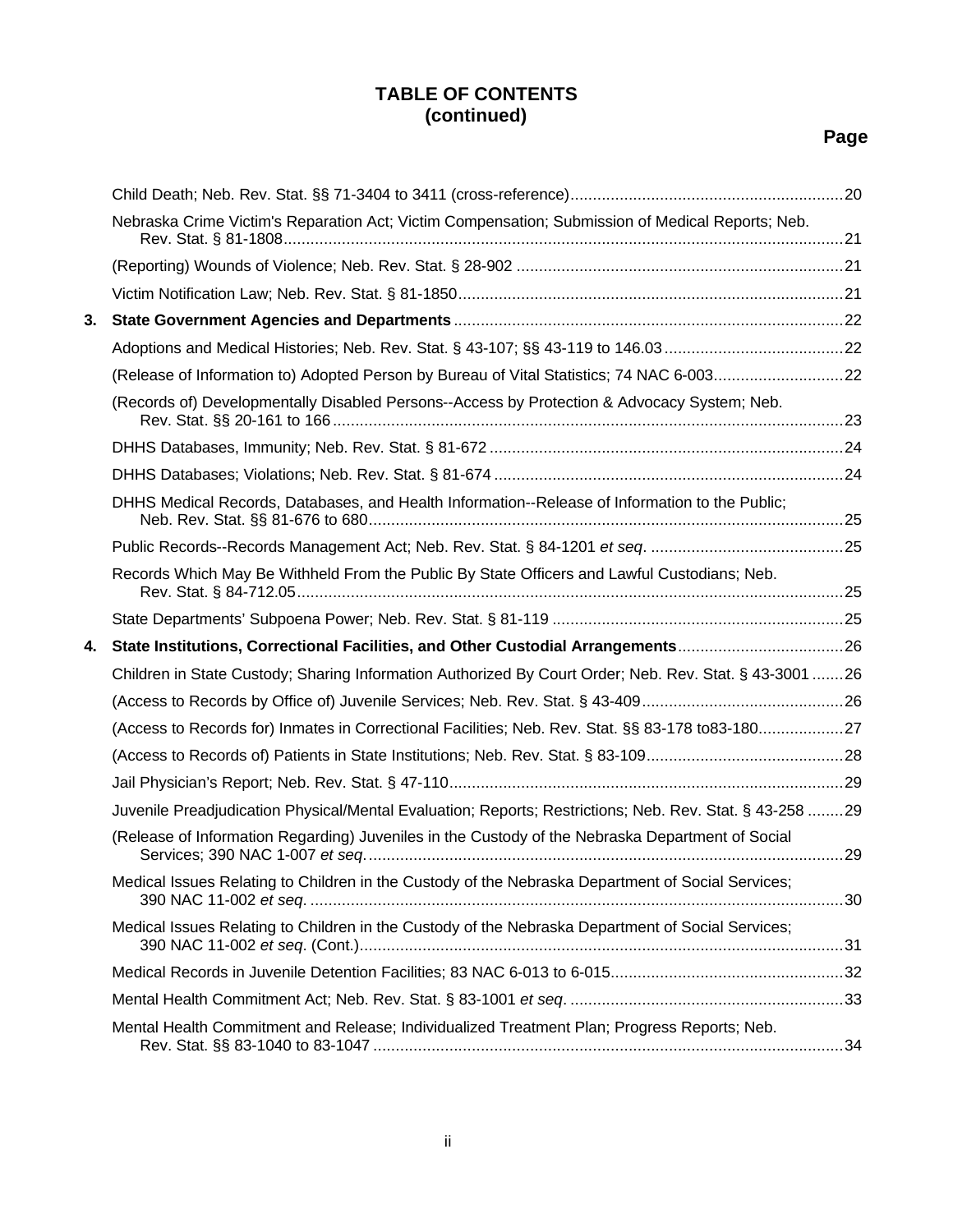# TABLE OF CONTENTS
# (continued)

**Page**

Child Death; Neb. Rev. Stat. §§ 71-3404 to 3411 (cross-reference)....20

Nebraska Crime Victim's Reparation Act; Victim Compensation; Submission of Medical Reports; Neb. Rev. Stat. § 81-1808....21

(Reporting) Wounds of Violence; Neb. Rev. Stat. § 28-902....21

Victim Notification Law; Neb. Rev. Stat. § 81-1850....21

**3. State Government Agencies and Departments**....22

Adoptions and Medical Histories; Neb. Rev. Stat. § 43-107; §§ 43-119 to 146.03....22

(Release of Information to) Adopted Person by Bureau of Vital Statistics; 74 NAC 6-003....22

(Records of) Developmentally Disabled Persons--Access by Protection & Advocacy System; Neb. Rev. Stat. §§ 20-161 to 166....23

DHHS Databases, Immunity; Neb. Rev. Stat. § 81-672....24

DHHS Databases; Violations; Neb. Rev. Stat. § 81-674....24

DHHS Medical Records, Databases, and Health Information--Release of Information to the Public; Neb. Rev. Stat. §§ 81-676 to 680....25

Public Records--Records Management Act; Neb. Rev. Stat. § 84-1201 *et seq*....25

Records Which May Be Withheld From the Public By State Officers and Lawful Custodians; Neb. Rev. Stat. § 84-712.05....25

State Departments' Subpoena Power; Neb. Rev. Stat. § 81-119....25

**4. State Institutions, Correctional Facilities, and Other Custodial Arrangements**....26

Children in State Custody; Sharing Information Authorized By Court Order; Neb. Rev. Stat. § 43-3001....26

(Access to Records by Office of) Juvenile Services; Neb. Rev. Stat. § 43-409....26

(Access to Records for) Inmates in Correctional Facilities; Neb. Rev. Stat. §§ 83-178 to83-180....27

(Access to Records of) Patients in State Institutions; Neb. Rev. Stat. § 83-109....28

Jail Physician's Report; Neb. Rev. Stat. § 47-110....29

Juvenile Preadjudication Physical/Mental Evaluation; Reports; Restrictions; Neb. Rev. Stat. § 43-258....29

(Release of Information Regarding) Juveniles in the Custody of the Nebraska Department of Social Services; 390 NAC 1-007 *et seq*....29

Medical Issues Relating to Children in the Custody of the Nebraska Department of Social Services; 390 NAC 11-002 *et seq*....30

Medical Issues Relating to Children in the Custody of the Nebraska Department of Social Services; 390 NAC 11-002 *et seq*. (Cont.)....31

Medical Records in Juvenile Detention Facilities; 83 NAC 6-013 to 6-015....32

Mental Health Commitment Act; Neb. Rev. Stat. § 83-1001 *et seq*....33

Mental Health Commitment and Release; Individualized Treatment Plan; Progress Reports; Neb. Rev. Stat. §§ 83-1040 to 83-1047....34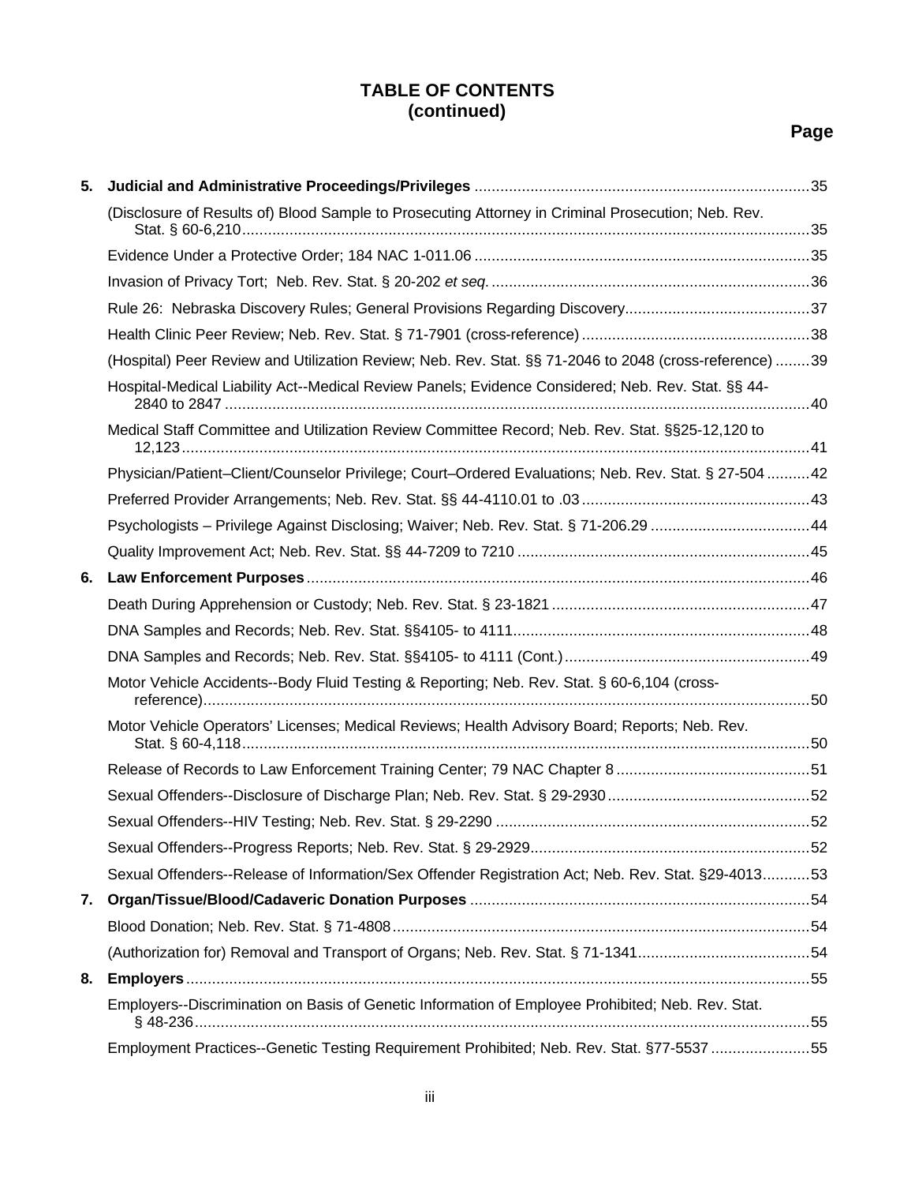# TABLE OF CONTENTS
# (continued)

**Page**

**5. Judicial and Administrative Proceedings/Privileges** ....... 35

(Disclosure of Results of) Blood Sample to Prosecuting Attorney in Criminal Prosecution; Neb. Rev. Stat. § 60-6,210 ....... 35

Evidence Under a Protective Order; 184 NAC 1-011.06 ....... 35

Invasion of Privacy Tort; Neb. Rev. Stat. § 20-202 *et seq.* ....... 36

Rule 26: Nebraska Discovery Rules; General Provisions Regarding Discovery ....... 37

Health Clinic Peer Review; Neb. Rev. Stat. § 71-7901 (cross-reference) ....... 38

(Hospital) Peer Review and Utilization Review; Neb. Rev. Stat. §§ 71-2046 to 2048 (cross-reference) ....... 39

Hospital-Medical Liability Act--Medical Review Panels; Evidence Considered; Neb. Rev. Stat. §§ 44-2840 to 2847 ....... 40

Medical Staff Committee and Utilization Review Committee Record; Neb. Rev. Stat. §§25-12,120 to 12,123 ....... 41

Physician/Patient–Client/Counselor Privilege; Court–Ordered Evaluations; Neb. Rev. Stat. § 27-504 ....... 42

Preferred Provider Arrangements; Neb. Rev. Stat. §§ 44-4110.01 to .03 ....... 43

Psychologists – Privilege Against Disclosing; Waiver; Neb. Rev. Stat. § 71-206.29 ....... 44

Quality Improvement Act; Neb. Rev. Stat. §§ 44-7209 to 7210 ....... 45

**6. Law Enforcement Purposes** ....... 46

Death During Apprehension or Custody; Neb. Rev. Stat. § 23-1821 ....... 47

DNA Samples and Records; Neb. Rev. Stat. §§4105- to 4111 ....... 48

DNA Samples and Records; Neb. Rev. Stat. §§4105- to 4111 (Cont.) ....... 49

Motor Vehicle Accidents--Body Fluid Testing & Reporting; Neb. Rev. Stat. § 60-6,104 (cross-reference) ....... 50

Motor Vehicle Operators' Licenses; Medical Reviews; Health Advisory Board; Reports; Neb. Rev. Stat. § 60-4,118 ....... 50

Release of Records to Law Enforcement Training Center; 79 NAC Chapter 8 ....... 51

Sexual Offenders--Disclosure of Discharge Plan; Neb. Rev. Stat. § 29-2930 ....... 52

Sexual Offenders--HIV Testing; Neb. Rev. Stat. § 29-2290 ....... 52

Sexual Offenders--Progress Reports; Neb. Rev. Stat. § 29-2929 ....... 52

Sexual Offenders--Release of Information/Sex Offender Registration Act; Neb. Rev. Stat. §29-4013 ....... 53

**7. Organ/Tissue/Blood/Cadaveric Donation Purposes** ....... 54

Blood Donation; Neb. Rev. Stat. § 71-4808 ....... 54

(Authorization for) Removal and Transport of Organs; Neb. Rev. Stat. § 71-1341 ....... 54

**8. Employers** ....... 55

Employers--Discrimination on Basis of Genetic Information of Employee Prohibited; Neb. Rev. Stat. § 48-236 ....... 55

Employment Practices--Genetic Testing Requirement Prohibited; Neb. Rev. Stat. §77-5537 ....... 55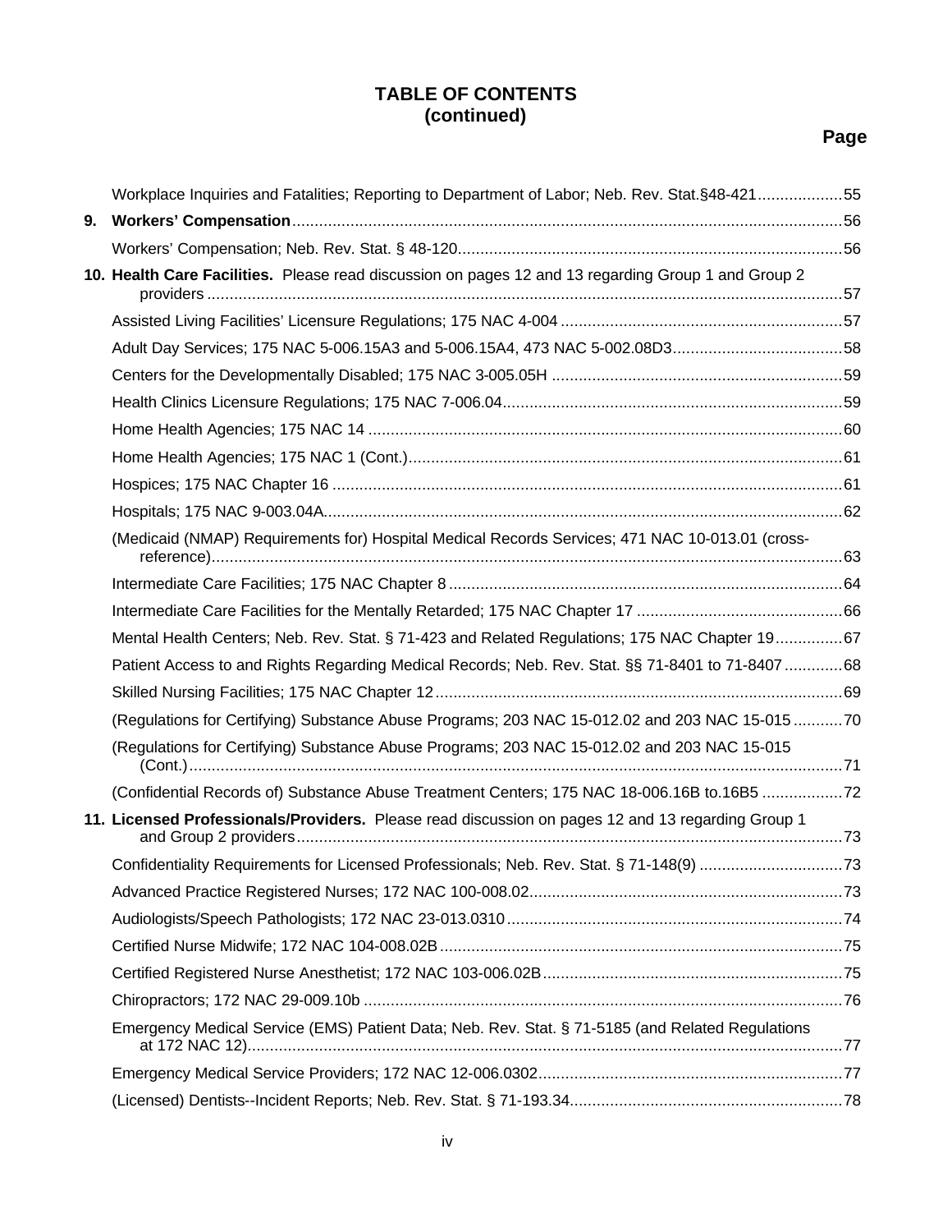# TABLE OF CONTENTS (continued)

**Page**

Workplace Inquiries and Fatalities; Reporting to Department of Labor; Neb. Rev. Stat.§48-421 .... 55

**9. Workers' Compensation** .... 56

Workers' Compensation; Neb. Rev. Stat. § 48-120 .... 56

**10. Health Care Facilities.** Please read discussion on pages 12 and 13 regarding Group 1 and Group 2 providers .... 57

Assisted Living Facilities' Licensure Regulations; 175 NAC 4-004 .... 57

Adult Day Services; 175 NAC 5-006.15A3 and 5-006.15A4, 473 NAC 5-002.08D3 .... 58

Centers for the Developmentally Disabled; 175 NAC 3-005.05H .... 59

Health Clinics Licensure Regulations; 175 NAC 7-006.04 .... 59

Home Health Agencies; 175 NAC 14 .... 60

Home Health Agencies; 175 NAC 1 (Cont.) .... 61

Hospices; 175 NAC Chapter 16 .... 61

Hospitals; 175 NAC 9-003.04A .... 62

(Medicaid (NMAP) Requirements for) Hospital Medical Records Services; 471 NAC 10-013.01 (cross-reference) .... 63

Intermediate Care Facilities; 175 NAC Chapter 8 .... 64

Intermediate Care Facilities for the Mentally Retarded; 175 NAC Chapter 17 .... 66

Mental Health Centers; Neb. Rev. Stat. § 71-423 and Related Regulations; 175 NAC Chapter 19 .... 67

Patient Access to and Rights Regarding Medical Records; Neb. Rev. Stat. §§ 71-8401 to 71-8407 .... 68

Skilled Nursing Facilities; 175 NAC Chapter 12 .... 69

(Regulations for Certifying) Substance Abuse Programs; 203 NAC 15-012.02 and 203 NAC 15-015 .... 70

(Regulations for Certifying) Substance Abuse Programs; 203 NAC 15-012.02 and 203 NAC 15-015 (Cont.) .... 71

(Confidential Records of) Substance Abuse Treatment Centers; 175 NAC 18-006.16B to.16B5 .... 72

**11. Licensed Professionals/Providers.** Please read discussion on pages 12 and 13 regarding Group 1 and Group 2 providers .... 73

Confidentiality Requirements for Licensed Professionals; Neb. Rev. Stat. § 71-148(9) .... 73

Advanced Practice Registered Nurses; 172 NAC 100-008.02 .... 73

Audiologists/Speech Pathologists; 172 NAC 23-013.0310 .... 74

Certified Nurse Midwife; 172 NAC 104-008.02B .... 75

Certified Registered Nurse Anesthetist; 172 NAC 103-006.02B .... 75

Chiropractors; 172 NAC 29-009.10b .... 76

Emergency Medical Service (EMS) Patient Data; Neb. Rev. Stat. § 71-5185 (and Related Regulations at 172 NAC 12) .... 77

Emergency Medical Service Providers; 172 NAC 12-006.0302 .... 77

(Licensed) Dentists--Incident Reports; Neb. Rev. Stat. § 71-193.34 .... 78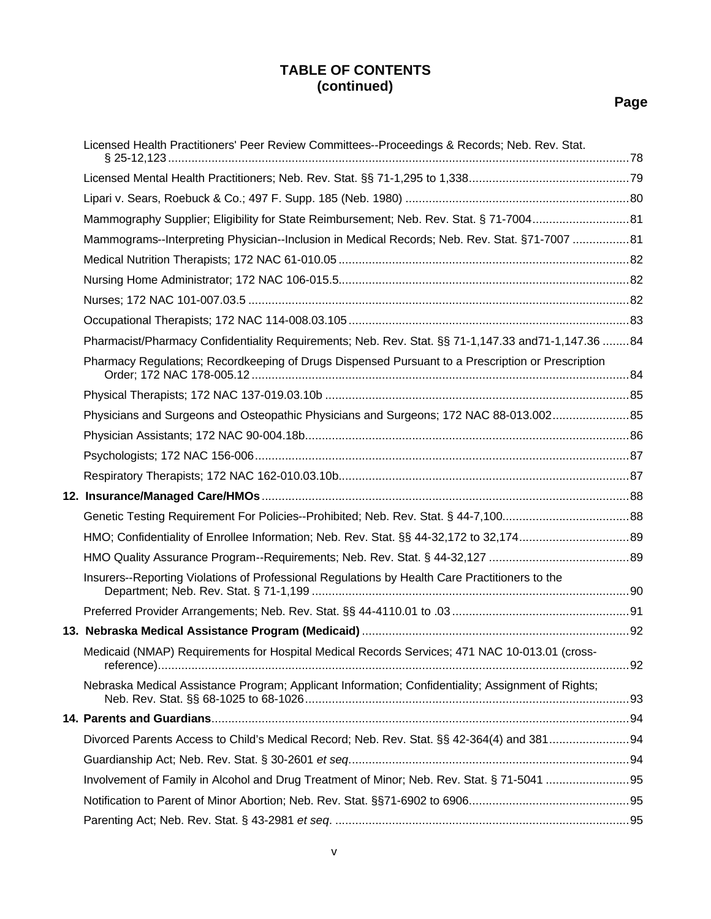**TABLE OF CONTENTS**
**(continued)**

**Page**

Licensed Health Practitioners' Peer Review Committees--Proceedings & Records; Neb. Rev. Stat. § 25-12,123 ........ 78

Licensed Mental Health Practitioners; Neb. Rev. Stat. §§ 71-1,295 to 1,338 ........ 79

Lipari v. Sears, Roebuck & Co.; 497 F. Supp. 185 (Neb. 1980) ........ 80

Mammography Supplier; Eligibility for State Reimbursement; Neb. Rev. Stat. § 71-7004 ........ 81

Mammograms--Interpreting Physician--Inclusion in Medical Records; Neb. Rev. Stat. §71-7007 ........ 81

Medical Nutrition Therapists; 172 NAC 61-010.05 ........ 82

Nursing Home Administrator; 172 NAC 106-015.5 ........ 82

Nurses; 172 NAC 101-007.03.5 ........ 82

Occupational Therapists; 172 NAC 114-008.03.105 ........ 83

Pharmacist/Pharmacy Confidentiality Requirements; Neb. Rev. Stat. §§ 71-1,147.33 and71-1,147.36 ........ 84

Pharmacy Regulations; Recordkeeping of Drugs Dispensed Pursuant to a Prescription or Prescription Order; 172 NAC 178-005.12 ........ 84

Physical Therapists; 172 NAC 137-019.03.10b ........ 85

Physicians and Surgeons and Osteopathic Physicians and Surgeons; 172 NAC 88-013.002 ........ 85

Physician Assistants; 172 NAC 90-004.18b ........ 86

Psychologists; 172 NAC 156-006 ........ 87

Respiratory Therapists; 172 NAC 162-010.03.10b ........ 87

**12. Insurance/Managed Care/HMOs** ........ 88

Genetic Testing Requirement For Policies--Prohibited; Neb. Rev. Stat. § 44-7,100 ........ 88

HMO; Confidentiality of Enrollee Information; Neb. Rev. Stat. §§ 44-32,172 to 32,174 ........ 89

HMO Quality Assurance Program--Requirements; Neb. Rev. Stat. § 44-32,127 ........ 89

Insurers--Reporting Violations of Professional Regulations by Health Care Practitioners to the Department; Neb. Rev. Stat. § 71-1,199 ........ 90

Preferred Provider Arrangements; Neb. Rev. Stat. §§ 44-4110.01 to .03 ........ 91

**13. Nebraska Medical Assistance Program (Medicaid)** ........ 92

Medicaid (NMAP) Requirements for Hospital Medical Records Services; 471 NAC 10-013.01 (cross-reference) ........ 92

Nebraska Medical Assistance Program; Applicant Information; Confidentiality; Assignment of Rights; Neb. Rev. Stat. §§ 68-1025 to 68-1026 ........ 93

**14. Parents and Guardians** ........ 94

Divorced Parents Access to Child's Medical Record; Neb. Rev. Stat. §§ 42-364(4) and 381 ........ 94

Guardianship Act; Neb. Rev. Stat. § 30-2601 *et seq*. ........ 94

Involvement of Family in Alcohol and Drug Treatment of Minor; Neb. Rev. Stat. § 71-5041 ........ 95

Notification to Parent of Minor Abortion; Neb. Rev. Stat. §§71-6902 to 6906 ........ 95

Parenting Act; Neb. Rev. Stat. § 43-2981 *et seq*. ........ 95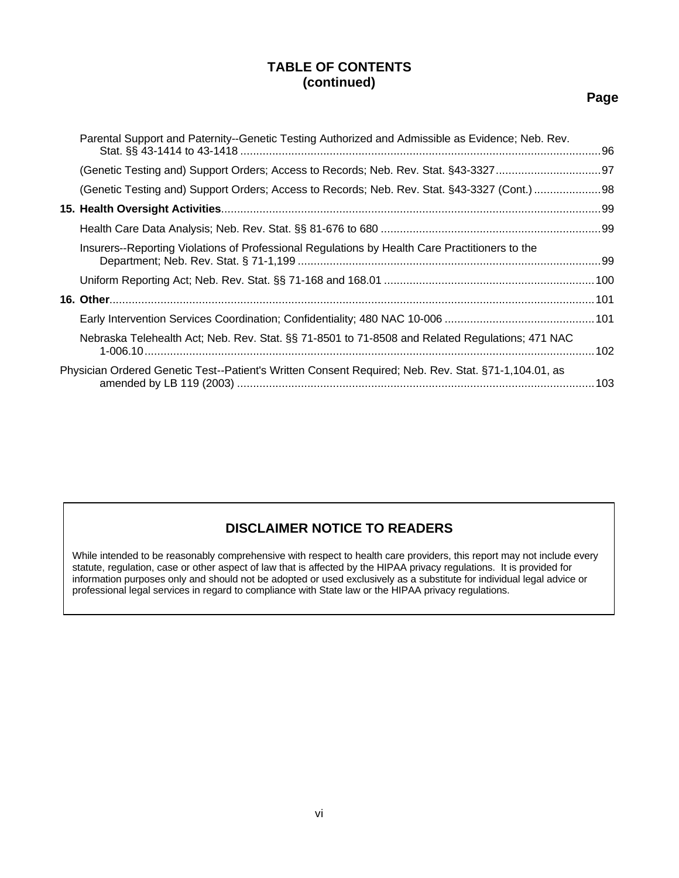## TABLE OF CONTENTS (continued)

**Page**

- Parental Support and Paternity--Genetic Testing Authorized and Admissible as Evidence; Neb. Rev. Stat. §§ 43-1414 to 43-1418 ....96
- (Genetic Testing and) Support Orders; Access to Records; Neb. Rev. Stat. §43-3327 ....97
- (Genetic Testing and) Support Orders; Access to Records; Neb. Rev. Stat. §43-3327 (Cont.) ....98

**15. Health Oversight Activities** ....99

- Health Care Data Analysis; Neb. Rev. Stat. §§ 81-676 to 680 ....99
- Insurers--Reporting Violations of Professional Regulations by Health Care Practitioners to the Department; Neb. Rev. Stat. § 71-1,199 ....99
- Uniform Reporting Act; Neb. Rev. Stat. §§ 71-168 and 168.01 ....100

**16. Other** ....101

- Early Intervention Services Coordination; Confidentiality; 480 NAC 10-006 ....101
- Nebraska Telehealth Act; Neb. Rev. Stat. §§ 71-8501 to 71-8508 and Related Regulations; 471 NAC 1-006.10 ....102

Physician Ordered Genetic Test--Patient's Written Consent Required; Neb. Rev. Stat. §71-1,104.01, as amended by LB 119 (2003) ....103

### DISCLAIMER NOTICE TO READERS

While intended to be reasonably comprehensive with respect to health care providers, this report may not include every statute, regulation, case or other aspect of law that is affected by the HIPAA privacy regulations. It is provided for information purposes only and should not be adopted or used exclusively as a substitute for individual legal advice or professional legal services in regard to compliance with State law or the HIPAA privacy regulations.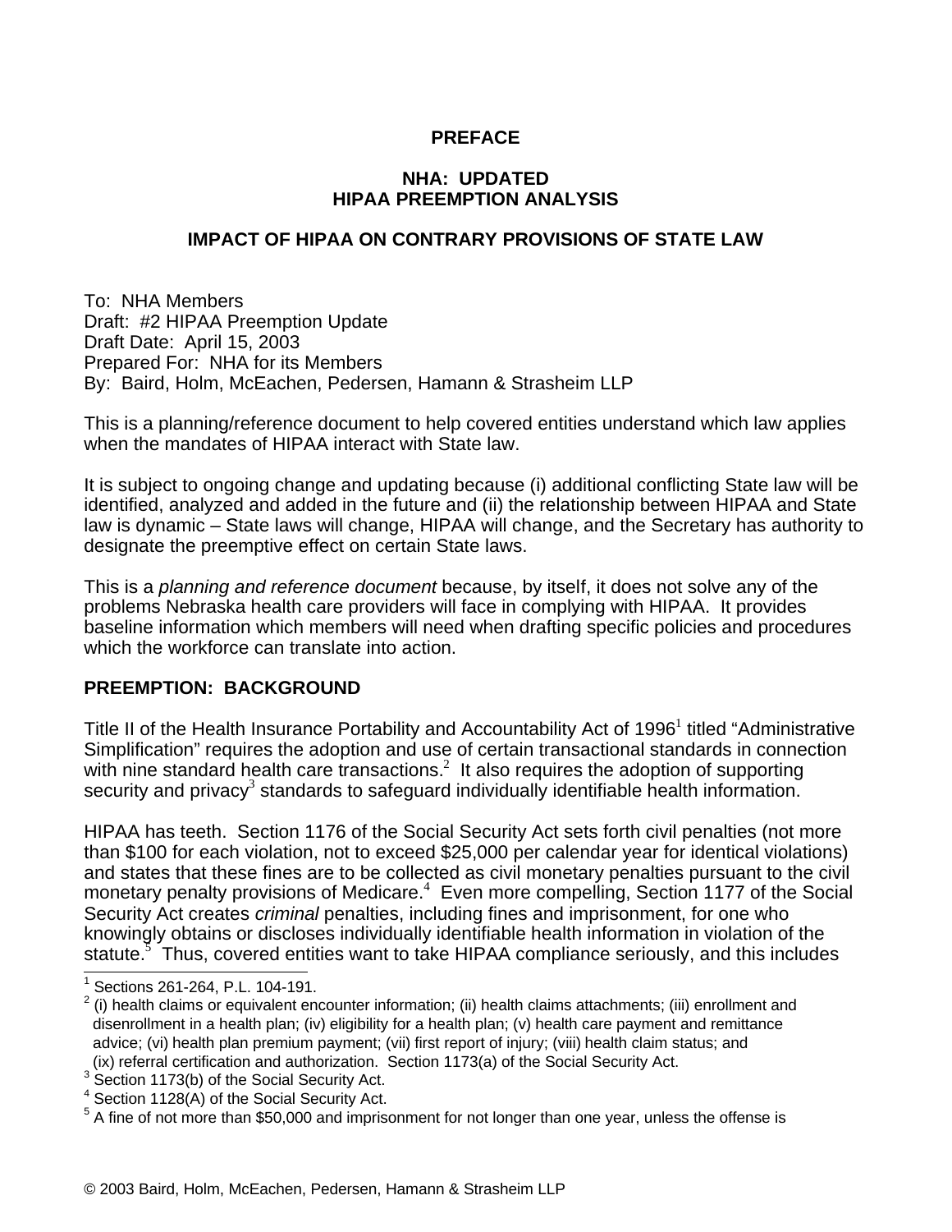# PREFACE

## NHA: UPDATED HIPAA PREEMPTION ANALYSIS

### IMPACT OF HIPAA ON CONTRARY PROVISIONS OF STATE LAW

To: NHA Members
Draft: #2 HIPAA Preemption Update
Draft Date: April 15, 2003
Prepared For: NHA for its Members
By: Baird, Holm, McEachen, Pedersen, Hamann & Strasheim LLP

This is a planning/reference document to help covered entities understand which law applies when the mandates of HIPAA interact with State law.

It is subject to ongoing change and updating because (i) additional conflicting State law will be identified, analyzed and added in the future and (ii) the relationship between HIPAA and State law is dynamic – State laws will change, HIPAA will change, and the Secretary has authority to designate the preemptive effect on certain State laws.

This is a *planning and reference document* because, by itself, it does not solve any of the problems Nebraska health care providers will face in complying with HIPAA. It provides baseline information which members will need when drafting specific policies and procedures which the workforce can translate into action.

### PREEMPTION: BACKGROUND

Title II of the Health Insurance Portability and Accountability Act of 1996[1] titled "Administrative Simplification" requires the adoption and use of certain transactional standards in connection with nine standard health care transactions.[2] It also requires the adoption of supporting security and privacy[3] standards to safeguard individually identifiable health information.

HIPAA has teeth. Section 1176 of the Social Security Act sets forth civil penalties (not more than $100 for each violation, not to exceed $25,000 per calendar year for identical violations) and states that these fines are to be collected as civil monetary penalties pursuant to the civil monetary penalty provisions of Medicare.[4] Even more compelling, Section 1177 of the Social Security Act creates *criminal* penalties, including fines and imprisonment, for one who knowingly obtains or discloses individually identifiable health information in violation of the statute.[5] Thus, covered entities want to take HIPAA compliance seriously, and this includes

---

[1] Sections 261-264, P.L. 104-191.

[2] (i) health claims or equivalent encounter information; (ii) health claims attachments; (iii) enrollment and disenrollment in a health plan; (iv) eligibility for a health plan; (v) health care payment and remittance advice; (vi) health plan premium payment; (vii) first report of injury; (viii) health claim status; and (ix) referral certification and authorization. Section 1173(a) of the Social Security Act.

[3] Section 1173(b) of the Social Security Act.

[4] Section 1128(A) of the Social Security Act.

[5] A fine of not more than $50,000 and imprisonment for not longer than one year, unless the offense is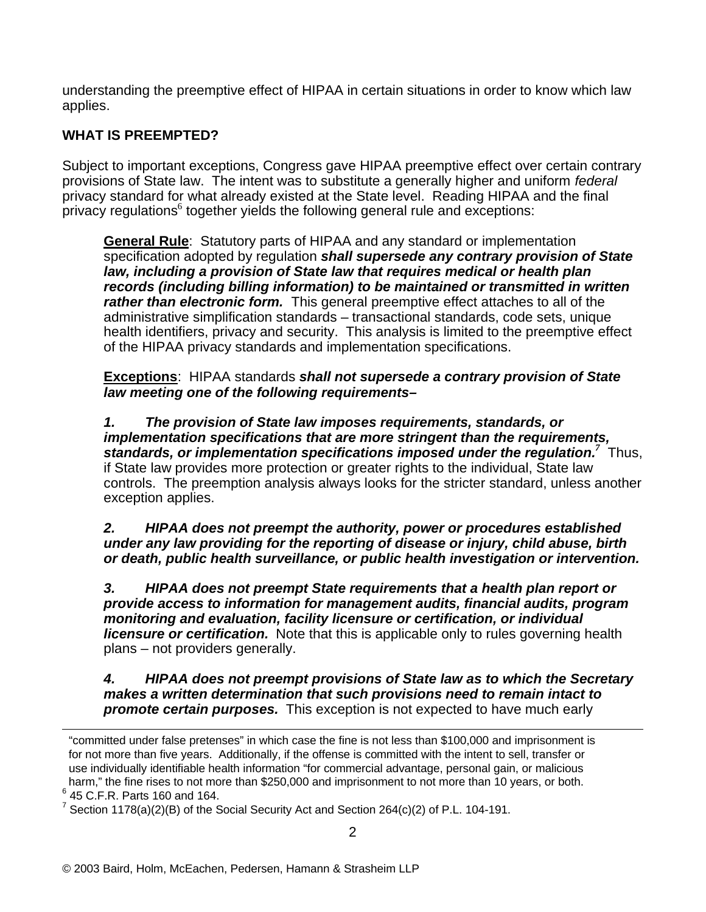understanding the preemptive effect of HIPAA in certain situations in order to know which law applies.

**WHAT IS PREEMPTED?**

Subject to important exceptions, Congress gave HIPAA preemptive effect over certain contrary provisions of State law. The intent was to substitute a generally higher and uniform *federal* privacy standard for what already existed at the State level. Reading HIPAA and the final privacy regulations[6] together yields the following general rule and exceptions:

> **General Rule**: Statutory parts of HIPAA and any standard or implementation specification adopted by regulation ***shall supersede any contrary provision of State law, including a provision of State law that requires medical or health plan records (including billing information) to be maintained or transmitted in written rather than electronic form.*** This general preemptive effect attaches to all of the administrative simplification standards – transactional standards, code sets, unique health identifiers, privacy and security. This analysis is limited to the preemptive effect of the HIPAA privacy standards and implementation specifications.
>
> **Exceptions**: HIPAA standards ***shall not supersede a contrary provision of State law meeting one of the following requirements–***
>
> ***1. The provision of State law imposes requirements, standards, or implementation specifications that are more stringent than the requirements, standards, or implementation specifications imposed under the regulation.***[7] Thus, if State law provides more protection or greater rights to the individual, State law controls. The preemption analysis always looks for the stricter standard, unless another exception applies.
>
> ***2. HIPAA does not preempt the authority, power or procedures established under any law providing for the reporting of disease or injury, child abuse, birth or death, public health surveillance, or public health investigation or intervention.***
>
> ***3. HIPAA does not preempt State requirements that a health plan report or provide access to information for management audits, financial audits, program monitoring and evaluation, facility licensure or certification, or individual licensure or certification.*** Note that this is applicable only to rules governing health plans – not providers generally.
>
> ***4. HIPAA does not preempt provisions of State law as to which the Secretary makes a written determination that such provisions need to remain intact to promote certain purposes.*** This exception is not expected to have much early

---

"committed under false pretenses" in which case the fine is not less than $100,000 and imprisonment is for not more than five years. Additionally, if the offense is committed with the intent to sell, transfer or use individually identifiable health information "for commercial advantage, personal gain, or malicious harm," the fine rises to not more than $250,000 and imprisonment to not more than 10 years, or both.

[6] 45 C.F.R. Parts 160 and 164.

[7] Section 1178(a)(2)(B) of the Social Security Act and Section 264(c)(2) of P.L. 104-191.

© 2003 Baird, Holm, McEachen, Pedersen, Hamann & Strasheim LLP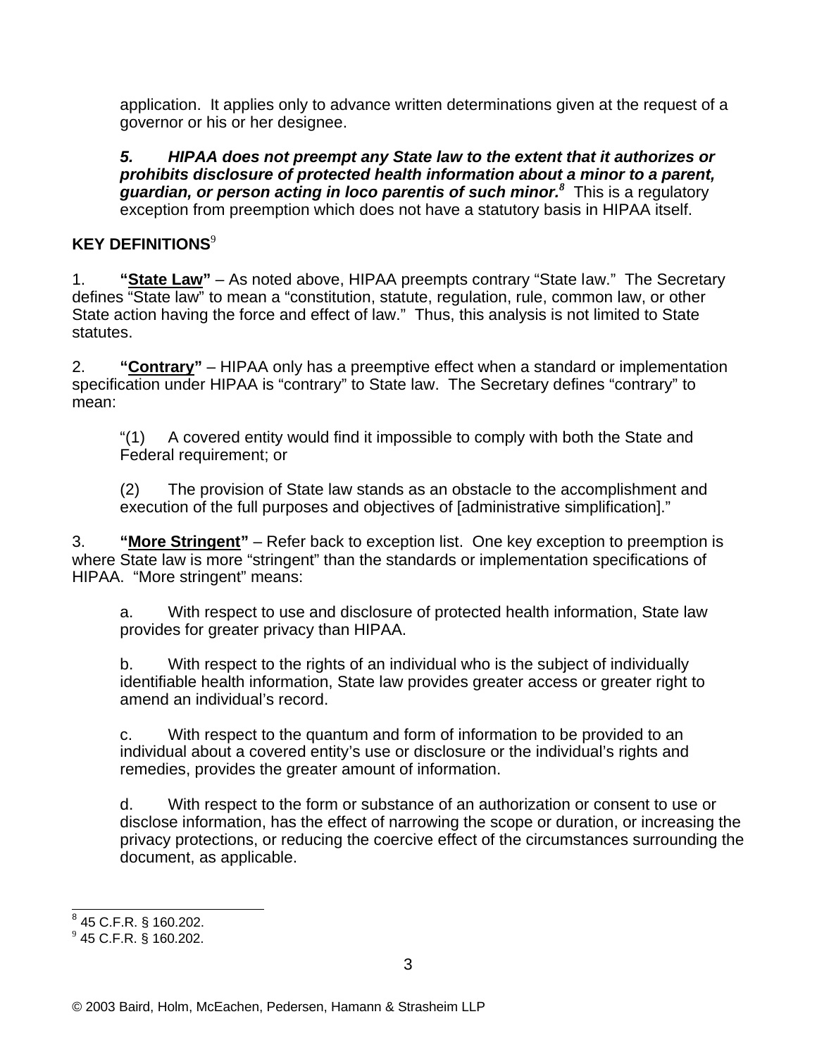application. It applies only to advance written determinations given at the request of a governor or his or her designee.

***5. HIPAA does not preempt any State law to the extent that it authorizes or prohibits disclosure of protected health information about a minor to a parent, guardian, or person acting in loco parentis of such minor.***[8] This is a regulatory exception from preemption which does not have a statutory basis in HIPAA itself.

**KEY DEFINITIONS**[9]

1. **"State Law"** – As noted above, HIPAA preempts contrary "State law." The Secretary defines "State law" to mean a "constitution, statute, regulation, rule, common law, or other State action having the force and effect of law." Thus, this analysis is not limited to State statutes.

2. **"Contrary"** – HIPAA only has a preemptive effect when a standard or implementation specification under HIPAA is "contrary" to State law. The Secretary defines "contrary" to mean:

> "(1) A covered entity would find it impossible to comply with both the State and Federal requirement; or
>
> (2) The provision of State law stands as an obstacle to the accomplishment and execution of the full purposes and objectives of [administrative simplification]."

3. **"More Stringent"** – Refer back to exception list. One key exception to preemption is where State law is more "stringent" than the standards or implementation specifications of HIPAA. "More stringent" means:

a. With respect to use and disclosure of protected health information, State law provides for greater privacy than HIPAA.

b. With respect to the rights of an individual who is the subject of individually identifiable health information, State law provides greater access or greater right to amend an individual's record.

c. With respect to the quantum and form of information to be provided to an individual about a covered entity's use or disclosure or the individual's rights and remedies, provides the greater amount of information.

d. With respect to the form or substance of an authorization or consent to use or disclose information, has the effect of narrowing the scope or duration, or increasing the privacy protections, or reducing the coercive effect of the circumstances surrounding the document, as applicable.

---

[8] 45 C.F.R. § 160.202.

[9] 45 C.F.R. § 160.202.

© 2003 Baird, Holm, McEachen, Pedersen, Hamann & Strasheim LLP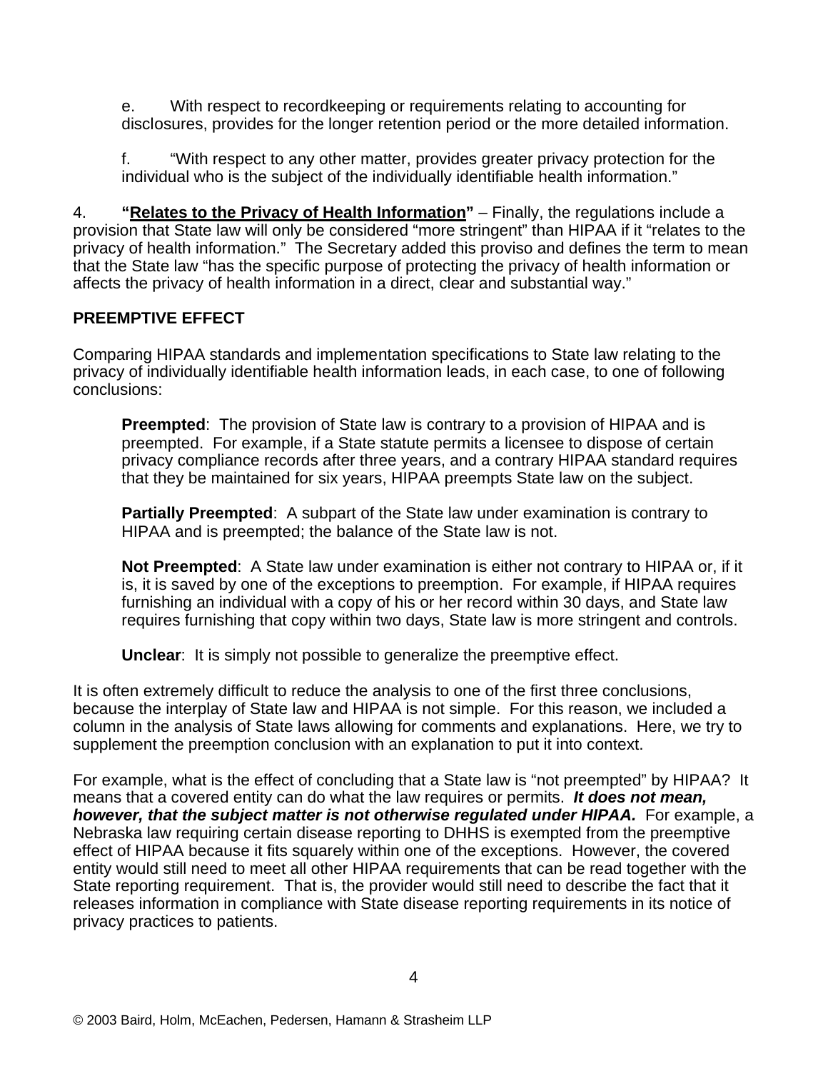e. With respect to recordkeeping or requirements relating to accounting for disclosures, provides for the longer retention period or the more detailed information.

f. "With respect to any other matter, provides greater privacy protection for the individual who is the subject of the individually identifiable health information."

4. **"<u>Relates to the Privacy of Health Information</u>"** – Finally, the regulations include a provision that State law will only be considered "more stringent" than HIPAA if it "relates to the privacy of health information." The Secretary added this proviso and defines the term to mean that the State law "has the specific purpose of protecting the privacy of health information or affects the privacy of health information in a direct, clear and substantial way."

## PREEMPTIVE EFFECT

Comparing HIPAA standards and implementation specifications to State law relating to the privacy of individually identifiable health information leads, in each case, to one of following conclusions:

**Preempted**: The provision of State law is contrary to a provision of HIPAA and is preempted. For example, if a State statute permits a licensee to dispose of certain privacy compliance records after three years, and a contrary HIPAA standard requires that they be maintained for six years, HIPAA preempts State law on the subject.

**Partially Preempted**: A subpart of the State law under examination is contrary to HIPAA and is preempted; the balance of the State law is not.

**Not Preempted**: A State law under examination is either not contrary to HIPAA or, if it is, it is saved by one of the exceptions to preemption. For example, if HIPAA requires furnishing an individual with a copy of his or her record within 30 days, and State law requires furnishing that copy within two days, State law is more stringent and controls.

**Unclear**: It is simply not possible to generalize the preemptive effect.

It is often extremely difficult to reduce the analysis to one of the first three conclusions, because the interplay of State law and HIPAA is not simple. For this reason, we included a column in the analysis of State laws allowing for comments and explanations. Here, we try to supplement the preemption conclusion with an explanation to put it into context.

For example, what is the effect of concluding that a State law is "not preempted" by HIPAA? It means that a covered entity can do what the law requires or permits. ***It does not mean, however, that the subject matter is not otherwise regulated under HIPAA.*** For example, a Nebraska law requiring certain disease reporting to DHHS is exempted from the preemptive effect of HIPAA because it fits squarely within one of the exceptions. However, the covered entity would still need to meet all other HIPAA requirements that can be read together with the State reporting requirement. That is, the provider would still need to describe the fact that it releases information in compliance with State disease reporting requirements in its notice of privacy practices to patients.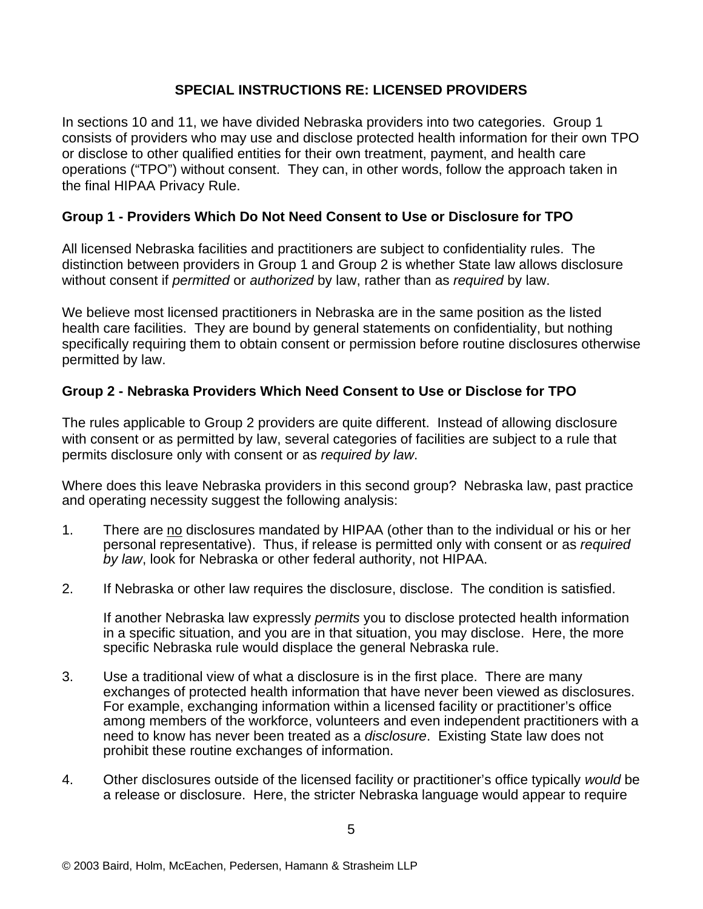## SPECIAL INSTRUCTIONS RE: LICENSED PROVIDERS

In sections 10 and 11, we have divided Nebraska providers into two categories. Group 1 consists of providers who may use and disclose protected health information for their own TPO or disclose to other qualified entities for their own treatment, payment, and health care operations ("TPO") without consent. They can, in other words, follow the approach taken in the final HIPAA Privacy Rule.

### Group 1 - Providers Which Do Not Need Consent to Use or Disclosure for TPO

All licensed Nebraska facilities and practitioners are subject to confidentiality rules. The distinction between providers in Group 1 and Group 2 is whether State law allows disclosure without consent if *permitted* or *authorized* by law, rather than as *required* by law.

We believe most licensed practitioners in Nebraska are in the same position as the listed health care facilities. They are bound by general statements on confidentiality, but nothing specifically requiring them to obtain consent or permission before routine disclosures otherwise permitted by law.

### Group 2 - Nebraska Providers Which Need Consent to Use or Disclose for TPO

The rules applicable to Group 2 providers are quite different. Instead of allowing disclosure with consent or as permitted by law, several categories of facilities are subject to a rule that permits disclosure only with consent or as *required by law*.

Where does this leave Nebraska providers in this second group? Nebraska law, past practice and operating necessity suggest the following analysis:

1. There are <u>no</u> disclosures mandated by HIPAA (other than to the individual or his or her personal representative). Thus, if release is permitted only with consent or as *required by law*, look for Nebraska or other federal authority, not HIPAA.

2. If Nebraska or other law requires the disclosure, disclose. The condition is satisfied.

   If another Nebraska law expressly *permits* you to disclose protected health information in a specific situation, and you are in that situation, you may disclose. Here, the more specific Nebraska rule would displace the general Nebraska rule.

3. Use a traditional view of what a disclosure is in the first place. There are many exchanges of protected health information that have never been viewed as disclosures. For example, exchanging information within a licensed facility or practitioner's office among members of the workforce, volunteers and even independent practitioners with a need to know has never been treated as a *disclosure*. Existing State law does not prohibit these routine exchanges of information.

4. Other disclosures outside of the licensed facility or practitioner's office typically *would* be a release or disclosure. Here, the stricter Nebraska language would appear to require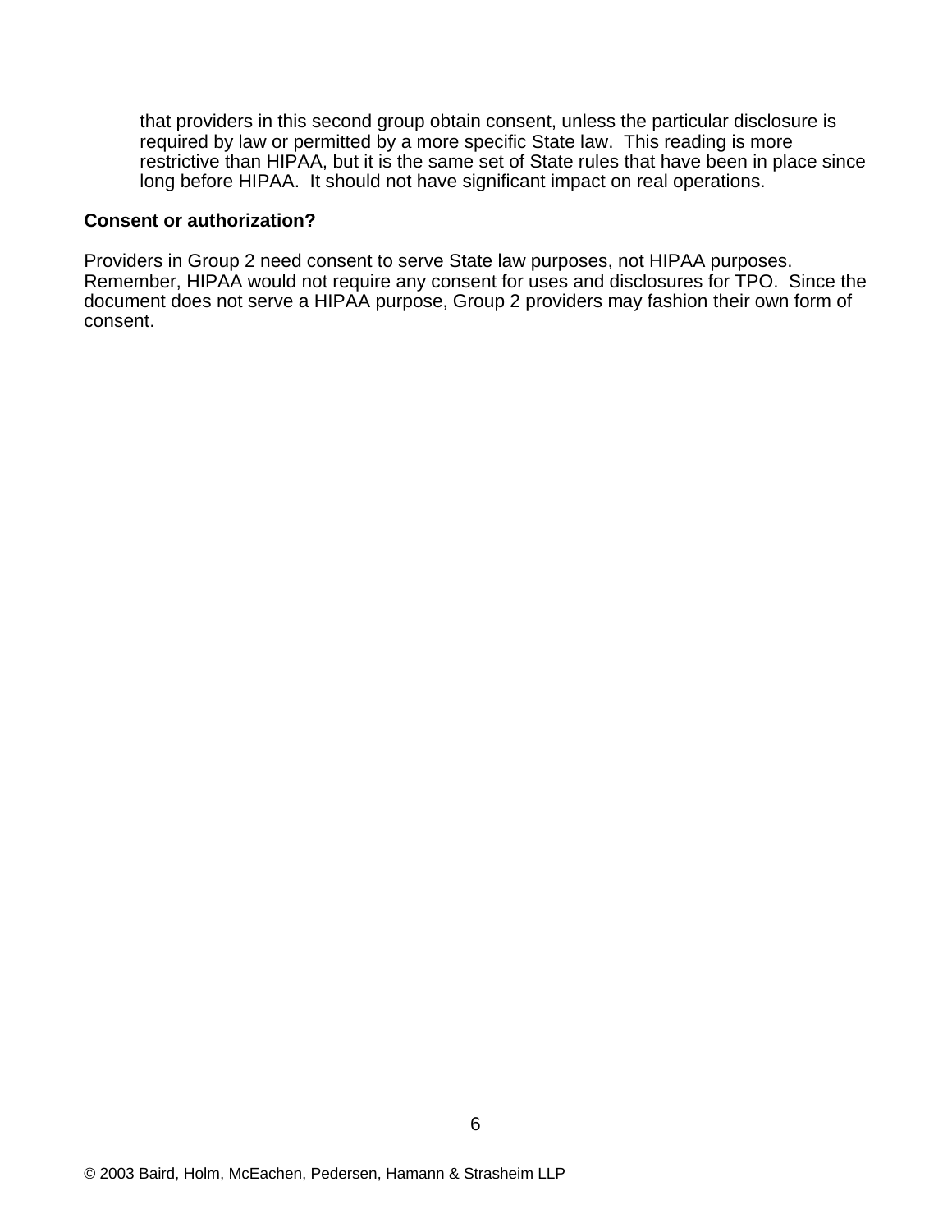that providers in this second group obtain consent, unless the particular disclosure is required by law or permitted by a more specific State law. This reading is more restrictive than HIPAA, but it is the same set of State rules that have been in place since long before HIPAA. It should not have significant impact on real operations.

**Consent or authorization?**

Providers in Group 2 need consent to serve State law purposes, not HIPAA purposes. Remember, HIPAA would not require any consent for uses and disclosures for TPO. Since the document does not serve a HIPAA purpose, Group 2 providers may fashion their own form of consent.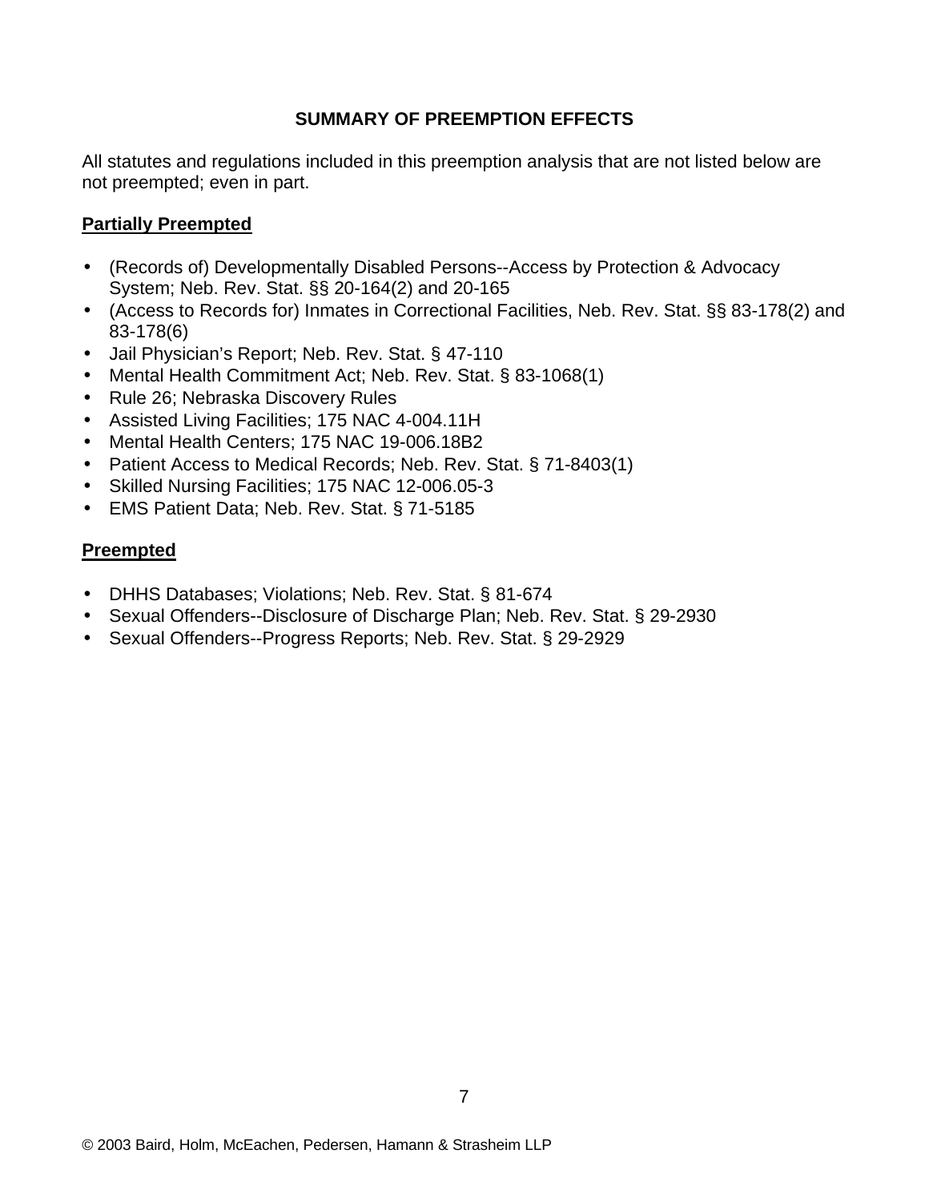## SUMMARY OF PREEMPTION EFFECTS

All statutes and regulations included in this preemption analysis that are not listed below are not preempted; even in part.

**Partially Preempted**

- (Records of) Developmentally Disabled Persons--Access by Protection & Advocacy System; Neb. Rev. Stat. §§ 20-164(2) and 20-165
- (Access to Records for) Inmates in Correctional Facilities, Neb. Rev. Stat. §§ 83-178(2) and 83-178(6)
- Jail Physician's Report; Neb. Rev. Stat. § 47-110
- Mental Health Commitment Act; Neb. Rev. Stat. § 83-1068(1)
- Rule 26; Nebraska Discovery Rules
- Assisted Living Facilities; 175 NAC 4-004.11H
- Mental Health Centers; 175 NAC 19-006.18B2
- Patient Access to Medical Records; Neb. Rev. Stat. § 71-8403(1)
- Skilled Nursing Facilities; 175 NAC 12-006.05-3
- EMS Patient Data; Neb. Rev. Stat. § 71-5185

**Preempted**

- DHHS Databases; Violations; Neb. Rev. Stat. § 81-674
- Sexual Offenders--Disclosure of Discharge Plan; Neb. Rev. Stat. § 29-2930
- Sexual Offenders--Progress Reports; Neb. Rev. Stat. § 29-2929

© 2003 Baird, Holm, McEachen, Pedersen, Hamann & Strasheim LLP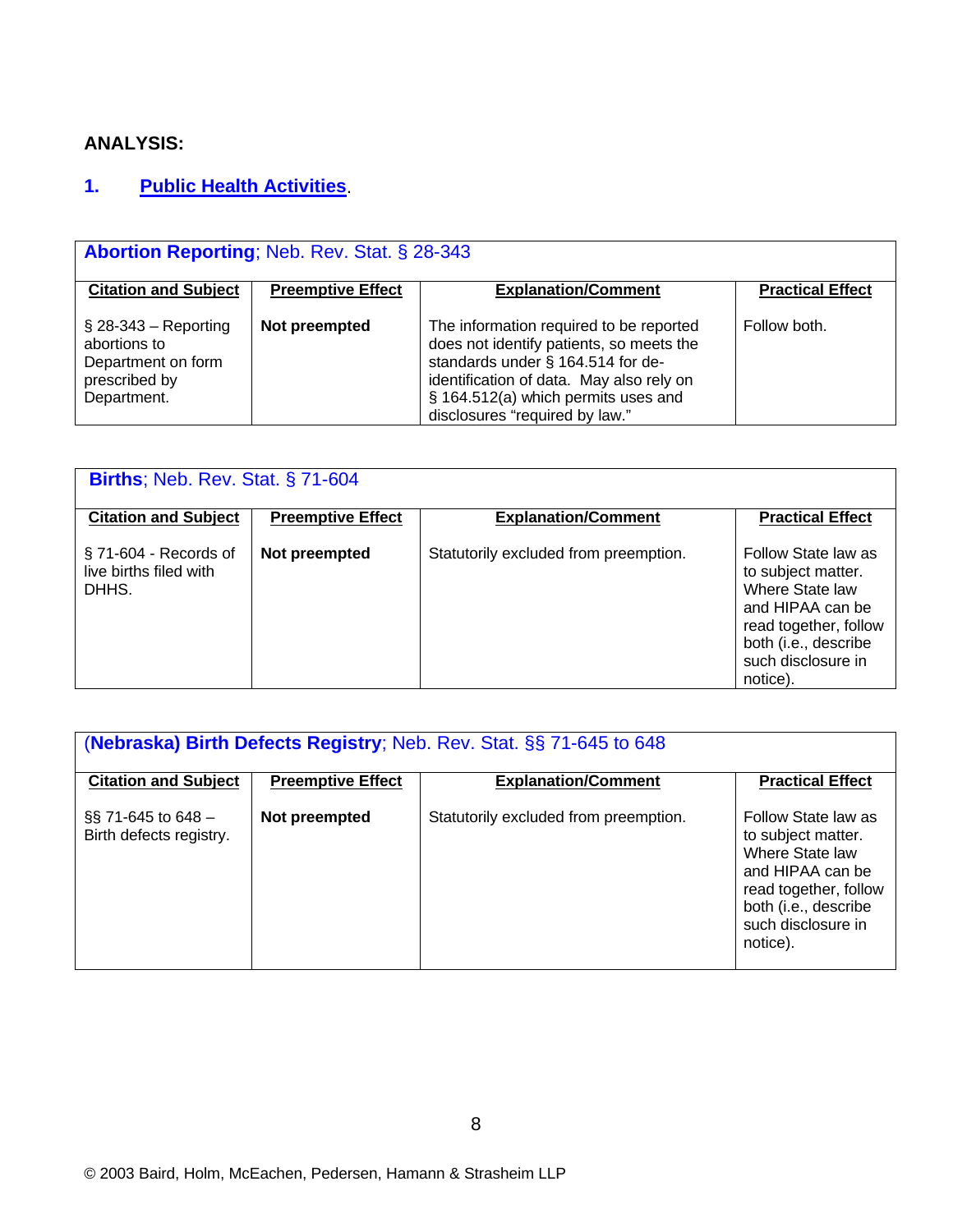**ANALYSIS:**

## 1. Public Health Activities.

| **Abortion Reporting**; Neb. Rev. Stat. § 28-343 | | | |
|---|---|---|---|
| **Citation and Subject** | **Preemptive Effect** | **Explanation/Comment** | **Practical Effect** |
| § 28-343 – Reporting abortions to Department on form prescribed by Department. | **Not preempted** | The information required to be reported does not identify patients, so meets the standards under § 164.514 for de-identification of data. May also rely on § 164.512(a) which permits uses and disclosures "required by law." | Follow both. |

| **Births**; Neb. Rev. Stat. § 71-604 | | | |
|---|---|---|---|
| **Citation and Subject** | **Preemptive Effect** | **Explanation/Comment** | **Practical Effect** |
| § 71-604 - Records of live births filed with DHHS. | **Not preempted** | Statutorily excluded from preemption. | Follow State law as to subject matter. Where State law and HIPAA can be read together, follow both (i.e., describe such disclosure in notice). |

| **(Nebraska) Birth Defects Registry**; Neb. Rev. Stat. §§ 71-645 to 648 | | | |
|---|---|---|---|
| **Citation and Subject** | **Preemptive Effect** | **Explanation/Comment** | **Practical Effect** |
| §§ 71-645 to 648 – Birth defects registry. | **Not preempted** | Statutorily excluded from preemption. | Follow State law as to subject matter. Where State law and HIPAA can be read together, follow both (i.e., describe such disclosure in notice). |

© 2003 Baird, Holm, McEachen, Pedersen, Hamann & Strasheim LLP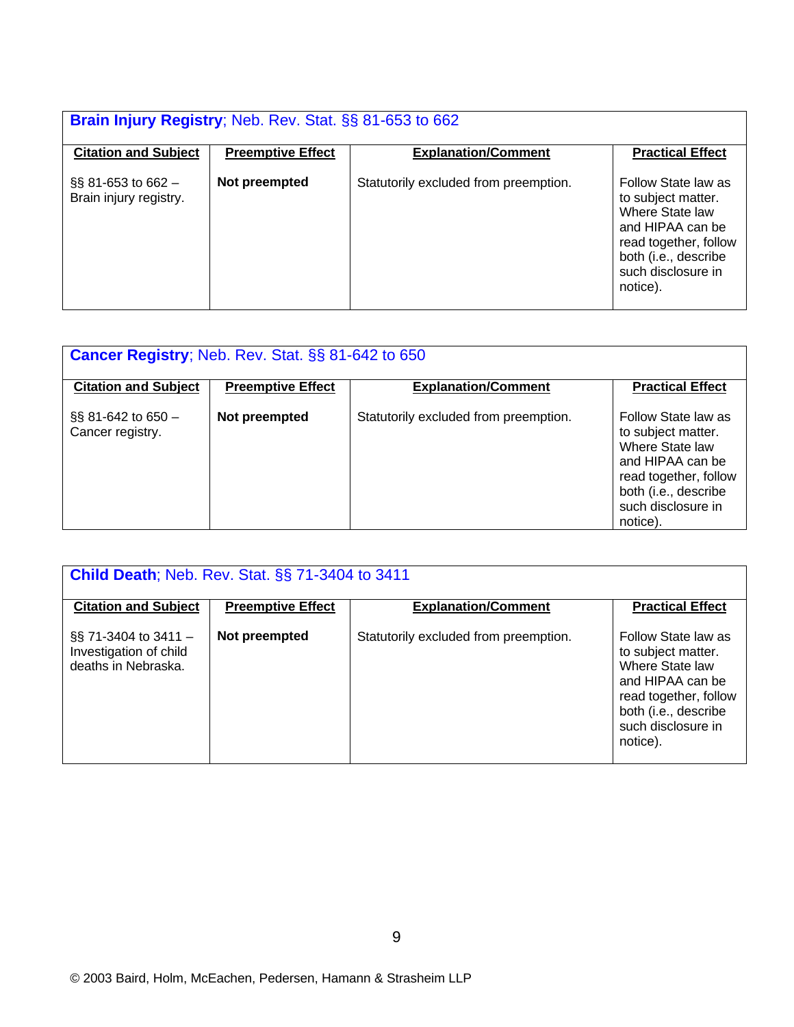**Brain Injury Registry**; Neb. Rev. Stat. §§ 81-653 to 662

| Citation and Subject | Preemptive Effect | Explanation/Comment | Practical Effect |
|---|---|---|---|
| §§ 81-653 to 662 – Brain injury registry. | **Not preempted** | Statutorily excluded from preemption. | Follow State law as to subject matter. Where State law and HIPAA can be read together, follow both (i.e., describe such disclosure in notice). |

**Cancer Registry**; Neb. Rev. Stat. §§ 81-642 to 650

| Citation and Subject | Preemptive Effect | Explanation/Comment | Practical Effect |
|---|---|---|---|
| §§ 81-642 to 650 – Cancer registry. | **Not preempted** | Statutorily excluded from preemption. | Follow State law as to subject matter. Where State law and HIPAA can be read together, follow both (i.e., describe such disclosure in notice). |

**Child Death**; Neb. Rev. Stat. §§ 71-3404 to 3411

| Citation and Subject | Preemptive Effect | Explanation/Comment | Practical Effect |
|---|---|---|---|
| §§ 71-3404 to 3411 – Investigation of child deaths in Nebraska. | **Not preempted** | Statutorily excluded from preemption. | Follow State law as to subject matter. Where State law and HIPAA can be read together, follow both (i.e., describe such disclosure in notice). |

© 2003 Baird, Holm, McEachen, Pedersen, Hamann & Strasheim LLP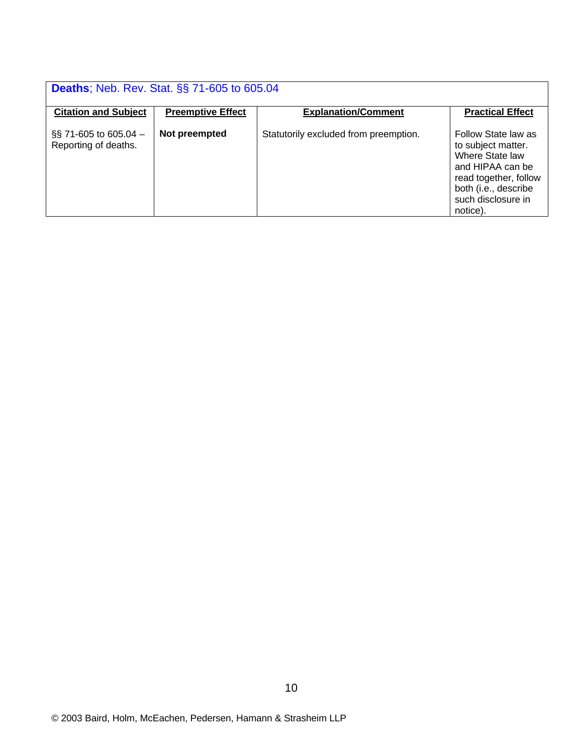| **Deaths**; Neb. Rev. Stat. §§ 71-605 to 605.04 | | | |
|---|---|---|---|
| **Citation and Subject** | **Preemptive Effect** | **Explanation/Comment** | **Practical Effect** |
| §§ 71-605 to 605.04 – Reporting of deaths. | **Not preempted** | Statutorily excluded from preemption. | Follow State law as to subject matter. Where State law and HIPAA can be read together, follow both (i.e., describe such disclosure in notice). |

© 2003 Baird, Holm, McEachen, Pedersen, Hamann & Strasheim LLP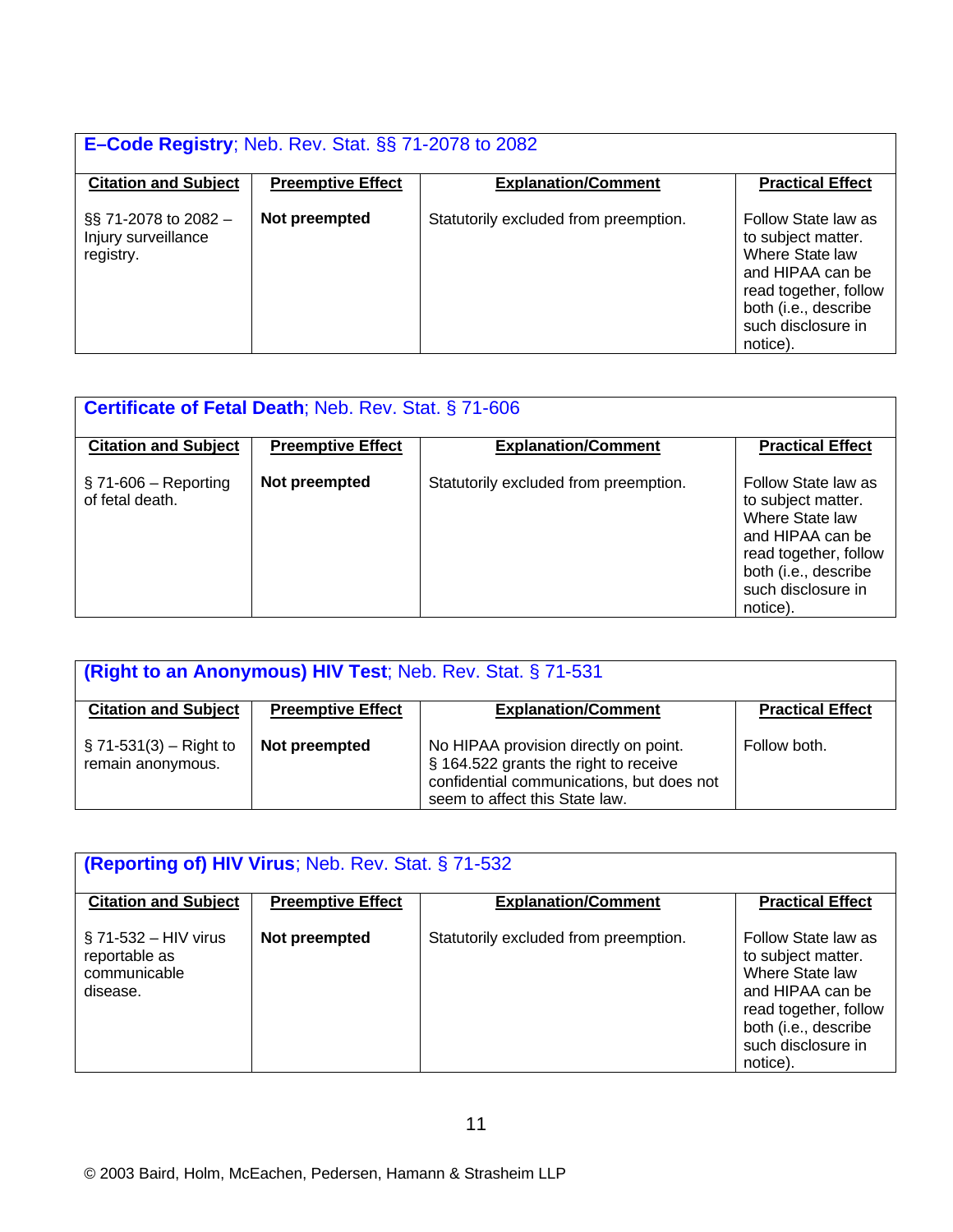**E–Code Registry**; Neb. Rev. Stat. §§ 71-2078 to 2082

| Citation and Subject | Preemptive Effect | Explanation/Comment | Practical Effect |
| --- | --- | --- | --- |
| §§ 71-2078 to 2082 – Injury surveillance registry. | **Not preempted** | Statutorily excluded from preemption. | Follow State law as to subject matter. Where State law and HIPAA can be read together, follow both (i.e., describe such disclosure in notice). |

**Certificate of Fetal Death**; Neb. Rev. Stat. § 71-606

| Citation and Subject | Preemptive Effect | Explanation/Comment | Practical Effect |
| --- | --- | --- | --- |
| § 71-606 – Reporting of fetal death. | **Not preempted** | Statutorily excluded from preemption. | Follow State law as to subject matter. Where State law and HIPAA can be read together, follow both (i.e., describe such disclosure in notice). |

**(Right to an Anonymous) HIV Test**; Neb. Rev. Stat. § 71-531

| Citation and Subject | Preemptive Effect | Explanation/Comment | Practical Effect |
| --- | --- | --- | --- |
| § 71-531(3) – Right to remain anonymous. | **Not preempted** | No HIPAA provision directly on point. § 164.522 grants the right to receive confidential communications, but does not seem to affect this State law. | Follow both. |

**(Reporting of) HIV Virus**; Neb. Rev. Stat. § 71-532

| Citation and Subject | Preemptive Effect | Explanation/Comment | Practical Effect |
| --- | --- | --- | --- |
| § 71-532 – HIV virus reportable as communicable disease. | **Not preempted** | Statutorily excluded from preemption. | Follow State law as to subject matter. Where State law and HIPAA can be read together, follow both (i.e., describe such disclosure in notice). |

© 2003 Baird, Holm, McEachen, Pedersen, Hamann & Strasheim LLP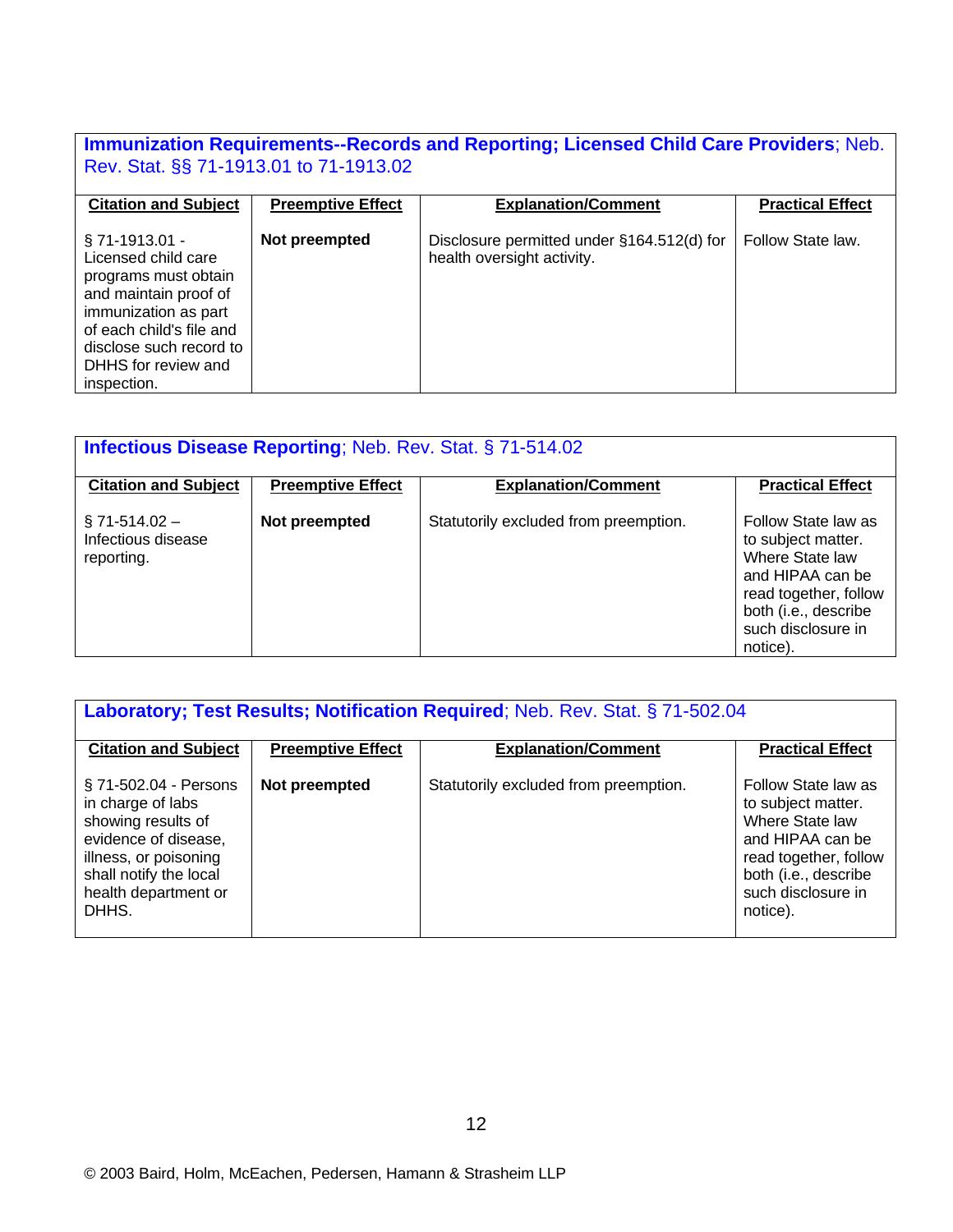### **Immunization Requirements--Records and Reporting; Licensed Child Care Providers**; Neb. Rev. Stat. §§ 71-1913.01 to 71-1913.02

| Citation and Subject | Preemptive Effect | Explanation/Comment | Practical Effect |
|---|---|---|---|
| § 71-1913.01 - Licensed child care programs must obtain and maintain proof of immunization as part of each child's file and disclose such record to DHHS for review and inspection. | **Not preempted** | Disclosure permitted under §164.512(d) for health oversight activity. | Follow State law. |

### **Infectious Disease Reporting**; Neb. Rev. Stat. § 71-514.02

| Citation and Subject | Preemptive Effect | Explanation/Comment | Practical Effect |
|---|---|---|---|
| § 71-514.02 – Infectious disease reporting. | **Not preempted** | Statutorily excluded from preemption. | Follow State law as to subject matter. Where State law and HIPAA can be read together, follow both (i.e., describe such disclosure in notice). |

### **Laboratory; Test Results; Notification Required**; Neb. Rev. Stat. § 71-502.04

| Citation and Subject | Preemptive Effect | Explanation/Comment | Practical Effect |
|---|---|---|---|
| § 71-502.04 - Persons in charge of labs showing results of evidence of disease, illness, or poisoning shall notify the local health department or DHHS. | **Not preempted** | Statutorily excluded from preemption. | Follow State law as to subject matter. Where State law and HIPAA can be read together, follow both (i.e., describe such disclosure in notice). |

© 2003 Baird, Holm, McEachen, Pedersen, Hamann & Strasheim LLP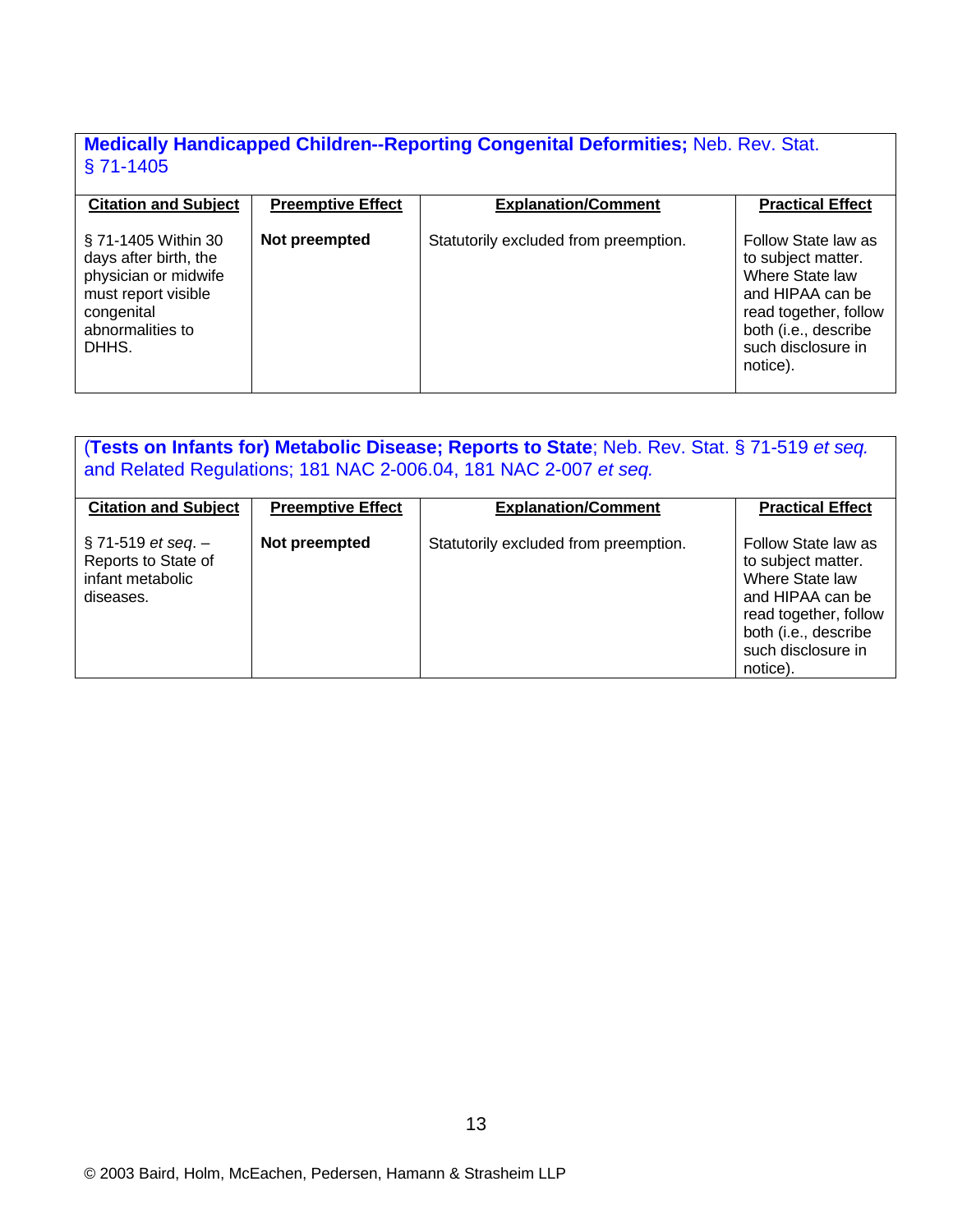**Medically Handicapped Children--Reporting Congenital Deformities;** Neb. Rev. Stat. § 71-1405

| Citation and Subject | Preemptive Effect | Explanation/Comment | Practical Effect |
|---|---|---|---|
| § 71-1405 Within 30 days after birth, the physician or midwife must report visible congenital abnormalities to DHHS. | **Not preempted** | Statutorily excluded from preemption. | Follow State law as to subject matter. Where State law and HIPAA can be read together, follow both (i.e., describe such disclosure in notice). |

(**Tests on Infants for) Metabolic Disease; Reports to State**; Neb. Rev. Stat. § 71-519 *et seq.* and Related Regulations; 181 NAC 2-006.04, 181 NAC 2-007 *et seq.*

| Citation and Subject | Preemptive Effect | Explanation/Comment | Practical Effect |
|---|---|---|---|
| § 71-519 *et seq*. – Reports to State of infant metabolic diseases. | **Not preempted** | Statutorily excluded from preemption. | Follow State law as to subject matter. Where State law and HIPAA can be read together, follow both (i.e., describe such disclosure in notice). |

© 2003 Baird, Holm, McEachen, Pedersen, Hamann & Strasheim LLP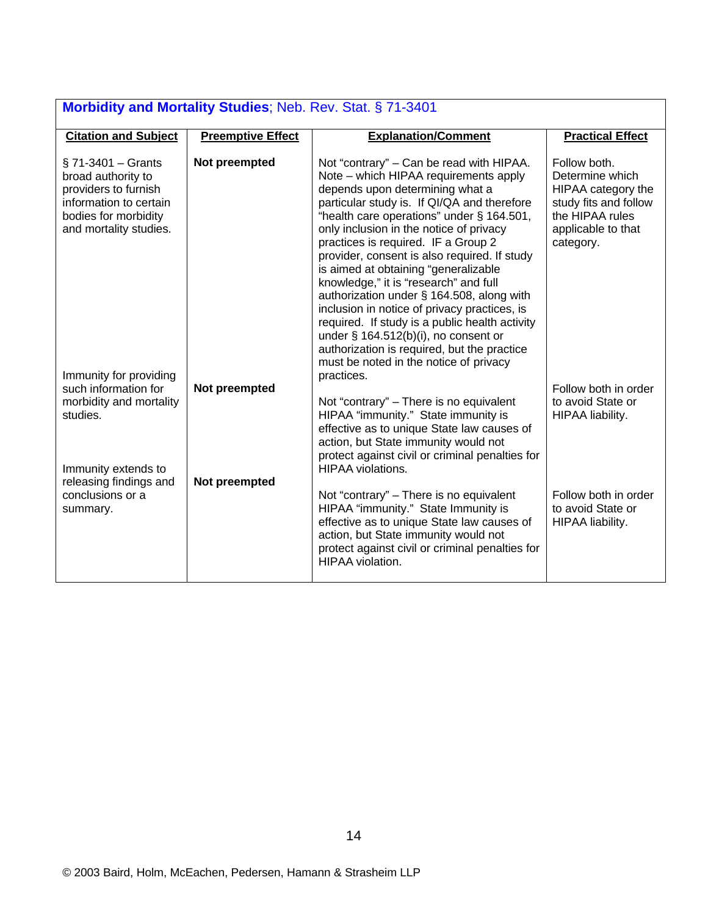**Morbidity and Mortality Studies**; Neb. Rev. Stat. § 71-3401

| Citation and Subject | Preemptive Effect | Explanation/Comment | Practical Effect |
|---|---|---|---|
| § 71-3401 – Grants broad authority to providers to furnish information to certain bodies for morbidity and mortality studies. | **Not preempted** | Not "contrary" – Can be read with HIPAA. Note – which HIPAA requirements apply depends upon determining what a particular study is. If QI/QA and therefore "health care operations" under § 164.501, only inclusion in the notice of privacy practices is required. IF a Group 2 provider, consent is also required. If study is aimed at obtaining "generalizable knowledge," it is "research" and full authorization under § 164.508, along with inclusion in notice of privacy practices, is required. If study is a public health activity under § 164.512(b)(i), no consent or authorization is required, but the practice must be noted in the notice of privacy practices. | Follow both. Determine which HIPAA category the study fits and follow the HIPAA rules applicable to that category. |
| Immunity for providing such information for morbidity and mortality studies. | **Not preempted** | Not "contrary" – There is no equivalent HIPAA "immunity." State immunity is effective as to unique State law causes of action, but State immunity would not protect against civil or criminal penalties for HIPAA violations. | Follow both in order to avoid State or HIPAA liability. |
| Immunity extends to releasing findings and conclusions or a summary. | **Not preempted** | Not "contrary" – There is no equivalent HIPAA "immunity." State Immunity is effective as to unique State law causes of action, but State immunity would not protect against civil or criminal penalties for HIPAA violation. | Follow both in order to avoid State or HIPAA liability. |

© 2003 Baird, Holm, McEachen, Pedersen, Hamann & Strasheim LLP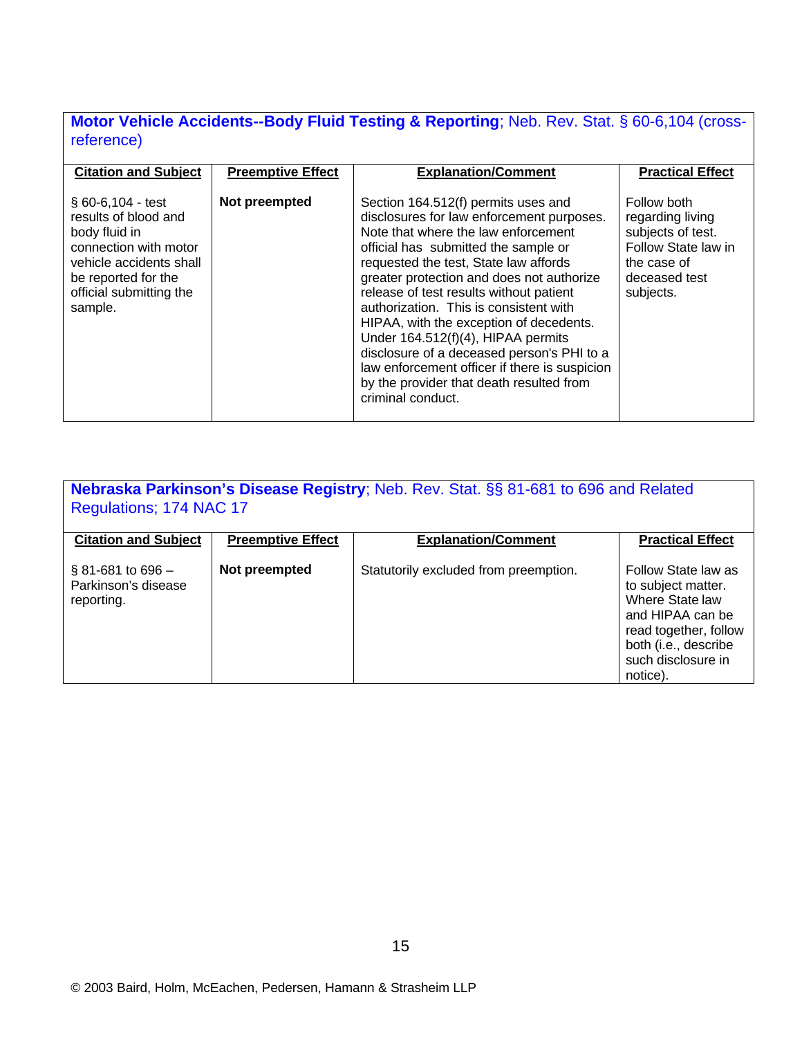**Motor Vehicle Accidents--Body Fluid Testing & Reporting**; Neb. Rev. Stat. § 60-6,104 (cross-reference)

| Citation and Subject | Preemptive Effect | Explanation/Comment | Practical Effect |
|---|---|---|---|
| § 60-6,104 - test results of blood and body fluid in connection with motor vehicle accidents shall be reported for the official submitting the sample. | **Not preempted** | Section 164.512(f) permits uses and disclosures for law enforcement purposes. Note that where the law enforcement official has submitted the sample or requested the test, State law affords greater protection and does not authorize release of test results without patient authorization. This is consistent with HIPAA, with the exception of decedents. Under 164.512(f)(4), HIPAA permits disclosure of a deceased person's PHI to a law enforcement officer if there is suspicion by the provider that death resulted from criminal conduct. | Follow both regarding living subjects of test. Follow State law in the case of deceased test subjects. |

**Nebraska Parkinson's Disease Registry**; Neb. Rev. Stat. §§ 81-681 to 696 and Related Regulations; 174 NAC 17

| Citation and Subject | Preemptive Effect | Explanation/Comment | Practical Effect |
|---|---|---|---|
| § 81-681 to 696 – Parkinson's disease reporting. | **Not preempted** | Statutorily excluded from preemption. | Follow State law as to subject matter. Where State law and HIPAA can be read together, follow both (i.e., describe such disclosure in notice). |

© 2003 Baird, Holm, McEachen, Pedersen, Hamann & Strasheim LLP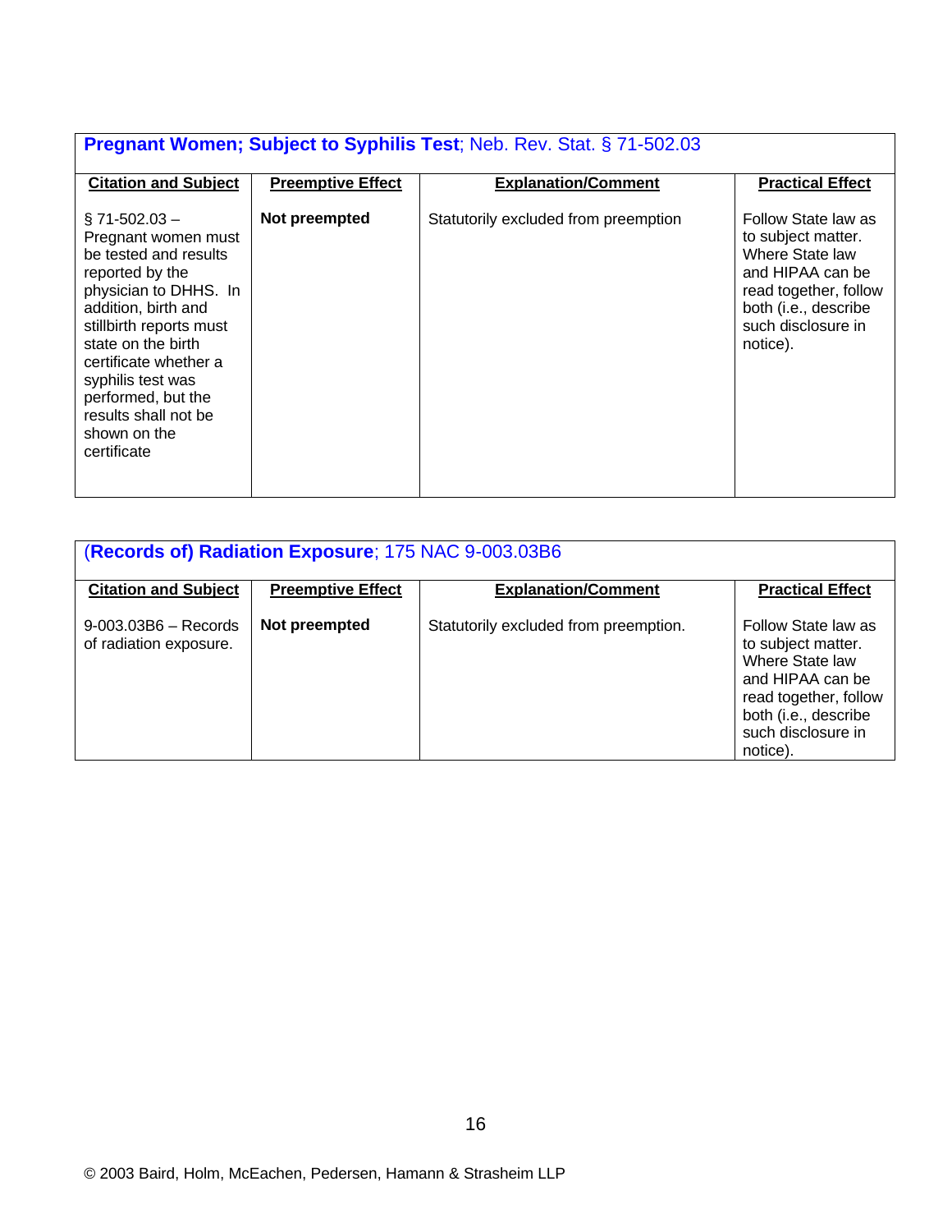| **Pregnant Women; Subject to Syphilis Test**; Neb. Rev. Stat. § 71-502.03 | | | |
|---|---|---|---|
| **Citation and Subject** | **Preemptive Effect** | **Explanation/Comment** | **Practical Effect** |
| § 71-502.03 – Pregnant women must be tested and results reported by the physician to DHHS. In addition, birth and stillbirth reports must state on the birth certificate whether a syphilis test was performed, but the results shall not be shown on the certificate | **Not preempted** | Statutorily excluded from preemption | Follow State law as to subject matter. Where State law and HIPAA can be read together, follow both (i.e., describe such disclosure in notice). |

| (**Records of) Radiation Exposure**; 175 NAC 9-003.03B6 | | | |
|---|---|---|---|
| **Citation and Subject** | **Preemptive Effect** | **Explanation/Comment** | **Practical Effect** |
| 9-003.03B6 – Records of radiation exposure. | **Not preempted** | Statutorily excluded from preemption. | Follow State law as to subject matter. Where State law and HIPAA can be read together, follow both (i.e., describe such disclosure in notice). |

© 2003 Baird, Holm, McEachen, Pedersen, Hamann & Strasheim LLP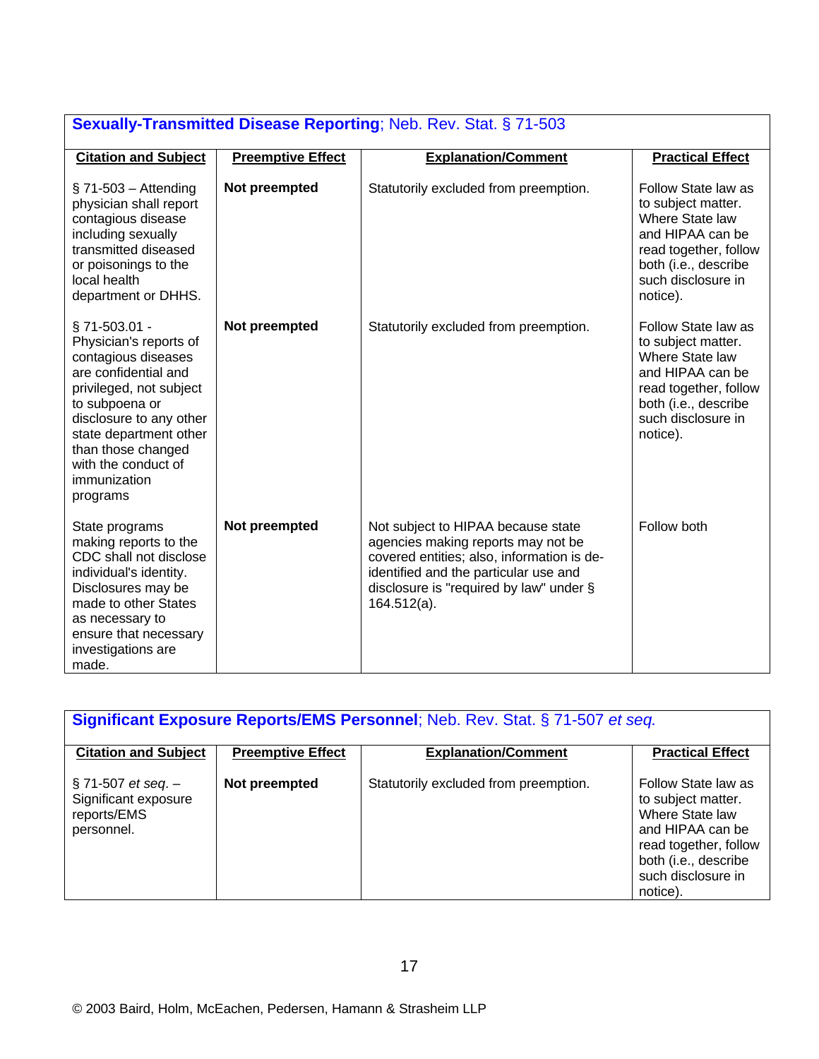| **Sexually-Transmitted Disease Reporting**; Neb. Rev. Stat. § 71-503 | | | |
|---|---|---|---|
| **Citation and Subject** | **Preemptive Effect** | **Explanation/Comment** | **Practical Effect** |
| § 71-503 – Attending physician shall report contagious disease including sexually transmitted diseased or poisonings to the local health department or DHHS. | **Not preempted** | Statutorily excluded from preemption. | Follow State law as to subject matter. Where State law and HIPAA can be read together, follow both (i.e., describe such disclosure in notice). |
| § 71-503.01 - Physician's reports of contagious diseases are confidential and privileged, not subject to subpoena or disclosure to any other state department other than those changed with the conduct of immunization programs | **Not preempted** | Statutorily excluded from preemption. | Follow State law as to subject matter. Where State law and HIPAA can be read together, follow both (i.e., describe such disclosure in notice). |
| State programs making reports to the CDC shall not disclose individual's identity. Disclosures may be made to other States as necessary to ensure that necessary investigations are made. | **Not preempted** | Not subject to HIPAA because state agencies making reports may not be covered entities; also, information is de-identified and the particular use and disclosure is "required by law" under § 164.512(a). | Follow both |

| **Significant Exposure Reports/EMS Personnel**; Neb. Rev. Stat. § 71-507 *et seq.* | | | |
|---|---|---|---|
| **Citation and Subject** | **Preemptive Effect** | **Explanation/Comment** | **Practical Effect** |
| § 71-507 *et seq*. – Significant exposure reports/EMS personnel. | **Not preempted** | Statutorily excluded from preemption. | Follow State law as to subject matter. Where State law and HIPAA can be read together, follow both (i.e., describe such disclosure in notice). |

© 2003 Baird, Holm, McEachen, Pedersen, Hamann & Strasheim LLP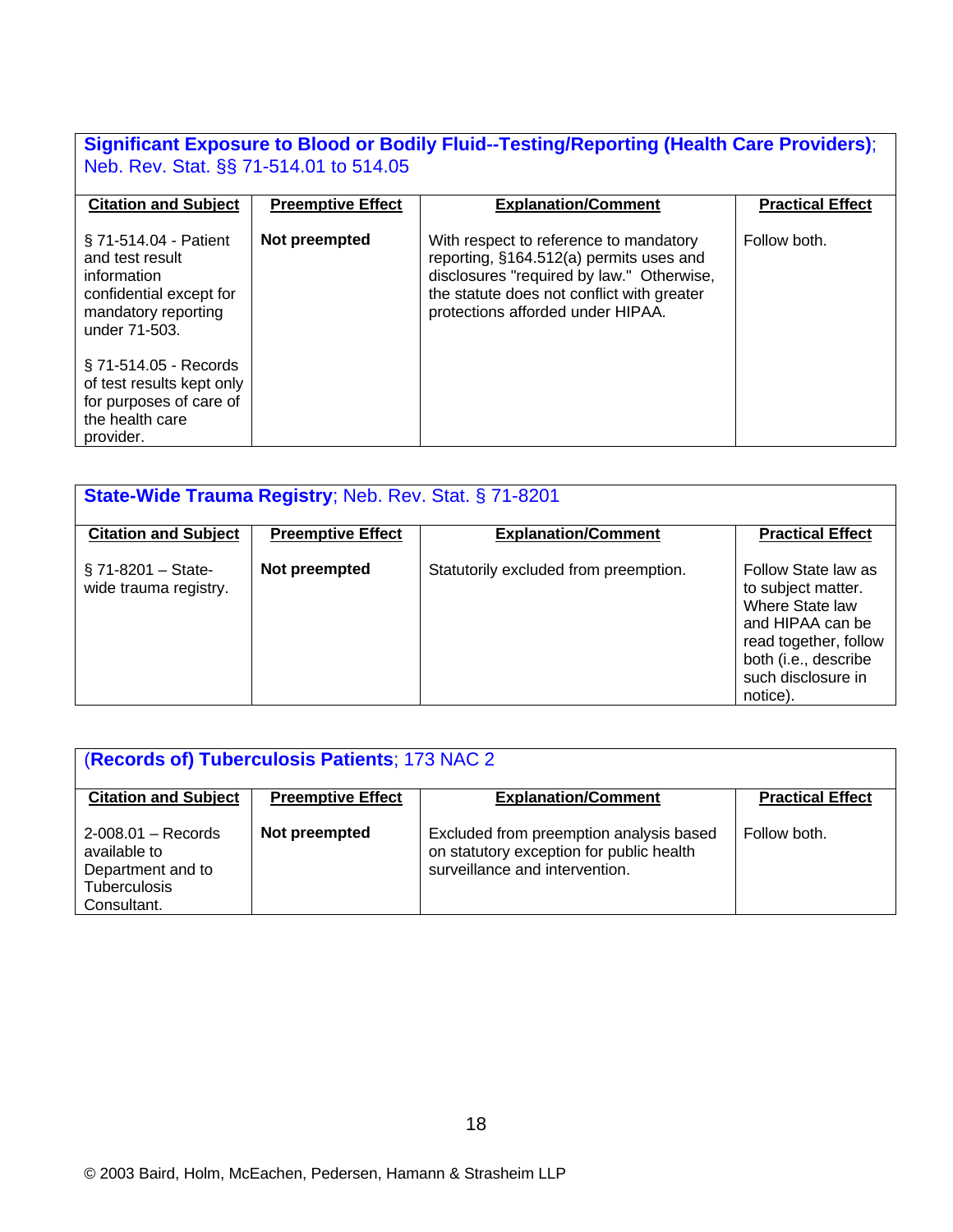**Significant Exposure to Blood or Bodily Fluid--Testing/Reporting (Health Care Providers)**; Neb. Rev. Stat. §§ 71-514.01 to 514.05

| Citation and Subject | Preemptive Effect | Explanation/Comment | Practical Effect |
|---|---|---|---|
| § 71-514.04 - Patient and test result information confidential except for mandatory reporting under 71-503.<br><br>§ 71-514.05 - Records of test results kept only for purposes of care of the health care provider. | **Not preempted** | With respect to reference to mandatory reporting, §164.512(a) permits uses and disclosures "required by law." Otherwise, the statute does not conflict with greater protections afforded under HIPAA. | Follow both. |

**State-Wide Trauma Registry**; Neb. Rev. Stat. § 71-8201

| Citation and Subject | Preemptive Effect | Explanation/Comment | Practical Effect |
|---|---|---|---|
| § 71-8201 – State-wide trauma registry. | **Not preempted** | Statutorily excluded from preemption. | Follow State law as to subject matter. Where State law and HIPAA can be read together, follow both (i.e., describe such disclosure in notice). |

(**Records of) Tuberculosis Patients**; 173 NAC 2

| Citation and Subject | Preemptive Effect | Explanation/Comment | Practical Effect |
|---|---|---|---|
| 2-008.01 – Records available to Department and to Tuberculosis Consultant. | **Not preempted** | Excluded from preemption analysis based on statutory exception for public health surveillance and intervention. | Follow both. |

© 2003 Baird, Holm, McEachen, Pedersen, Hamann & Strasheim LLP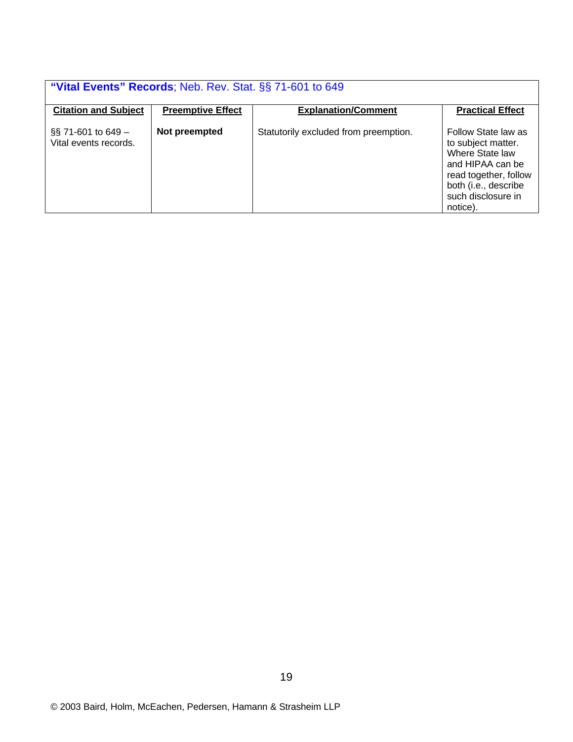## **“Vital Events” Records**; Neb. Rev. Stat. §§ 71-601 to 649

| Citation and Subject | Preemptive Effect | Explanation/Comment | Practical Effect |
|---|---|---|---|
| §§ 71-601 to 649 – Vital events records. | **Not preempted** | Statutorily excluded from preemption. | Follow State law as to subject matter. Where State law and HIPAA can be read together, follow both (i.e., describe such disclosure in notice). |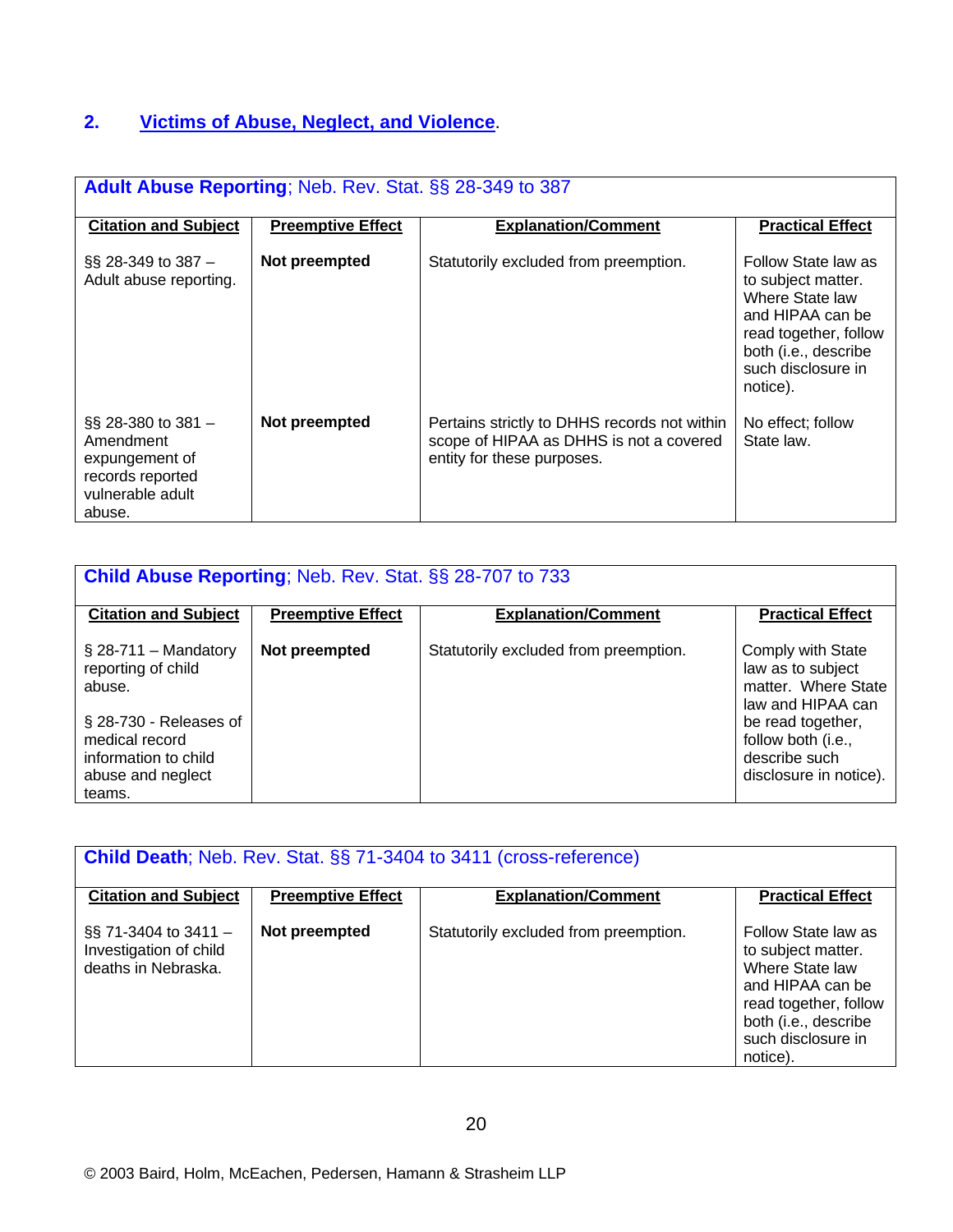## 2. Victims of Abuse, Neglect, and Violence.

| **Adult Abuse Reporting**; Neb. Rev. Stat. §§ 28-349 to 387 | | | |
|---|---|---|---|
| **Citation and Subject** | **Preemptive Effect** | **Explanation/Comment** | **Practical Effect** |
| §§ 28-349 to 387 – Adult abuse reporting. | **Not preempted** | Statutorily excluded from preemption. | Follow State law as to subject matter. Where State law and HIPAA can be read together, follow both (i.e., describe such disclosure in notice). |
| §§ 28-380 to 381 – Amendment expungement of records reported vulnerable adult abuse. | **Not preempted** | Pertains strictly to DHHS records not within scope of HIPAA as DHHS is not a covered entity for these purposes. | No effect; follow State law. |

| **Child Abuse Reporting**; Neb. Rev. Stat. §§ 28-707 to 733 | | | |
|---|---|---|---|
| **Citation and Subject** | **Preemptive Effect** | **Explanation/Comment** | **Practical Effect** |
| § 28-711 – Mandatory reporting of child abuse.<br><br>§ 28-730 - Releases of medical record information to child abuse and neglect teams. | **Not preempted** | Statutorily excluded from preemption. | Comply with State law as to subject matter. Where State law and HIPAA can be read together, follow both (i.e., describe such disclosure in notice). |

| **Child Death**; Neb. Rev. Stat. §§ 71-3404 to 3411 (cross-reference) | | | |
|---|---|---|---|
| **Citation and Subject** | **Preemptive Effect** | **Explanation/Comment** | **Practical Effect** |
| §§ 71-3404 to 3411 – Investigation of child deaths in Nebraska. | **Not preempted** | Statutorily excluded from preemption. | Follow State law as to subject matter. Where State law and HIPAA can be read together, follow both (i.e., describe such disclosure in notice). |

© 2003 Baird, Holm, McEachen, Pedersen, Hamann & Strasheim LLP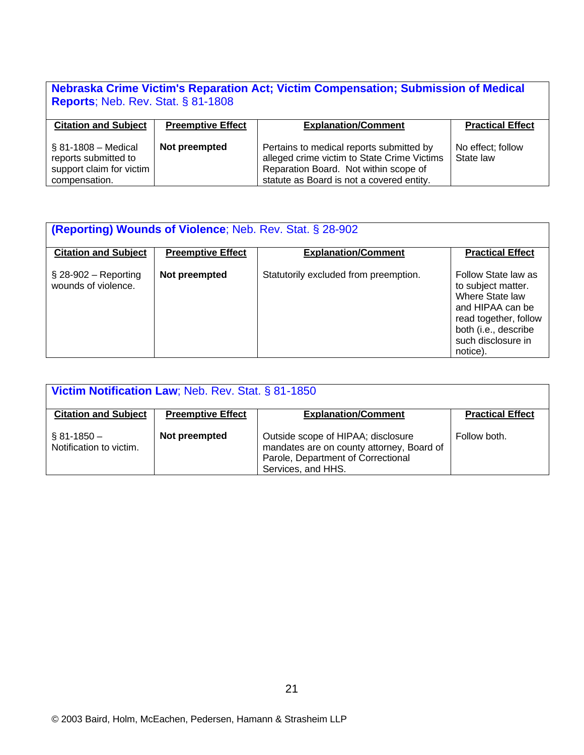**Nebraska Crime Victim's Reparation Act; Victim Compensation; Submission of Medical Reports**; Neb. Rev. Stat. § 81-1808

| Citation and Subject | Preemptive Effect | Explanation/Comment | Practical Effect |
|---|---|---|---|
| § 81-1808 – Medical reports submitted to support claim for victim compensation. | **Not preempted** | Pertains to medical reports submitted by alleged crime victim to State Crime Victims Reparation Board. Not within scope of statute as Board is not a covered entity. | No effect; follow State law |

**(Reporting) Wounds of Violence**; Neb. Rev. Stat. § 28-902

| Citation and Subject | Preemptive Effect | Explanation/Comment | Practical Effect |
|---|---|---|---|
| § 28-902 – Reporting wounds of violence. | **Not preempted** | Statutorily excluded from preemption. | Follow State law as to subject matter. Where State law and HIPAA can be read together, follow both (i.e., describe such disclosure in notice). |

**Victim Notification Law**; Neb. Rev. Stat. § 81-1850

| Citation and Subject | Preemptive Effect | Explanation/Comment | Practical Effect |
|---|---|---|---|
| § 81-1850 – Notification to victim. | **Not preempted** | Outside scope of HIPAA; disclosure mandates are on county attorney, Board of Parole, Department of Correctional Services, and HHS. | Follow both. |

© 2003 Baird, Holm, McEachen, Pedersen, Hamann & Strasheim LLP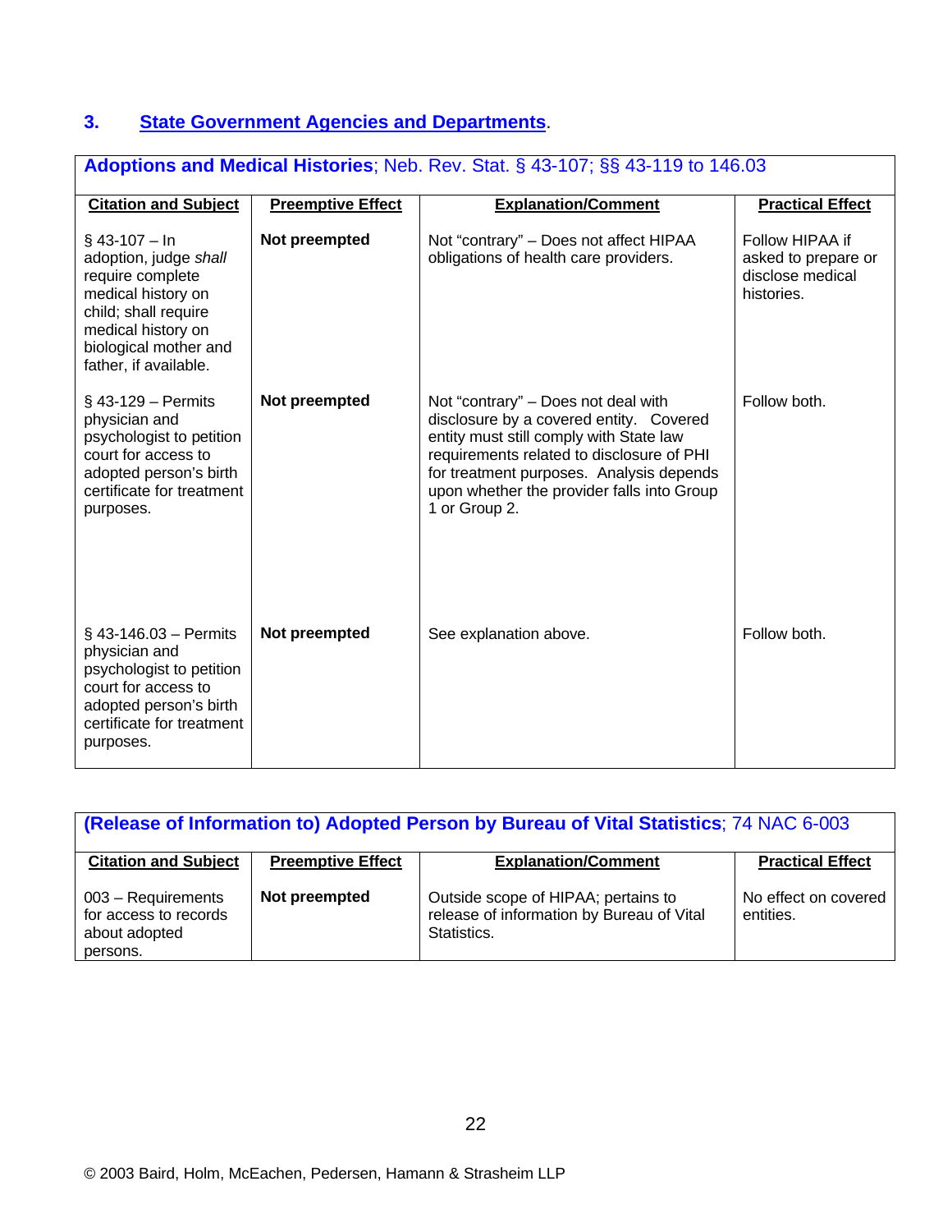## 3. State Government Agencies and Departments.

**Adoptions and Medical Histories**; Neb. Rev. Stat. § 43-107; §§ 43-119 to 146.03

| Citation and Subject | Preemptive Effect | Explanation/Comment | Practical Effect |
|---|---|---|---|
| § 43-107 – In adoption, judge *shall* require complete medical history on child; shall require medical history on biological mother and father, if available. | **Not preempted** | Not "contrary" – Does not affect HIPAA obligations of health care providers. | Follow HIPAA if asked to prepare or disclose medical histories. |
| § 43-129 – Permits physician and psychologist to petition court for access to adopted person's birth certificate for treatment purposes. | **Not preempted** | Not "contrary" – Does not deal with disclosure by a covered entity. Covered entity must still comply with State law requirements related to disclosure of PHI for treatment purposes. Analysis depends upon whether the provider falls into Group 1 or Group 2. | Follow both. |
| § 43-146.03 – Permits physician and psychologist to petition court for access to adopted person's birth certificate for treatment purposes. | **Not preempted** | See explanation above. | Follow both. |

**(Release of Information to) Adopted Person by Bureau of Vital Statistics**; 74 NAC 6-003

| Citation and Subject | Preemptive Effect | Explanation/Comment | Practical Effect |
|---|---|---|---|
| 003 – Requirements for access to records about adopted persons. | **Not preempted** | Outside scope of HIPAA; pertains to release of information by Bureau of Vital Statistics. | No effect on covered entities. |

© 2003 Baird, Holm, McEachen, Pedersen, Hamann & Strasheim LLP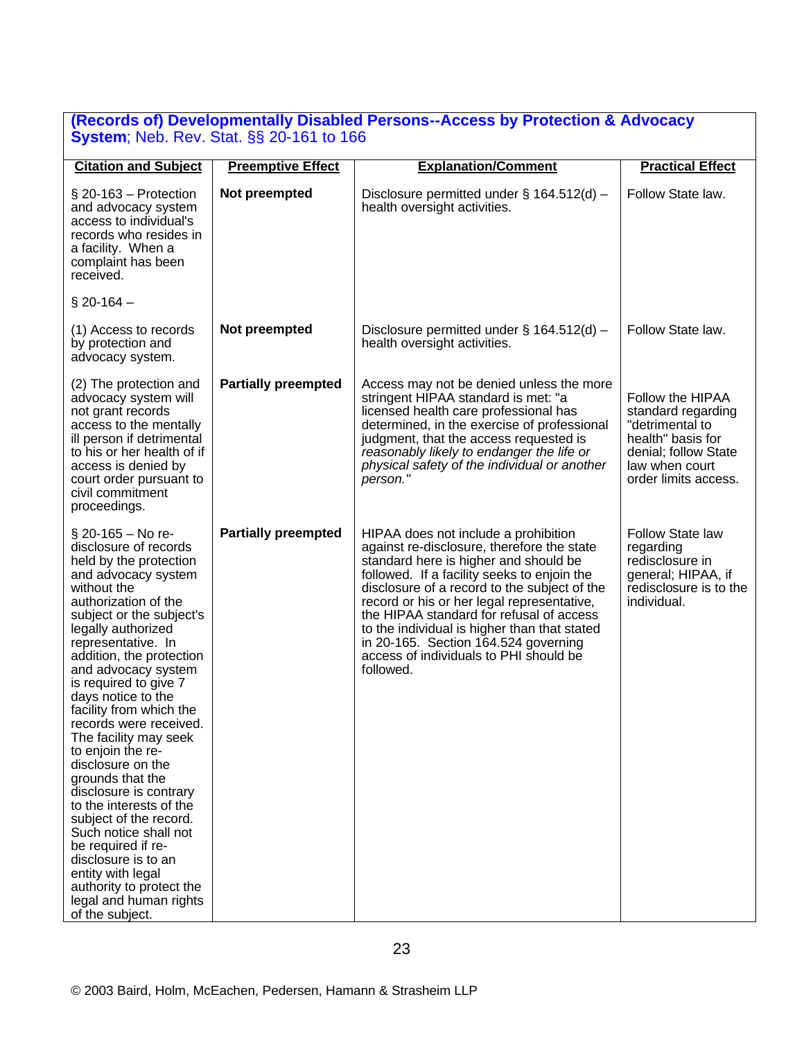**(Records of) Developmentally Disabled Persons--Access by Protection & Advocacy System**; Neb. Rev. Stat. §§ 20-161 to 166

| Citation and Subject | Preemptive Effect | Explanation/Comment | Practical Effect |
|---|---|---|---|
| § 20-163 – Protection and advocacy system access to individual's records who resides in a facility. When a complaint has been received. | **Not preempted** | Disclosure permitted under § 164.512(d) – health oversight activities. | Follow State law. |
| § 20-164 – | | | |
| (1) Access to records by protection and advocacy system. | **Not preempted** | Disclosure permitted under § 164.512(d) – health oversight activities. | Follow State law. |
| (2) The protection and advocacy system will not grant records access to the mentally ill person if detrimental to his or her health of if access is denied by court order pursuant to civil commitment proceedings. | **Partially preempted** | Access may not be denied unless the more stringent HIPAA standard is met: "a licensed health care professional has determined, in the exercise of professional judgment, that the access requested is *reasonably likely to endanger the life or physical safety of the individual or another person."* | Follow the HIPAA standard regarding "detrimental to health" basis for denial; follow State law when court order limits access. |
| § 20-165 – No re-disclosure of records held by the protection and advocacy system without the authorization of the subject or the subject's legally authorized representative. In addition, the protection and advocacy system is required to give 7 days notice to the facility from which the records were received. The facility may seek to enjoin the re-disclosure on the grounds that the disclosure is contrary to the interests of the subject of the record. Such notice shall not be required if re-disclosure is to an entity with legal authority to protect the legal and human rights of the subject. | **Partially preempted** | HIPAA does not include a prohibition against re-disclosure, therefore the state standard here is higher and should be followed. If a facility seeks to enjoin the disclosure of a record to the subject of the record or his or her legal representative, the HIPAA standard for refusal of access to the individual is higher than that stated in 20-165. Section 164.524 governing access of individuals to PHI should be followed. | Follow State law regarding redisclosure in general; HIPAA, if redisclosure is to the individual. |

© 2003 Baird, Holm, McEachen, Pedersen, Hamann & Strasheim LLP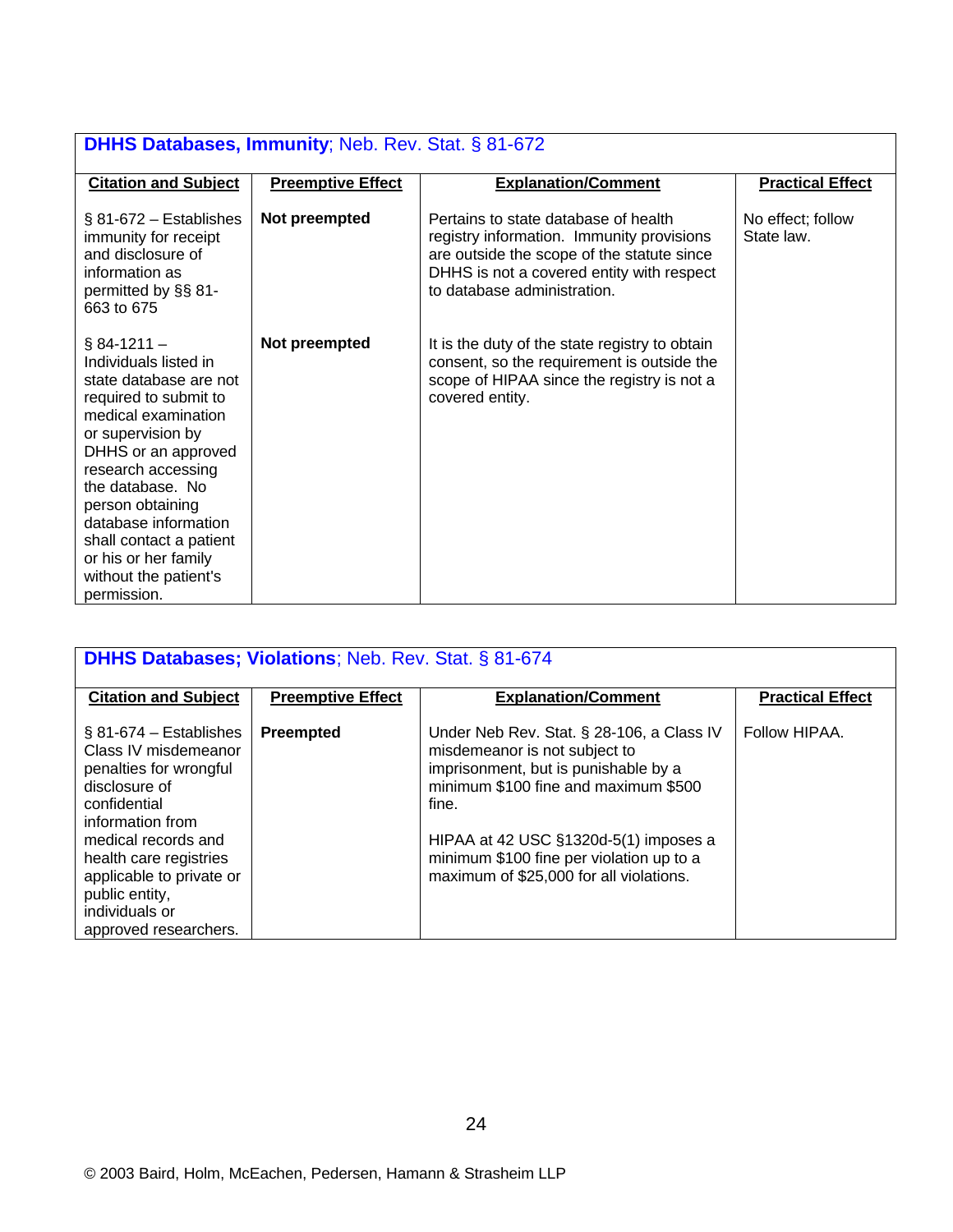## DHHS Databases, Immunity; Neb. Rev. Stat. § 81-672

| Citation and Subject | Preemptive Effect | Explanation/Comment | Practical Effect |
|---|---|---|---|
| § 81-672 – Establishes immunity for receipt and disclosure of information as permitted by §§ 81-663 to 675 | **Not preempted** | Pertains to state database of health registry information. Immunity provisions are outside the scope of the statute since DHHS is not a covered entity with respect to database administration. | No effect; follow State law. |
| § 84-1211 – Individuals listed in state database are not required to submit to medical examination or supervision by DHHS or an approved research accessing the database. No person obtaining database information shall contact a patient or his or her family without the patient's permission. | **Not preempted** | It is the duty of the state registry to obtain consent, so the requirement is outside the scope of HIPAA since the registry is not a covered entity. | |

## DHHS Databases; Violations; Neb. Rev. Stat. § 81-674

| Citation and Subject | Preemptive Effect | Explanation/Comment | Practical Effect |
|---|---|---|---|
| § 81-674 – Establishes Class IV misdemeanor penalties for wrongful disclosure of confidential information from medical records and health care registries applicable to private or public entity, individuals or approved researchers. | **Preempted** | Under Neb Rev. Stat. § 28-106, a Class IV misdemeanor is not subject to imprisonment, but is punishable by a minimum $100 fine and maximum $500 fine.<br><br>HIPAA at 42 USC §1320d-5(1) imposes a minimum $100 fine per violation up to a maximum of $25,000 for all violations. | Follow HIPAA. |

© 2003 Baird, Holm, McEachen, Pedersen, Hamann & Strasheim LLP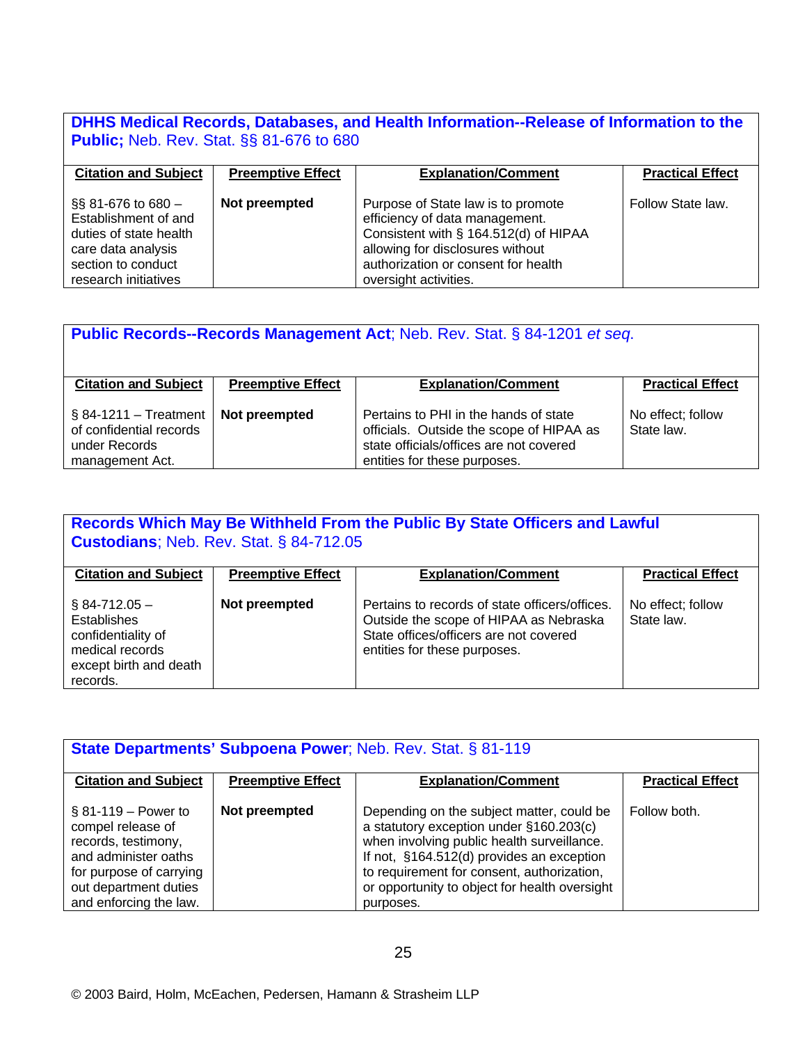**DHHS Medical Records, Databases, and Health Information--Release of Information to the Public;** Neb. Rev. Stat. §§ 81-676 to 680

| Citation and Subject | Preemptive Effect | Explanation/Comment | Practical Effect |
|---|---|---|---|
| §§ 81-676 to 680 – Establishment of and duties of state health care data analysis section to conduct research initiatives | **Not preempted** | Purpose of State law is to promote efficiency of data management. Consistent with § 164.512(d) of HIPAA allowing for disclosures without authorization or consent for health oversight activities. | Follow State law. |

**Public Records--Records Management Act**; Neb. Rev. Stat. § 84-1201 *et seq.*

| Citation and Subject | Preemptive Effect | Explanation/Comment | Practical Effect |
|---|---|---|---|
| § 84-1211 – Treatment of confidential records under Records management Act. | **Not preempted** | Pertains to PHI in the hands of state officials. Outside the scope of HIPAA as state officials/offices are not covered entities for these purposes. | No effect; follow State law. |

**Records Which May Be Withheld From the Public By State Officers and Lawful Custodians**; Neb. Rev. Stat. § 84-712.05

| Citation and Subject | Preemptive Effect | Explanation/Comment | Practical Effect |
|---|---|---|---|
| § 84-712.05 – Establishes confidentiality of medical records except birth and death records. | **Not preempted** | Pertains to records of state officers/offices. Outside the scope of HIPAA as Nebraska State offices/officers are not covered entities for these purposes. | No effect; follow State law. |

**State Departments' Subpoena Power**; Neb. Rev. Stat. § 81-119

| Citation and Subject | Preemptive Effect | Explanation/Comment | Practical Effect |
|---|---|---|---|
| § 81-119 – Power to compel release of records, testimony, and administer oaths for purpose of carrying out department duties and enforcing the law. | **Not preempted** | Depending on the subject matter, could be a statutory exception under §160.203(c) when involving public health surveillance. If not, §164.512(d) provides an exception to requirement for consent, authorization, or opportunity to object for health oversight purposes. | Follow both. |

© 2003 Baird, Holm, McEachen, Pedersen, Hamann & Strasheim LLP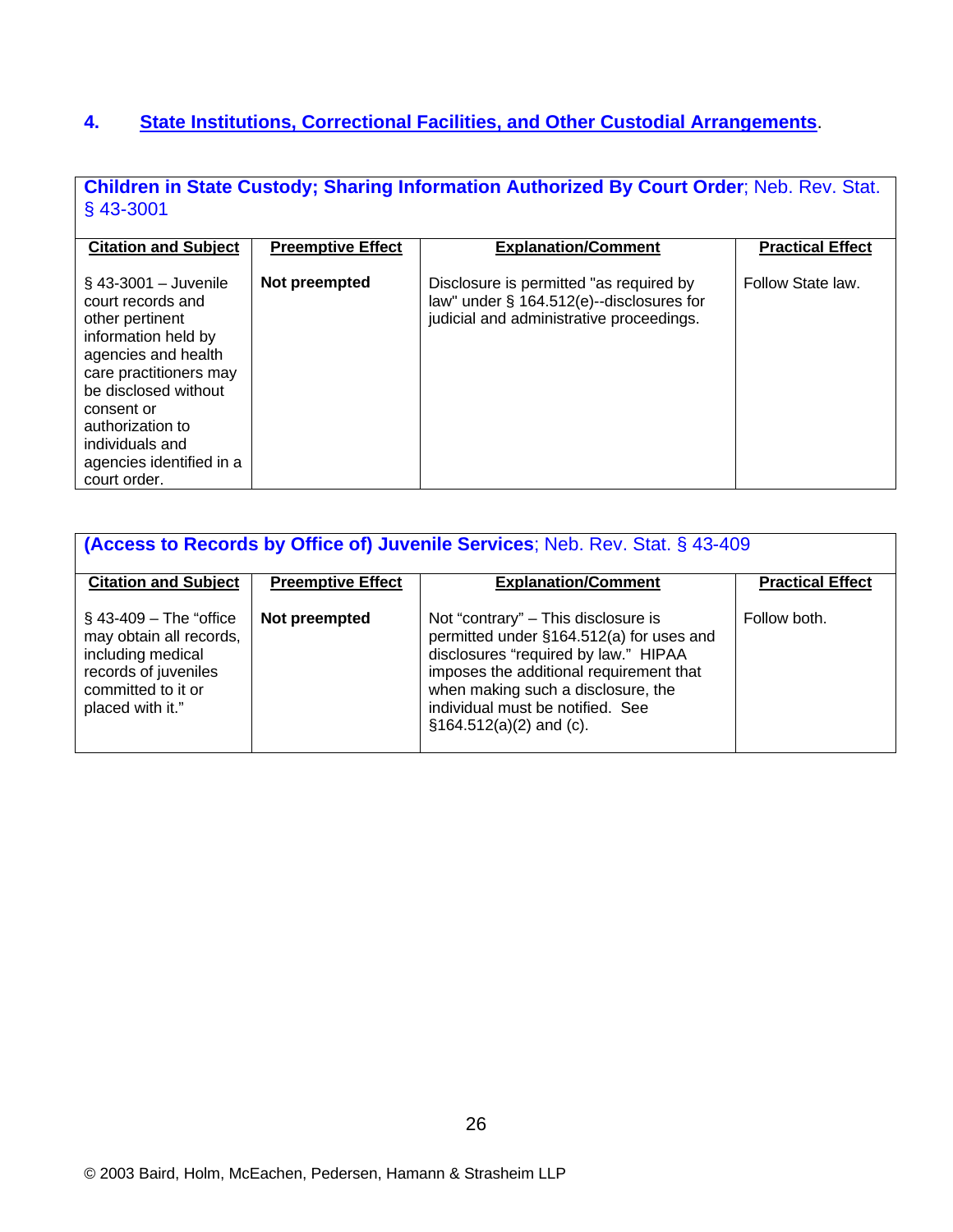## 4. State Institutions, Correctional Facilities, and Other Custodial Arrangements.

| **Children in State Custody; Sharing Information Authorized By Court Order**; Neb. Rev. Stat. § 43-3001 | | | |
|---|---|---|---|
| **Citation and Subject** | **Preemptive Effect** | **Explanation/Comment** | **Practical Effect** |
| § 43-3001 – Juvenile court records and other pertinent information held by agencies and health care practitioners may be disclosed without consent or authorization to individuals and agencies identified in a court order. | **Not preempted** | Disclosure is permitted "as required by law" under § 164.512(e)--disclosures for judicial and administrative proceedings. | Follow State law. |

| **(Access to Records by Office of) Juvenile Services**; Neb. Rev. Stat. § 43-409 | | | |
|---|---|---|---|
| **Citation and Subject** | **Preemptive Effect** | **Explanation/Comment** | **Practical Effect** |
| § 43-409 – The "office may obtain all records, including medical records of juveniles committed to it or placed with it." | **Not preempted** | Not "contrary" – This disclosure is permitted under §164.512(a) for uses and disclosures "required by law." HIPAA imposes the additional requirement that when making such a disclosure, the individual must be notified. See §164.512(a)(2) and (c). | Follow both. |

© 2003 Baird, Holm, McEachen, Pedersen, Hamann & Strasheim LLP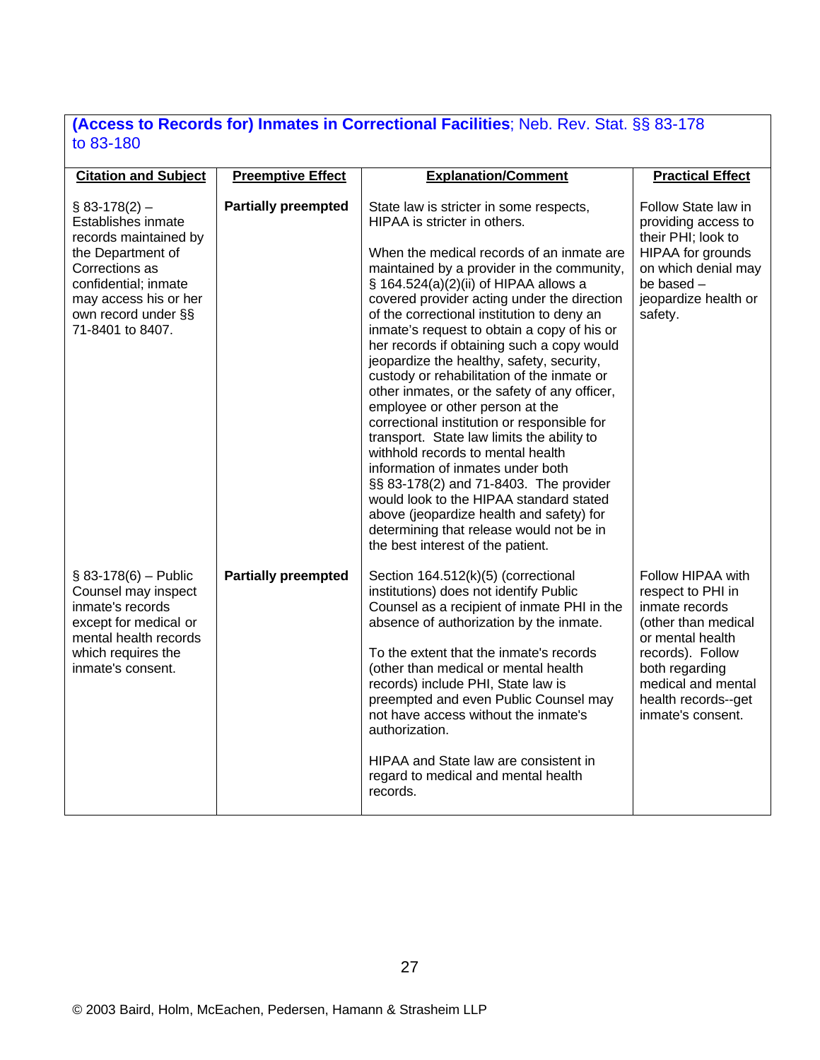**(Access to Records for) Inmates in Correctional Facilities**; Neb. Rev. Stat. §§ 83-178 to 83-180

| Citation and Subject | Preemptive Effect | Explanation/Comment | Practical Effect |
|---|---|---|---|
| § 83-178(2) – Establishes inmate records maintained by the Department of Corrections as confidential; inmate may access his or her own record under §§ 71-8401 to 8407. | **Partially preempted** | State law is stricter in some respects, HIPAA is stricter in others.<br><br>When the medical records of an inmate are maintained by a provider in the community, § 164.524(a)(2)(ii) of HIPAA allows a covered provider acting under the direction of the correctional institution to deny an inmate's request to obtain a copy of his or her records if obtaining such a copy would jeopardize the healthy, safety, security, custody or rehabilitation of the inmate or other inmates, or the safety of any officer, employee or other person at the correctional institution or responsible for transport. State law limits the ability to withhold records to mental health information of inmates under both §§ 83-178(2) and 71-8403. The provider would look to the HIPAA standard stated above (jeopardize health and safety) for determining that release would not be in the best interest of the patient. | Follow State law in providing access to their PHI; look to HIPAA for grounds on which denial may be based – jeopardize health or safety. |
| § 83-178(6) – Public Counsel may inspect inmate's records except for medical or mental health records which requires the inmate's consent. | **Partially preempted** | Section 164.512(k)(5) (correctional institutions) does not identify Public Counsel as a recipient of inmate PHI in the absence of authorization by the inmate.<br><br>To the extent that the inmate's records (other than medical or mental health records) include PHI, State law is preempted and even Public Counsel may not have access without the inmate's authorization.<br><br>HIPAA and State law are consistent in regard to medical and mental health records. | Follow HIPAA with respect to PHI in inmate records (other than medical or mental health records). Follow both regarding medical and mental health records--get inmate's consent. |

© 2003 Baird, Holm, McEachen, Pedersen, Hamann & Strasheim LLP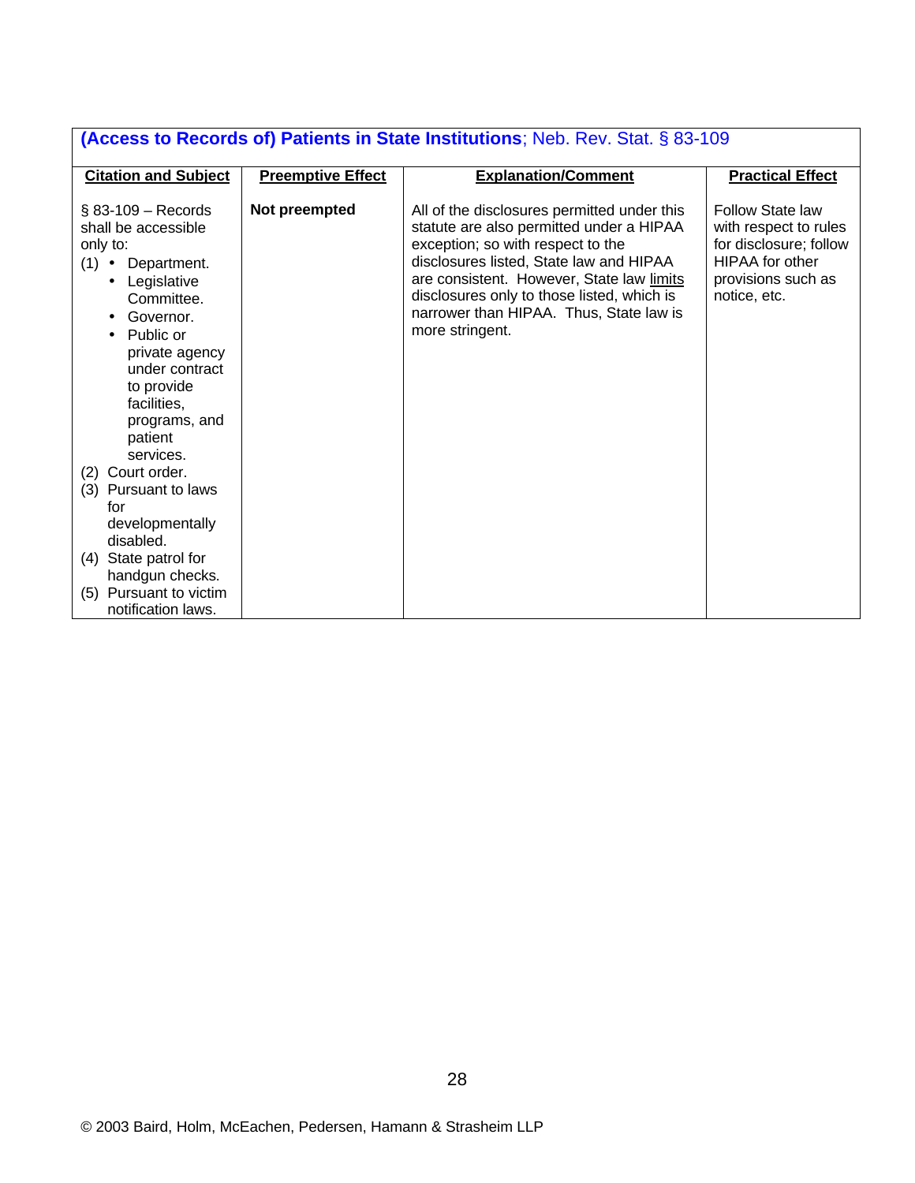| **(Access to Records of) Patients in State Institutions**; Neb. Rev. Stat. § 83-109 | | | |
|---|---|---|---|
| **Citation and Subject** | **Preemptive Effect** | **Explanation/Comment** | **Practical Effect** |
| § 83-109 – Records shall be accessible only to: (1) • Department. • Legislative Committee. • Governor. • Public or private agency under contract to provide facilities, programs, and patient services. (2) Court order. (3) Pursuant to laws for developmentally disabled. (4) State patrol for handgun checks. (5) Pursuant to victim notification laws. | **Not preempted** | All of the disclosures permitted under this statute are also permitted under a HIPAA exception; so with respect to the disclosures listed, State law and HIPAA are consistent. However, State law limits disclosures only to those listed, which is narrower than HIPAA. Thus, State law is more stringent. | Follow State law with respect to rules for disclosure; follow HIPAA for other provisions such as notice, etc. |

© 2003 Baird, Holm, McEachen, Pedersen, Hamann & Strasheim LLP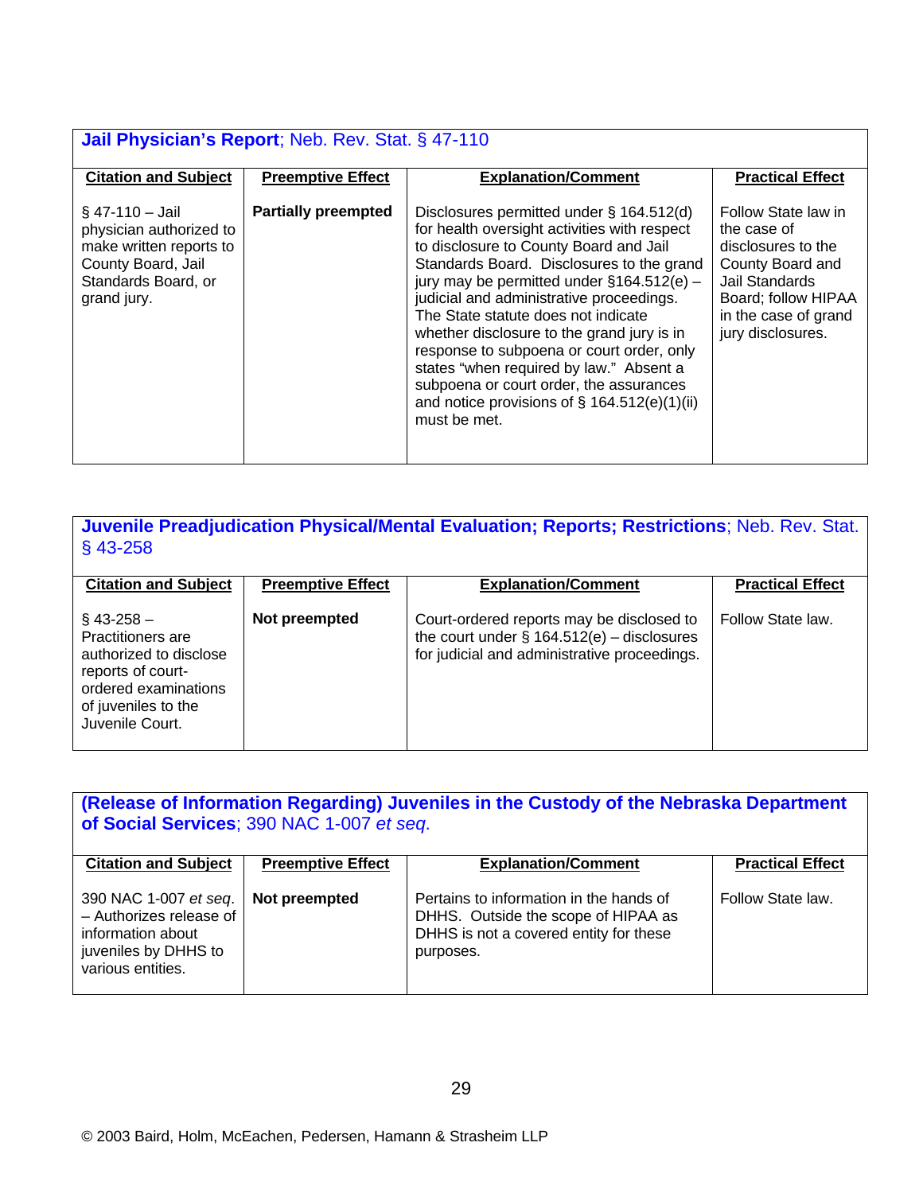**Jail Physician's Report**; Neb. Rev. Stat. § 47-110

| Citation and Subject | Preemptive Effect | Explanation/Comment | Practical Effect |
|---|---|---|---|
| § 47-110 – Jail physician authorized to make written reports to County Board, Jail Standards Board, or grand jury. | **Partially preempted** | Disclosures permitted under § 164.512(d) for health oversight activities with respect to disclosure to County Board and Jail Standards Board. Disclosures to the grand jury may be permitted under §164.512(e) – judicial and administrative proceedings. The State statute does not indicate whether disclosure to the grand jury is in response to subpoena or court order, only states "when required by law." Absent a subpoena or court order, the assurances and notice provisions of § 164.512(e)(1)(ii) must be met. | Follow State law in the case of disclosures to the County Board and Jail Standards Board; follow HIPAA in the case of grand jury disclosures. |

**Juvenile Preadjudication Physical/Mental Evaluation; Reports; Restrictions**; Neb. Rev. Stat. § 43-258

| Citation and Subject | Preemptive Effect | Explanation/Comment | Practical Effect |
|---|---|---|---|
| § 43-258 – Practitioners are authorized to disclose reports of court-ordered examinations of juveniles to the Juvenile Court. | **Not preempted** | Court-ordered reports may be disclosed to the court under § 164.512(e) – disclosures for judicial and administrative proceedings. | Follow State law. |

**(Release of Information Regarding) Juveniles in the Custody of the Nebraska Department of Social Services**; 390 NAC 1-007 *et seq.*

| Citation and Subject | Preemptive Effect | Explanation/Comment | Practical Effect |
|---|---|---|---|
| 390 NAC 1-007 *et seq*. – Authorizes release of information about juveniles by DHHS to various entities. | **Not preempted** | Pertains to information in the hands of DHHS. Outside the scope of HIPAA as DHHS is not a covered entity for these purposes. | Follow State law. |

© 2003 Baird, Holm, McEachen, Pedersen, Hamann & Strasheim LLP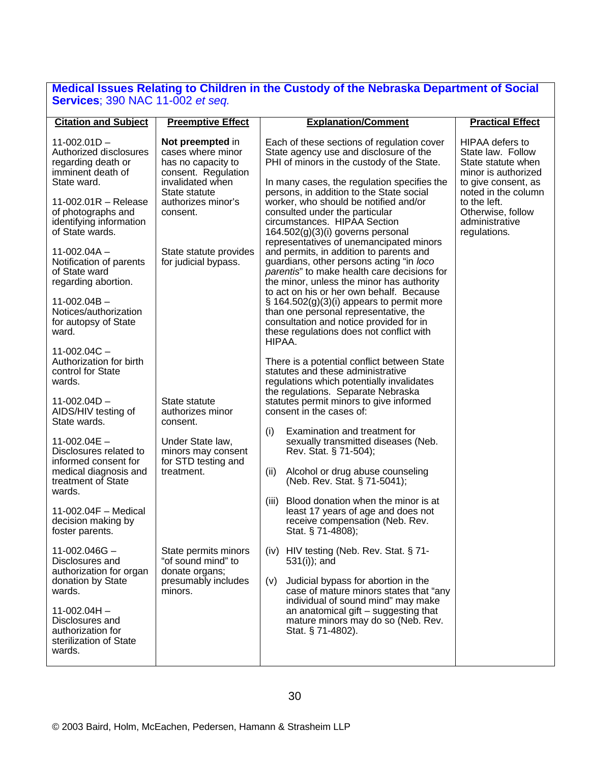**Medical Issues Relating to Children in the Custody of the Nebraska Department of Social Services**; 390 NAC 11-002 *et seq.*

| Citation and Subject | Preemptive Effect | Explanation/Comment | Practical Effect |
|---|---|---|---|
| 11-002.01D – Authorized disclosures regarding death or imminent death of State ward.<br><br>11-002.01R – Release of photographs and identifying information of State wards.<br><br>11-002.04A – Notification of parents of State ward regarding abortion.<br><br>11-002.04B – Notices/authorization for autopsy of State ward.<br><br>11-002.04C – Authorization for birth control for State wards.<br><br>11-002.04D – AIDS/HIV testing of State wards.<br><br>11-002.04E – Disclosures related to informed consent for medical diagnosis and treatment of State wards.<br><br>11-002.04F – Medical decision making by foster parents.<br><br>11-002.046G – Disclosures and authorization for organ donation by State wards.<br><br>11-002.04H – Disclosures and authorization for sterilization of State wards. | **Not preempted** in cases where minor has no capacity to consent. Regulation invalidated when State statute authorizes minor's consent.<br><br>State statute provides for judicial bypass.<br><br>State statute authorizes minor consent.<br><br>Under State law, minors may consent for STD testing and treatment.<br><br>State permits minors "of sound mind" to donate organs; presumably includes minors. | Each of these sections of regulation cover State agency use and disclosure of the PHI of minors in the custody of the State.<br><br>In many cases, the regulation specifies the persons, in addition to the State social worker, who should be notified and/or consulted under the particular circumstances. HIPAA Section 164.502(g)(3)(i) governs personal representatives of unemancipated minors and permits, in addition to parents and guardians, other persons acting "in *loco parentis*" to make health care decisions for the minor, unless the minor has authority to act on his or her own behalf. Because § 164.502(g)(3)(i) appears to permit more than one personal representative, the consultation and notice provided for in these regulations does not conflict with HIPAA.<br><br>There is a potential conflict between State statutes and these administrative regulations which potentially invalidates the regulations. Separate Nebraska statutes permit minors to give informed consent in the cases of:<br><br>(i) Examination and treatment for sexually transmitted diseases (Neb. Rev. Stat. § 71-504);<br><br>(ii) Alcohol or drug abuse counseling (Neb. Rev. Stat. § 71-5041);<br><br>(iii) Blood donation when the minor is at least 17 years of age and does not receive compensation (Neb. Rev. Stat. § 71-4808);<br><br>(iv) HIV testing (Neb. Rev. Stat. § 71-531(i)); and<br><br>(v) Judicial bypass for abortion in the case of mature minors states that "any individual of sound mind" may make an anatomical gift – suggesting that mature minors may do so (Neb. Rev. Stat. § 71-4802). | HIPAA defers to State law. Follow State statute when minor is authorized to give consent, as noted in the column to the left. Otherwise, follow administrative regulations. |

© 2003 Baird, Holm, McEachen, Pedersen, Hamann & Strasheim LLP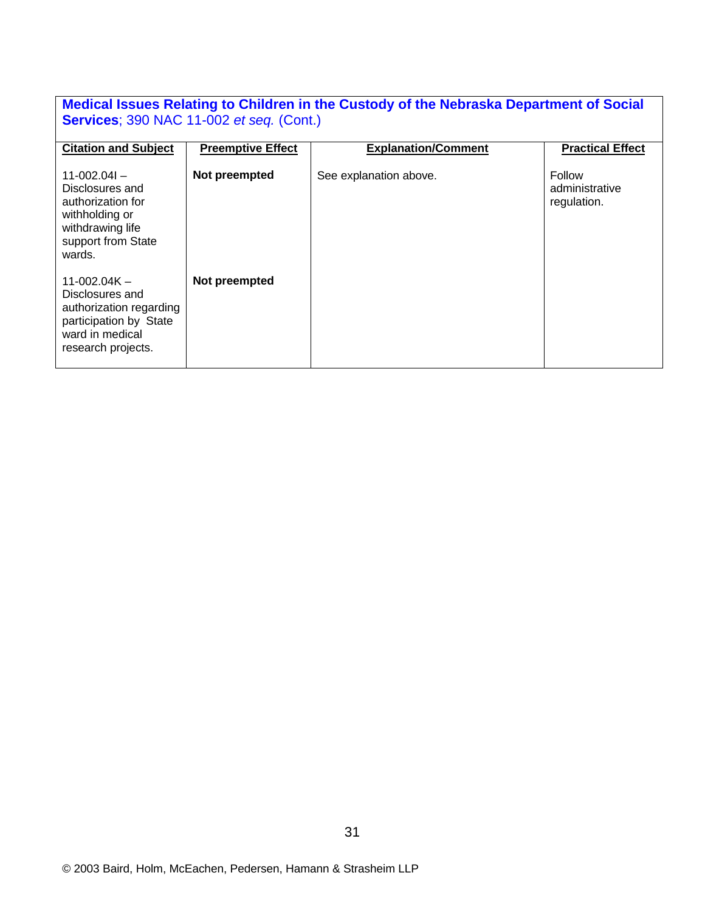**Medical Issues Relating to Children in the Custody of the Nebraska Department of Social Services**; 390 NAC 11-002 *et seq.* (Cont.)

| Citation and Subject | Preemptive Effect | Explanation/Comment | Practical Effect |
|---|---|---|---|
| 11-002.04I – Disclosures and authorization for withholding or withdrawing life support from State wards. | **Not preempted** | See explanation above. | Follow administrative regulation. |
| 11-002.04K – Disclosures and authorization regarding participation by State ward in medical research projects. | **Not preempted** | | |

© 2003 Baird, Holm, McEachen, Pedersen, Hamann & Strasheim LLP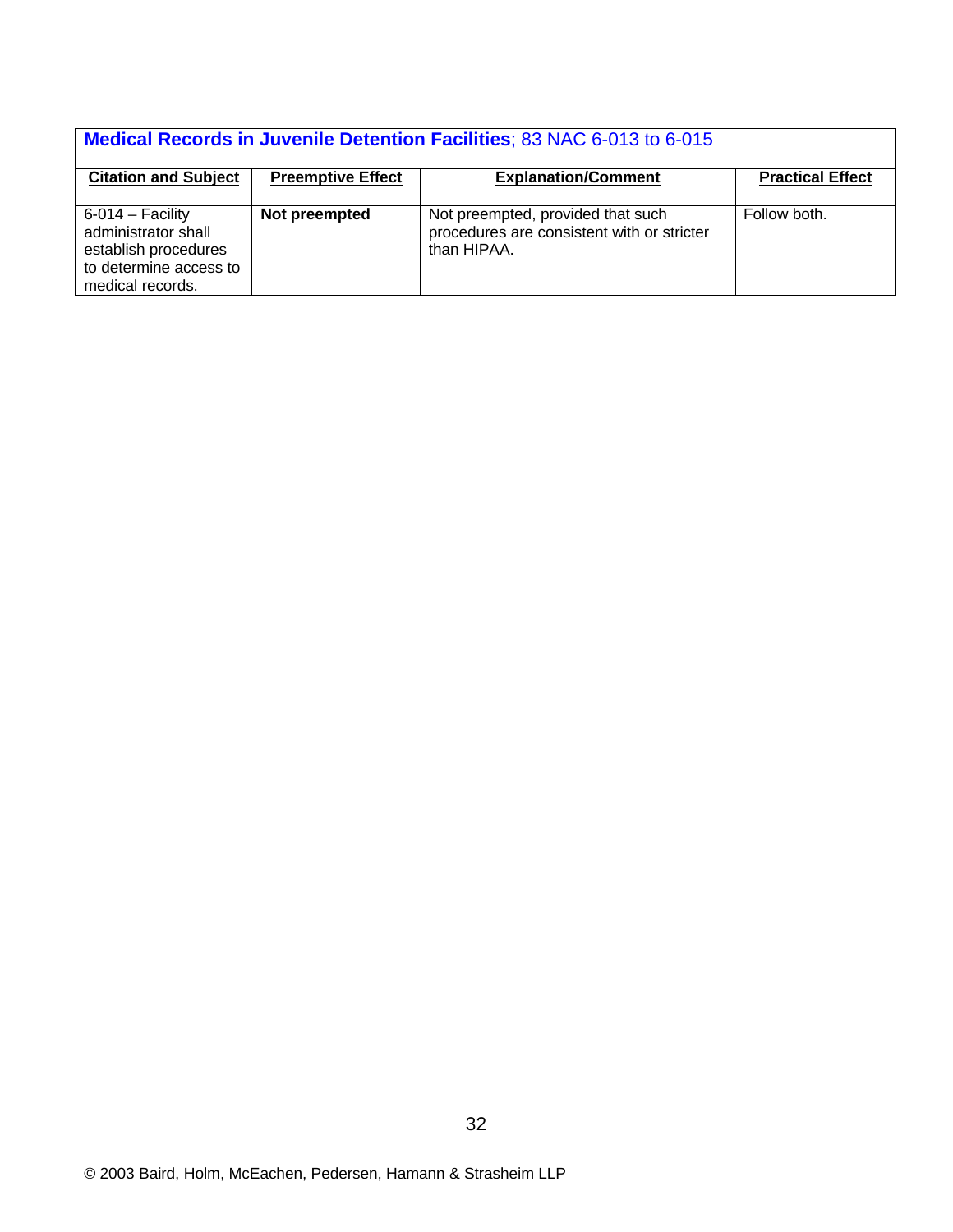| **Medical Records in Juvenile Detention Facilities**; 83 NAC 6-013 to 6-015 | | | |
|---|---|---|---|
| **Citation and Subject** | **Preemptive Effect** | **Explanation/Comment** | **Practical Effect** |
| 6-014 – Facility administrator shall establish procedures to determine access to medical records. | **Not preempted** | Not preempted, provided that such procedures are consistent with or stricter than HIPAA. | Follow both. |

© 2003 Baird, Holm, McEachen, Pedersen, Hamann & Strasheim LLP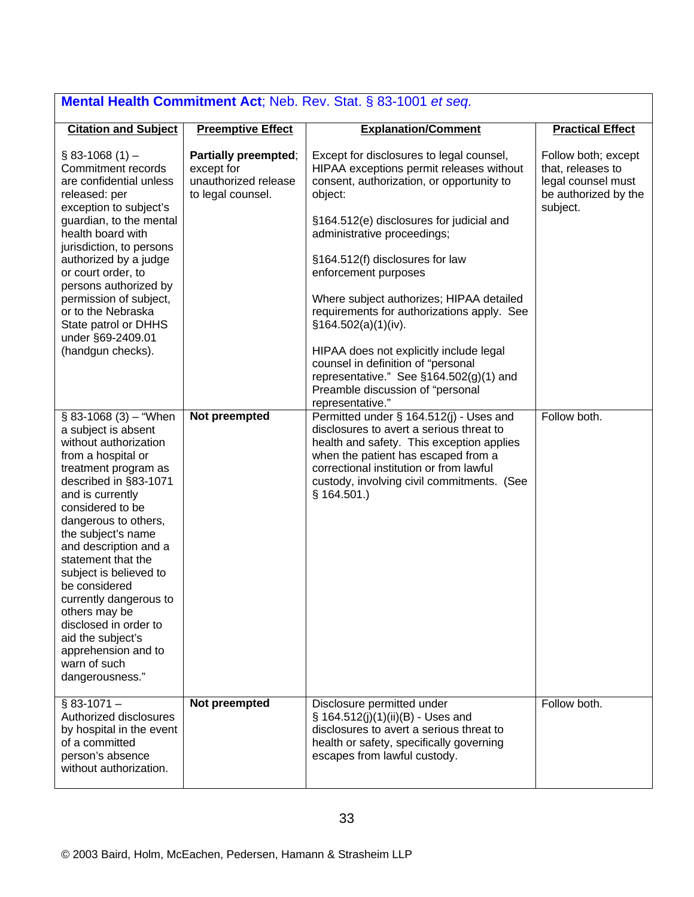**Mental Health Commitment Act**; Neb. Rev. Stat. § 83-1001 *et seq.*

| Citation and Subject | Preemptive Effect | Explanation/Comment | Practical Effect |
|---|---|---|---|
| § 83-1068 (1) – Commitment records are confidential unless released: per exception to subject's guardian, to the mental health board with jurisdiction, to persons authorized by a judge or court order, to persons authorized by permission of subject, or to the Nebraska State patrol or DHHS under §69-2409.01 (handgun checks). | **Partially preempted**; except for unauthorized release to legal counsel. | Except for disclosures to legal counsel, HIPAA exceptions permit releases without consent, authorization, or opportunity to object:<br><br>§164.512(e) disclosures for judicial and administrative proceedings;<br><br>§164.512(f) disclosures for law enforcement purposes<br><br>Where subject authorizes; HIPAA detailed requirements for authorizations apply. See §164.502(a)(1)(iv).<br><br>HIPAA does not explicitly include legal counsel in definition of "personal representative." See §164.502(g)(1) and Preamble discussion of "personal representative." | Follow both; except that, releases to legal counsel must be authorized by the subject. |
| § 83-1068 (3) – "When a subject is absent without authorization from a hospital or treatment program as described in §83-1071 and is currently considered to be dangerous to others, the subject's name and description and a statement that the subject is believed to be considered currently dangerous to others may be disclosed in order to aid the subject's apprehension and to warn of such dangerousness." | **Not preempted** | Permitted under § 164.512(j) - Uses and disclosures to avert a serious threat to health and safety. This exception applies when the patient has escaped from a correctional institution or from lawful custody, involving civil commitments. (See § 164.501.) | Follow both. |
| § 83-1071 – Authorized disclosures by hospital in the event of a committed person's absence without authorization. | **Not preempted** | Disclosure permitted under § 164.512(j)(1)(ii)(B) - Uses and disclosures to avert a serious threat to health or safety, specifically governing escapes from lawful custody. | Follow both. |

© 2003 Baird, Holm, McEachen, Pedersen, Hamann & Strasheim LLP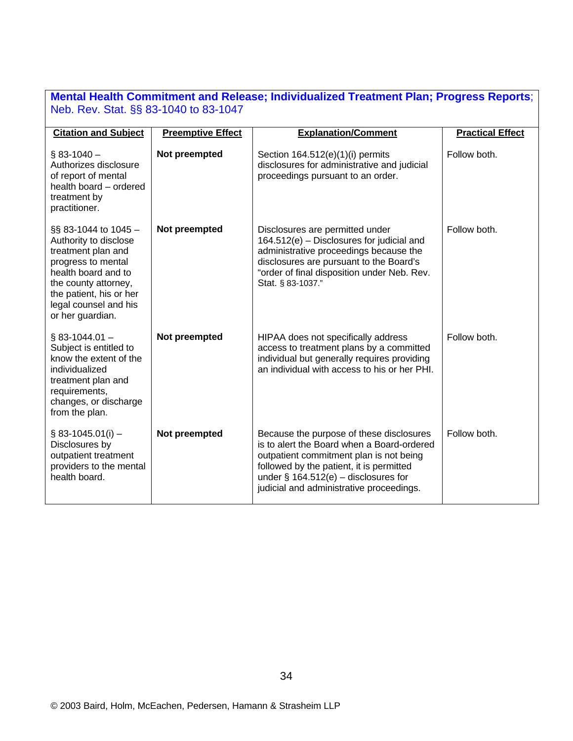**Mental Health Commitment and Release; Individualized Treatment Plan; Progress Reports**; Neb. Rev. Stat. §§ 83-1040 to 83-1047

| Citation and Subject | Preemptive Effect | Explanation/Comment | Practical Effect |
|---|---|---|---|
| § 83-1040 – Authorizes disclosure of report of mental health board – ordered treatment by practitioner. | **Not preempted** | Section 164.512(e)(1)(i) permits disclosures for administrative and judicial proceedings pursuant to an order. | Follow both. |
| §§ 83-1044 to 1045 – Authority to disclose treatment plan and progress to mental health board and to the county attorney, the patient, his or her legal counsel and his or her guardian. | **Not preempted** | Disclosures are permitted under 164.512(e) – Disclosures for judicial and administrative proceedings because the disclosures are pursuant to the Board's "order of final disposition under Neb. Rev. Stat. § 83-1037." | Follow both. |
| § 83-1044.01 – Subject is entitled to know the extent of the individualized treatment plan and requirements, changes, or discharge from the plan. | **Not preempted** | HIPAA does not specifically address access to treatment plans by a committed individual but generally requires providing an individual with access to his or her PHI. | Follow both. |
| § 83-1045.01(i) – Disclosures by outpatient treatment providers to the mental health board. | **Not preempted** | Because the purpose of these disclosures is to alert the Board when a Board-ordered outpatient commitment plan is not being followed by the patient, it is permitted under § 164.512(e) – disclosures for judicial and administrative proceedings. | Follow both. |

© 2003 Baird, Holm, McEachen, Pedersen, Hamann & Strasheim LLP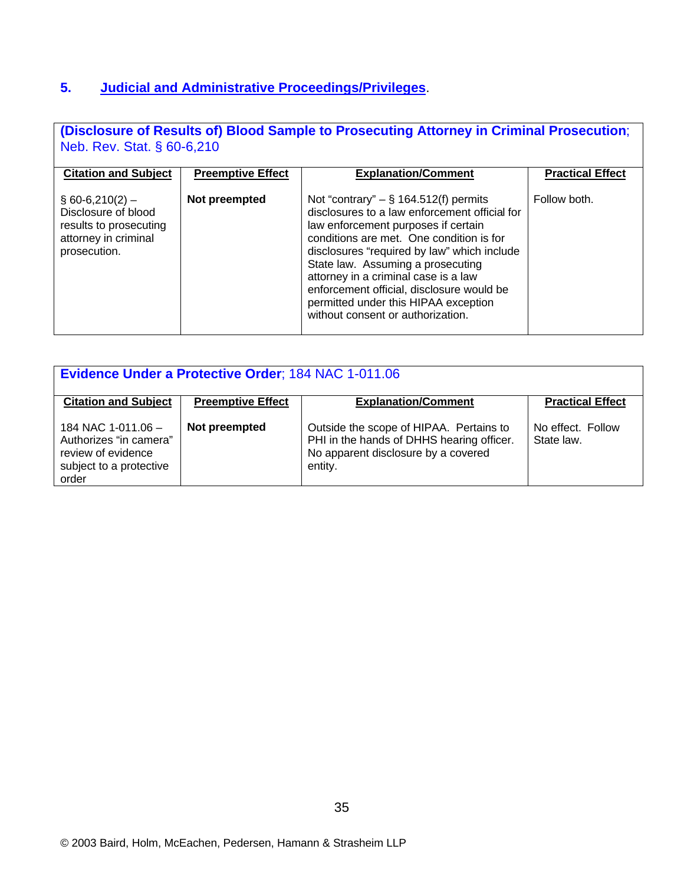## 5. Judicial and Administrative Proceedings/Privileges.

**(Disclosure of Results of) Blood Sample to Prosecuting Attorney in Criminal Prosecution**; Neb. Rev. Stat. § 60-6,210

| Citation and Subject | Preemptive Effect | Explanation/Comment | Practical Effect |
|---|---|---|---|
| § 60-6,210(2) – Disclosure of blood results to prosecuting attorney in criminal prosecution. | **Not preempted** | Not "contrary" – § 164.512(f) permits disclosures to a law enforcement official for law enforcement purposes if certain conditions are met. One condition is for disclosures "required by law" which include State law. Assuming a prosecuting attorney in a criminal case is a law enforcement official, disclosure would be permitted under this HIPAA exception without consent or authorization. | Follow both. |

**Evidence Under a Protective Order**; 184 NAC 1-011.06

| Citation and Subject | Preemptive Effect | Explanation/Comment | Practical Effect |
|---|---|---|---|
| 184 NAC 1-011.06 – Authorizes "in camera" review of evidence subject to a protective order | **Not preempted** | Outside the scope of HIPAA. Pertains to PHI in the hands of DHHS hearing officer. No apparent disclosure by a covered entity. | No effect. Follow State law. |

© 2003 Baird, Holm, McEachen, Pedersen, Hamann & Strasheim LLP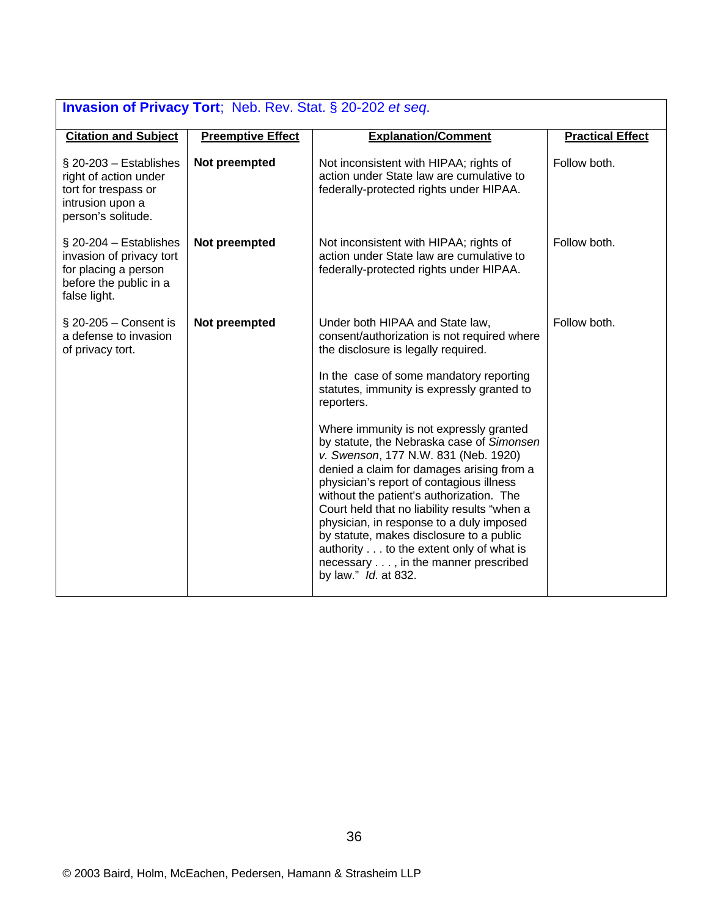| **Invasion of Privacy Tort**; Neb. Rev. Stat. § 20-202 *et seq.* | | | |
|---|---|---|---|
| **Citation and Subject** | **Preemptive Effect** | **Explanation/Comment** | **Practical Effect** |
| § 20-203 – Establishes right of action under tort for trespass or intrusion upon a person's solitude. | **Not preempted** | Not inconsistent with HIPAA; rights of action under State law are cumulative to federally-protected rights under HIPAA. | Follow both. |
| § 20-204 – Establishes invasion of privacy tort for placing a person before the public in a false light. | **Not preempted** | Not inconsistent with HIPAA; rights of action under State law are cumulative to federally-protected rights under HIPAA. | Follow both. |
| § 20-205 – Consent is a defense to invasion of privacy tort. | **Not preempted** | Under both HIPAA and State law, consent/authorization is not required where the disclosure is legally required.<br><br>In the case of some mandatory reporting statutes, immunity is expressly granted to reporters.<br><br>Where immunity is not expressly granted by statute, the Nebraska case of *Simonsen v. Swenson*, 177 N.W. 831 (Neb. 1920) denied a claim for damages arising from a physician's report of contagious illness without the patient's authorization. The Court held that no liability results "when a physician, in response to a duly imposed by statute, makes disclosure to a public authority . . . to the extent only of what is necessary . . . , in the manner prescribed by law." *Id.* at 832. | Follow both. |

© 2003 Baird, Holm, McEachen, Pedersen, Hamann & Strasheim LLP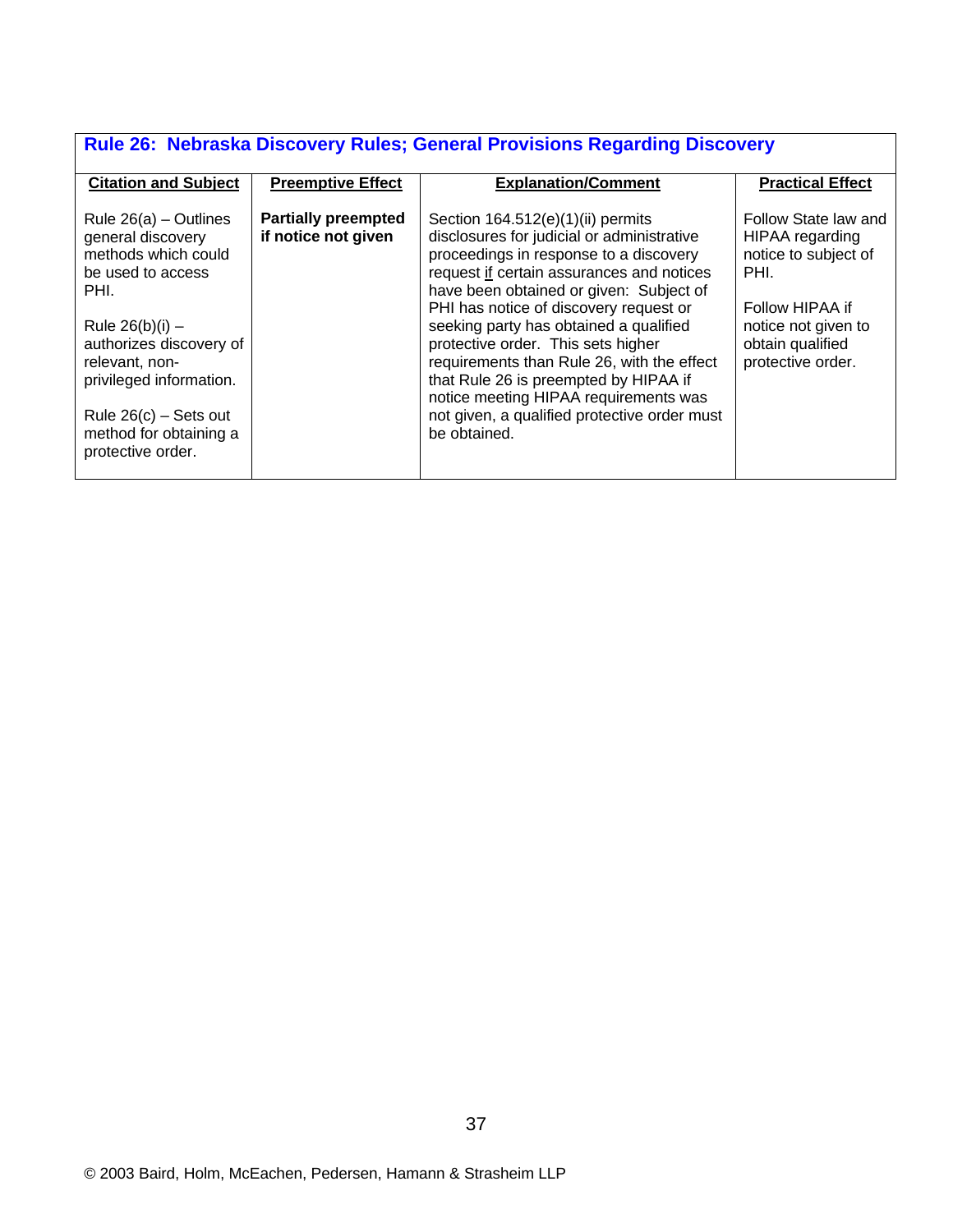## Rule 26: Nebraska Discovery Rules; General Provisions Regarding Discovery

| Citation and Subject | Preemptive Effect | Explanation/Comment | Practical Effect |
|---|---|---|---|
| Rule 26(a) – Outlines general discovery methods which could be used to access PHI.<br><br>Rule 26(b)(i) – authorizes discovery of relevant, non-privileged information.<br><br>Rule 26(c) – Sets out method for obtaining a protective order. | **Partially preempted if notice not given** | Section 164.512(e)(1)(ii) permits disclosures for judicial or administrative proceedings in response to a discovery request if certain assurances and notices have been obtained or given: Subject of PHI has notice of discovery request or seeking party has obtained a qualified protective order. This sets higher requirements than Rule 26, with the effect that Rule 26 is preempted by HIPAA if notice meeting HIPAA requirements was not given, a qualified protective order must be obtained. | Follow State law and HIPAA regarding notice to subject of PHI.<br><br>Follow HIPAA if notice not given to obtain qualified protective order. |

© 2003 Baird, Holm, McEachen, Pedersen, Hamann & Strasheim LLP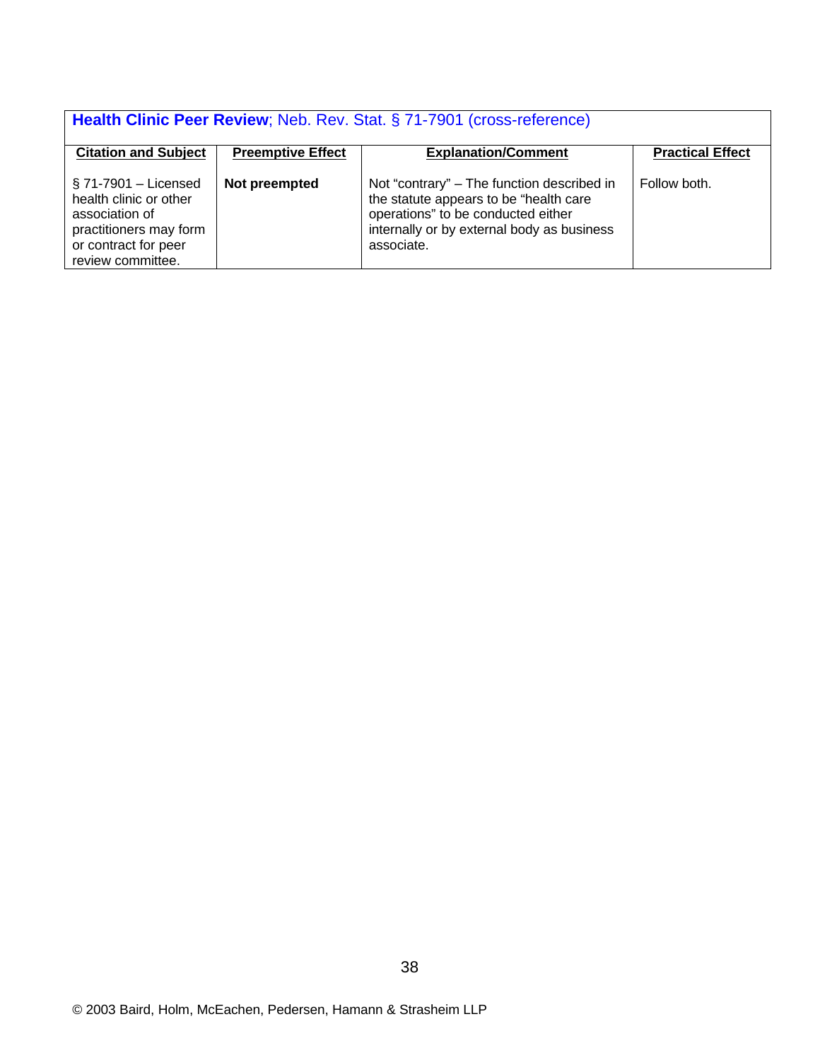| **Health Clinic Peer Review**; Neb. Rev. Stat. § 71-7901 (cross-reference) | | | |
|---|---|---|---|
| **Citation and Subject** | **Preemptive Effect** | **Explanation/Comment** | **Practical Effect** |
| § 71-7901 – Licensed health clinic or other association of practitioners may form or contract for peer review committee. | **Not preempted** | Not "contrary" – The function described in the statute appears to be "health care operations" to be conducted either internally or by external body as business associate. | Follow both. |

© 2003 Baird, Holm, McEachen, Pedersen, Hamann & Strasheim LLP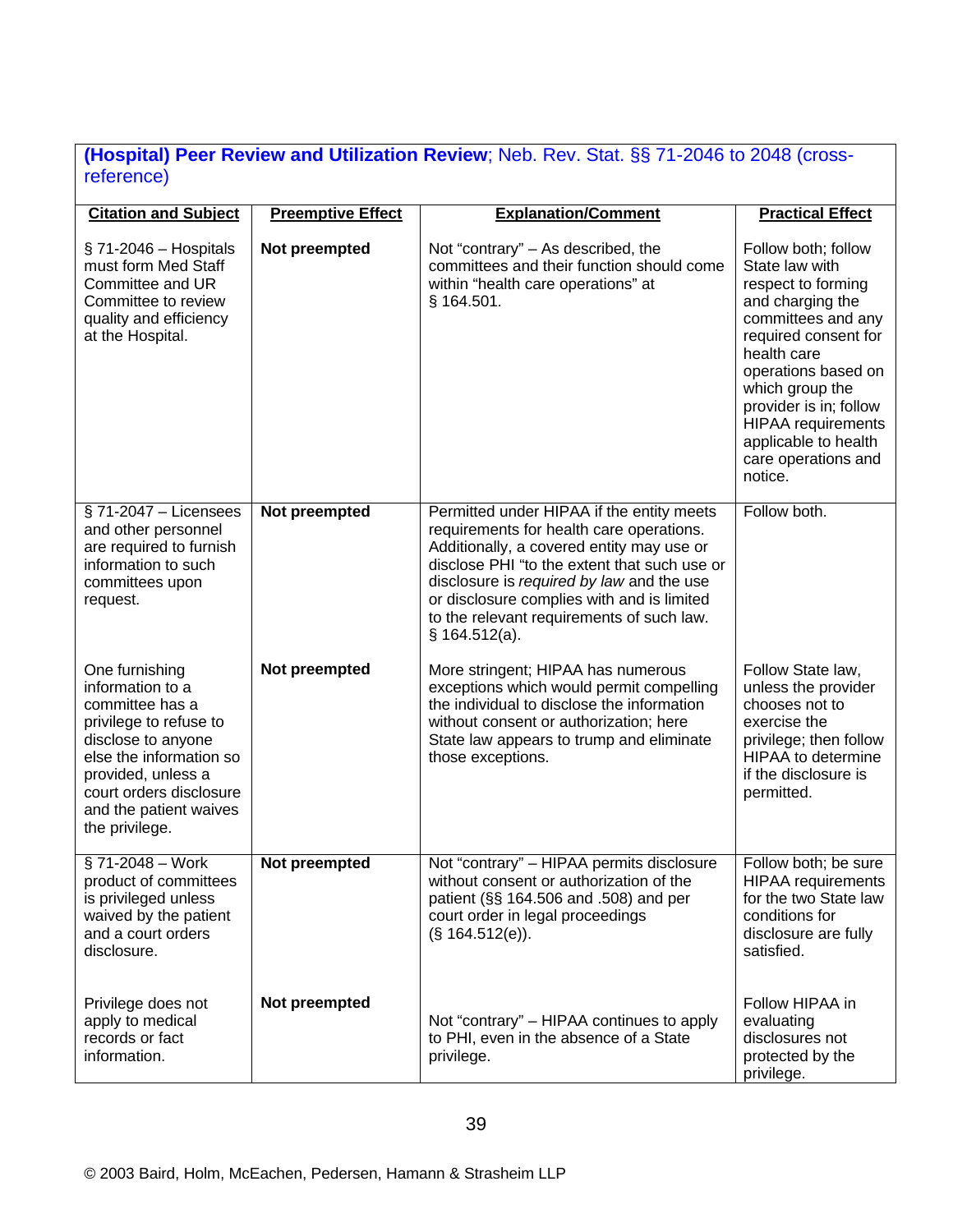| **(Hospital) Peer Review and Utilization Review**; Neb. Rev. Stat. §§ 71-2046 to 2048 (cross-reference) | | | |
|---|---|---|---|
| **Citation and Subject** | **Preemptive Effect** | **Explanation/Comment** | **Practical Effect** |
| § 71-2046 – Hospitals must form Med Staff Committee and UR Committee to review quality and efficiency at the Hospital. | **Not preempted** | Not "contrary" – As described, the committees and their function should come within "health care operations" at § 164.501. | Follow both; follow State law with respect to forming and charging the committees and any required consent for health care operations based on which group the provider is in; follow HIPAA requirements applicable to health care operations and notice. |
| § 71-2047 – Licensees and other personnel are required to furnish information to such committees upon request. | **Not preempted** | Permitted under HIPAA if the entity meets requirements for health care operations. Additionally, a covered entity may use or disclose PHI "to the extent that such use or disclosure is *required by law* and the use or disclosure complies with and is limited to the relevant requirements of such law. § 164.512(a). | Follow both. |
| One furnishing information to a committee has a privilege to refuse to disclose to anyone else the information so provided, unless a court orders disclosure and the patient waives the privilege. | **Not preempted** | More stringent; HIPAA has numerous exceptions which would permit compelling the individual to disclose the information without consent or authorization; here State law appears to trump and eliminate those exceptions. | Follow State law, unless the provider chooses not to exercise the privilege; then follow HIPAA to determine if the disclosure is permitted. |
| § 71-2048 – Work product of committees is privileged unless waived by the patient and a court orders disclosure. | **Not preempted** | Not "contrary" – HIPAA permits disclosure without consent or authorization of the patient (§§ 164.506 and .508) and per court order in legal proceedings (§ 164.512(e)). | Follow both; be sure HIPAA requirements for the two State law conditions for disclosure are fully satisfied. |
| Privilege does not apply to medical records or fact information. | **Not preempted** | Not "contrary" – HIPAA continues to apply to PHI, even in the absence of a State privilege. | Follow HIPAA in evaluating disclosures not protected by the privilege. |

© 2003 Baird, Holm, McEachen, Pedersen, Hamann & Strasheim LLP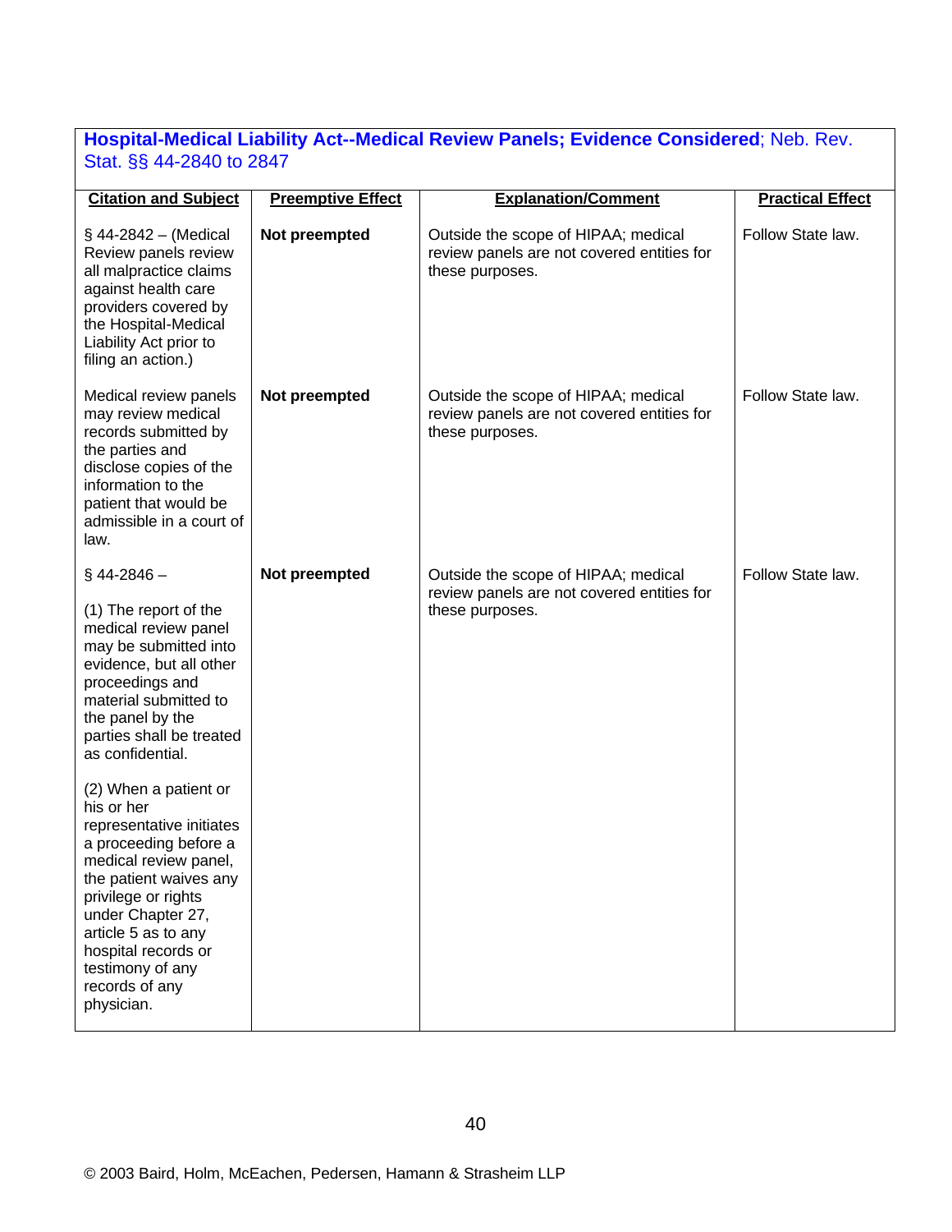**Hospital-Medical Liability Act--Medical Review Panels; Evidence Considered**; Neb. Rev. Stat. §§ 44-2840 to 2847

| Citation and Subject | Preemptive Effect | Explanation/Comment | Practical Effect |
|---|---|---|---|
| § 44-2842 – (Medical Review panels review all malpractice claims against health care providers covered by the Hospital-Medical Liability Act prior to filing an action.) | **Not preempted** | Outside the scope of HIPAA; medical review panels are not covered entities for these purposes. | Follow State law. |
| Medical review panels may review medical records submitted by the parties and disclose copies of the information to the patient that would be admissible in a court of law. | **Not preempted** | Outside the scope of HIPAA; medical review panels are not covered entities for these purposes. | Follow State law. |
| § 44-2846 – (1) The report of the medical review panel may be submitted into evidence, but all other proceedings and material submitted to the panel by the parties shall be treated as confidential. (2) When a patient or his or her representative initiates a proceeding before a medical review panel, the patient waives any privilege or rights under Chapter 27, article 5 as to any hospital records or testimony of any records of any physician. | **Not preempted** | Outside the scope of HIPAA; medical review panels are not covered entities for these purposes. | Follow State law. |

© 2003 Baird, Holm, McEachen, Pedersen, Hamann & Strasheim LLP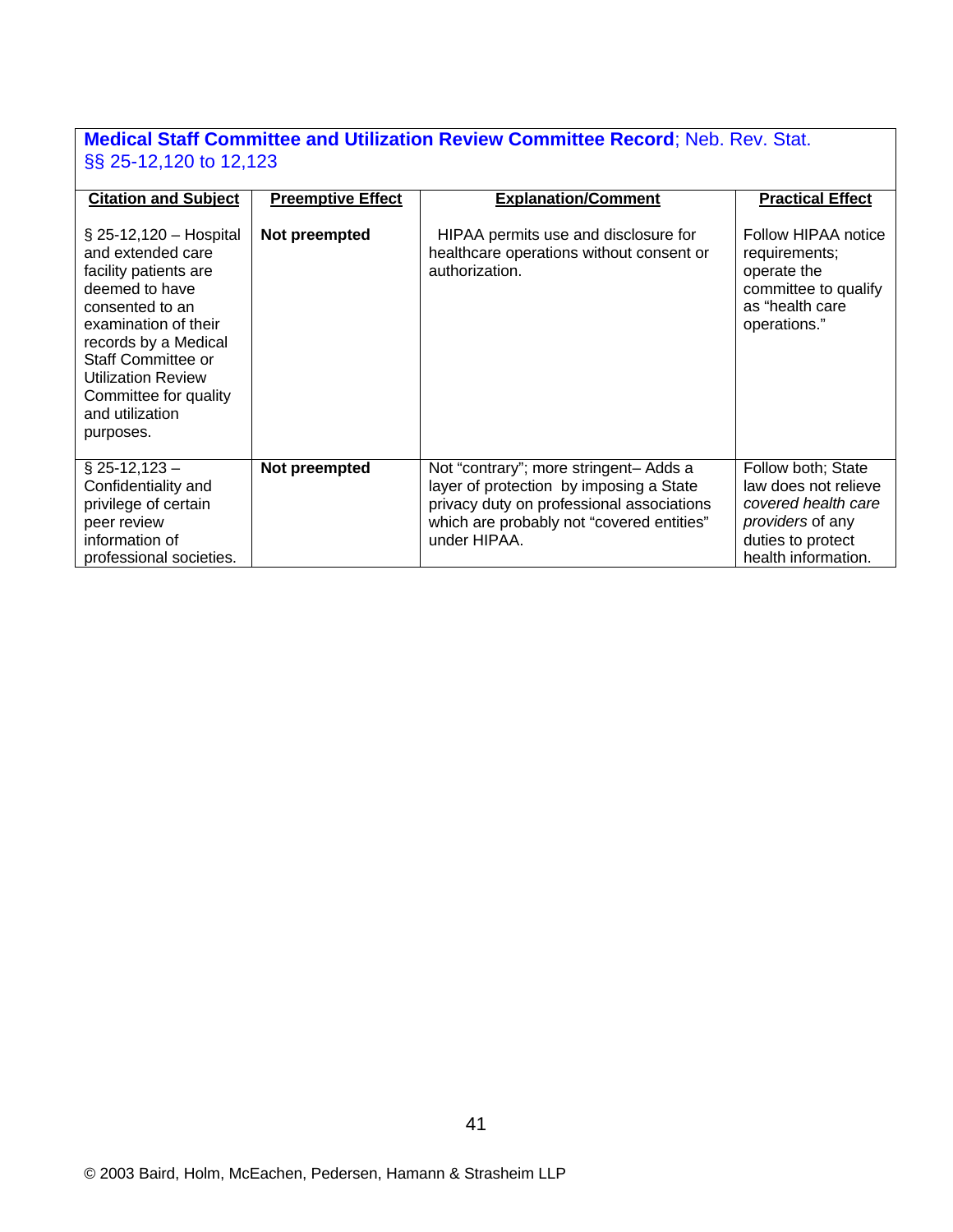**Medical Staff Committee and Utilization Review Committee Record**; Neb. Rev. Stat. §§ 25-12,120 to 12,123

| Citation and Subject | Preemptive Effect | Explanation/Comment | Practical Effect |
|---|---|---|---|
| § 25-12,120 – Hospital and extended care facility patients are deemed to have consented to an examination of their records by a Medical Staff Committee or Utilization Review Committee for quality and utilization purposes. | **Not preempted** | HIPAA permits use and disclosure for healthcare operations without consent or authorization. | Follow HIPAA notice requirements; operate the committee to qualify as "health care operations." |
| § 25-12,123 – Confidentiality and privilege of certain peer review information of professional societies. | **Not preempted** | Not "contrary"; more stringent– Adds a layer of protection by imposing a State privacy duty on professional associations which are probably not "covered entities" under HIPAA. | Follow both; State law does not relieve *covered health care providers* of any duties to protect health information. |

© 2003 Baird, Holm, McEachen, Pedersen, Hamann & Strasheim LLP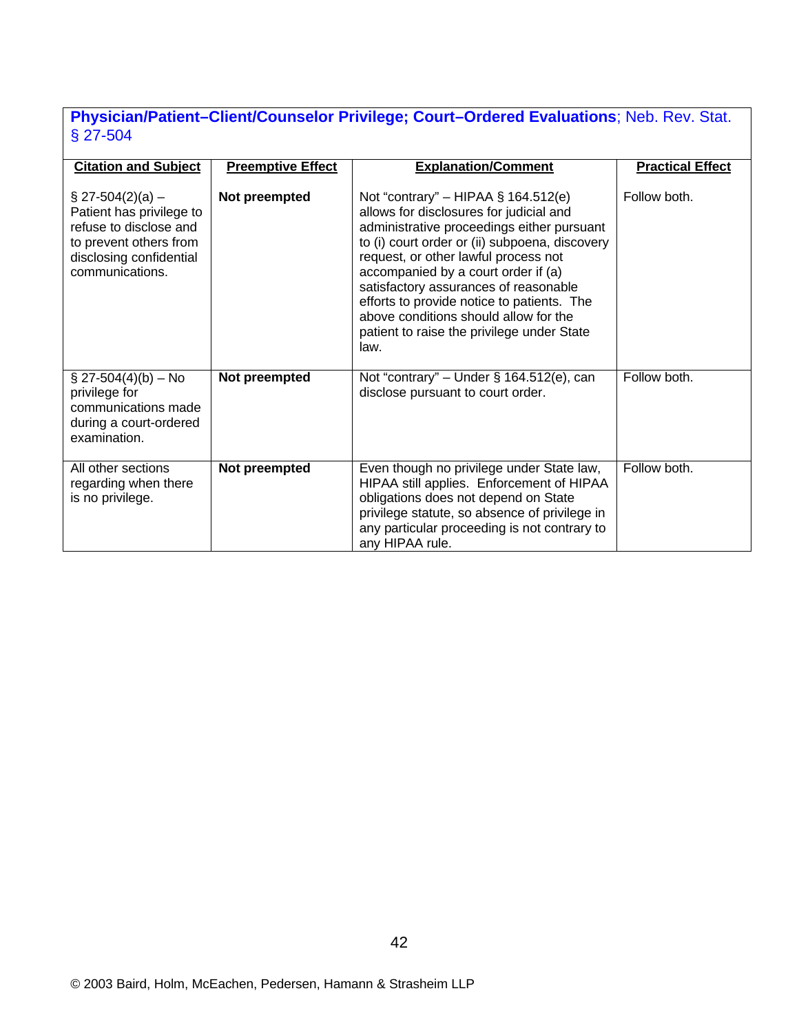**Physician/Patient–Client/Counselor Privilege; Court–Ordered Evaluations**; Neb. Rev. Stat. § 27-504

| Citation and Subject | Preemptive Effect | Explanation/Comment | Practical Effect |
|---|---|---|---|
| § 27-504(2)(a) – Patient has privilege to refuse to disclose and to prevent others from disclosing confidential communications. | **Not preempted** | Not "contrary" – HIPAA § 164.512(e) allows for disclosures for judicial and administrative proceedings either pursuant to (i) court order or (ii) subpoena, discovery request, or other lawful process not accompanied by a court order if (a) satisfactory assurances of reasonable efforts to provide notice to patients. The above conditions should allow for the patient to raise the privilege under State law. | Follow both. |
| § 27-504(4)(b) – No privilege for communications made during a court-ordered examination. | **Not preempted** | Not "contrary" – Under § 164.512(e), can disclose pursuant to court order. | Follow both. |
| All other sections regarding when there is no privilege. | **Not preempted** | Even though no privilege under State law, HIPAA still applies. Enforcement of HIPAA obligations does not depend on State privilege statute, so absence of privilege in any particular proceeding is not contrary to any HIPAA rule. | Follow both. |

© 2003 Baird, Holm, McEachen, Pedersen, Hamann & Strasheim LLP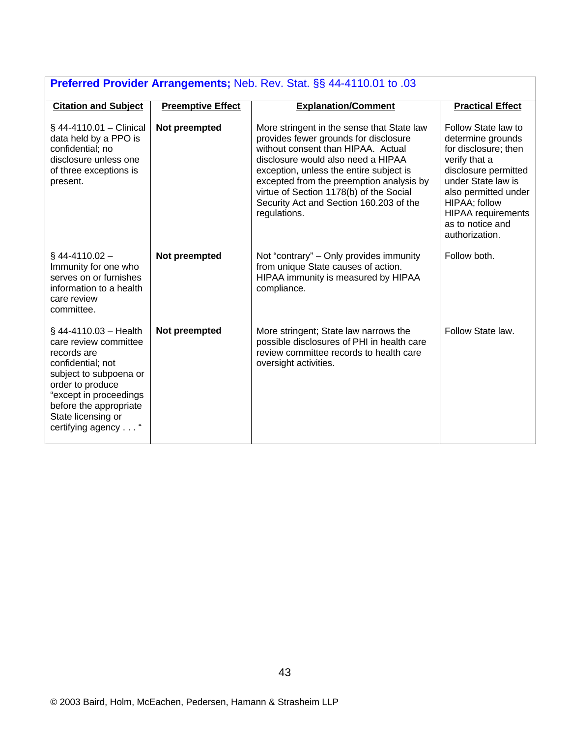**Preferred Provider Arrangements;** Neb. Rev. Stat. §§ 44-4110.01 to .03

| Citation and Subject | Preemptive Effect | Explanation/Comment | Practical Effect |
|---|---|---|---|
| § 44-4110.01 – Clinical data held by a PPO is confidential; no disclosure unless one of three exceptions is present. | **Not preempted** | More stringent in the sense that State law provides fewer grounds for disclosure without consent than HIPAA. Actual disclosure would also need a HIPAA exception, unless the entire subject is excepted from the preemption analysis by virtue of Section 1178(b) of the Social Security Act and Section 160.203 of the regulations. | Follow State law to determine grounds for disclosure; then verify that a disclosure permitted under State law is also permitted under HIPAA; follow HIPAA requirements as to notice and authorization. |
| § 44-4110.02 – Immunity for one who serves on or furnishes information to a health care review committee. | **Not preempted** | Not "contrary" – Only provides immunity from unique State causes of action. HIPAA immunity is measured by HIPAA compliance. | Follow both. |
| § 44-4110.03 – Health care review committee records are confidential; not subject to subpoena or order to produce "except in proceedings before the appropriate State licensing or certifying agency . . . " | **Not preempted** | More stringent; State law narrows the possible disclosures of PHI in health care review committee records to health care oversight activities. | Follow State law. |

© 2003 Baird, Holm, McEachen, Pedersen, Hamann & Strasheim LLP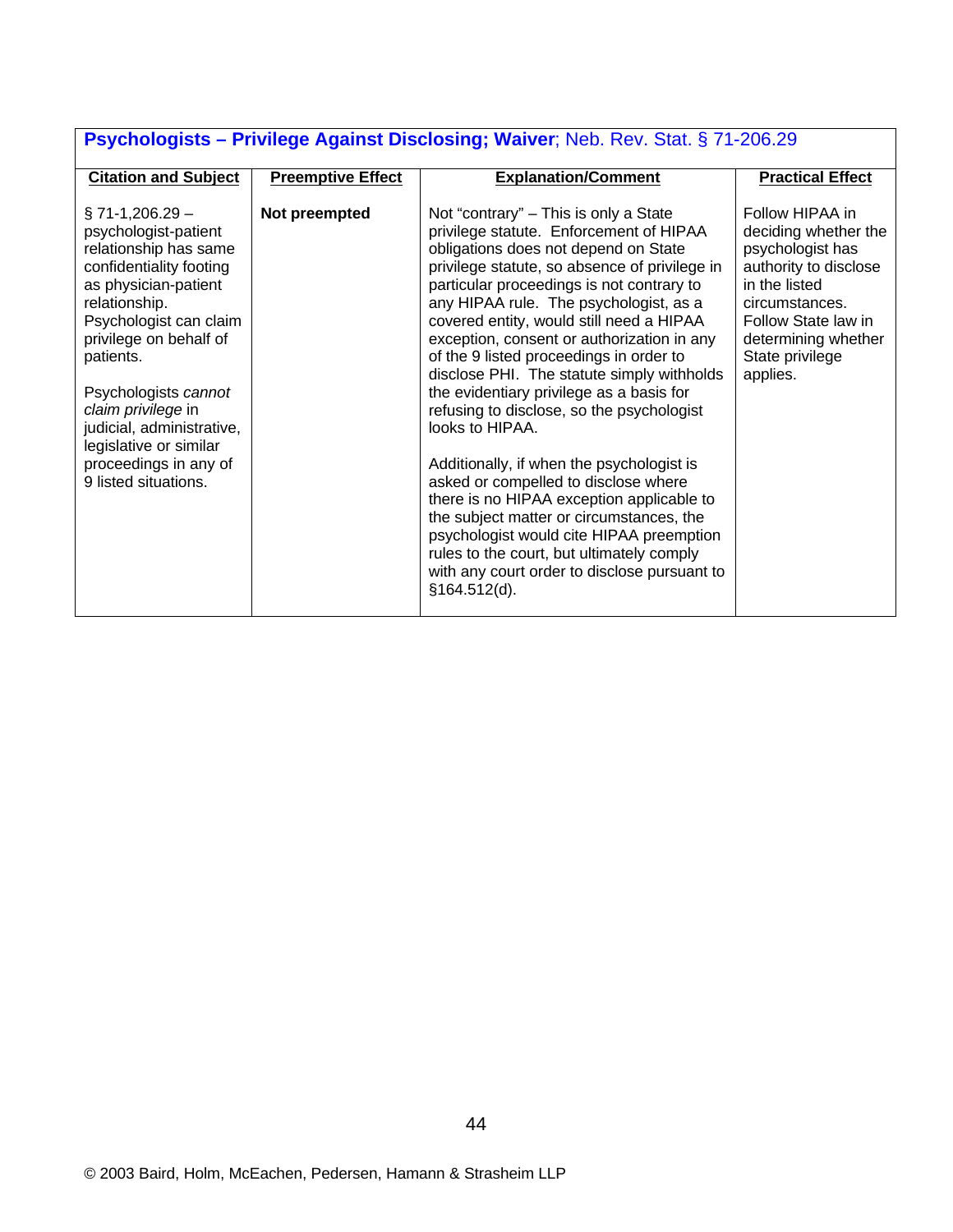**Psychologists – Privilege Against Disclosing; Waiver**; Neb. Rev. Stat. § 71-206.29

| Citation and Subject | Preemptive Effect | Explanation/Comment | Practical Effect |
|---|---|---|---|
| § 71-1,206.29 – psychologist-patient relationship has same confidentiality footing as physician-patient relationship. Psychologist can claim privilege on behalf of patients.<br><br>Psychologists *cannot claim privilege* in judicial, administrative, legislative or similar proceedings in any of 9 listed situations. | **Not preempted** | Not "contrary" – This is only a State privilege statute. Enforcement of HIPAA obligations does not depend on State privilege statute, so absence of privilege in particular proceedings is not contrary to any HIPAA rule. The psychologist, as a covered entity, would still need a HIPAA exception, consent or authorization in any of the 9 listed proceedings in order to disclose PHI. The statute simply withholds the evidentiary privilege as a basis for refusing to disclose, so the psychologist looks to HIPAA.<br><br>Additionally, if when the psychologist is asked or compelled to disclose where there is no HIPAA exception applicable to the subject matter or circumstances, the psychologist would cite HIPAA preemption rules to the court, but ultimately comply with any court order to disclose pursuant to §164.512(d). | Follow HIPAA in deciding whether the psychologist has authority to disclose in the listed circumstances. Follow State law in determining whether State privilege applies. |

© 2003 Baird, Holm, McEachen, Pedersen, Hamann & Strasheim LLP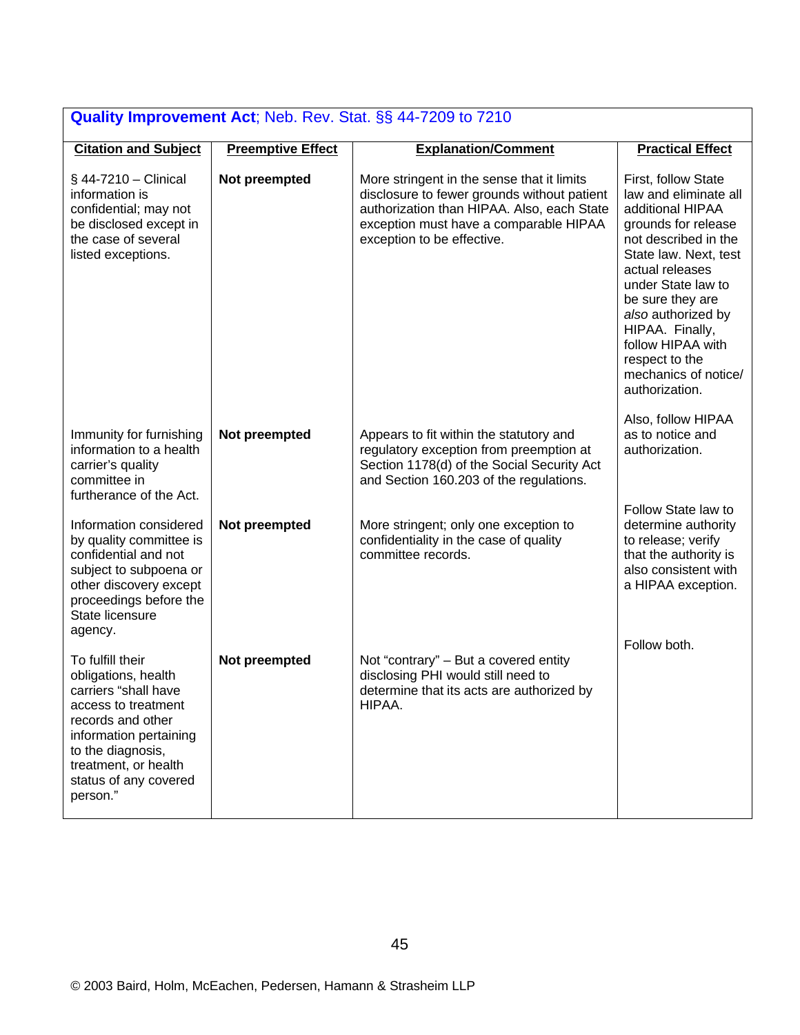**Quality Improvement Act**; Neb. Rev. Stat. §§ 44-7209 to 7210

| Citation and Subject | Preemptive Effect | Explanation/Comment | Practical Effect |
|---|---|---|---|
| § 44-7210 – Clinical information is confidential; may not be disclosed except in the case of several listed exceptions. | **Not preempted** | More stringent in the sense that it limits disclosure to fewer grounds without patient authorization than HIPAA. Also, each State exception must have a comparable HIPAA exception to be effective. | First, follow State law and eliminate all additional HIPAA grounds for release not described in the State law. Next, test actual releases under State law to be sure they are *also* authorized by HIPAA. Finally, follow HIPAA with respect to the mechanics of notice/ authorization. |
| Immunity for furnishing information to a health carrier's quality committee in furtherance of the Act. | **Not preempted** | Appears to fit within the statutory and regulatory exception from preemption at Section 1178(d) of the Social Security Act and Section 160.203 of the regulations. | Also, follow HIPAA as to notice and authorization. |
| Information considered by quality committee is confidential and not subject to subpoena or other discovery except proceedings before the State licensure agency. | **Not preempted** | More stringent; only one exception to confidentiality in the case of quality committee records. | Follow State law to determine authority to release; verify that the authority is also consistent with a HIPAA exception. |
| To fulfill their obligations, health carriers "shall have access to treatment records and other information pertaining to the diagnosis, treatment, or health status of any covered person." | **Not preempted** | Not "contrary" – But a covered entity disclosing PHI would still need to determine that its acts are authorized by HIPAA. | Follow both. |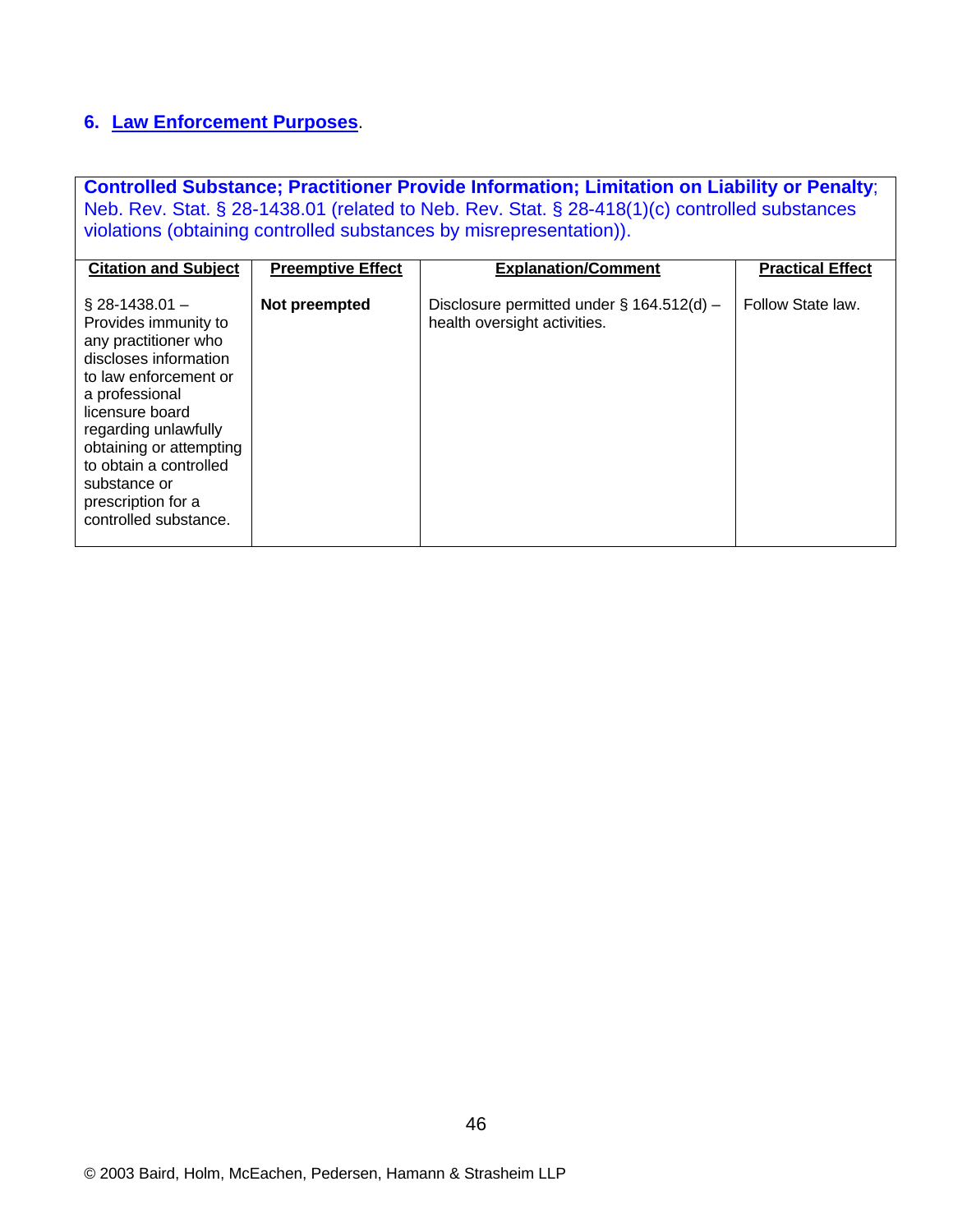## 6. Law Enforcement Purposes.

**Controlled Substance; Practitioner Provide Information; Limitation on Liability or Penalty**; Neb. Rev. Stat. § 28-1438.01 (related to Neb. Rev. Stat. § 28-418(1)(c) controlled substances violations (obtaining controlled substances by misrepresentation)).

| Citation and Subject | Preemptive Effect | Explanation/Comment | Practical Effect |
|---|---|---|---|
| § 28-1438.01 – Provides immunity to any practitioner who discloses information to law enforcement or a professional licensure board regarding unlawfully obtaining or attempting to obtain a controlled substance or prescription for a controlled substance. | **Not preempted** | Disclosure permitted under § 164.512(d) – health oversight activities. | Follow State law. |

© 2003 Baird, Holm, McEachen, Pedersen, Hamann & Strasheim LLP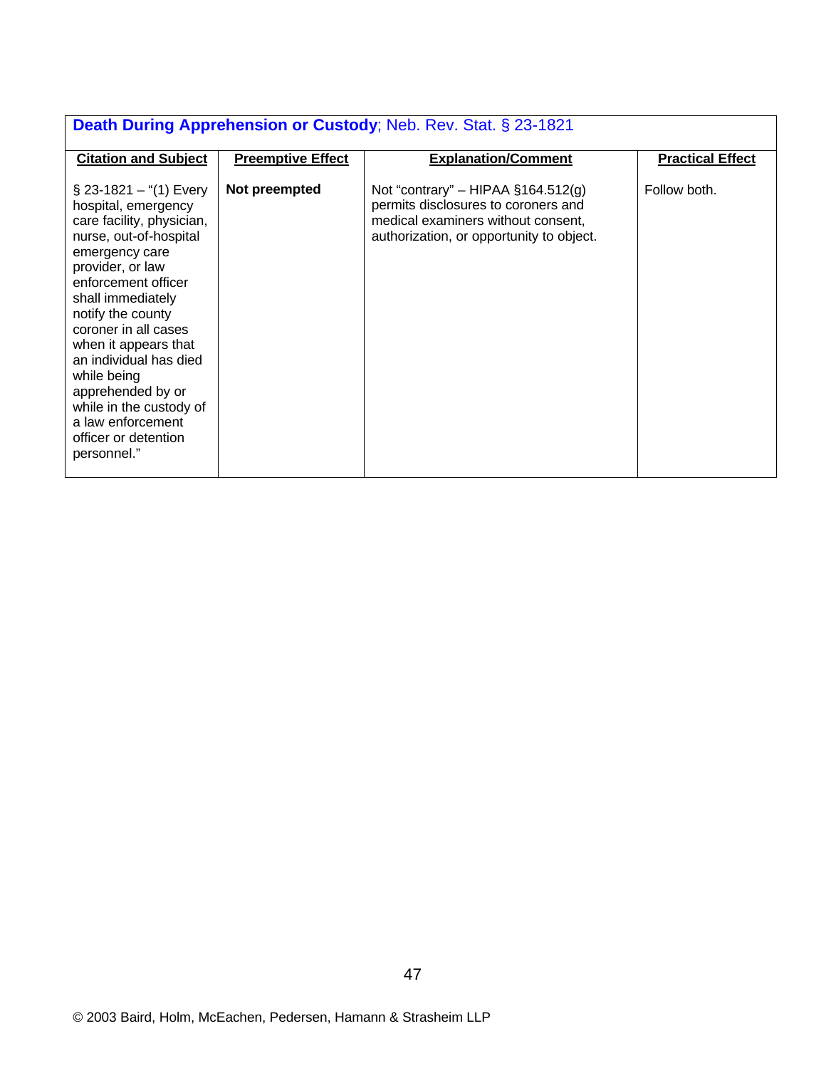| **Death During Apprehension or Custody**; Neb. Rev. Stat. § 23-1821 | | | |
|---|---|---|---|
| **Citation and Subject** | **Preemptive Effect** | **Explanation/Comment** | **Practical Effect** |
| § 23-1821 – "(1) Every hospital, emergency care facility, physician, nurse, out-of-hospital emergency care provider, or law enforcement officer shall immediately notify the county coroner in all cases when it appears that an individual has died while being apprehended by or while in the custody of a law enforcement officer or detention personnel." | **Not preempted** | Not "contrary" – HIPAA §164.512(g) permits disclosures to coroners and medical examiners without consent, authorization, or opportunity to object. | Follow both. |

© 2003 Baird, Holm, McEachen, Pedersen, Hamann & Strasheim LLP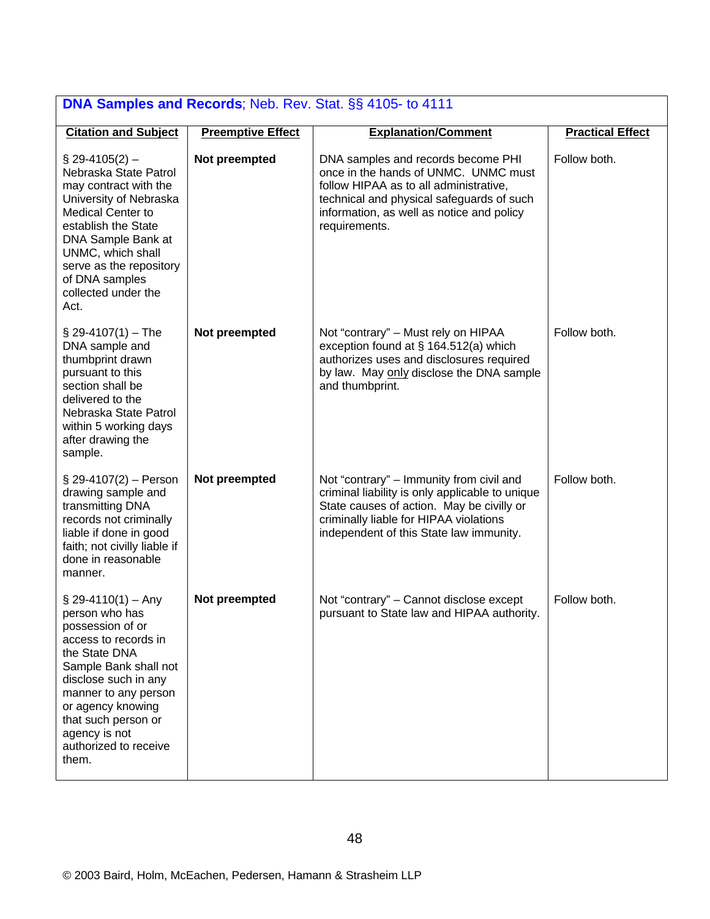| **DNA Samples and Records**; Neb. Rev. Stat. §§ 4105- to 4111 | | | |
|---|---|---|---|
| **Citation and Subject** | **Preemptive Effect** | **Explanation/Comment** | **Practical Effect** |
| § 29-4105(2) – Nebraska State Patrol may contract with the University of Nebraska Medical Center to establish the State DNA Sample Bank at UNMC, which shall serve as the repository of DNA samples collected under the Act. | **Not preempted** | DNA samples and records become PHI once in the hands of UNMC. UNMC must follow HIPAA as to all administrative, technical and physical safeguards of such information, as well as notice and policy requirements. | Follow both. |
| § 29-4107(1) – The DNA sample and thumbprint drawn pursuant to this section shall be delivered to the Nebraska State Patrol within 5 working days after drawing the sample. | **Not preempted** | Not "contrary" – Must rely on HIPAA exception found at § 164.512(a) which authorizes uses and disclosures required by law. May only disclose the DNA sample and thumbprint. | Follow both. |
| § 29-4107(2) – Person drawing sample and transmitting DNA records not criminally liable if done in good faith; not civilly liable if done in reasonable manner. | **Not preempted** | Not "contrary" – Immunity from civil and criminal liability is only applicable to unique State causes of action. May be civilly or criminally liable for HIPAA violations independent of this State law immunity. | Follow both. |
| § 29-4110(1) – Any person who has possession of or access to records in the State DNA Sample Bank shall not disclose such in any manner to any person or agency knowing that such person or agency is not authorized to receive them. | **Not preempted** | Not "contrary" – Cannot disclose except pursuant to State law and HIPAA authority. | Follow both. |

© 2003 Baird, Holm, McEachen, Pedersen, Hamann & Strasheim LLP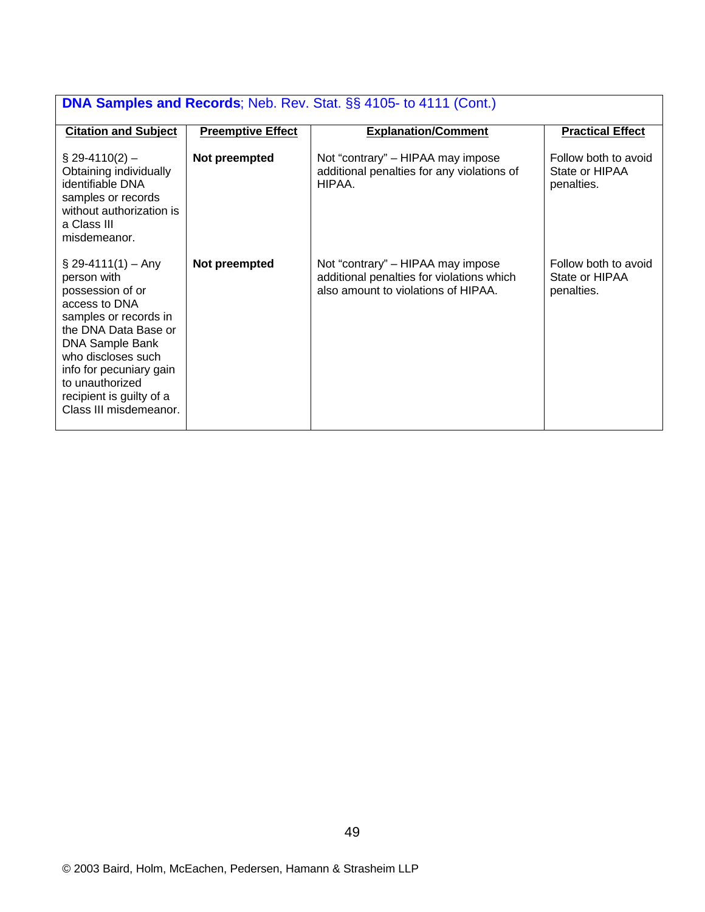| **DNA Samples and Records**; Neb. Rev. Stat. §§ 4105- to 4111 (Cont.) | | | |
|---|---|---|---|
| **Citation and Subject** | **Preemptive Effect** | **Explanation/Comment** | **Practical Effect** |
| § 29-4110(2) – Obtaining individually identifiable DNA samples or records without authorization is a Class III misdemeanor. | **Not preempted** | Not "contrary" – HIPAA may impose additional penalties for any violations of HIPAA. | Follow both to avoid State or HIPAA penalties. |
| § 29-4111(1) – Any person with possession of or access to DNA samples or records in the DNA Data Base or DNA Sample Bank who discloses such info for pecuniary gain to unauthorized recipient is guilty of a Class III misdemeanor. | **Not preempted** | Not "contrary" – HIPAA may impose additional penalties for violations which also amount to violations of HIPAA. | Follow both to avoid State or HIPAA penalties. |

© 2003 Baird, Holm, McEachen, Pedersen, Hamann & Strasheim LLP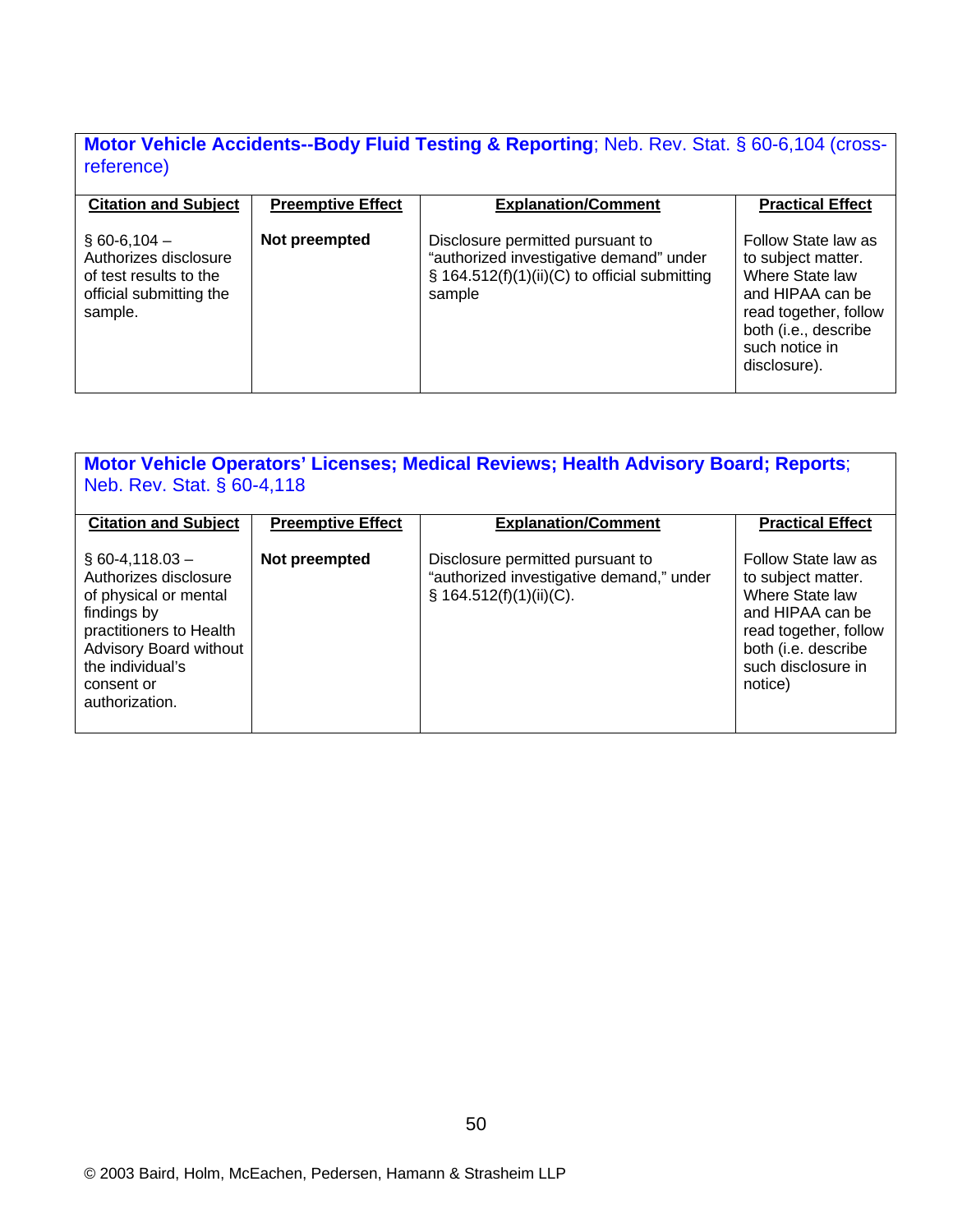**Motor Vehicle Accidents--Body Fluid Testing & Reporting**; Neb. Rev. Stat. § 60-6,104 (cross-reference)

| Citation and Subject | Preemptive Effect | Explanation/Comment | Practical Effect |
|---|---|---|---|
| § 60-6,104 – Authorizes disclosure of test results to the official submitting the sample. | **Not preempted** | Disclosure permitted pursuant to "authorized investigative demand" under § 164.512(f)(1)(ii)(C) to official submitting sample | Follow State law as to subject matter. Where State law and HIPAA can be read together, follow both (i.e., describe such notice in disclosure). |

**Motor Vehicle Operators' Licenses; Medical Reviews; Health Advisory Board; Reports**; Neb. Rev. Stat. § 60-4,118

| Citation and Subject | Preemptive Effect | Explanation/Comment | Practical Effect |
|---|---|---|---|
| § 60-4,118.03 – Authorizes disclosure of physical or mental findings by practitioners to Health Advisory Board without the individual's consent or authorization. | **Not preempted** | Disclosure permitted pursuant to "authorized investigative demand," under § 164.512(f)(1)(ii)(C). | Follow State law as to subject matter. Where State law and HIPAA can be read together, follow both (i.e. describe such disclosure in notice) |

© 2003 Baird, Holm, McEachen, Pedersen, Hamann & Strasheim LLP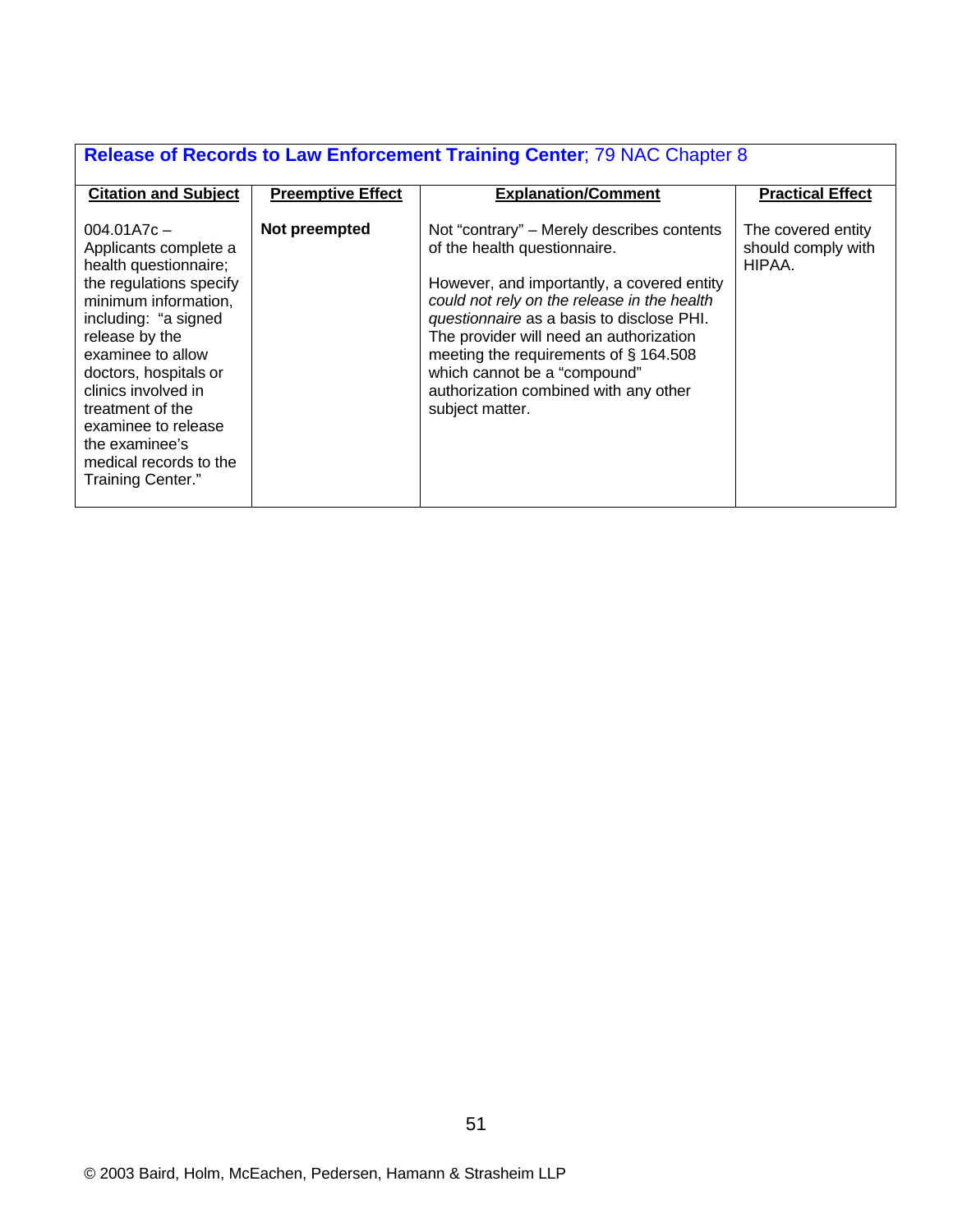| **Release of Records to Law Enforcement Training Center**; 79 NAC Chapter 8 | | | |
|---|---|---|---|
| **Citation and Subject** | **Preemptive Effect** | **Explanation/Comment** | **Practical Effect** |
| 004.01A7c – Applicants complete a health questionnaire; the regulations specify minimum information, including: "a signed release by the examinee to allow doctors, hospitals or clinics involved in treatment of the examinee to release the examinee's medical records to the Training Center." | **Not preempted** | Not "contrary" – Merely describes contents of the health questionnaire.<br><br>However, and importantly, a covered entity *could not rely on the release in the health questionnaire* as a basis to disclose PHI. The provider will need an authorization meeting the requirements of § 164.508 which cannot be a "compound" authorization combined with any other subject matter. | The covered entity should comply with HIPAA. |

© 2003 Baird, Holm, McEachen, Pedersen, Hamann & Strasheim LLP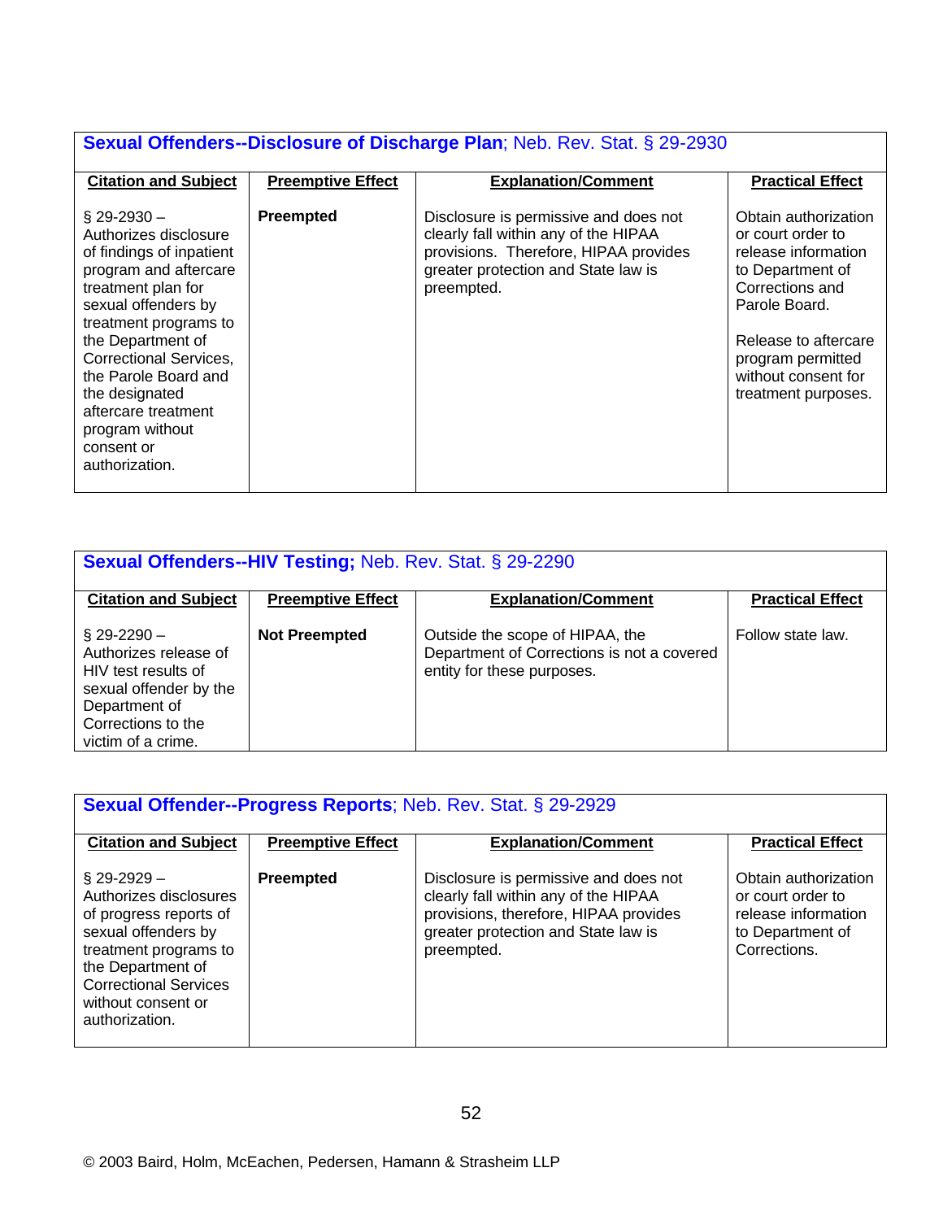**Sexual Offenders--Disclosure of Discharge Plan**; Neb. Rev. Stat. § 29-2930

| Citation and Subject | Preemptive Effect | Explanation/Comment | Practical Effect |
|---|---|---|---|
| § 29-2930 – Authorizes disclosure of findings of inpatient program and aftercare treatment plan for sexual offenders by treatment programs to the Department of Correctional Services, the Parole Board and the designated aftercare treatment program without consent or authorization. | **Preempted** | Disclosure is permissive and does not clearly fall within any of the HIPAA provisions. Therefore, HIPAA provides greater protection and State law is preempted. | Obtain authorization or court order to release information to Department of Corrections and Parole Board.<br><br>Release to aftercare program permitted without consent for treatment purposes. |

**Sexual Offenders--HIV Testing;** Neb. Rev. Stat. § 29-2290

| Citation and Subject | Preemptive Effect | Explanation/Comment | Practical Effect |
|---|---|---|---|
| § 29-2290 – Authorizes release of HIV test results of sexual offender by the Department of Corrections to the victim of a crime. | **Not Preempted** | Outside the scope of HIPAA, the Department of Corrections is not a covered entity for these purposes. | Follow state law. |

**Sexual Offender--Progress Reports**; Neb. Rev. Stat. § 29-2929

| Citation and Subject | Preemptive Effect | Explanation/Comment | Practical Effect |
|---|---|---|---|
| § 29-2929 – Authorizes disclosures of progress reports of sexual offenders by treatment programs to the Department of Correctional Services without consent or authorization. | **Preempted** | Disclosure is permissive and does not clearly fall within any of the HIPAA provisions, therefore, HIPAA provides greater protection and State law is preempted. | Obtain authorization or court order to release information to Department of Corrections. |

© 2003 Baird, Holm, McEachen, Pedersen, Hamann & Strasheim LLP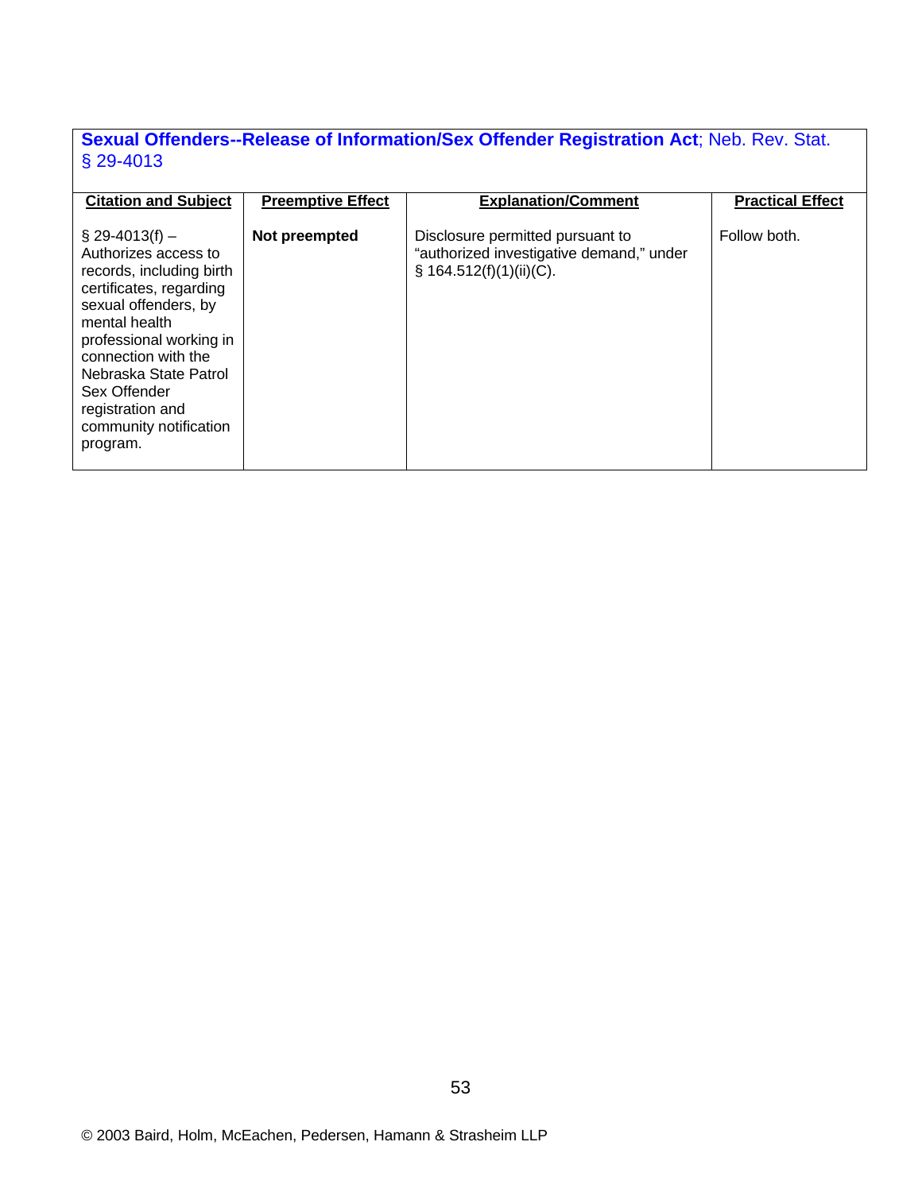**Sexual Offenders--Release of Information/Sex Offender Registration Act**; Neb. Rev. Stat. § 29-4013

| Citation and Subject | Preemptive Effect | Explanation/Comment | Practical Effect |
|---|---|---|---|
| § 29-4013(f) – Authorizes access to records, including birth certificates, regarding sexual offenders, by mental health professional working in connection with the Nebraska State Patrol Sex Offender registration and community notification program. | **Not preempted** | Disclosure permitted pursuant to "authorized investigative demand," under § 164.512(f)(1)(ii)(C). | Follow both. |

© 2003 Baird, Holm, McEachen, Pedersen, Hamann & Strasheim LLP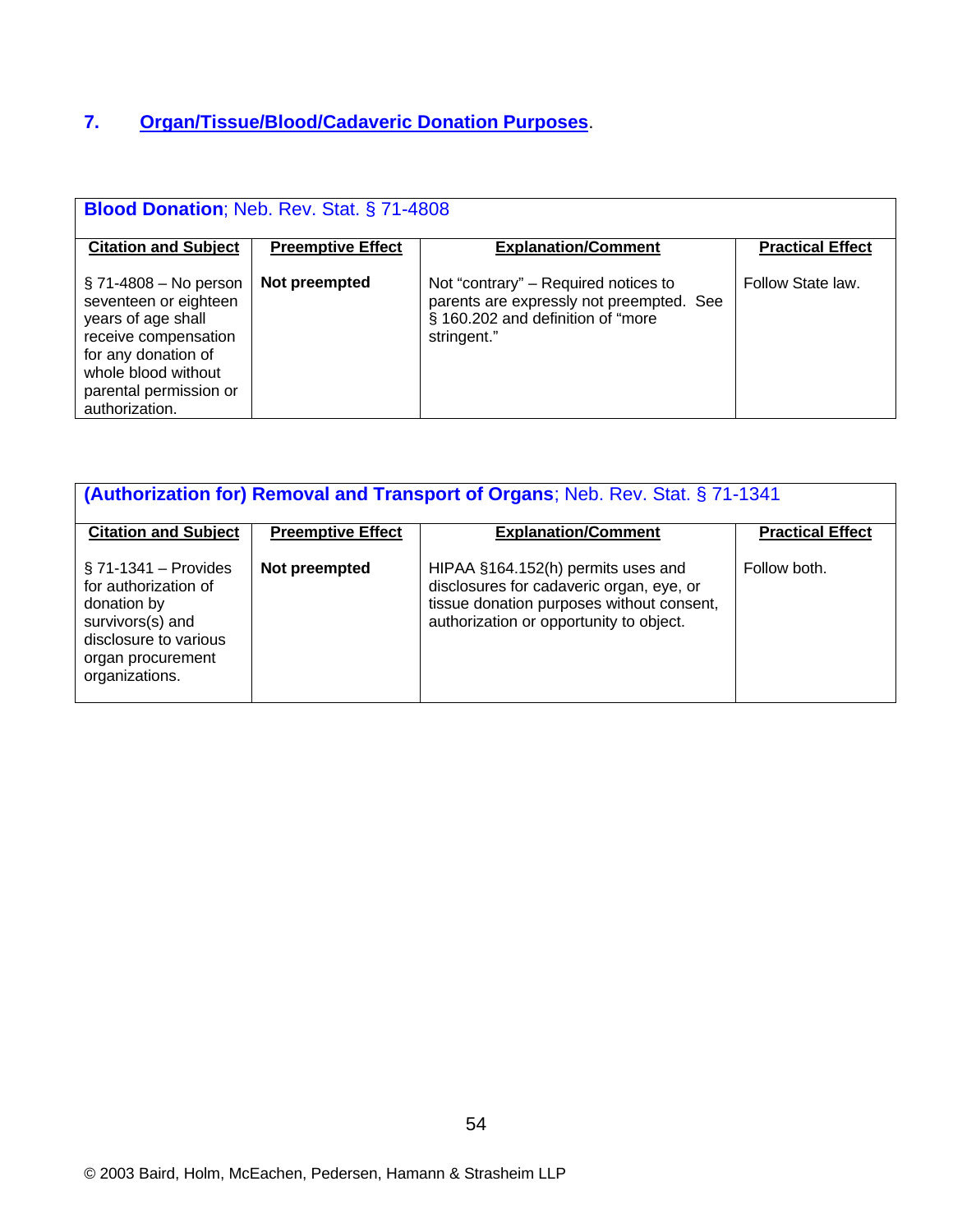## 7. Organ/Tissue/Blood/Cadaveric Donation Purposes.

| **Blood Donation**; Neb. Rev. Stat. § 71-4808 | | | |
|---|---|---|---|
| **Citation and Subject** | **Preemptive Effect** | **Explanation/Comment** | **Practical Effect** |
| § 71-4808 – No person seventeen or eighteen years of age shall receive compensation for any donation of whole blood without parental permission or authorization. | **Not preempted** | Not "contrary" – Required notices to parents are expressly not preempted. See § 160.202 and definition of "more stringent." | Follow State law. |

| **(Authorization for) Removal and Transport of Organs**; Neb. Rev. Stat. § 71-1341 | | | |
|---|---|---|---|
| **Citation and Subject** | **Preemptive Effect** | **Explanation/Comment** | **Practical Effect** |
| § 71-1341 – Provides for authorization of donation by survivors(s) and disclosure to various organ procurement organizations. | **Not preempted** | HIPAA §164.152(h) permits uses and disclosures for cadaveric organ, eye, or tissue donation purposes without consent, authorization or opportunity to object. | Follow both. |

© 2003 Baird, Holm, McEachen, Pedersen, Hamann & Strasheim LLP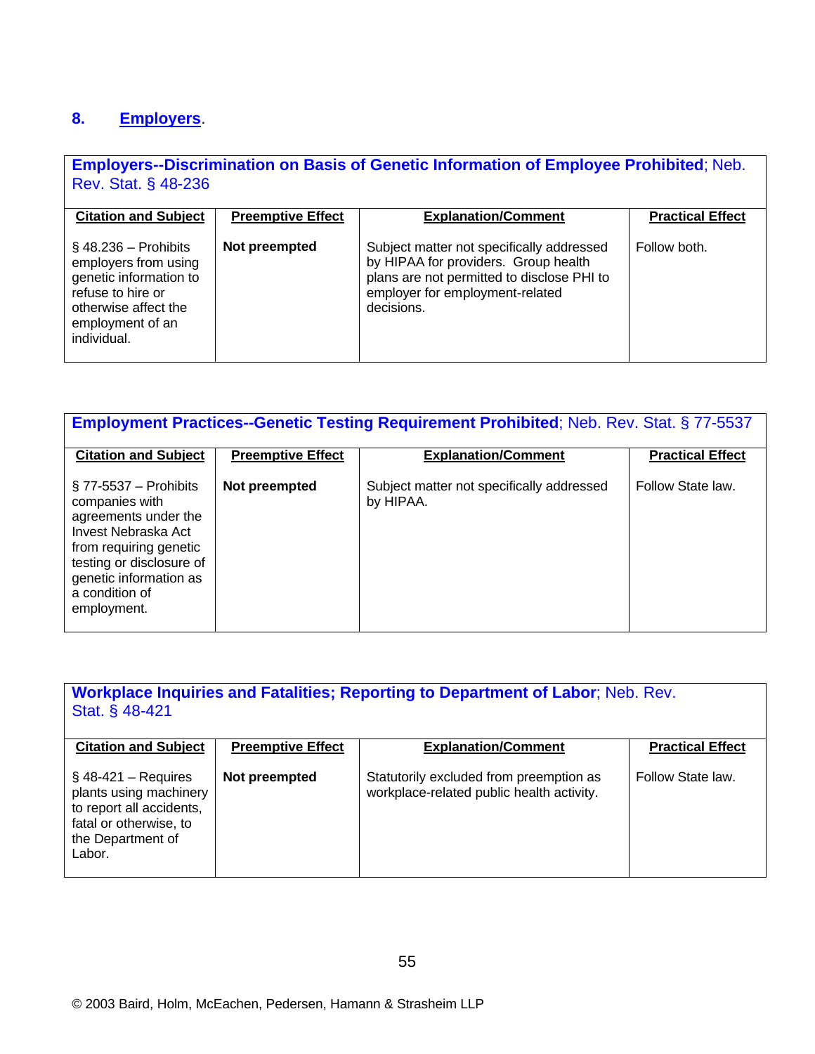## 8. Employers.

**Employers--Discrimination on Basis of Genetic Information of Employee Prohibited**; Neb. Rev. Stat. § 48-236

| Citation and Subject | Preemptive Effect | Explanation/Comment | Practical Effect |
|---|---|---|---|
| § 48.236 – Prohibits employers from using genetic information to refuse to hire or otherwise affect the employment of an individual. | **Not preempted** | Subject matter not specifically addressed by HIPAA for providers. Group health plans are not permitted to disclose PHI to employer for employment-related decisions. | Follow both. |

**Employment Practices--Genetic Testing Requirement Prohibited**; Neb. Rev. Stat. § 77-5537

| Citation and Subject | Preemptive Effect | Explanation/Comment | Practical Effect |
|---|---|---|---|
| § 77-5537 – Prohibits companies with agreements under the Invest Nebraska Act from requiring genetic testing or disclosure of genetic information as a condition of employment. | **Not preempted** | Subject matter not specifically addressed by HIPAA. | Follow State law. |

**Workplace Inquiries and Fatalities; Reporting to Department of Labor**; Neb. Rev. Stat. § 48-421

| Citation and Subject | Preemptive Effect | Explanation/Comment | Practical Effect |
|---|---|---|---|
| § 48-421 – Requires plants using machinery to report all accidents, fatal or otherwise, to the Department of Labor. | **Not preempted** | Statutorily excluded from preemption as workplace-related public health activity. | Follow State law. |

© 2003 Baird, Holm, McEachen, Pedersen, Hamann & Strasheim LLP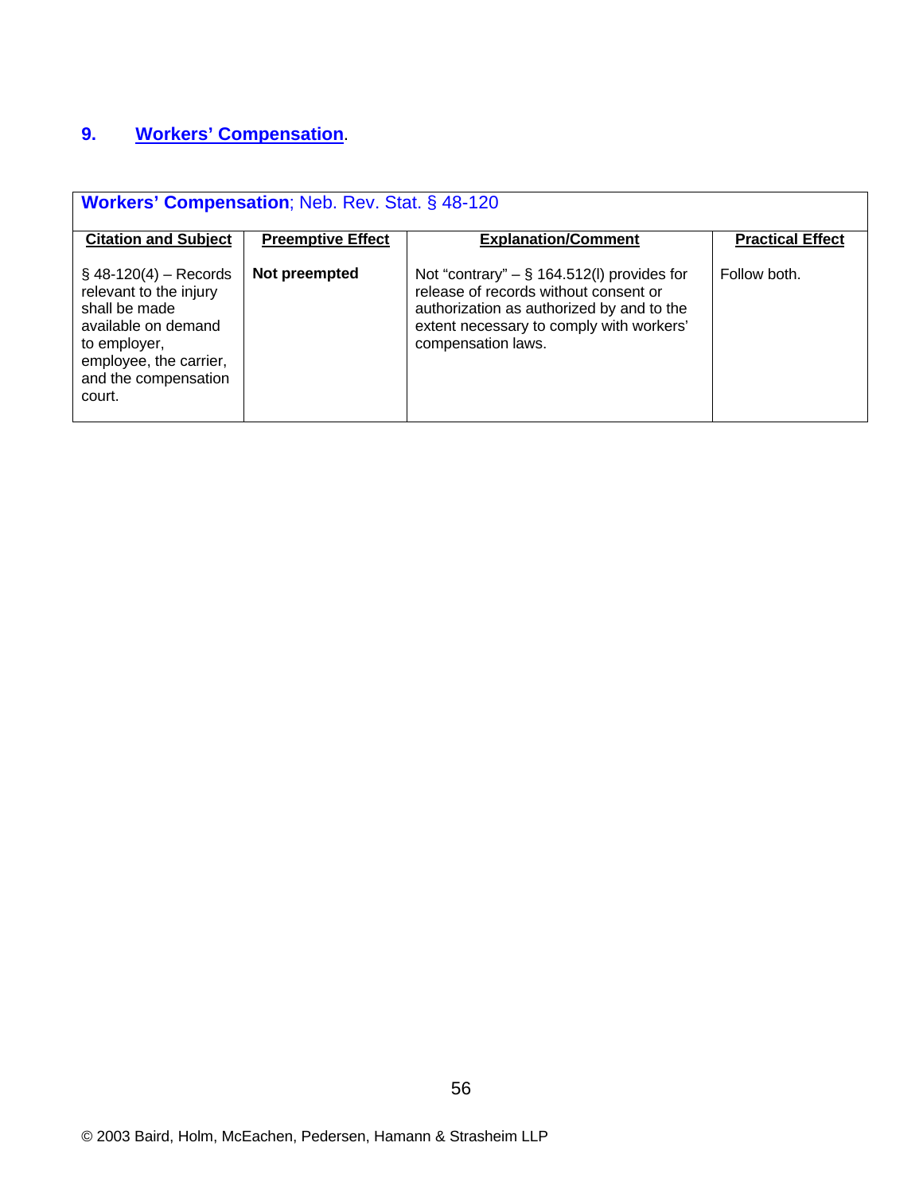## 9. Workers' Compensation.

| **Workers' Compensation**; Neb. Rev. Stat. § 48-120 | | | |
|---|---|---|---|
| **Citation and Subject** | **Preemptive Effect** | **Explanation/Comment** | **Practical Effect** |
| § 48-120(4) – Records relevant to the injury shall be made available on demand to employer, employee, the carrier, and the compensation court. | **Not preempted** | Not "contrary" – § 164.512(l) provides for release of records without consent or authorization as authorized by and to the extent necessary to comply with workers' compensation laws. | Follow both. |

© 2003 Baird, Holm, McEachen, Pedersen, Hamann & Strasheim LLP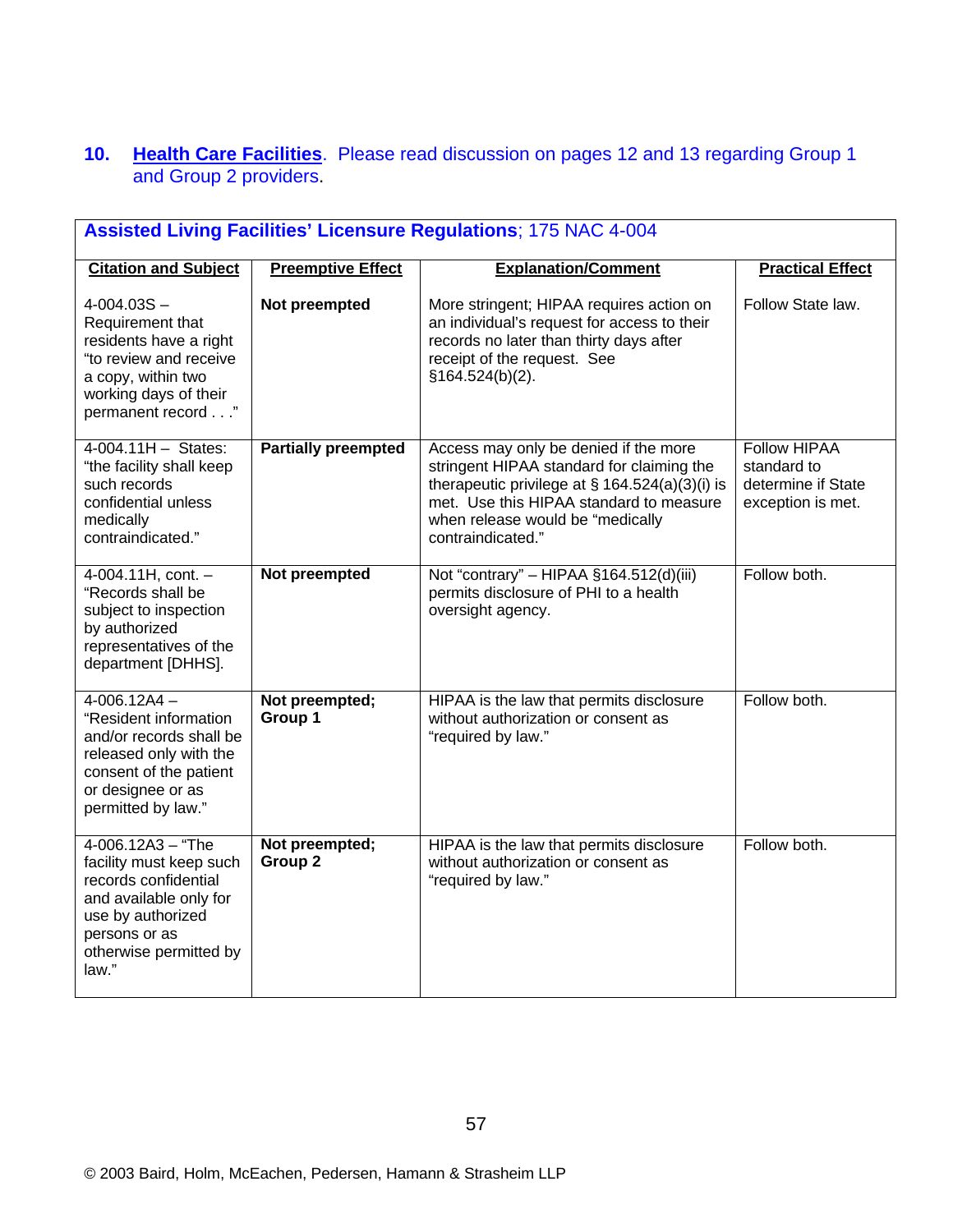**10. Health Care Facilities**. Please read discussion on pages 12 and 13 regarding Group 1 and Group 2 providers.

| **Assisted Living Facilities' Licensure Regulations**; 175 NAC 4-004 | | | |
|---|---|---|---|
| **Citation and Subject** | **Preemptive Effect** | **Explanation/Comment** | **Practical Effect** |
| 4-004.03S – Requirement that residents have a right "to review and receive a copy, within two working days of their permanent record . . ." | **Not preempted** | More stringent; HIPAA requires action on an individual's request for access to their records no later than thirty days after receipt of the request. See §164.524(b)(2). | Follow State law. |
| 4-004.11H – States: "the facility shall keep such records confidential unless medically contraindicated." | **Partially preempted** | Access may only be denied if the more stringent HIPAA standard for claiming the therapeutic privilege at § 164.524(a)(3)(i) is met. Use this HIPAA standard to measure when release would be "medically contraindicated." | Follow HIPAA standard to determine if State exception is met. |
| 4-004.11H, cont. – "Records shall be subject to inspection by authorized representatives of the department [DHHS]. | **Not preempted** | Not "contrary" – HIPAA §164.512(d)(iii) permits disclosure of PHI to a health oversight agency. | Follow both. |
| 4-006.12A4 – "Resident information and/or records shall be released only with the consent of the patient or designee or as permitted by law." | **Not preempted; Group 1** | HIPAA is the law that permits disclosure without authorization or consent as "required by law." | Follow both. |
| 4-006.12A3 – "The facility must keep such records confidential and available only for use by authorized persons or as otherwise permitted by law." | **Not preempted; Group 2** | HIPAA is the law that permits disclosure without authorization or consent as "required by law." | Follow both. |

© 2003 Baird, Holm, McEachen, Pedersen, Hamann & Strasheim LLP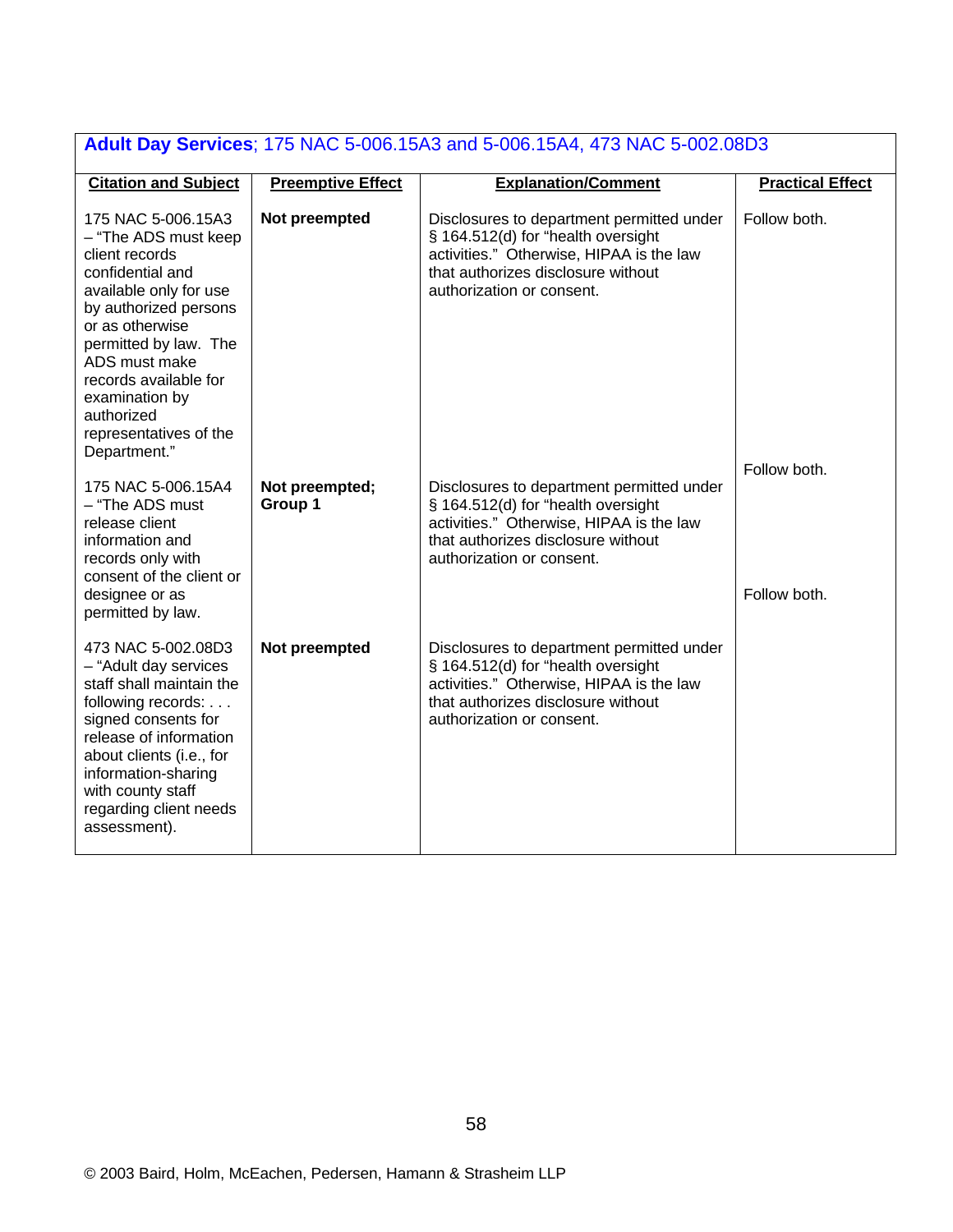**Adult Day Services**; 175 NAC 5-006.15A3 and 5-006.15A4, 473 NAC 5-002.08D3

| Citation and Subject | Preemptive Effect | Explanation/Comment | Practical Effect |
|---|---|---|---|
| 175 NAC 5-006.15A3 – "The ADS must keep client records confidential and available only for use by authorized persons or as otherwise permitted by law. The ADS must make records available for examination by authorized representatives of the Department." | **Not preempted** | Disclosures to department permitted under § 164.512(d) for "health oversight activities." Otherwise, HIPAA is the law that authorizes disclosure without authorization or consent. | Follow both. |
| 175 NAC 5-006.15A4 – "The ADS must release client information and records only with consent of the client or designee or as permitted by law. | **Not preempted; Group 1** | Disclosures to department permitted under § 164.512(d) for "health oversight activities." Otherwise, HIPAA is the law that authorizes disclosure without authorization or consent. | Follow both. |
| 473 NAC 5-002.08D3 – "Adult day services staff shall maintain the following records: . . . signed consents for release of information about clients (i.e., for information-sharing with county staff regarding client needs assessment). | **Not preempted** | Disclosures to department permitted under § 164.512(d) for "health oversight activities." Otherwise, HIPAA is the law that authorizes disclosure without authorization or consent. | Follow both. |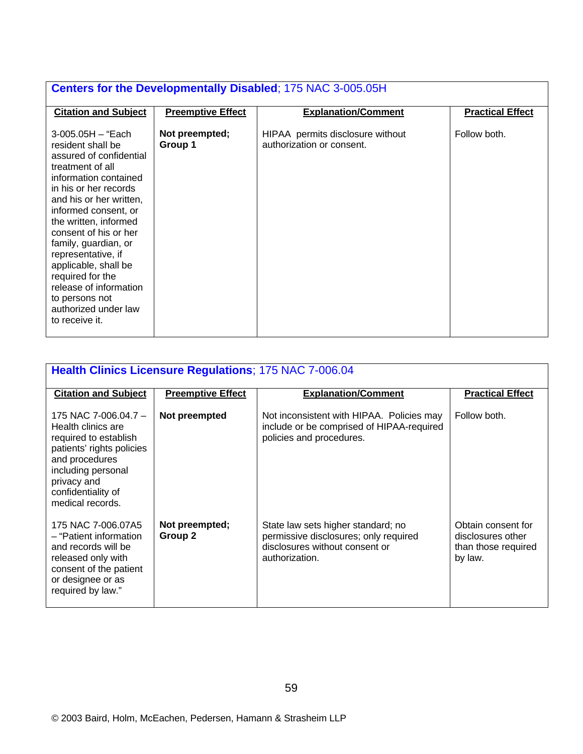| **Centers for the Developmentally Disabled**; 175 NAC 3-005.05H | | | |
|---|---|---|---|
| **Citation and Subject** | **Preemptive Effect** | **Explanation/Comment** | **Practical Effect** |
| 3-005.05H – "Each resident shall be assured of confidential treatment of all information contained in his or her records and his or her written, informed consent, or the written, informed consent of his or her family, guardian, or representative, if applicable, shall be required for the release of information to persons not authorized under law to receive it. | **Not preempted; Group 1** | HIPAA permits disclosure without authorization or consent. | Follow both. |

| **Health Clinics Licensure Regulations**; 175 NAC 7-006.04 | | | |
|---|---|---|---|
| **Citation and Subject** | **Preemptive Effect** | **Explanation/Comment** | **Practical Effect** |
| 175 NAC 7-006.04.7 – Health clinics are required to establish patients' rights policies and procedures including personal privacy and confidentiality of medical records. | **Not preempted** | Not inconsistent with HIPAA. Policies may include or be comprised of HIPAA-required policies and procedures. | Follow both. |
| 175 NAC 7-006.07A5 – "Patient information and records will be released only with consent of the patient or designee or as required by law." | **Not preempted; Group 2** | State law sets higher standard; no permissive disclosures; only required disclosures without consent or authorization. | Obtain consent for disclosures other than those required by law. |

© 2003 Baird, Holm, McEachen, Pedersen, Hamann & Strasheim LLP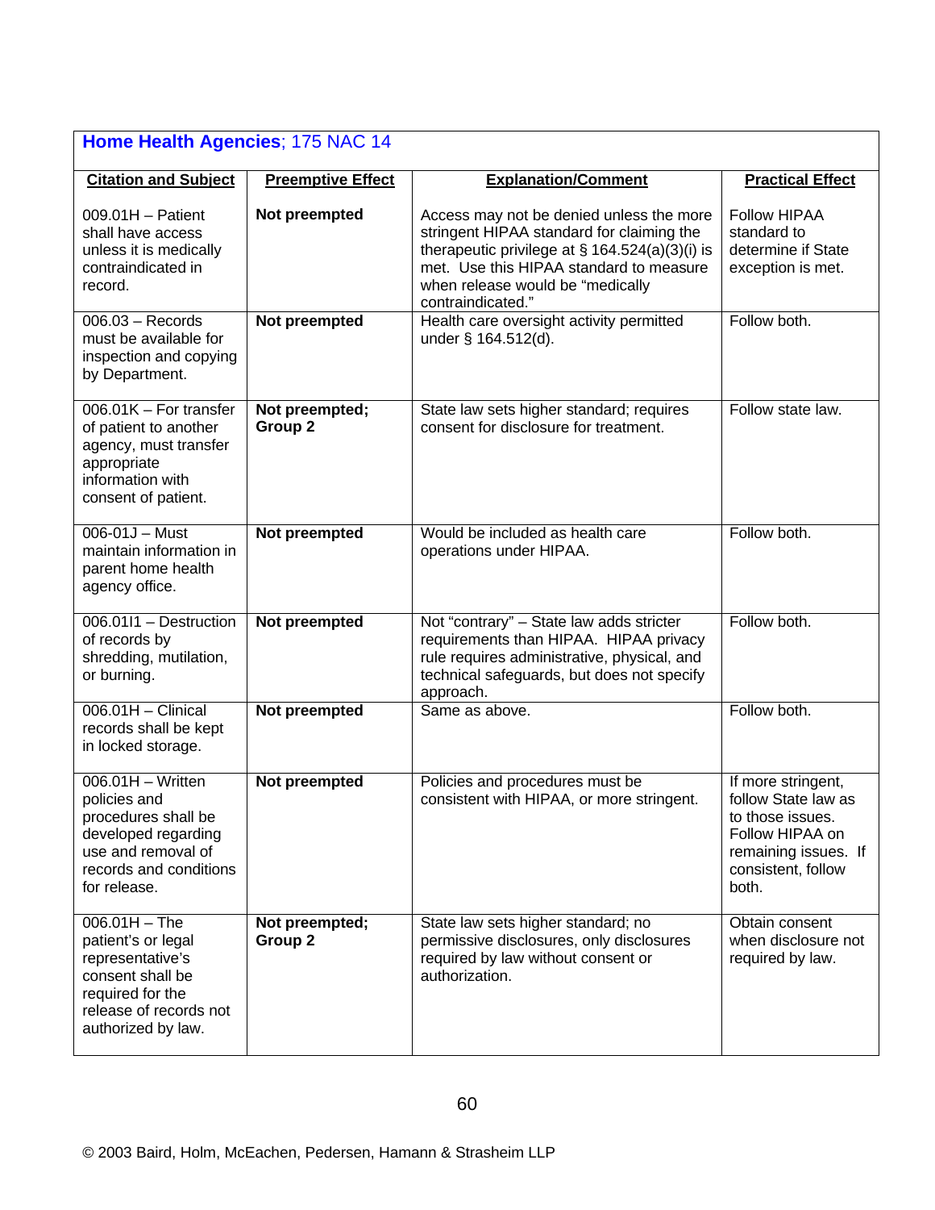| **Home Health Agencies**; 175 NAC 14 | | | |
|---|---|---|---|
| **Citation and Subject** | **Preemptive Effect** | **Explanation/Comment** | **Practical Effect** |
| 009.01H – Patient shall have access unless it is medically contraindicated in record. | **Not preempted** | Access may not be denied unless the more stringent HIPAA standard for claiming the therapeutic privilege at § 164.524(a)(3)(i) is met. Use this HIPAA standard to measure when release would be "medically contraindicated." | Follow HIPAA standard to determine if State exception is met. |
| 006.03 – Records must be available for inspection and copying by Department. | **Not preempted** | Health care oversight activity permitted under § 164.512(d). | Follow both. |
| 006.01K – For transfer of patient to another agency, must transfer appropriate information with consent of patient. | **Not preempted; Group 2** | State law sets higher standard; requires consent for disclosure for treatment. | Follow state law. |
| 006-01J – Must maintain information in parent home health agency office. | **Not preempted** | Would be included as health care operations under HIPAA. | Follow both. |
| 006.01I1 – Destruction of records by shredding, mutilation, or burning. | **Not preempted** | Not "contrary" – State law adds stricter requirements than HIPAA. HIPAA privacy rule requires administrative, physical, and technical safeguards, but does not specify approach. | Follow both. |
| 006.01H – Clinical records shall be kept in locked storage. | **Not preempted** | Same as above. | Follow both. |
| 006.01H – Written policies and procedures shall be developed regarding use and removal of records and conditions for release. | **Not preempted** | Policies and procedures must be consistent with HIPAA, or more stringent. | If more stringent, follow State law as to those issues. Follow HIPAA on remaining issues. If consistent, follow both. |
| 006.01H – The patient's or legal representative's consent shall be required for the release of records not authorized by law. | **Not preempted; Group 2** | State law sets higher standard; no permissive disclosures, only disclosures required by law without consent or authorization. | Obtain consent when disclosure not required by law. |

© 2003 Baird, Holm, McEachen, Pedersen, Hamann & Strasheim LLP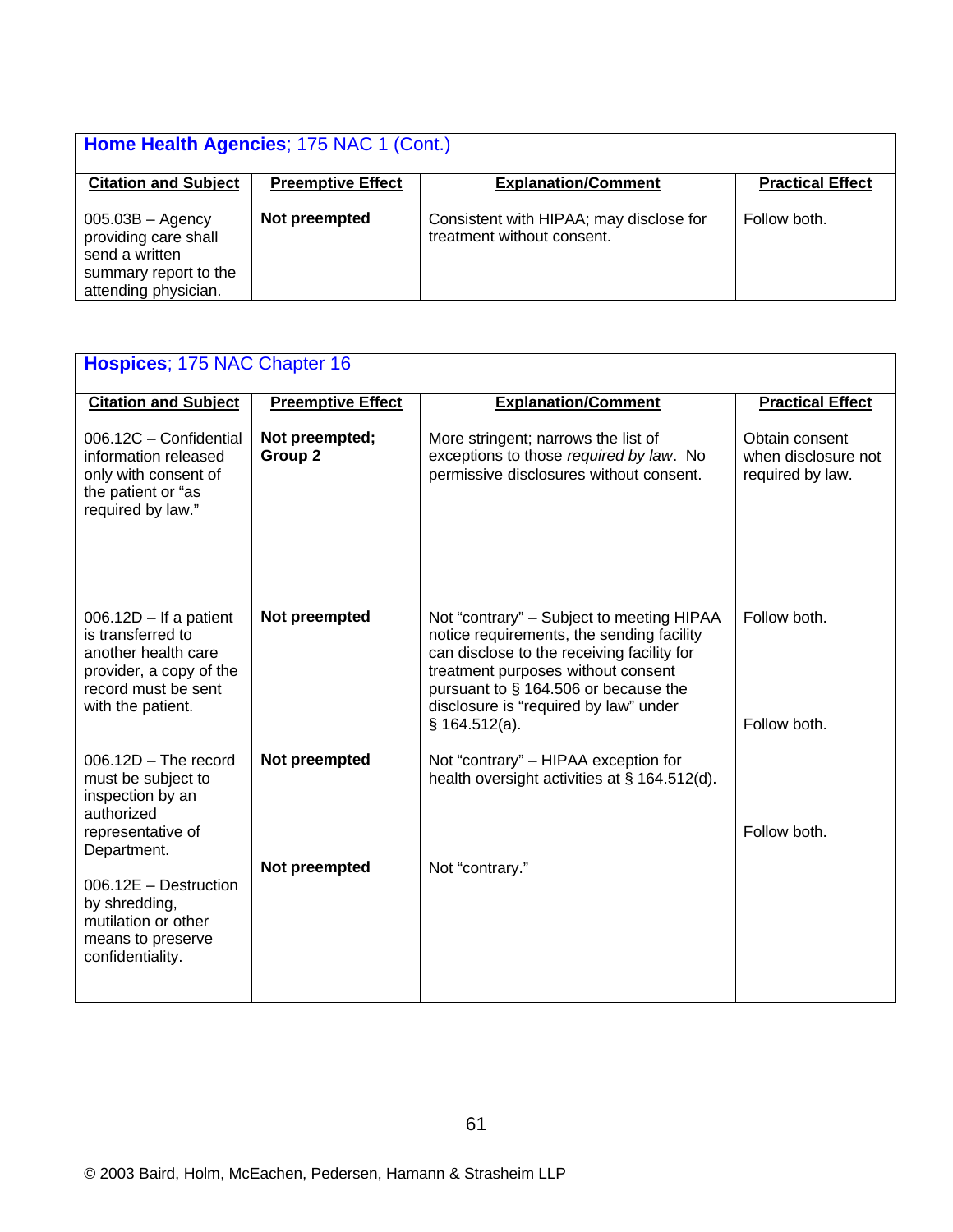**Home Health Agencies**; 175 NAC 1 (Cont.)

| Citation and Subject | Preemptive Effect | Explanation/Comment | Practical Effect |
|---|---|---|---|
| 005.03B – Agency providing care shall send a written summary report to the attending physician. | **Not preempted** | Consistent with HIPAA; may disclose for treatment without consent. | Follow both. |

**Hospices**; 175 NAC Chapter 16

| Citation and Subject | Preemptive Effect | Explanation/Comment | Practical Effect |
|---|---|---|---|
| 006.12C – Confidential information released only with consent of the patient or "as required by law." | **Not preempted; Group 2** | More stringent; narrows the list of exceptions to those *required by law*. No permissive disclosures without consent. | Obtain consent when disclosure not required by law. |
| 006.12D – If a patient is transferred to another health care provider, a copy of the record must be sent with the patient. | **Not preempted** | Not "contrary" – Subject to meeting HIPAA notice requirements, the sending facility can disclose to the receiving facility for treatment purposes without consent pursuant to § 164.506 or because the disclosure is "required by law" under § 164.512(a). | Follow both. |
| 006.12D – The record must be subject to inspection by an authorized representative of Department. | **Not preempted** | Not "contrary" – HIPAA exception for health oversight activities at § 164.512(d). | Follow both. |
| 006.12E – Destruction by shredding, mutilation or other means to preserve confidentiality. | **Not preempted** | Not "contrary." | Follow both. |

© 2003 Baird, Holm, McEachen, Pedersen, Hamann & Strasheim LLP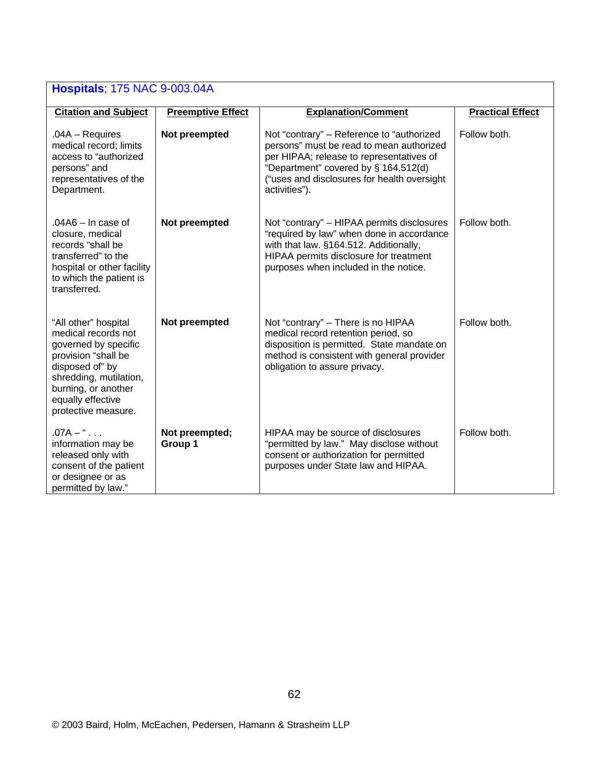| **Hospitals**; 175 NAC 9-003.04A | | | |
|---|---|---|---|
| **Citation and Subject** | **Preemptive Effect** | **Explanation/Comment** | **Practical Effect** |
| .04A – Requires medical record; limits access to "authorized persons" and representatives of the Department. | **Not preempted** | Not "contrary" – Reference to "authorized persons" must be read to mean authorized per HIPAA; release to representatives of "Department" covered by § 164.512(d) ("uses and disclosures for health oversight activities"). | Follow both. |
| .04A6 – In case of closure, medical records "shall be transferred" to the hospital or other facility to which the patient is transferred. | **Not preempted** | Not "contrary" – HIPAA permits disclosures "required by law" when done in accordance with that law. §164.512. Additionally, HIPAA permits disclosure for treatment purposes when included in the notice. | Follow both. |
| "All other" hospital medical records not governed by specific provision "shall be disposed of" by shredding, mutilation, burning, or another equally effective protective measure. | **Not preempted** | Not "contrary" – There is no HIPAA medical record retention period, so disposition is permitted. State mandate on method is consistent with general provider obligation to assure privacy. | Follow both. |
| .07A – " . . . information may be released only with consent of the patient or designee or as permitted by law." | **Not preempted; Group 1** | HIPAA may be source of disclosures "permitted by law." May disclose without consent or authorization for permitted purposes under State law and HIPAA. | Follow both. |

© 2003 Baird, Holm, McEachen, Pedersen, Hamann & Strasheim LLP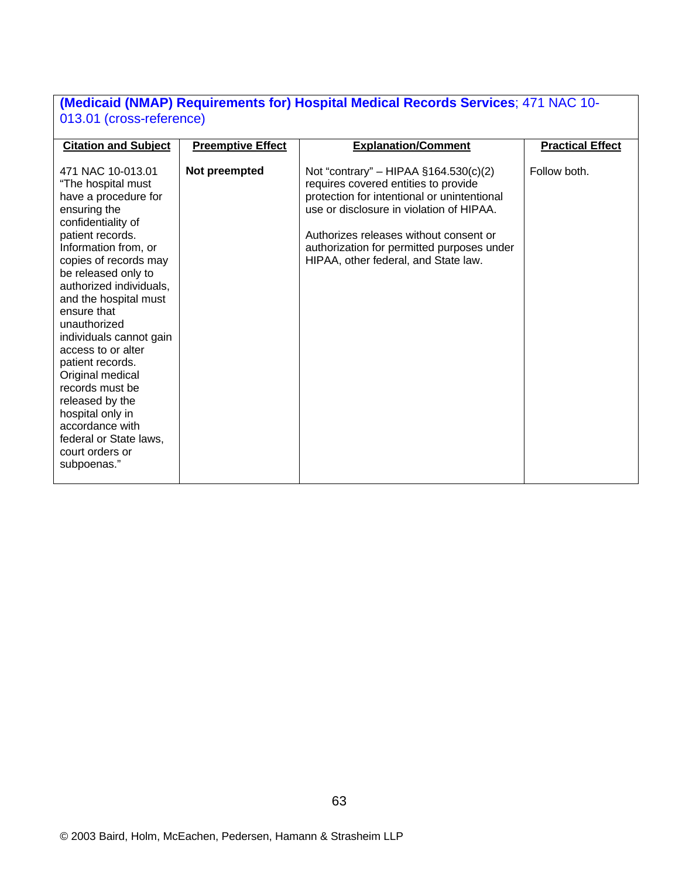**(Medicaid (NMAP) Requirements for) Hospital Medical Records Services**; 471 NAC 10-013.01 (cross-reference)

| Citation and Subject | Preemptive Effect | Explanation/Comment | Practical Effect |
|---|---|---|---|
| 471 NAC 10-013.01 "The hospital must have a procedure for ensuring the confidentiality of patient records. Information from, or copies of records may be released only to authorized individuals, and the hospital must ensure that unauthorized individuals cannot gain access to or alter patient records. Original medical records must be released by the hospital only in accordance with federal or State laws, court orders or subpoenas." | **Not preempted** | Not "contrary" – HIPAA §164.530(c)(2) requires covered entities to provide protection for intentional or unintentional use or disclosure in violation of HIPAA.<br><br>Authorizes releases without consent or authorization for permitted purposes under HIPAA, other federal, and State law. | Follow both. |

© 2003 Baird, Holm, McEachen, Pedersen, Hamann & Strasheim LLP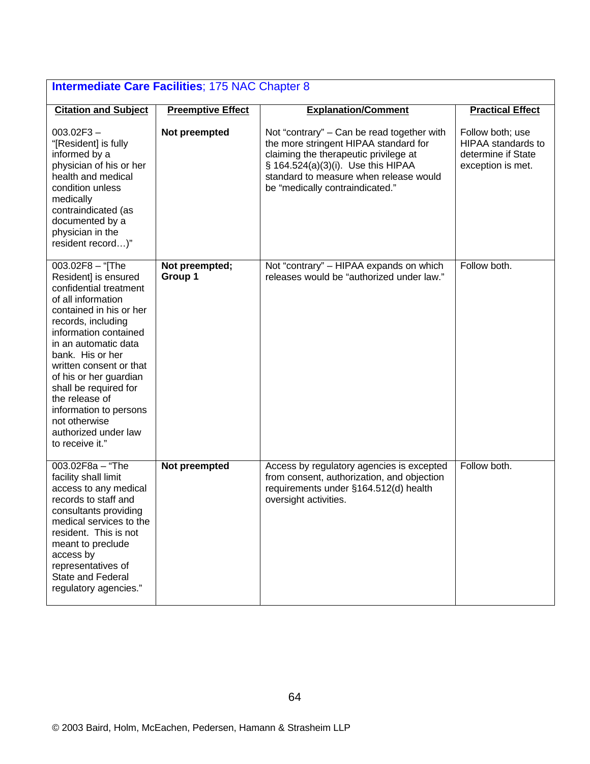| **Intermediate Care Facilities**; 175 NAC Chapter 8 | | | |
|---|---|---|---|
| **Citation and Subject** | **Preemptive Effect** | **Explanation/Comment** | **Practical Effect** |
| 003.02F3 – "[Resident] is fully informed by a physician of his or her health and medical condition unless medically contraindicated (as documented by a physician in the resident record…)" | **Not preempted** | Not "contrary" – Can be read together with the more stringent HIPAA standard for claiming the therapeutic privilege at § 164.524(a)(3)(i). Use this HIPAA standard to measure when release would be "medically contraindicated." | Follow both; use HIPAA standards to determine if State exception is met. |
| 003.02F8 – "[The Resident] is ensured confidential treatment of all information contained in his or her records, including information contained in an automatic data bank. His or her written consent or that of his or her guardian shall be required for the release of information to persons not otherwise authorized under law to receive it." | **Not preempted; Group 1** | Not "contrary" – HIPAA expands on which releases would be "authorized under law." | Follow both. |
| 003.02F8a – "The facility shall limit access to any medical records to staff and consultants providing medical services to the resident. This is not meant to preclude access by representatives of State and Federal regulatory agencies." | **Not preempted** | Access by regulatory agencies is excepted from consent, authorization, and objection requirements under §164.512(d) health oversight activities. | Follow both. |

© 2003 Baird, Holm, McEachen, Pedersen, Hamann & Strasheim LLP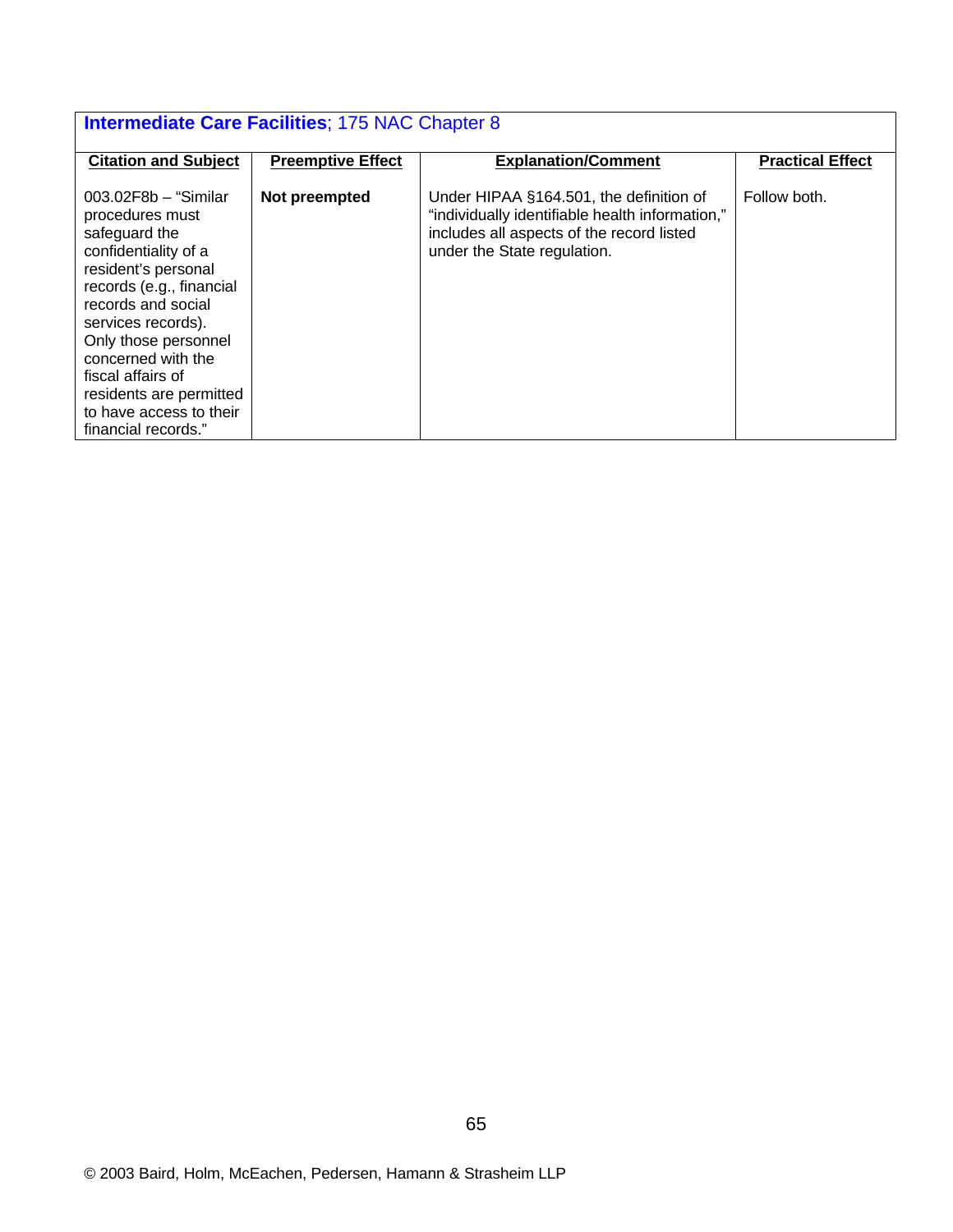| **Intermediate Care Facilities**; 175 NAC Chapter 8 | | | |
|---|---|---|---|
| **Citation and Subject** | **Preemptive Effect** | **Explanation/Comment** | **Practical Effect** |
| 003.02F8b – "Similar procedures must safeguard the confidentiality of a resident's personal records (e.g., financial records and social services records). Only those personnel concerned with the fiscal affairs of residents are permitted to have access to their financial records." | **Not preempted** | Under HIPAA §164.501, the definition of "individually identifiable health information," includes all aspects of the record listed under the State regulation. | Follow both. |

© 2003 Baird, Holm, McEachen, Pedersen, Hamann & Strasheim LLP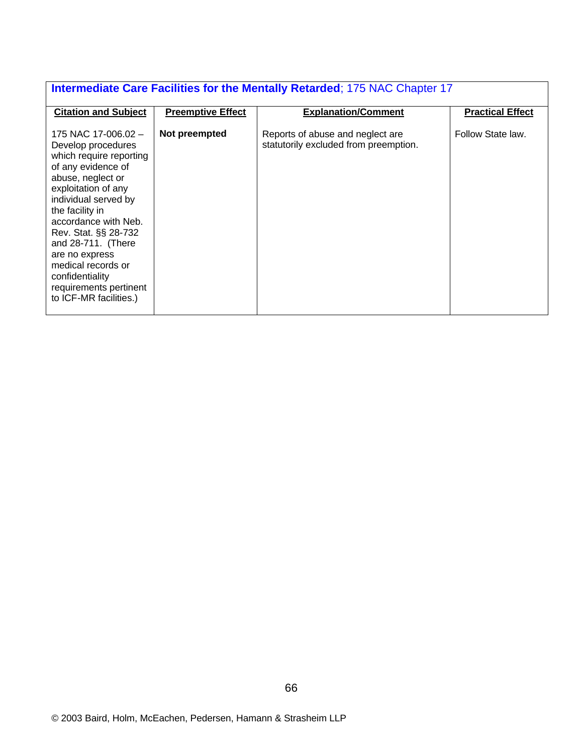| **Intermediate Care Facilities for the Mentally Retarded**; 175 NAC Chapter 17 | | | |
|---|---|---|---|
| **Citation and Subject** | **Preemptive Effect** | **Explanation/Comment** | **Practical Effect** |
| 175 NAC 17-006.02 – Develop procedures which require reporting of any evidence of abuse, neglect or exploitation of any individual served by the facility in accordance with Neb. Rev. Stat. §§ 28-732 and 28-711. (There are no express medical records or confidentiality requirements pertinent to ICF-MR facilities.) | **Not preempted** | Reports of abuse and neglect are statutorily excluded from preemption. | Follow State law. |

© 2003 Baird, Holm, McEachen, Pedersen, Hamann & Strasheim LLP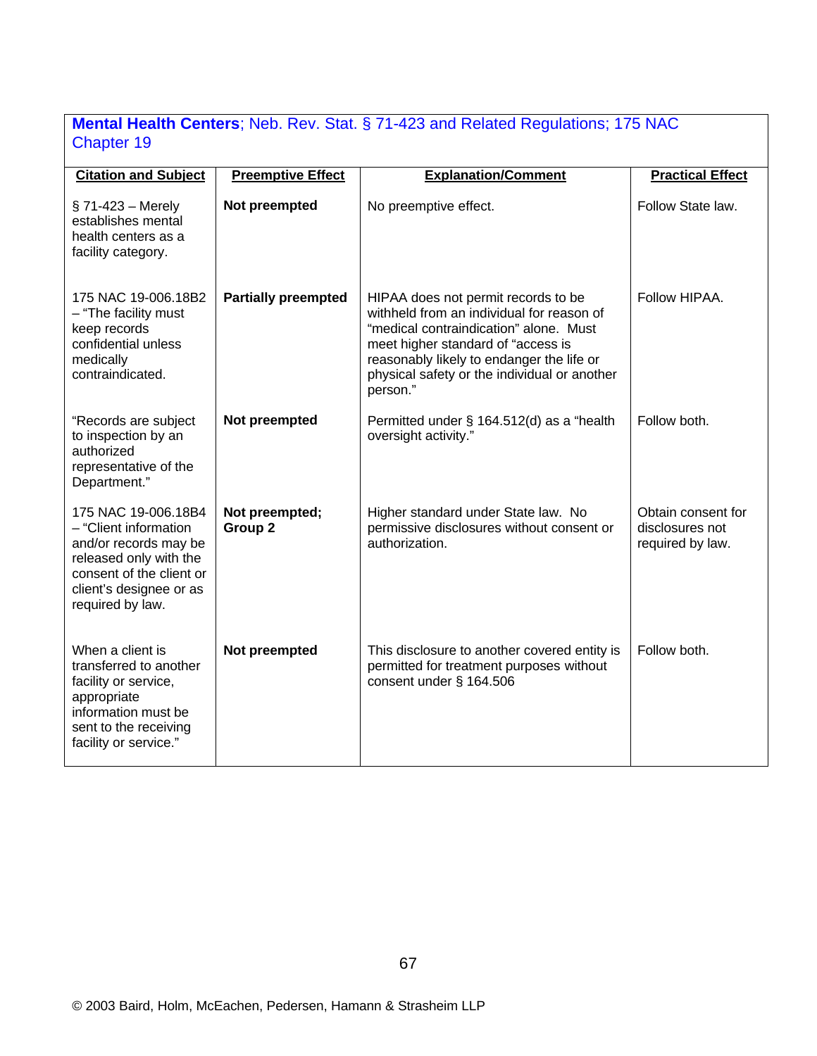**Mental Health Centers**; Neb. Rev. Stat. § 71-423 and Related Regulations; 175 NAC Chapter 19

| Citation and Subject | Preemptive Effect | Explanation/Comment | Practical Effect |
|---|---|---|---|
| § 71-423 – Merely establishes mental health centers as a facility category. | **Not preempted** | No preemptive effect. | Follow State law. |
| 175 NAC 19-006.18B2 – "The facility must keep records confidential unless medically contraindicated. | **Partially preempted** | HIPAA does not permit records to be withheld from an individual for reason of "medical contraindication" alone. Must meet higher standard of "access is reasonably likely to endanger the life or physical safety or the individual or another person." | Follow HIPAA. |
| "Records are subject to inspection by an authorized representative of the Department." | **Not preempted** | Permitted under § 164.512(d) as a "health oversight activity." | Follow both. |
| 175 NAC 19-006.18B4 – "Client information and/or records may be released only with the consent of the client or client's designee or as required by law. | **Not preempted; Group 2** | Higher standard under State law. No permissive disclosures without consent or authorization. | Obtain consent for disclosures not required by law. |
| When a client is transferred to another facility or service, appropriate information must be sent to the receiving facility or service." | **Not preempted** | This disclosure to another covered entity is permitted for treatment purposes without consent under § 164.506 | Follow both. |

© 2003 Baird, Holm, McEachen, Pedersen, Hamann & Strasheim LLP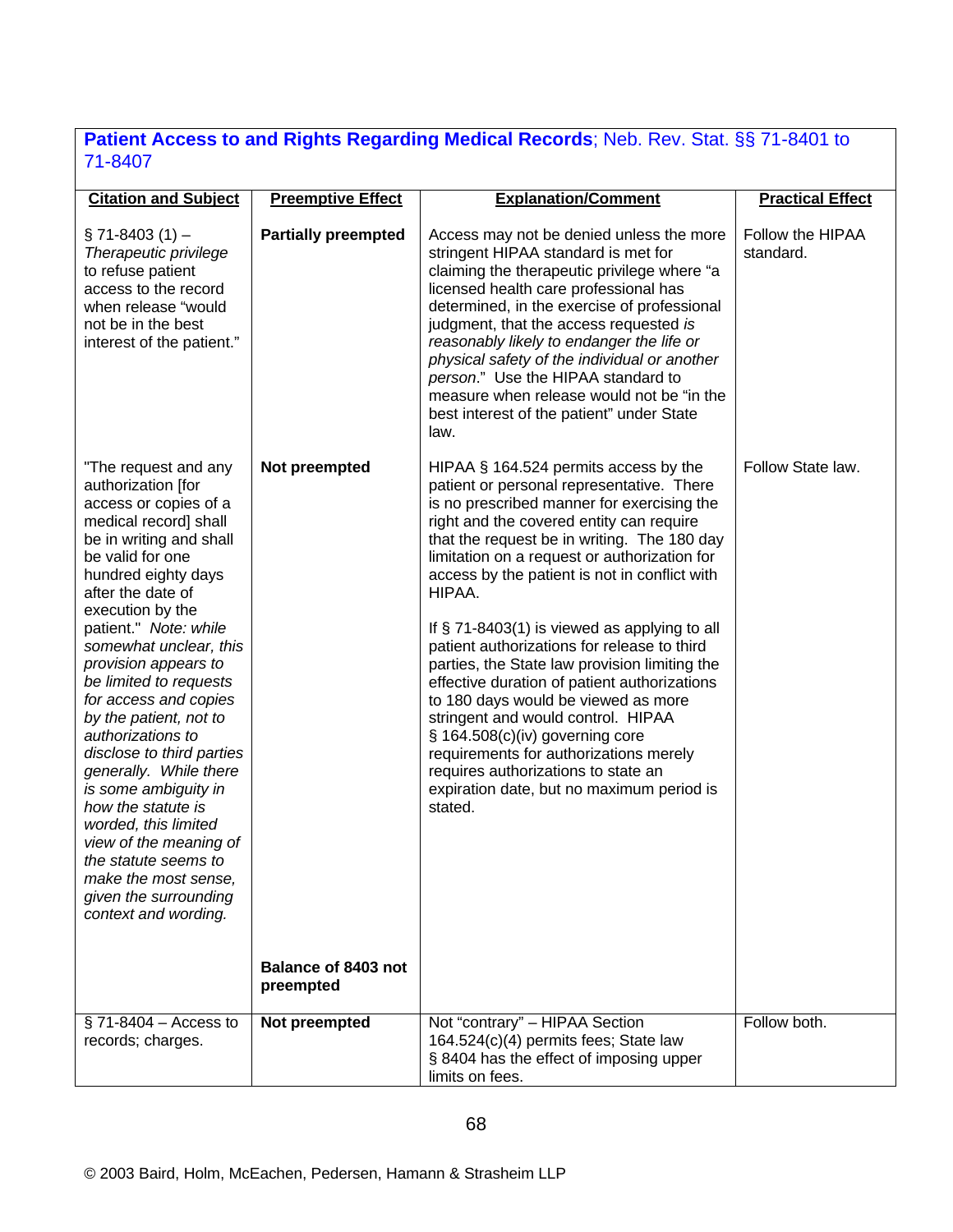**Patient Access to and Rights Regarding Medical Records**; Neb. Rev. Stat. §§ 71-8401 to 71-8407

| Citation and Subject | Preemptive Effect | Explanation/Comment | Practical Effect |
|---|---|---|---|
| § 71-8403 (1) – *Therapeutic privilege* to refuse patient access to the record when release "would not be in the best interest of the patient." | **Partially preempted** | Access may not be denied unless the more stringent HIPAA standard is met for claiming the therapeutic privilege where "a licensed health care professional has determined, in the exercise of professional judgment, that the access requested *is reasonably likely to endanger the life or physical safety of the individual or another person*." Use the HIPAA standard to measure when release would not be "in the best interest of the patient" under State law. | Follow the HIPAA standard. |
| "The request and any authorization [for access or copies of a medical record] shall be in writing and shall be valid for one hundred eighty days after the date of execution by the patient." *Note: while somewhat unclear, this provision appears to be limited to requests for access and copies by the patient, not to authorizations to disclose to third parties generally. While there is some ambiguity in how the statute is worded, this limited view of the meaning of the statute seems to make the most sense, given the surrounding context and wording.* | **Not preempted**<br><br>**Balance of 8403 not preempted** | HIPAA § 164.524 permits access by the patient or personal representative. There is no prescribed manner for exercising the right and the covered entity can require that the request be in writing. The 180 day limitation on a request or authorization for access by the patient is not in conflict with HIPAA.<br><br>If § 71-8403(1) is viewed as applying to all patient authorizations for release to third parties, the State law provision limiting the effective duration of patient authorizations to 180 days would be viewed as more stringent and would control. HIPAA § 164.508(c)(iv) governing core requirements for authorizations merely requires authorizations to state an expiration date, but no maximum period is stated. | Follow State law. |
| § 71-8404 – Access to records; charges. | **Not preempted** | Not "contrary" – HIPAA Section 164.524(c)(4) permits fees; State law § 8404 has the effect of imposing upper limits on fees. | Follow both. |

© 2003 Baird, Holm, McEachen, Pedersen, Hamann & Strasheim LLP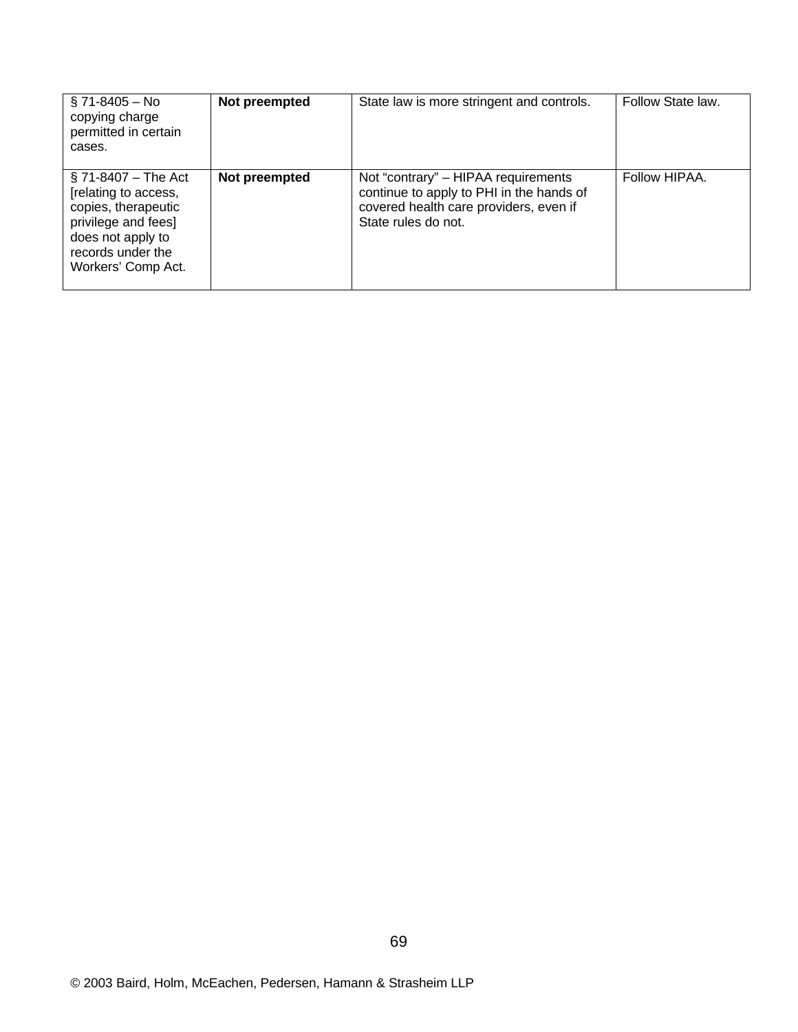| § 71-8405 – No copying charge permitted in certain cases. | **Not preempted** | State law is more stringent and controls. | Follow State law. |
|---|---|---|---|
| § 71-8407 – The Act [relating to access, copies, therapeutic privilege and fees] does not apply to records under the Workers' Comp Act. | **Not preempted** | Not "contrary" – HIPAA requirements continue to apply to PHI in the hands of covered health care providers, even if State rules do not. | Follow HIPAA. |

© 2003 Baird, Holm, McEachen, Pedersen, Hamann & Strasheim LLP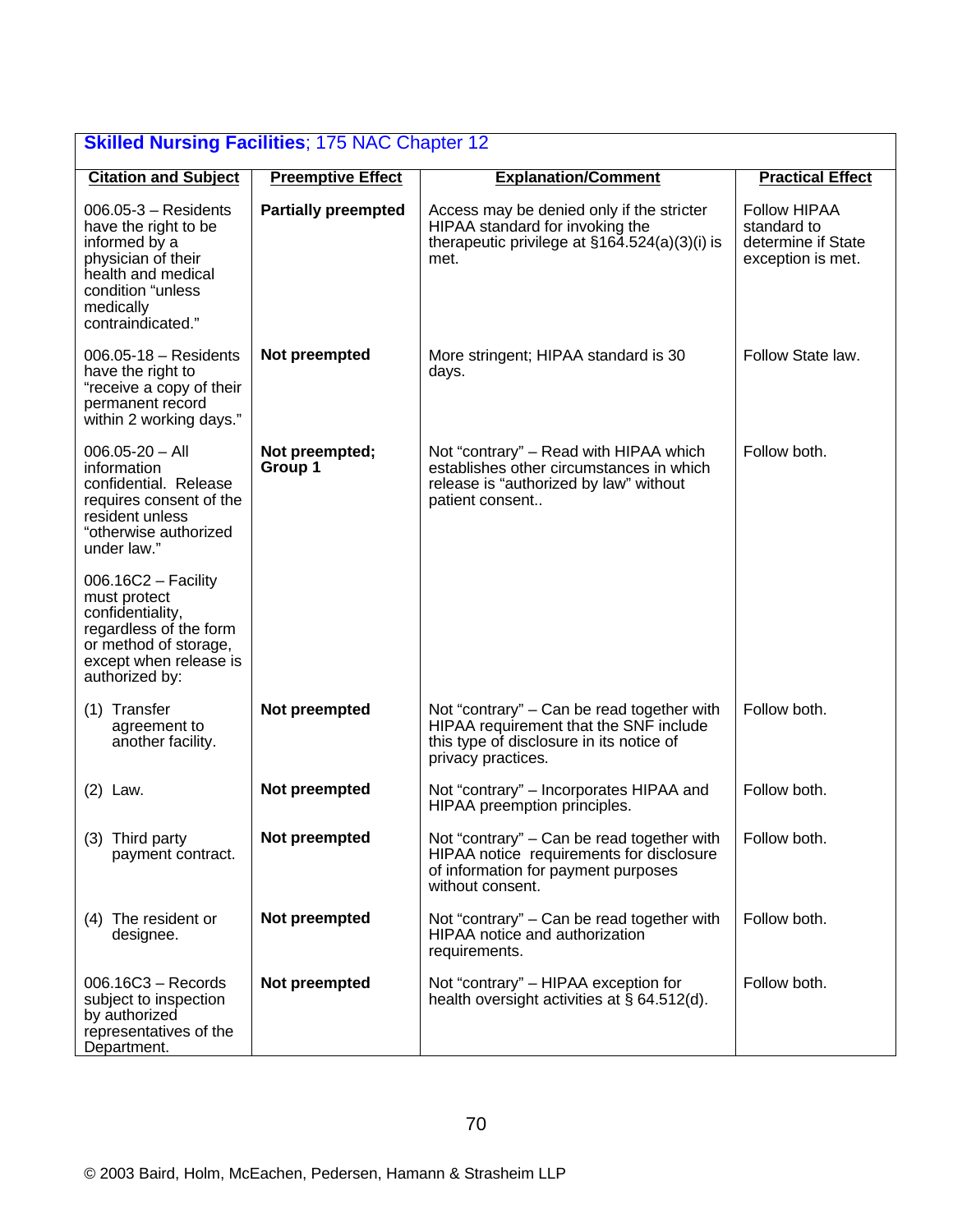**Skilled Nursing Facilities**; 175 NAC Chapter 12

| Citation and Subject | Preemptive Effect | Explanation/Comment | Practical Effect |
|---|---|---|---|
| 006.05-3 – Residents have the right to be informed by a physician of their health and medical condition "unless medically contraindicated." | **Partially preempted** | Access may be denied only if the stricter HIPAA standard for invoking the therapeutic privilege at §164.524(a)(3)(i) is met. | Follow HIPAA standard to determine if State exception is met. |
| 006.05-18 – Residents have the right to "receive a copy of their permanent record within 2 working days." | **Not preempted** | More stringent; HIPAA standard is 30 days. | Follow State law. |
| 006.05-20 – All information confidential. Release requires consent of the resident unless "otherwise authorized under law." | **Not preempted; Group 1** | Not "contrary" – Read with HIPAA which establishes other circumstances in which release is "authorized by law" without patient consent.. | Follow both. |
| 006.16C2 – Facility must protect confidentiality, regardless of the form or method of storage, except when release is authorized by: | | | |
| (1) Transfer agreement to another facility. | **Not preempted** | Not "contrary" – Can be read together with HIPAA requirement that the SNF include this type of disclosure in its notice of privacy practices. | Follow both. |
| (2) Law. | **Not preempted** | Not "contrary" – Incorporates HIPAA and HIPAA preemption principles. | Follow both. |
| (3) Third party payment contract. | **Not preempted** | Not "contrary" – Can be read together with HIPAA notice requirements for disclosure of information for payment purposes without consent. | Follow both. |
| (4) The resident or designee. | **Not preempted** | Not "contrary" – Can be read together with HIPAA notice and authorization requirements. | Follow both. |
| 006.16C3 – Records subject to inspection by authorized representatives of the Department. | **Not preempted** | Not "contrary" – HIPAA exception for health oversight activities at § 64.512(d). | Follow both. |

© 2003 Baird, Holm, McEachen, Pedersen, Hamann & Strasheim LLP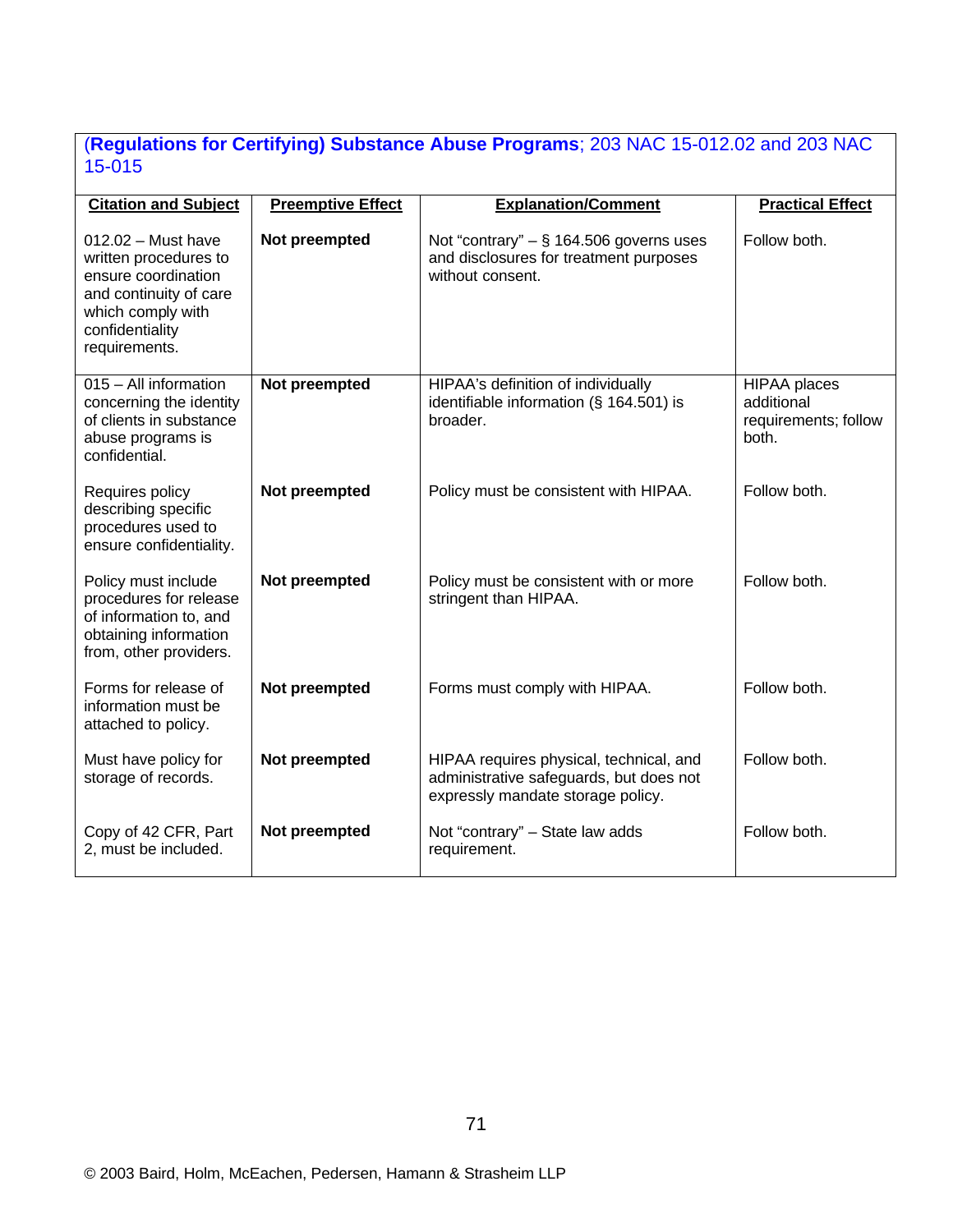## (**Regulations for Certifying) Substance Abuse Programs**; 203 NAC 15-012.02 and 203 NAC 15-015

| Citation and Subject | Preemptive Effect | Explanation/Comment | Practical Effect |
|---|---|---|---|
| 012.02 – Must have written procedures to ensure coordination and continuity of care which comply with confidentiality requirements. | **Not preempted** | Not "contrary" – § 164.506 governs uses and disclosures for treatment purposes without consent. | Follow both. |
| 015 – All information concerning the identity of clients in substance abuse programs is confidential. | **Not preempted** | HIPAA's definition of individually identifiable information (§ 164.501) is broader. | HIPAA places additional requirements; follow both. |
| Requires policy describing specific procedures used to ensure confidentiality. | **Not preempted** | Policy must be consistent with HIPAA. | Follow both. |
| Policy must include procedures for release of information to, and obtaining information from, other providers. | **Not preempted** | Policy must be consistent with or more stringent than HIPAA. | Follow both. |
| Forms for release of information must be attached to policy. | **Not preempted** | Forms must comply with HIPAA. | Follow both. |
| Must have policy for storage of records. | **Not preempted** | HIPAA requires physical, technical, and administrative safeguards, but does not expressly mandate storage policy. | Follow both. |
| Copy of 42 CFR, Part 2, must be included. | **Not preempted** | Not "contrary" – State law adds requirement. | Follow both. |

© 2003 Baird, Holm, McEachen, Pedersen, Hamann & Strasheim LLP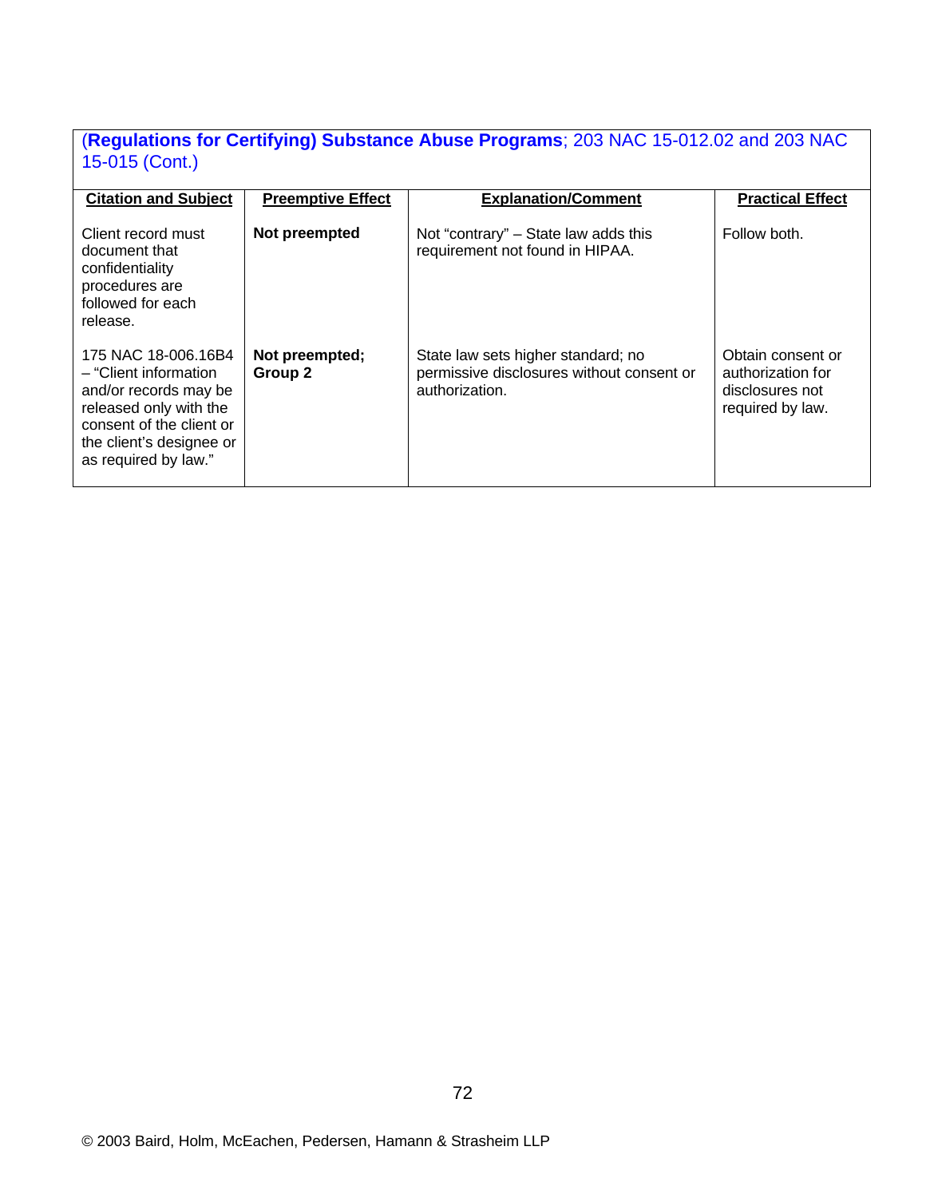## (**Regulations for Certifying) Substance Abuse Programs**; 203 NAC 15-012.02 and 203 NAC 15-015 (Cont.)

| Citation and Subject | Preemptive Effect | Explanation/Comment | Practical Effect |
|---|---|---|---|
| Client record must document that confidentiality procedures are followed for each release. | **Not preempted** | Not "contrary" – State law adds this requirement not found in HIPAA. | Follow both. |
| 175 NAC 18-006.16B4 – "Client information and/or records may be released only with the consent of the client or the client's designee or as required by law." | **Not preempted; Group 2** | State law sets higher standard; no permissive disclosures without consent or authorization. | Obtain consent or authorization for disclosures not required by law. |

© 2003 Baird, Holm, McEachen, Pedersen, Hamann & Strasheim LLP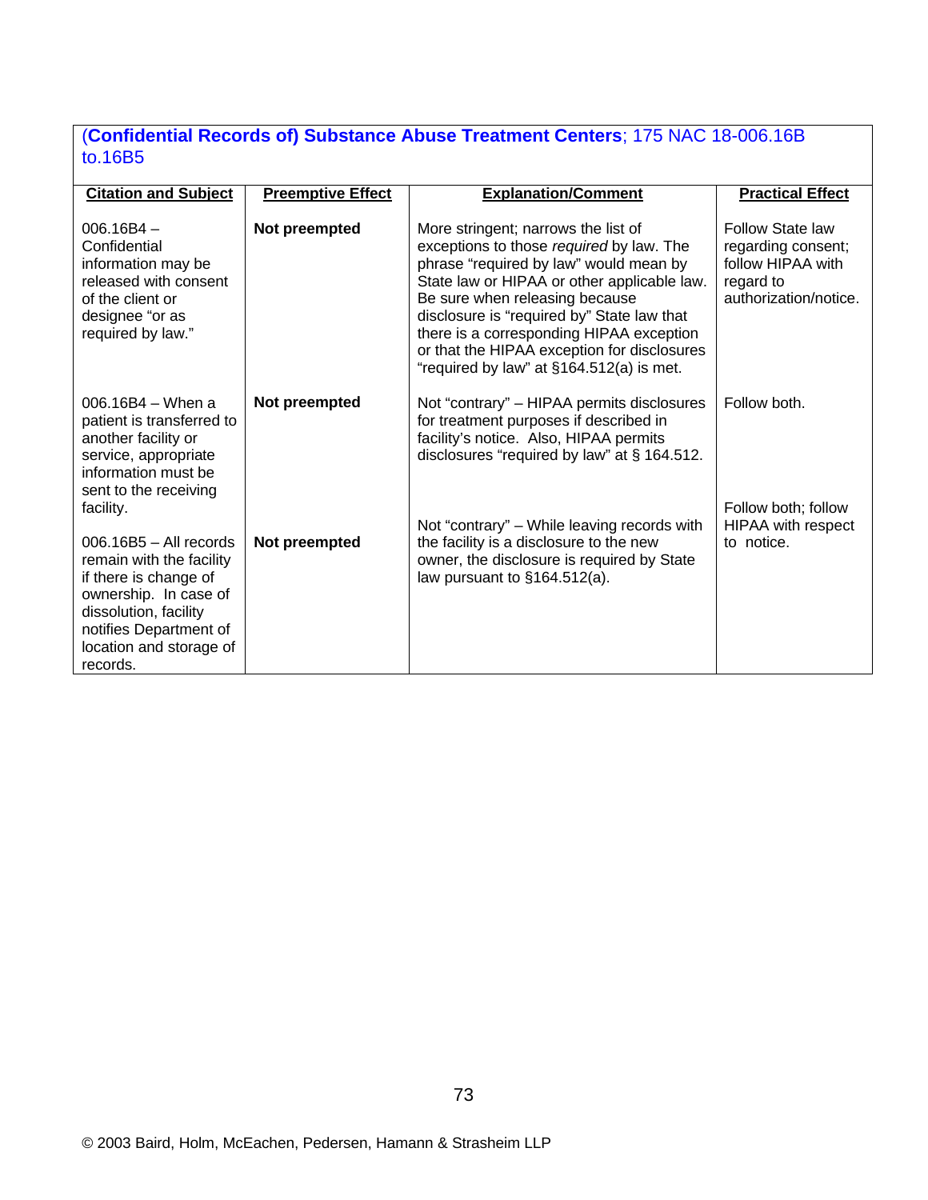## (Confidential Records of) Substance Abuse Treatment Centers; 175 NAC 18-006.16B to.16B5

| Citation and Subject | Preemptive Effect | Explanation/Comment | Practical Effect |
|---|---|---|---|
| 006.16B4 – Confidential information may be released with consent of the client or designee "or as required by law." | **Not preempted** | More stringent; narrows the list of exceptions to those *required* by law. The phrase "required by law" would mean by State law or HIPAA or other applicable law. Be sure when releasing because disclosure is "required by" State law that there is a corresponding HIPAA exception or that the HIPAA exception for disclosures "required by law" at §164.512(a) is met. | Follow State law regarding consent; follow HIPAA with regard to authorization/notice. |
| 006.16B4 – When a patient is transferred to another facility or service, appropriate information must be sent to the receiving facility. | **Not preempted** | Not "contrary" – HIPAA permits disclosures for treatment purposes if described in facility's notice. Also, HIPAA permits disclosures "required by law" at § 164.512. | Follow both. |
| 006.16B5 – All records remain with the facility if there is change of ownership. In case of dissolution, facility notifies Department of location and storage of records. | **Not preempted** | Not "contrary" – While leaving records with the facility is a disclosure to the new owner, the disclosure is required by State law pursuant to §164.512(a). | Follow both; follow HIPAA with respect to notice. |

© 2003 Baird, Holm, McEachen, Pedersen, Hamann & Strasheim LLP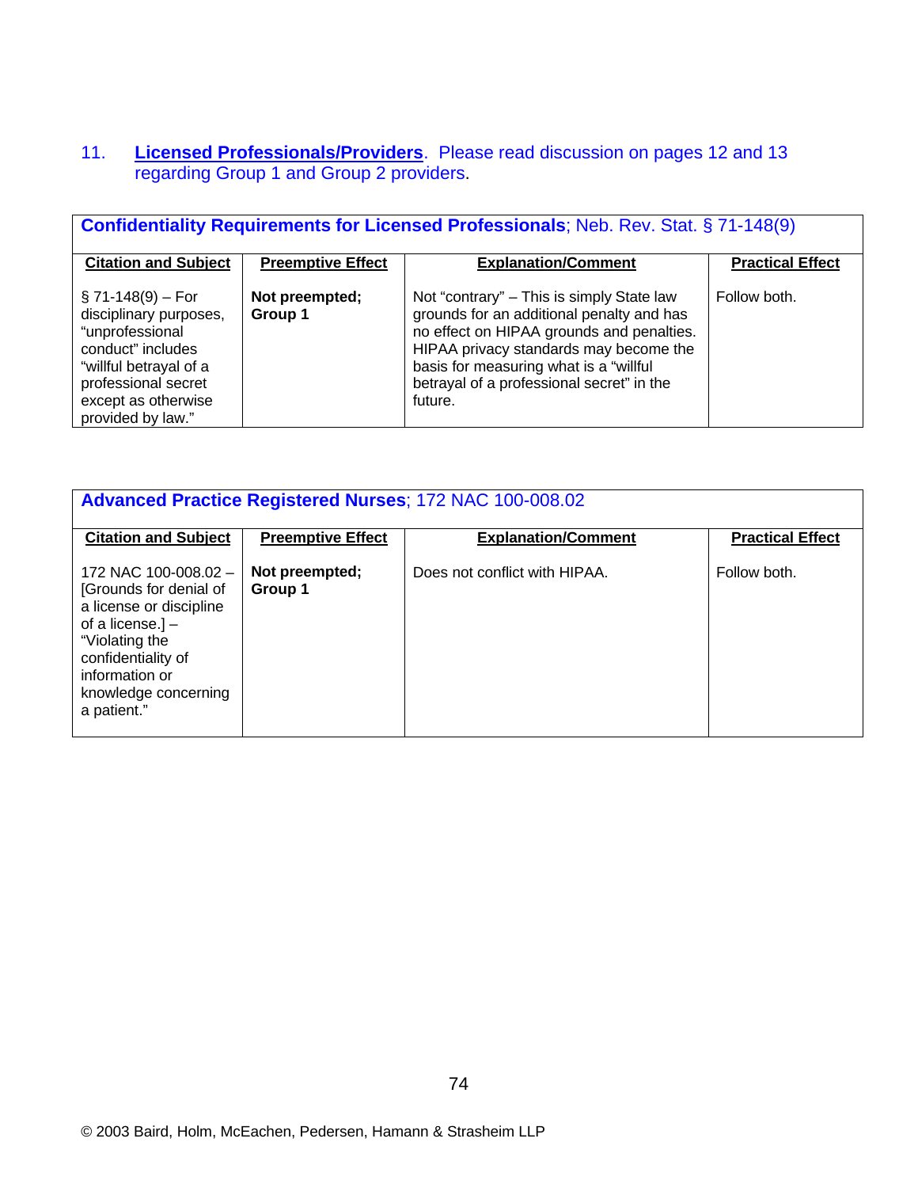11. **Licensed Professionals/Providers**. Please read discussion on pages 12 and 13 regarding Group 1 and Group 2 providers.

| **Confidentiality Requirements for Licensed Professionals**; Neb. Rev. Stat. § 71-148(9) | | | |
|---|---|---|---|
| **Citation and Subject** | **Preemptive Effect** | **Explanation/Comment** | **Practical Effect** |
| § 71-148(9) – For disciplinary purposes, "unprofessional conduct" includes "willful betrayal of a professional secret except as otherwise provided by law." | **Not preempted; Group 1** | Not "contrary" – This is simply State law grounds for an additional penalty and has no effect on HIPAA grounds and penalties. HIPAA privacy standards may become the basis for measuring what is a "willful betrayal of a professional secret" in the future. | Follow both. |

| **Advanced Practice Registered Nurses**; 172 NAC 100-008.02 | | | |
|---|---|---|---|
| **Citation and Subject** | **Preemptive Effect** | **Explanation/Comment** | **Practical Effect** |
| 172 NAC 100-008.02 – [Grounds for denial of a license or discipline of a license.] – "Violating the confidentiality of information or knowledge concerning a patient." | **Not preempted; Group 1** | Does not conflict with HIPAA. | Follow both. |

© 2003 Baird, Holm, McEachen, Pedersen, Hamann & Strasheim LLP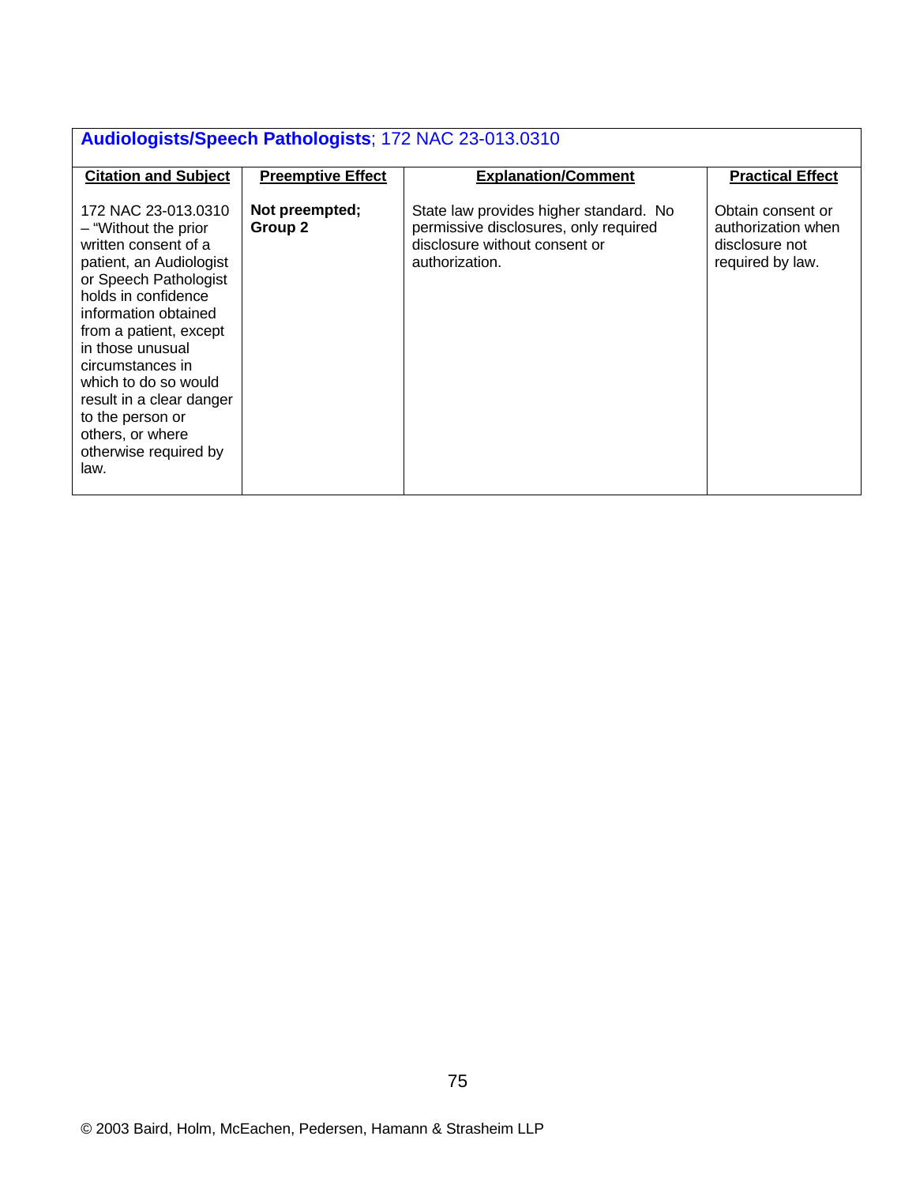| **Audiologists/Speech Pathologists**; 172 NAC 23-013.0310 | | | |
|---|---|---|---|
| **Citation and Subject** | **Preemptive Effect** | **Explanation/Comment** | **Practical Effect** |
| 172 NAC 23-013.0310 – "Without the prior written consent of a patient, an Audiologist or Speech Pathologist holds in confidence information obtained from a patient, except in those unusual circumstances in which to do so would result in a clear danger to the person or others, or where otherwise required by law. | **Not preempted; Group 2** | State law provides higher standard. No permissive disclosures, only required disclosure without consent or authorization. | Obtain consent or authorization when disclosure not required by law. |

© 2003 Baird, Holm, McEachen, Pedersen, Hamann & Strasheim LLP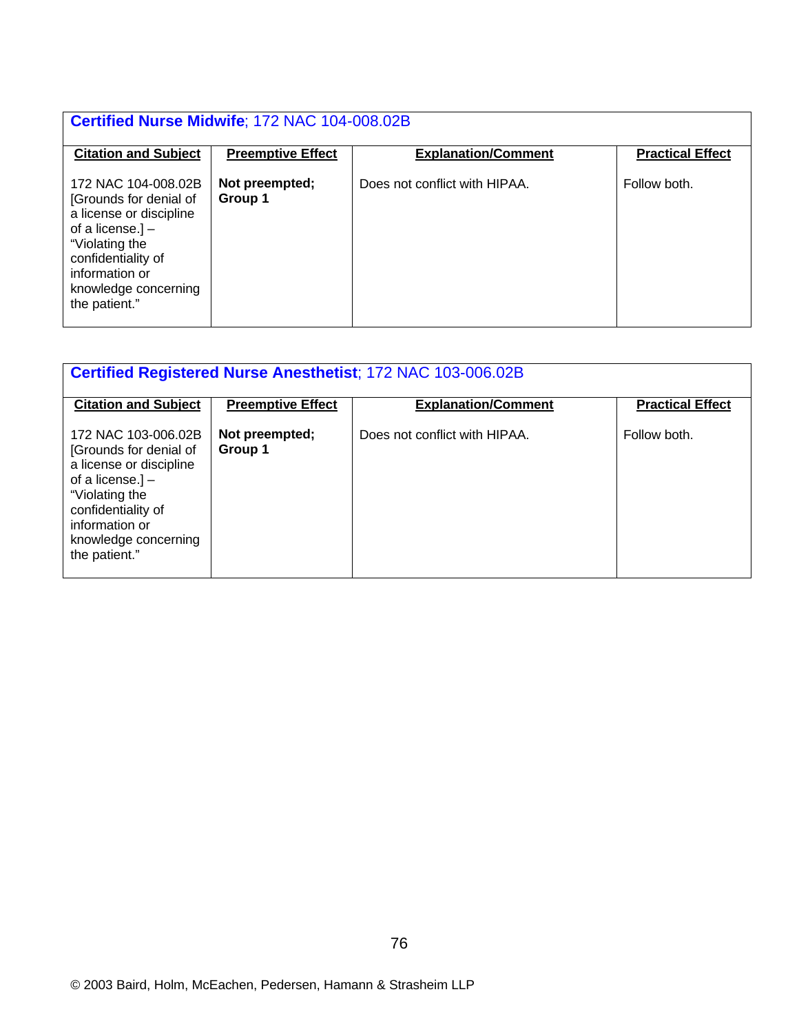| **Certified Nurse Midwife**; 172 NAC 104-008.02B | | | |
|---|---|---|---|
| **Citation and Subject** | **Preemptive Effect** | **Explanation/Comment** | **Practical Effect** |
| 172 NAC 104-008.02B [Grounds for denial of a license or discipline of a license.] – "Violating the confidentiality of information or knowledge concerning the patient." | **Not preempted; Group 1** | Does not conflict with HIPAA. | Follow both. |

| **Certified Registered Nurse Anesthetist**; 172 NAC 103-006.02B | | | |
|---|---|---|---|
| **Citation and Subject** | **Preemptive Effect** | **Explanation/Comment** | **Practical Effect** |
| 172 NAC 103-006.02B [Grounds for denial of a license or discipline of a license.] – "Violating the confidentiality of information or knowledge concerning the patient." | **Not preempted; Group 1** | Does not conflict with HIPAA. | Follow both. |

© 2003 Baird, Holm, McEachen, Pedersen, Hamann & Strasheim LLP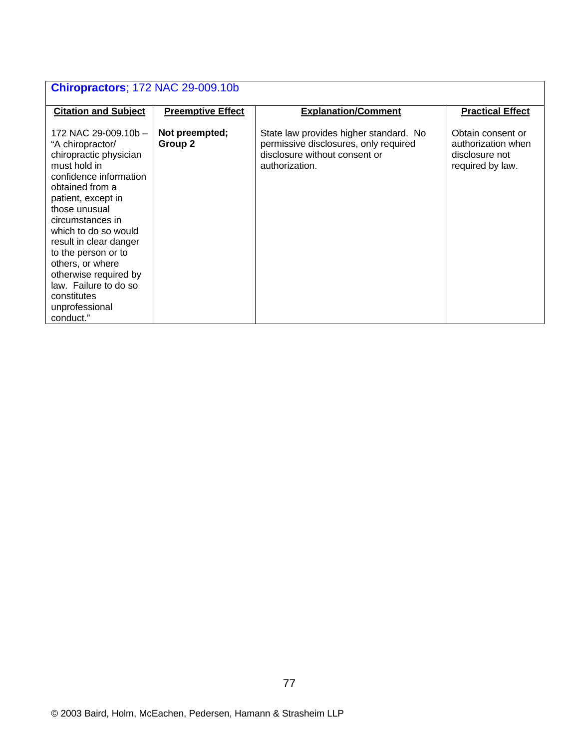## **Chiropractors**; 172 NAC 29-009.10b

| Citation and Subject | Preemptive Effect | Explanation/Comment | Practical Effect |
|---|---|---|---|
| 172 NAC 29-009.10b – "A chiropractor/ chiropractic physician must hold in confidence information obtained from a patient, except in those unusual circumstances in which to do so would result in clear danger to the person or to others, or where otherwise required by law. Failure to do so constitutes unprofessional conduct." | **Not preempted; Group 2** | State law provides higher standard. No permissive disclosures, only required disclosure without consent or authorization. | Obtain consent or authorization when disclosure not required by law. |

© 2003 Baird, Holm, McEachen, Pedersen, Hamann & Strasheim LLP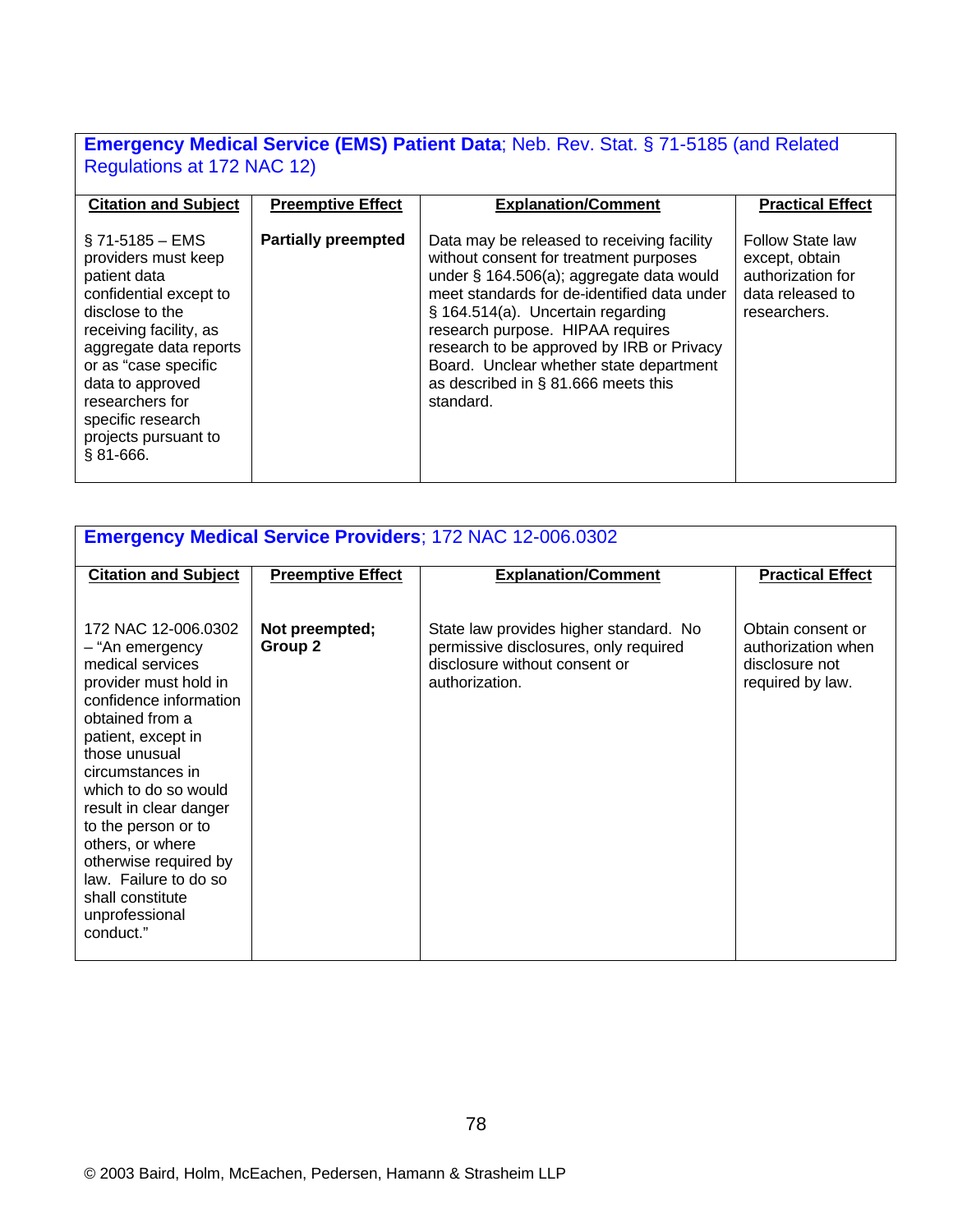**Emergency Medical Service (EMS) Patient Data**; Neb. Rev. Stat. § 71-5185 (and Related Regulations at 172 NAC 12)

| Citation and Subject | Preemptive Effect | Explanation/Comment | Practical Effect |
|---|---|---|---|
| § 71-5185 – EMS providers must keep patient data confidential except to disclose to the receiving facility, as aggregate data reports or as "case specific data to approved researchers for specific research projects pursuant to § 81-666. | **Partially preempted** | Data may be released to receiving facility without consent for treatment purposes under § 164.506(a); aggregate data would meet standards for de-identified data under § 164.514(a). Uncertain regarding research purpose. HIPAA requires research to be approved by IRB or Privacy Board. Unclear whether state department as described in § 81.666 meets this standard. | Follow State law except, obtain authorization for data released to researchers. |

**Emergency Medical Service Providers**; 172 NAC 12-006.0302

| Citation and Subject | Preemptive Effect | Explanation/Comment | Practical Effect |
|---|---|---|---|
| 172 NAC 12-006.0302 – "An emergency medical services provider must hold in confidence information obtained from a patient, except in those unusual circumstances in which to do so would result in clear danger to the person or to others, or where otherwise required by law. Failure to do so shall constitute unprofessional conduct." | **Not preempted; Group 2** | State law provides higher standard. No permissive disclosures, only required disclosure without consent or authorization. | Obtain consent or authorization when disclosure not required by law. |

© 2003 Baird, Holm, McEachen, Pedersen, Hamann & Strasheim LLP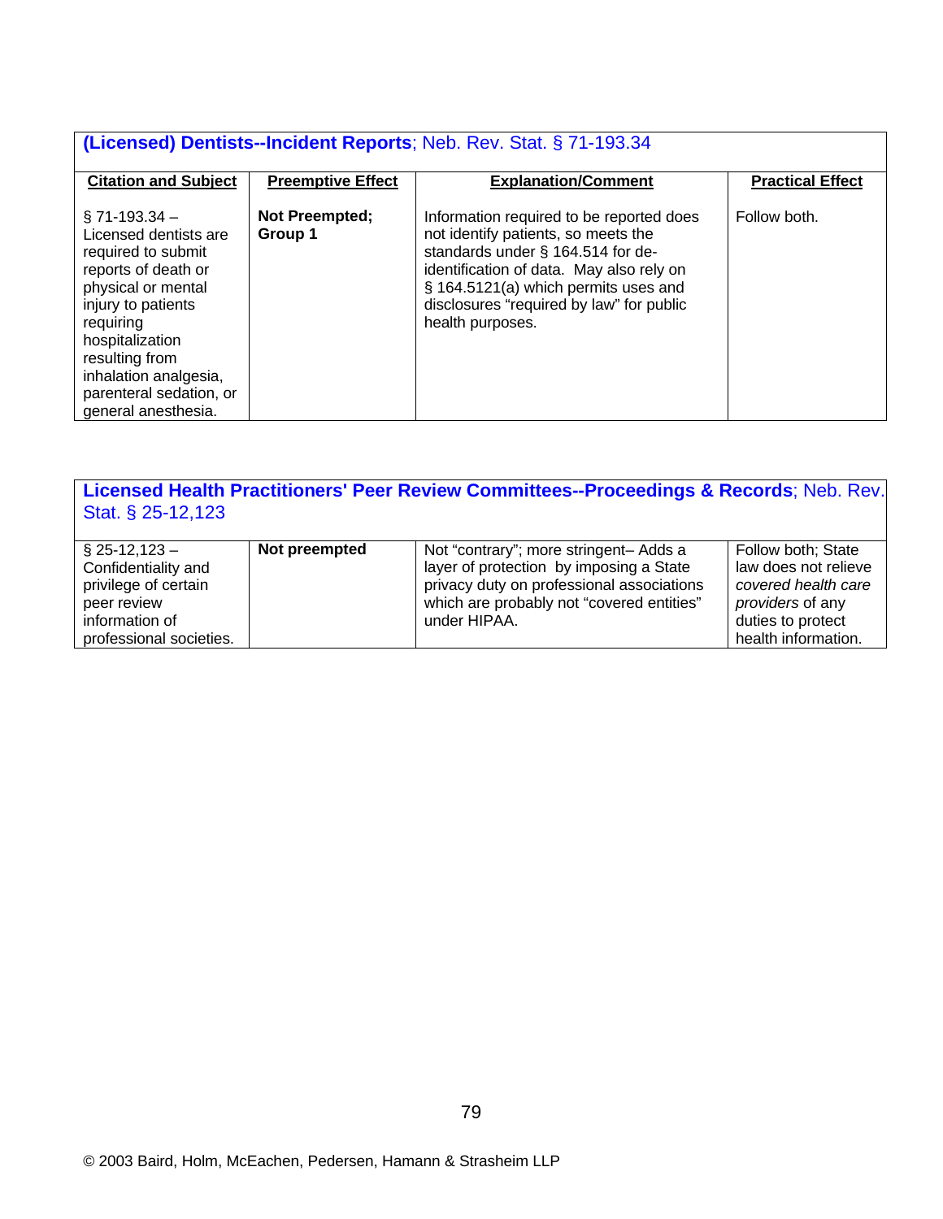| **(Licensed) Dentists--Incident Reports**; Neb. Rev. Stat. § 71-193.34 | | | |
|---|---|---|---|
| **Citation and Subject** | **Preemptive Effect** | **Explanation/Comment** | **Practical Effect** |
| § 71-193.34 – Licensed dentists are required to submit reports of death or physical or mental injury to patients requiring hospitalization resulting from inhalation analgesia, parenteral sedation, or general anesthesia. | **Not Preempted; Group 1** | Information required to be reported does not identify patients, so meets the standards under § 164.514 for de-identification of data. May also rely on § 164.5121(a) which permits uses and disclosures "required by law" for public health purposes. | Follow both. |

| **Licensed Health Practitioners' Peer Review Committees--Proceedings & Records**; Neb. Rev. Stat. § 25-12,123 | | | |
|---|---|---|---|
| § 25-12,123 – Confidentiality and privilege of certain peer review information of professional societies. | **Not preempted** | Not "contrary"; more stringent– Adds a layer of protection by imposing a State privacy duty on professional associations which are probably not "covered entities" under HIPAA. | Follow both; State law does not relieve *covered health care providers* of any duties to protect health information. |

© 2003 Baird, Holm, McEachen, Pedersen, Hamann & Strasheim LLP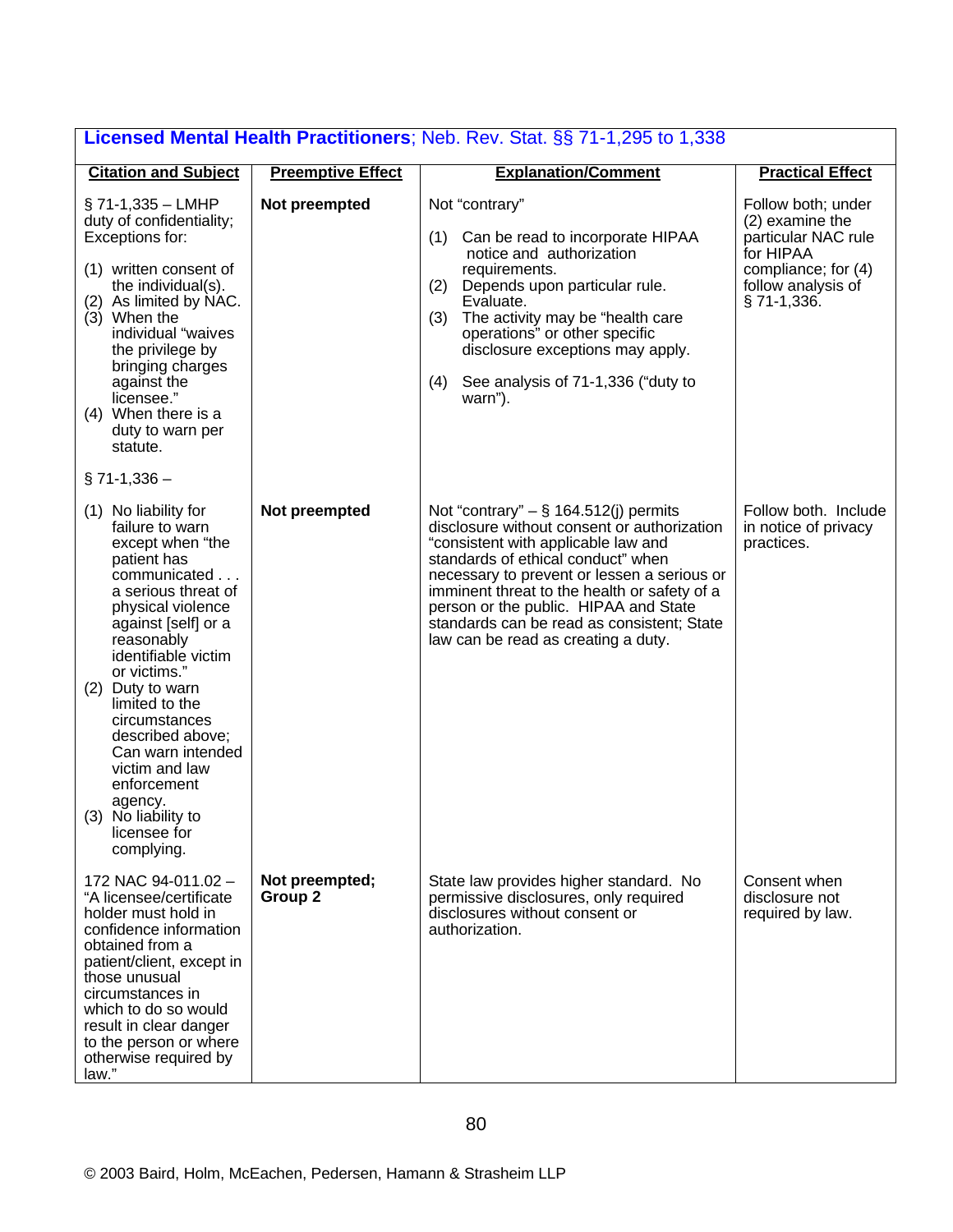| **Licensed Mental Health Practitioners**; Neb. Rev. Stat. §§ 71-1,295 to 1,338 | | | |
|---|---|---|---|
| **Citation and Subject** | **Preemptive Effect** | **Explanation/Comment** | **Practical Effect** |
| § 71-1,335 – LMHP duty of confidentiality; Exceptions for:<br><br>(1) written consent of the individual(s).<br>(2) As limited by NAC.<br>(3) When the individual "waives the privilege by bringing charges against the licensee."<br>(4) When there is a duty to warn per statute.<br><br>§ 71-1,336 – | **Not preempted** | Not "contrary"<br><br>(1) Can be read to incorporate HIPAA notice and authorization requirements.<br>(2) Depends upon particular rule. Evaluate.<br>(3) The activity may be "health care operations" or other specific disclosure exceptions may apply.<br><br>(4) See analysis of 71-1,336 ("duty to warn"). | Follow both; under (2) examine the particular NAC rule for HIPAA compliance; for (4) follow analysis of § 71-1,336. |
| (1) No liability for failure to warn except when "the patient has communicated . . . a serious threat of physical violence against [self] or a reasonably identifiable victim or victims."<br>(2) Duty to warn limited to the circumstances described above; Can warn intended victim and law enforcement agency.<br>(3) No liability to licensee for complying. | **Not preempted** | Not "contrary" – § 164.512(j) permits disclosure without consent or authorization "consistent with applicable law and standards of ethical conduct" when necessary to prevent or lessen a serious or imminent threat to the health or safety of a person or the public. HIPAA and State standards can be read as consistent; State law can be read as creating a duty. | Follow both. Include in notice of privacy practices. |
| 172 NAC 94-011.02 – "A licensee/certificate holder must hold in confidence information obtained from a patient/client, except in those unusual circumstances in which to do so would result in clear danger to the person or where otherwise required by law." | **Not preempted; Group 2** | State law provides higher standard. No permissive disclosures, only required disclosures without consent or authorization. | Consent when disclosure not required by law. |

© 2003 Baird, Holm, McEachen, Pedersen, Hamann & Strasheim LLP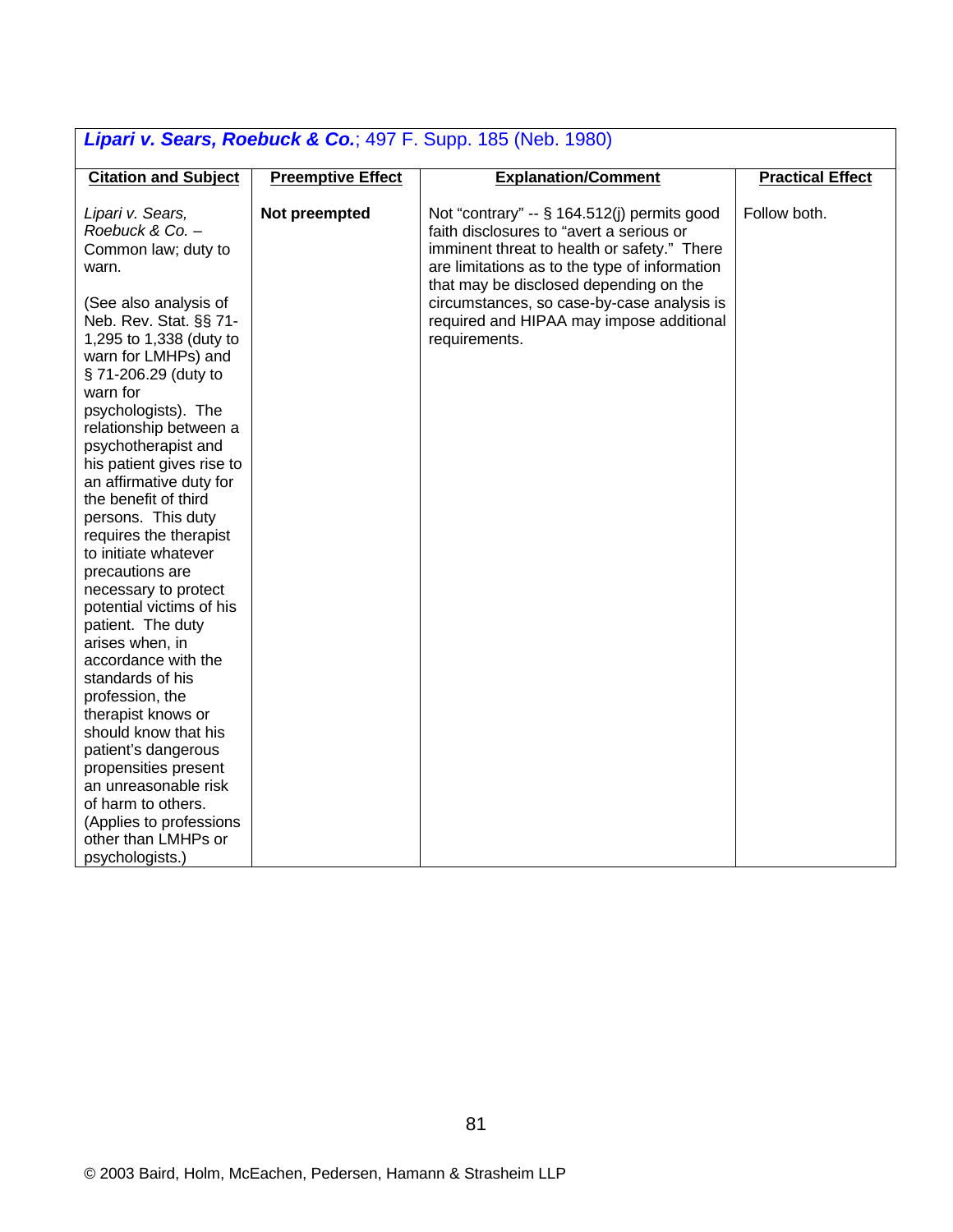| ***Lipari v. Sears, Roebuck & Co.***; 497 F. Supp. 185 (Neb. 1980) | | | |
|---|---|---|---|
| **Citation and Subject** | **Preemptive Effect** | **Explanation/Comment** | **Practical Effect** |
| *Lipari v. Sears, Roebuck & Co.* – Common law; duty to warn.<br><br>(See also analysis of Neb. Rev. Stat. §§ 71-1,295 to 1,338 (duty to warn for LMHPs) and § 71-206.29 (duty to warn for psychologists). The relationship between a psychotherapist and his patient gives rise to an affirmative duty for the benefit of third persons. This duty requires the therapist to initiate whatever precautions are necessary to protect potential victims of his patient. The duty arises when, in accordance with the standards of his profession, the therapist knows or should know that his patient's dangerous propensities present an unreasonable risk of harm to others. (Applies to professions other than LMHPs or psychologists.) | **Not preempted** | Not "contrary" -- § 164.512(j) permits good faith disclosures to "avert a serious or imminent threat to health or safety." There are limitations as to the type of information that may be disclosed depending on the circumstances, so case-by-case analysis is required and HIPAA may impose additional requirements. | Follow both. |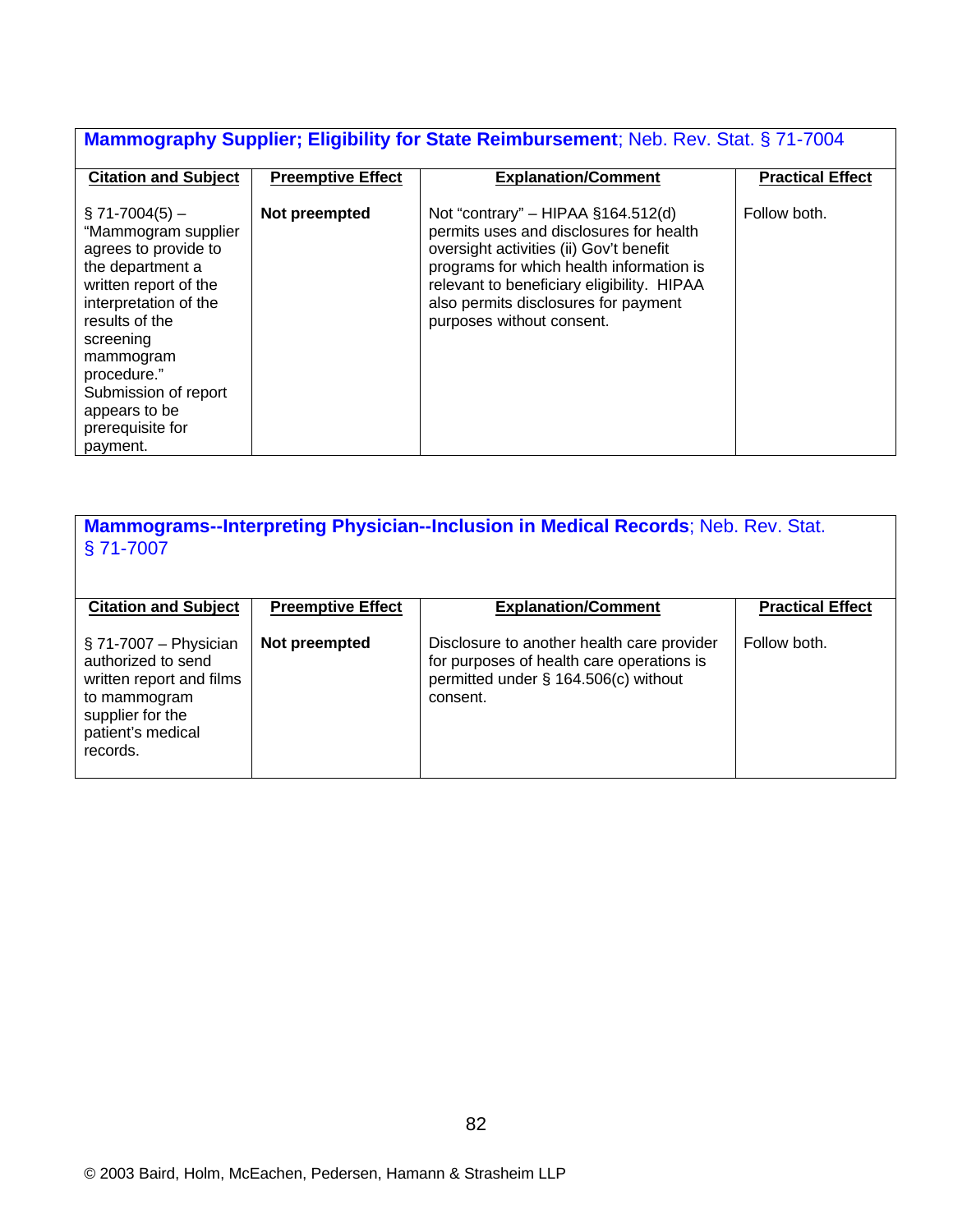| **Mammography Supplier; Eligibility for State Reimbursement**; Neb. Rev. Stat. § 71-7004 | | | |
|---|---|---|---|
| **Citation and Subject** | **Preemptive Effect** | **Explanation/Comment** | **Practical Effect** |
| § 71-7004(5) – "Mammogram supplier agrees to provide to the department a written report of the interpretation of the results of the screening mammogram procedure." Submission of report appears to be prerequisite for payment. | **Not preempted** | Not "contrary" – HIPAA §164.512(d) permits uses and disclosures for health oversight activities (ii) Gov't benefit programs for which health information is relevant to beneficiary eligibility. HIPAA also permits disclosures for payment purposes without consent. | Follow both. |

| **Mammograms--Interpreting Physician--Inclusion in Medical Records**; Neb. Rev. Stat. § 71-7007 | | | |
|---|---|---|---|
| **Citation and Subject** | **Preemptive Effect** | **Explanation/Comment** | **Practical Effect** |
| § 71-7007 – Physician authorized to send written report and films to mammogram supplier for the patient's medical records. | **Not preempted** | Disclosure to another health care provider for purposes of health care operations is permitted under § 164.506(c) without consent. | Follow both. |

© 2003 Baird, Holm, McEachen, Pedersen, Hamann & Strasheim LLP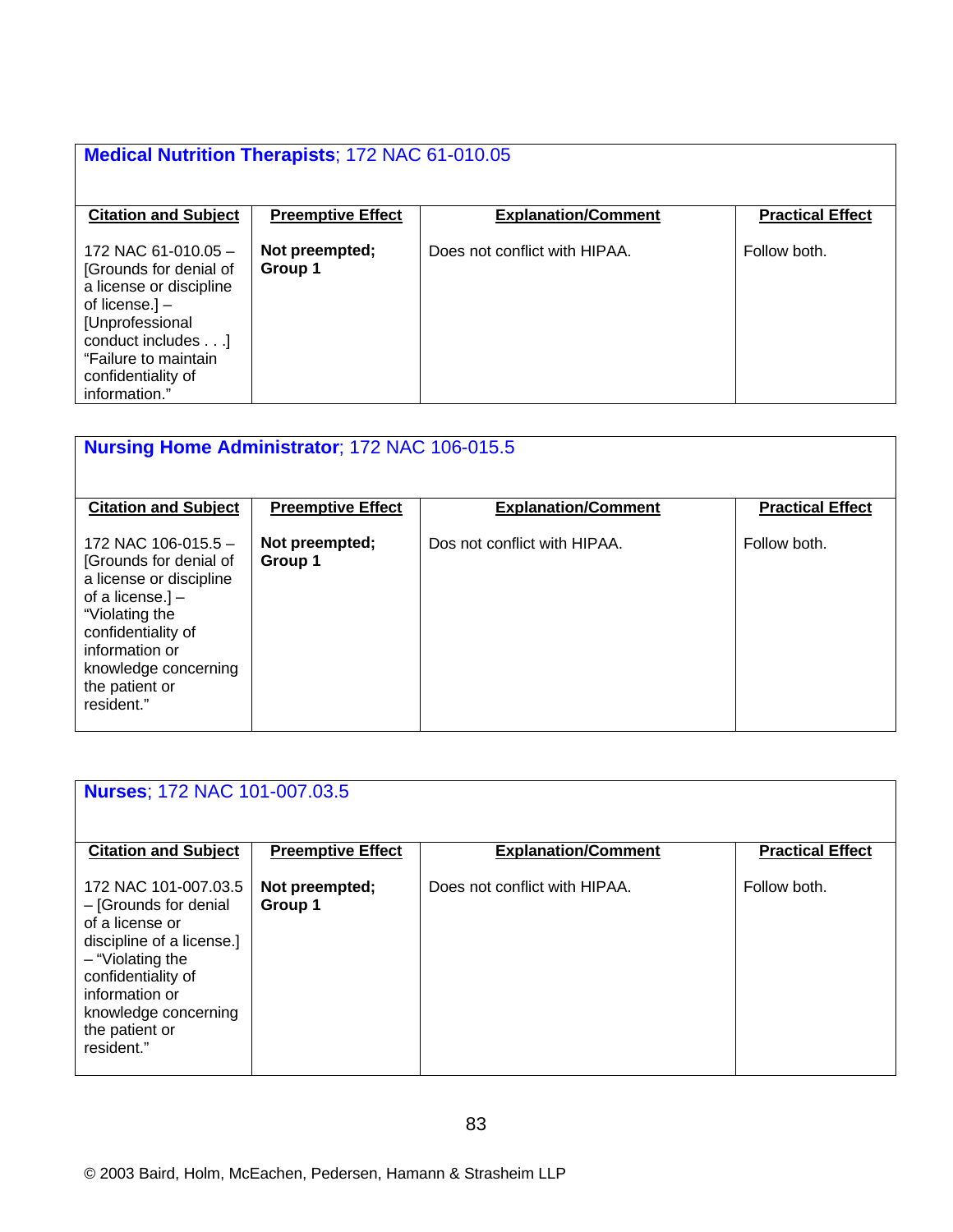**Medical Nutrition Therapists**; 172 NAC 61-010.05

| Citation and Subject | Preemptive Effect | Explanation/Comment | Practical Effect |
|---|---|---|---|
| 172 NAC 61-010.05 – [Grounds for denial of a license or discipline of license.] – [Unprofessional conduct includes . . .] "Failure to maintain confidentiality of information." | **Not preempted; Group 1** | Does not conflict with HIPAA. | Follow both. |

**Nursing Home Administrator**; 172 NAC 106-015.5

| Citation and Subject | Preemptive Effect | Explanation/Comment | Practical Effect |
|---|---|---|---|
| 172 NAC 106-015.5 – [Grounds for denial of a license or discipline of a license.] – "Violating the confidentiality of information or knowledge concerning the patient or resident." | **Not preempted; Group 1** | Dos not conflict with HIPAA. | Follow both. |

**Nurses**; 172 NAC 101-007.03.5

| Citation and Subject | Preemptive Effect | Explanation/Comment | Practical Effect |
|---|---|---|---|
| 172 NAC 101-007.03.5 – [Grounds for denial of a license or discipline of a license.] – "Violating the confidentiality of information or knowledge concerning the patient or resident." | **Not preempted; Group 1** | Does not conflict with HIPAA. | Follow both. |

© 2003 Baird, Holm, McEachen, Pedersen, Hamann & Strasheim LLP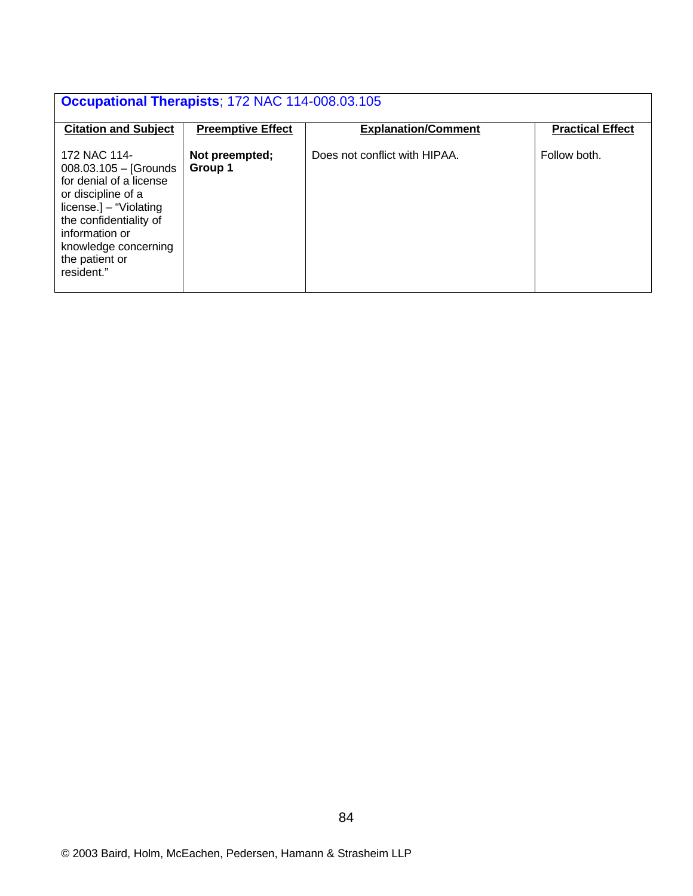**Occupational Therapists**; 172 NAC 114-008.03.105

| Citation and Subject | Preemptive Effect | Explanation/Comment | Practical Effect |
|---|---|---|---|
| 172 NAC 114-008.03.105 – [Grounds for denial of a license or discipline of a license.] – "Violating the confidentiality of information or knowledge concerning the patient or resident." | **Not preempted; Group 1** | Does not conflict with HIPAA. | Follow both. |

© 2003 Baird, Holm, McEachen, Pedersen, Hamann & Strasheim LLP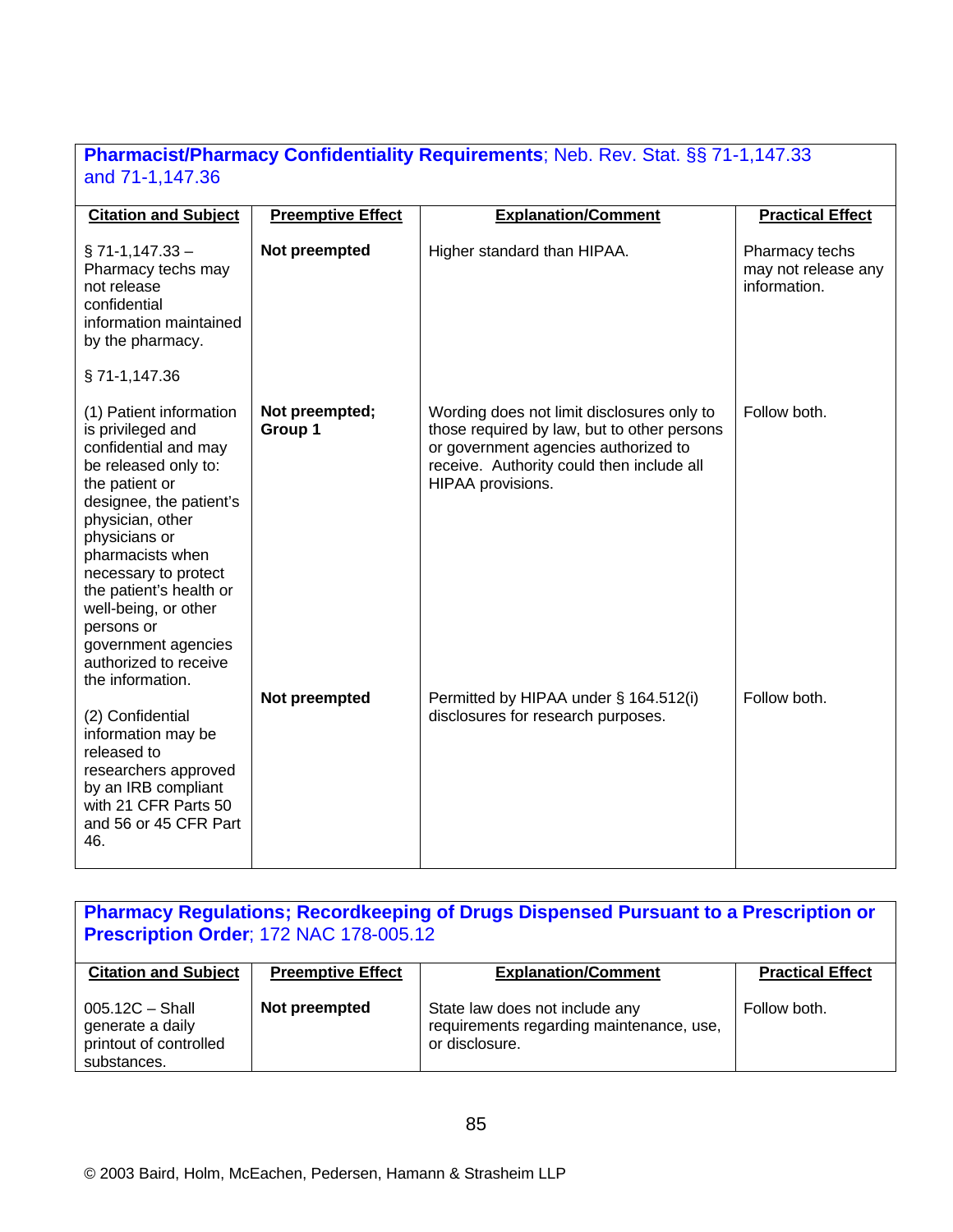**Pharmacist/Pharmacy Confidentiality Requirements**; Neb. Rev. Stat. §§ 71-1,147.33 and 71-1,147.36

| Citation and Subject | Preemptive Effect | Explanation/Comment | Practical Effect |
|---|---|---|---|
| § 71-1,147.33 – Pharmacy techs may not release confidential information maintained by the pharmacy. | **Not preempted** | Higher standard than HIPAA. | Pharmacy techs may not release any information. |
| § 71-1,147.36 | | | |
| (1) Patient information is privileged and confidential and may be released only to: the patient or designee, the patient's physician, other physicians or pharmacists when necessary to protect the patient's health or well-being, or other persons or government agencies authorized to receive the information. | **Not preempted; Group 1** | Wording does not limit disclosures only to those required by law, but to other persons or government agencies authorized to receive. Authority could then include all HIPAA provisions. | Follow both. |
| (2) Confidential information may be released to researchers approved by an IRB compliant with 21 CFR Parts 50 and 56 or 45 CFR Part 46. | **Not preempted** | Permitted by HIPAA under § 164.512(i) disclosures for research purposes. | Follow both. |

**Pharmacy Regulations; Recordkeeping of Drugs Dispensed Pursuant to a Prescription or Prescription Order**; 172 NAC 178-005.12

| Citation and Subject | Preemptive Effect | Explanation/Comment | Practical Effect |
|---|---|---|---|
| 005.12C – Shall generate a daily printout of controlled substances. | **Not preempted** | State law does not include any requirements regarding maintenance, use, or disclosure. | Follow both. |

© 2003 Baird, Holm, McEachen, Pedersen, Hamann & Strasheim LLP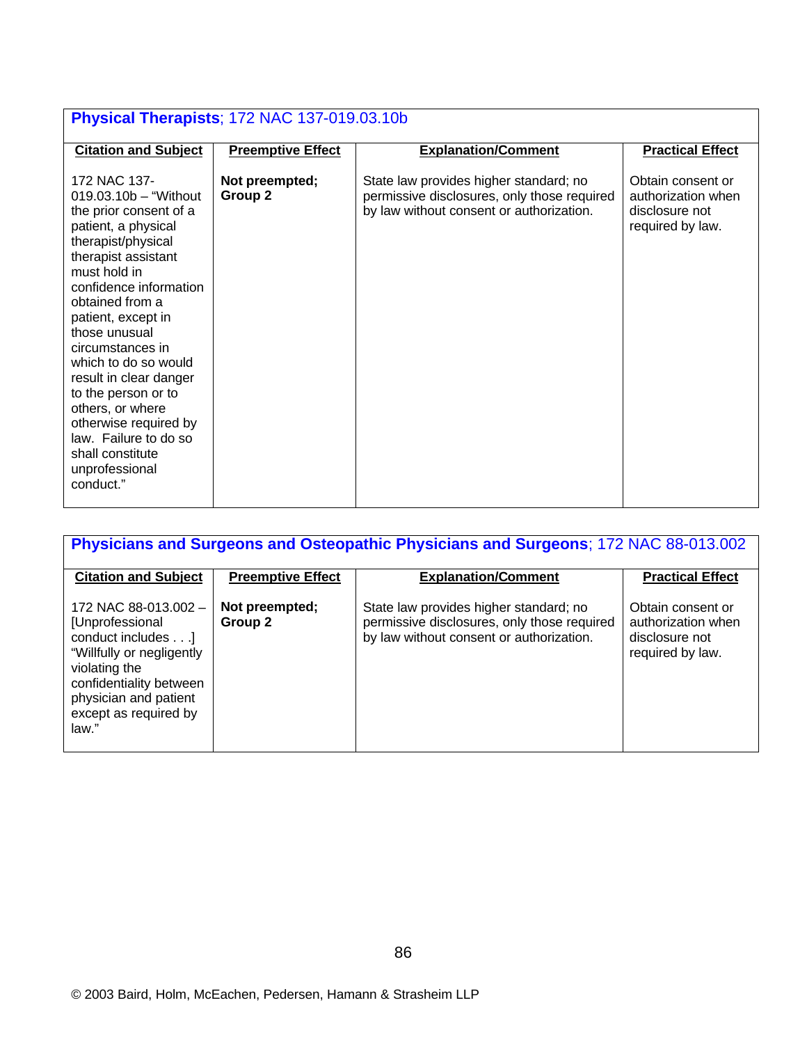| **Physical Therapists**; 172 NAC 137-019.03.10b | | | |
|---|---|---|---|
| **Citation and Subject** | **Preemptive Effect** | **Explanation/Comment** | **Practical Effect** |
| 172 NAC 137-019.03.10b – "Without the prior consent of a patient, a physical therapist/physical therapist assistant must hold in confidence information obtained from a patient, except in those unusual circumstances in which to do so would result in clear danger to the person or to others, or where otherwise required by law. Failure to do so shall constitute unprofessional conduct." | **Not preempted; Group 2** | State law provides higher standard; no permissive disclosures, only those required by law without consent or authorization. | Obtain consent or authorization when disclosure not required by law. |

| **Physicians and Surgeons and Osteopathic Physicians and Surgeons**; 172 NAC 88-013.002 | | | |
|---|---|---|---|
| **Citation and Subject** | **Preemptive Effect** | **Explanation/Comment** | **Practical Effect** |
| 172 NAC 88-013.002 – [Unprofessional conduct includes . . .] "Willfully or negligently violating the confidentiality between physician and patient except as required by law." | **Not preempted; Group 2** | State law provides higher standard; no permissive disclosures, only those required by law without consent or authorization. | Obtain consent or authorization when disclosure not required by law. |

© 2003 Baird, Holm, McEachen, Pedersen, Hamann & Strasheim LLP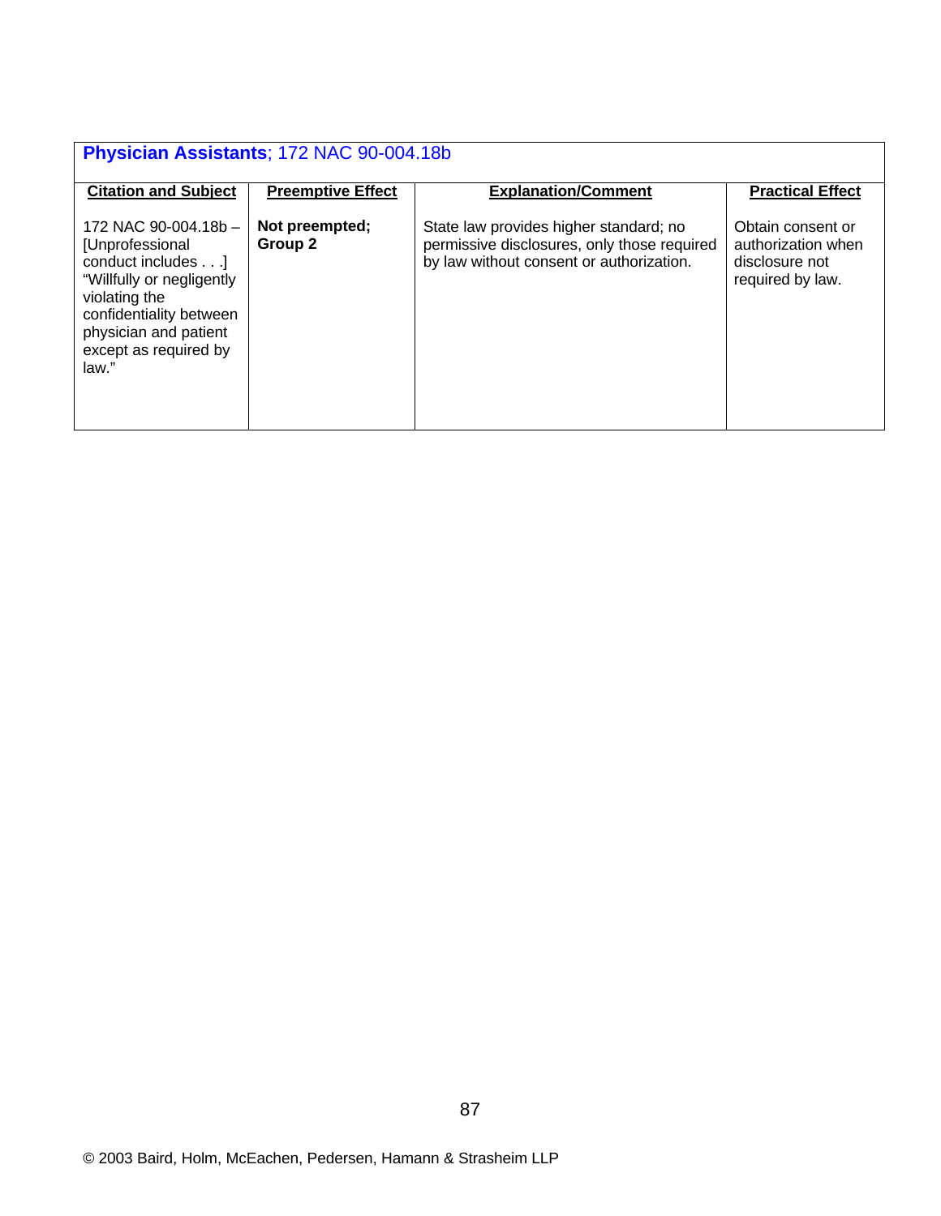**Physician Assistants**; 172 NAC 90-004.18b

| Citation and Subject | Preemptive Effect | Explanation/Comment | Practical Effect |
|---|---|---|---|
| 172 NAC 90-004.18b – [Unprofessional conduct includes . . .] "Willfully or negligently violating the confidentiality between physician and patient except as required by law." | **Not preempted; Group 2** | State law provides higher standard; no permissive disclosures, only those required by law without consent or authorization. | Obtain consent or authorization when disclosure not required by law. |

© 2003 Baird, Holm, McEachen, Pedersen, Hamann & Strasheim LLP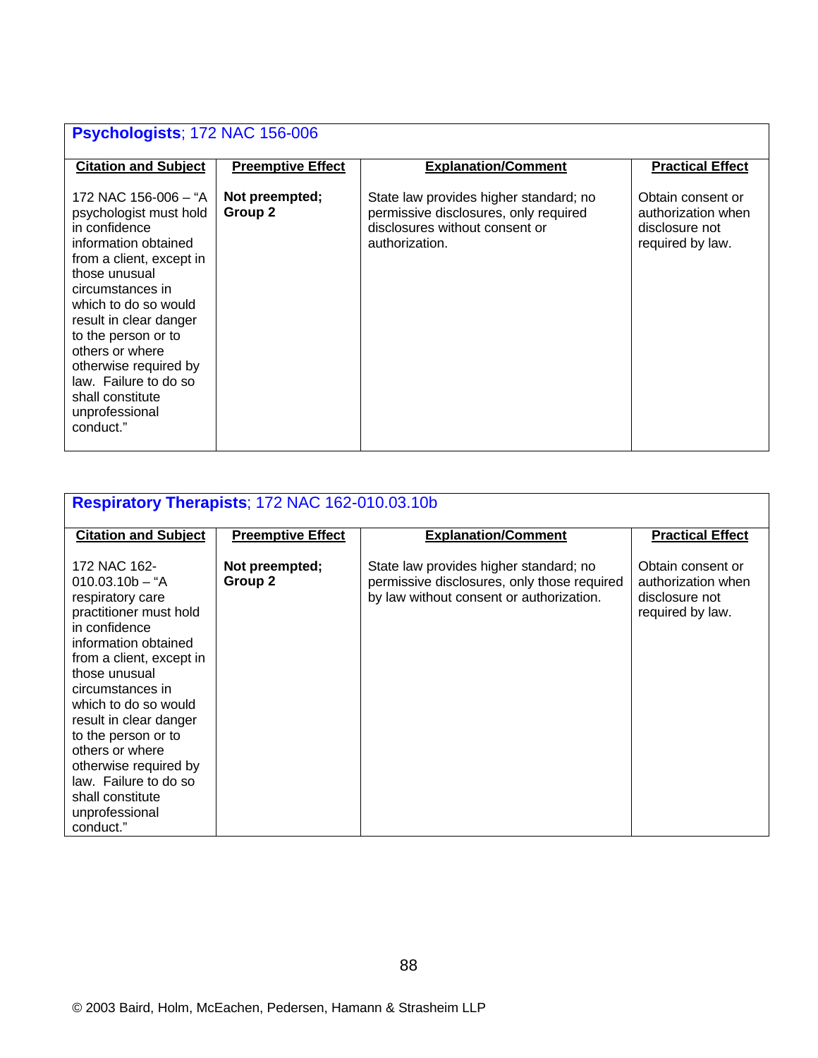## **Psychologists**; 172 NAC 156-006

| Citation and Subject | Preemptive Effect | Explanation/Comment | Practical Effect |
|---|---|---|---|
| 172 NAC 156-006 – "A psychologist must hold in confidence information obtained from a client, except in those unusual circumstances in which to do so would result in clear danger to the person or to others or where otherwise required by law. Failure to do so shall constitute unprofessional conduct." | **Not preempted; Group 2** | State law provides higher standard; no permissive disclosures, only required disclosures without consent or authorization. | Obtain consent or authorization when disclosure not required by law. |

## **Respiratory Therapists**; 172 NAC 162-010.03.10b

| Citation and Subject | Preemptive Effect | Explanation/Comment | Practical Effect |
|---|---|---|---|
| 172 NAC 162-010.03.10b – "A respiratory care practitioner must hold in confidence information obtained from a client, except in those unusual circumstances in which to do so would result in clear danger to the person or to others or where otherwise required by law. Failure to do so shall constitute unprofessional conduct." | **Not preempted; Group 2** | State law provides higher standard; no permissive disclosures, only those required by law without consent or authorization. | Obtain consent or authorization when disclosure not required by law. |

© 2003 Baird, Holm, McEachen, Pedersen, Hamann & Strasheim LLP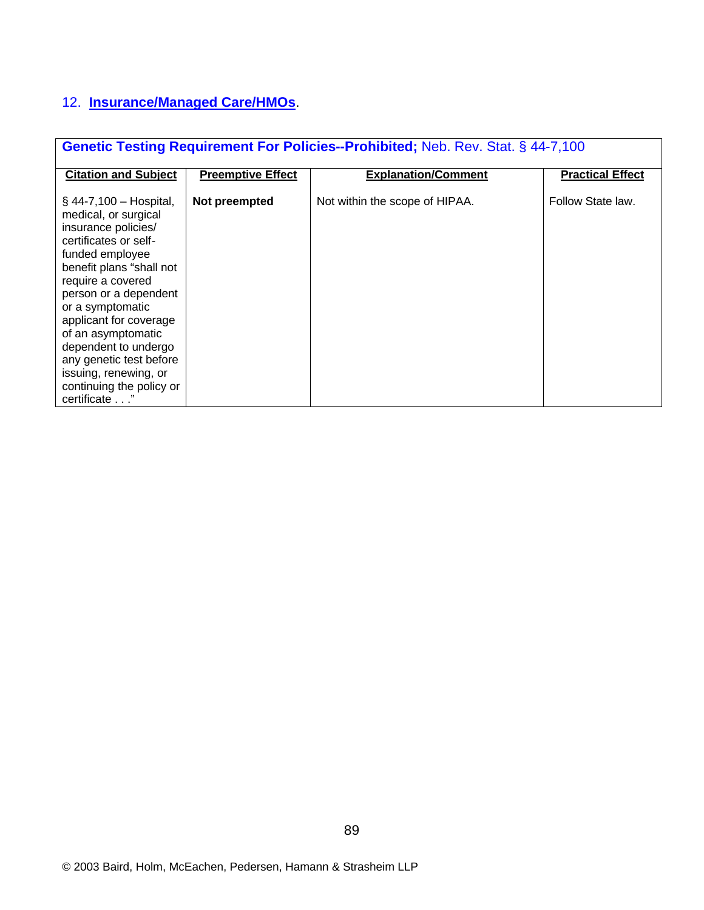12. **Insurance/Managed Care/HMOs**.

| **Genetic Testing Requirement For Policies--Prohibited;** Neb. Rev. Stat. § 44-7,100 | | | |
|---|---|---|---|
| **Citation and Subject** | **Preemptive Effect** | **Explanation/Comment** | **Practical Effect** |
| § 44-7,100 – Hospital, medical, or surgical insurance policies/ certificates or self-funded employee benefit plans "shall not require a covered person or a dependent or a symptomatic applicant for coverage of an asymptomatic dependent to undergo any genetic test before issuing, renewing, or continuing the policy or certificate . . ." | **Not preempted** | Not within the scope of HIPAA. | Follow State law. |

© 2003 Baird, Holm, McEachen, Pedersen, Hamann & Strasheim LLP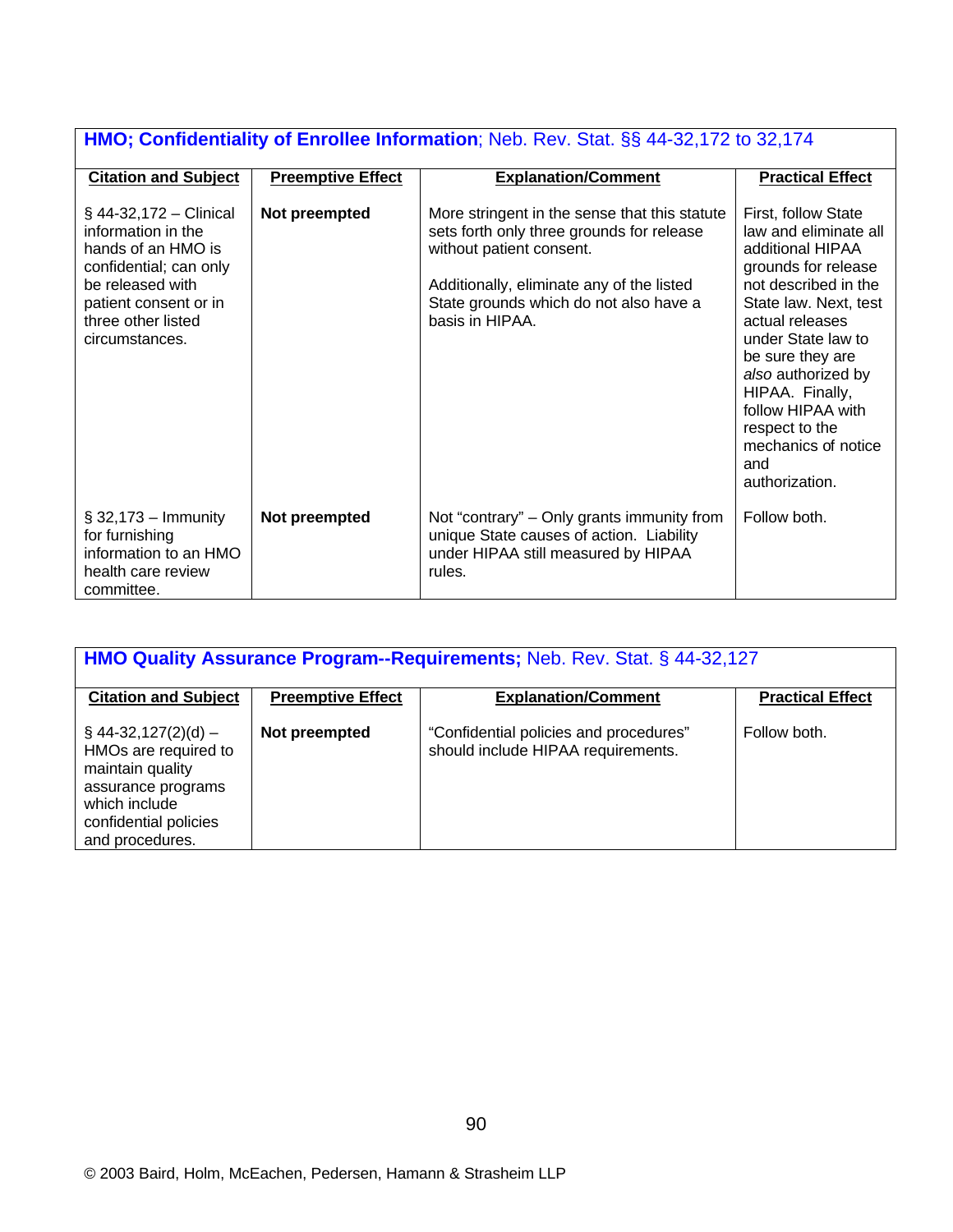**HMO; Confidentiality of Enrollee Information**; Neb. Rev. Stat. §§ 44-32,172 to 32,174

| Citation and Subject | Preemptive Effect | Explanation/Comment | Practical Effect |
|---|---|---|---|
| § 44-32,172 – Clinical information in the hands of an HMO is confidential; can only be released with patient consent or in three other listed circumstances. | **Not preempted** | More stringent in the sense that this statute sets forth only three grounds for release without patient consent.<br><br>Additionally, eliminate any of the listed State grounds which do not also have a basis in HIPAA. | First, follow State law and eliminate all additional HIPAA grounds for release not described in the State law. Next, test actual releases under State law to be sure they are *also* authorized by HIPAA. Finally, follow HIPAA with respect to the mechanics of notice and authorization. |
| § 32,173 – Immunity for furnishing information to an HMO health care review committee. | **Not preempted** | Not "contrary" – Only grants immunity from unique State causes of action. Liability under HIPAA still measured by HIPAA rules. | Follow both. |

**HMO Quality Assurance Program--Requirements;** Neb. Rev. Stat. § 44-32,127

| Citation and Subject | Preemptive Effect | Explanation/Comment | Practical Effect |
|---|---|---|---|
| § 44-32,127(2)(d) – HMOs are required to maintain quality assurance programs which include confidential policies and procedures. | **Not preempted** | "Confidential policies and procedures" should include HIPAA requirements. | Follow both. |

© 2003 Baird, Holm, McEachen, Pedersen, Hamann & Strasheim LLP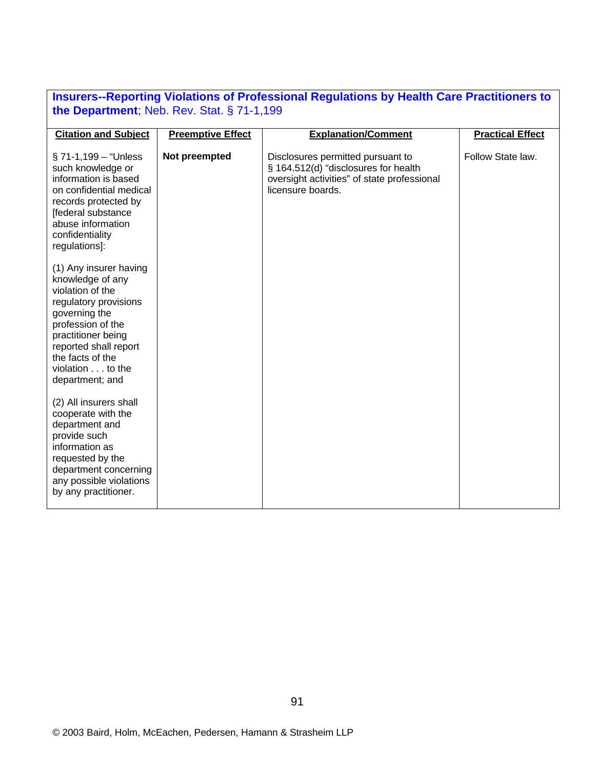**Insurers--Reporting Violations of Professional Regulations by Health Care Practitioners to the Department**; Neb. Rev. Stat. § 71-1,199

| Citation and Subject | Preemptive Effect | Explanation/Comment | Practical Effect |
|---|---|---|---|
| § 71-1,199 – "Unless such knowledge or information is based on confidential medical records protected by [federal substance abuse information confidentiality regulations]:<br><br>(1) Any insurer having knowledge of any violation of the regulatory provisions governing the profession of the practitioner being reported shall report the facts of the violation . . . to the department; and<br><br>(2) All insurers shall cooperate with the department and provide such information as requested by the department concerning any possible violations by any practitioner. | **Not preempted** | Disclosures permitted pursuant to § 164.512(d) "disclosures for health oversight activities" of state professional licensure boards. | Follow State law. |

© 2003 Baird, Holm, McEachen, Pedersen, Hamann & Strasheim LLP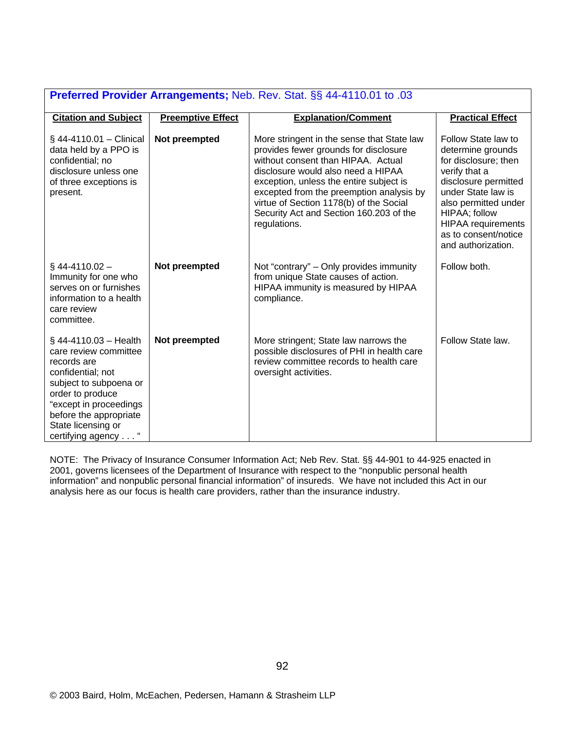**Preferred Provider Arrangements;** Neb. Rev. Stat. §§ 44-4110.01 to .03

| Citation and Subject | Preemptive Effect | Explanation/Comment | Practical Effect |
|---|---|---|---|
| § 44-4110.01 – Clinical data held by a PPO is confidential; no disclosure unless one of three exceptions is present. | **Not preempted** | More stringent in the sense that State law provides fewer grounds for disclosure without consent than HIPAA. Actual disclosure would also need a HIPAA exception, unless the entire subject is excepted from the preemption analysis by virtue of Section 1178(b) of the Social Security Act and Section 160.203 of the regulations. | Follow State law to determine grounds for disclosure; then verify that a disclosure permitted under State law is also permitted under HIPAA; follow HIPAA requirements as to consent/notice and authorization. |
| § 44-4110.02 – Immunity for one who serves on or furnishes information to a health care review committee. | **Not preempted** | Not "contrary" – Only provides immunity from unique State causes of action. HIPAA immunity is measured by HIPAA compliance. | Follow both. |
| § 44-4110.03 – Health care review committee records are confidential; not subject to subpoena or order to produce "except in proceedings before the appropriate State licensing or certifying agency . . . " | **Not preempted** | More stringent; State law narrows the possible disclosures of PHI in health care review committee records to health care oversight activities. | Follow State law. |

NOTE: The Privacy of Insurance Consumer Information Act; Neb Rev. Stat. §§ 44-901 to 44-925 enacted in 2001, governs licensees of the Department of Insurance with respect to the "nonpublic personal health information" and nonpublic personal financial information" of insureds. We have not included this Act in our analysis here as our focus is health care providers, rather than the insurance industry.

© 2003 Baird, Holm, McEachen, Pedersen, Hamann & Strasheim LLP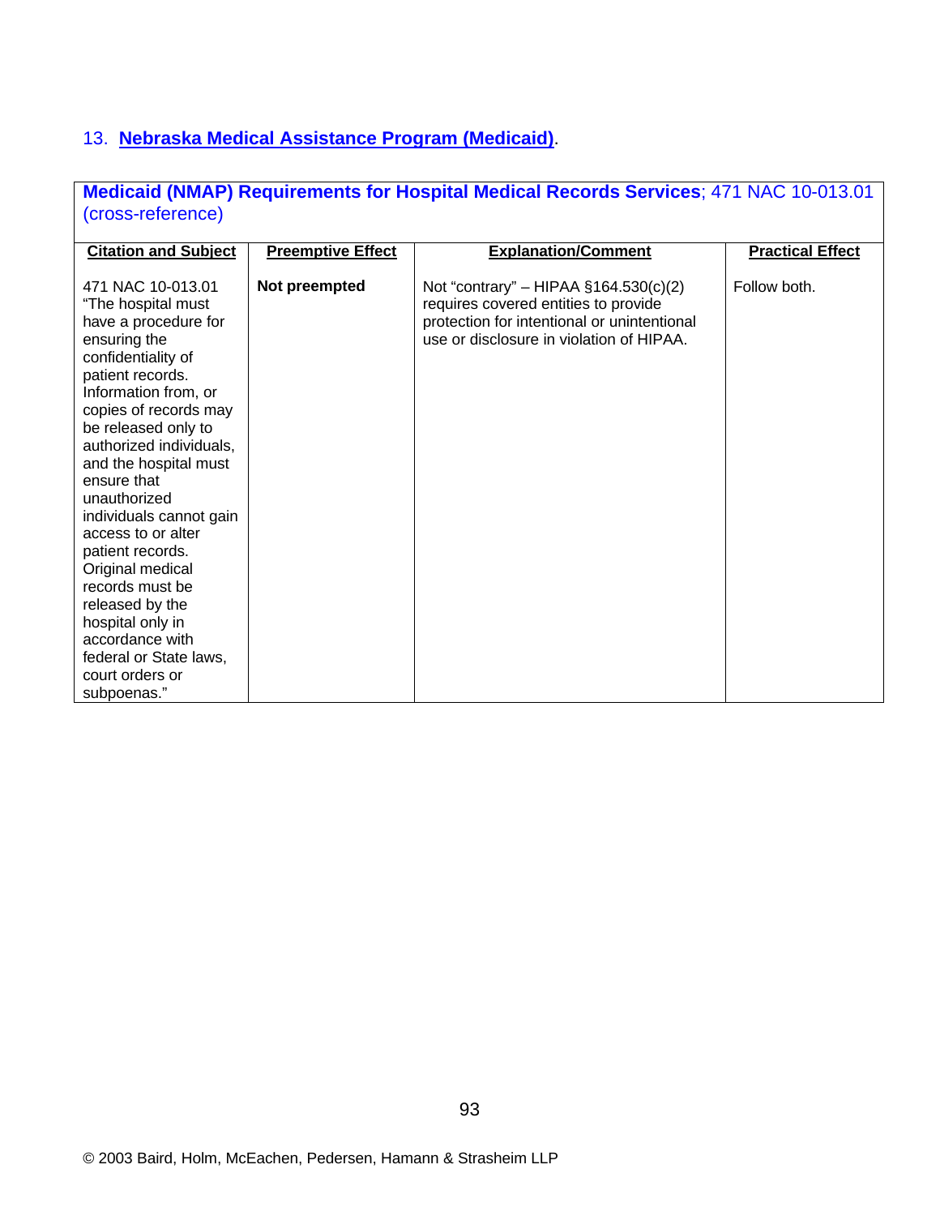## 13. **Nebraska Medical Assistance Program (Medicaid)**.

**Medicaid (NMAP) Requirements for Hospital Medical Records Services**; 471 NAC 10-013.01 (cross-reference)

| Citation and Subject | Preemptive Effect | Explanation/Comment | Practical Effect |
|---|---|---|---|
| 471 NAC 10-013.01 "The hospital must have a procedure for ensuring the confidentiality of patient records. Information from, or copies of records may be released only to authorized individuals, and the hospital must ensure that unauthorized individuals cannot gain access to or alter patient records. Original medical records must be released by the hospital only in accordance with federal or State laws, court orders or subpoenas." | **Not preempted** | Not "contrary" – HIPAA §164.530(c)(2) requires covered entities to provide protection for intentional or unintentional use or disclosure in violation of HIPAA. | Follow both. |

© 2003 Baird, Holm, McEachen, Pedersen, Hamann & Strasheim LLP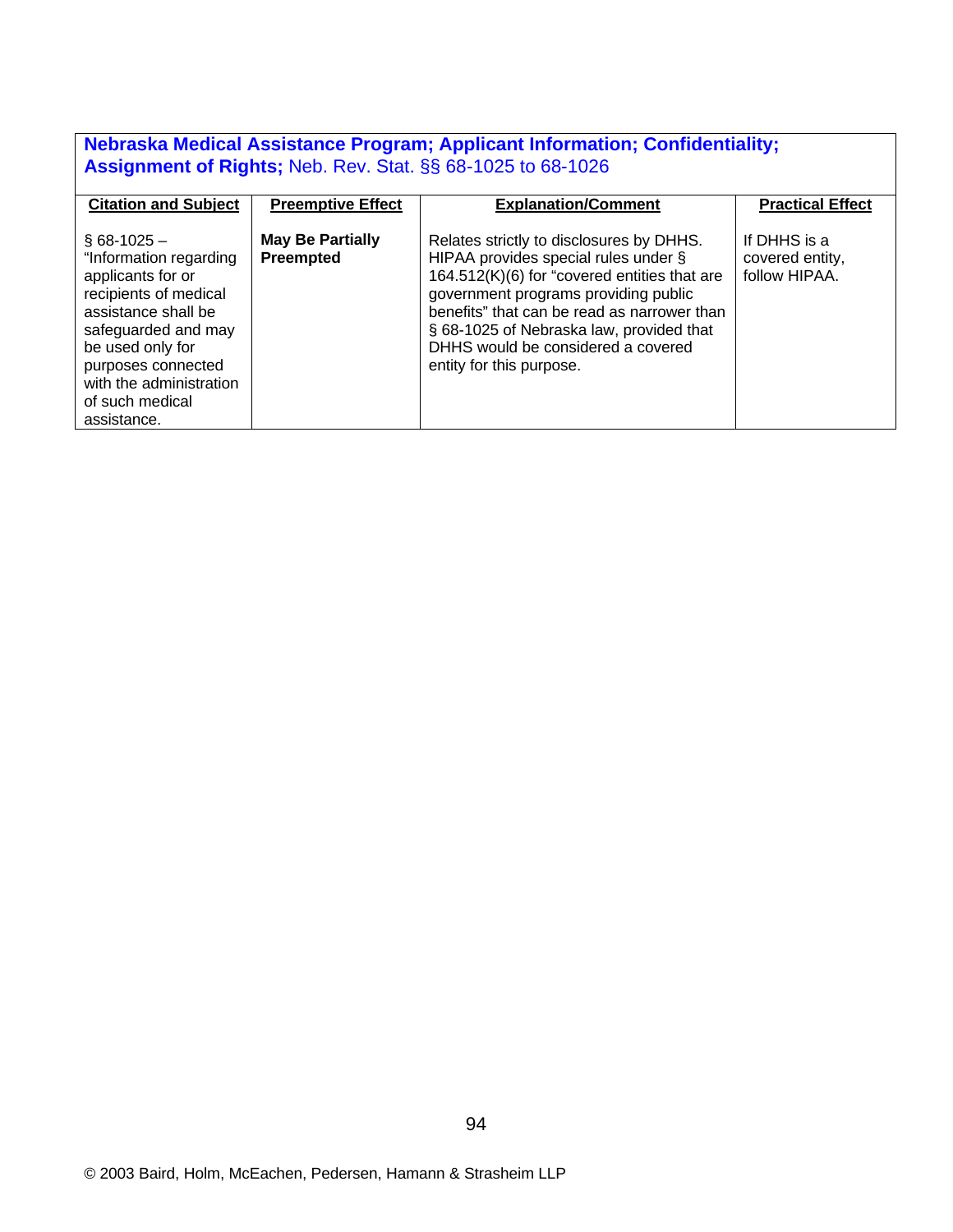**Nebraska Medical Assistance Program; Applicant Information; Confidentiality; Assignment of Rights;** Neb. Rev. Stat. §§ 68-1025 to 68-1026

| Citation and Subject | Preemptive Effect | Explanation/Comment | Practical Effect |
|---|---|---|---|
| § 68-1025 – "Information regarding applicants for or recipients of medical assistance shall be safeguarded and may be used only for purposes connected with the administration of such medical assistance. | **May Be Partially Preempted** | Relates strictly to disclosures by DHHS. HIPAA provides special rules under § 164.512(K)(6) for "covered entities that are government programs providing public benefits" that can be read as narrower than § 68-1025 of Nebraska law, provided that DHHS would be considered a covered entity for this purpose. | If DHHS is a covered entity, follow HIPAA. |

© 2003 Baird, Holm, McEachen, Pedersen, Hamann & Strasheim LLP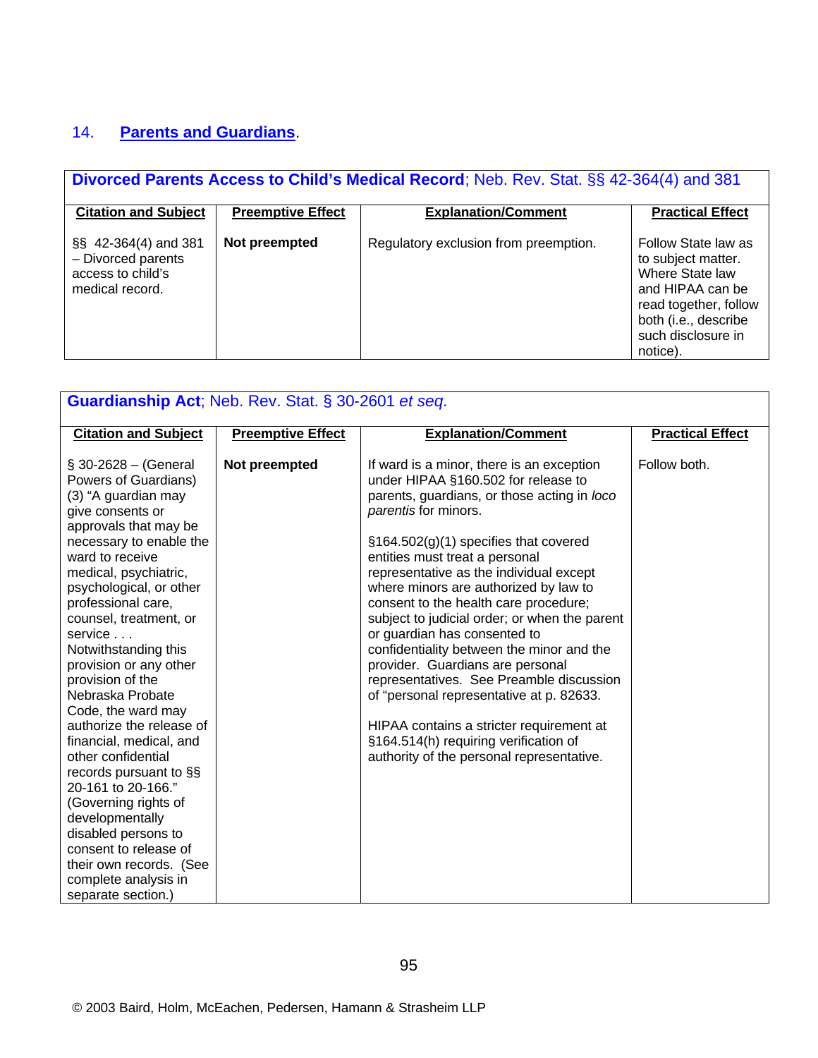## 14. Parents and Guardians.

**Divorced Parents Access to Child's Medical Record**; Neb. Rev. Stat. §§ 42-364(4) and 381

| Citation and Subject | Preemptive Effect | Explanation/Comment | Practical Effect |
| --- | --- | --- | --- |
| §§ 42-364(4) and 381 – Divorced parents access to child's medical record. | **Not preempted** | Regulatory exclusion from preemption. | Follow State law as to subject matter. Where State law and HIPAA can be read together, follow both (i.e., describe such disclosure in notice). |

**Guardianship Act**; Neb. Rev. Stat. § 30-2601 *et seq.*

| Citation and Subject | Preemptive Effect | Explanation/Comment | Practical Effect |
| --- | --- | --- | --- |
| § 30-2628 – (General Powers of Guardians) (3) "A guardian may give consents or approvals that may be necessary to enable the ward to receive medical, psychiatric, psychological, or other professional care, counsel, treatment, or service . . . Notwithstanding this provision or any other provision of the Nebraska Probate Code, the ward may authorize the release of financial, medical, and other confidential records pursuant to §§ 20-161 to 20-166." (Governing rights of developmentally disabled persons to consent to release of their own records. (See complete analysis in separate section.) | **Not preempted** | If ward is a minor, there is an exception under HIPAA §160.502 for release to parents, guardians, or those acting in *loco parentis* for minors.<br><br>§164.502(g)(1) specifies that covered entities must treat a personal representative as the individual except where minors are authorized by law to consent to the health care procedure; subject to judicial order; or when the parent or guardian has consented to confidentiality between the minor and the provider. Guardians are personal representatives. See Preamble discussion of "personal representative at p. 82633.<br><br>HIPAA contains a stricter requirement at §164.514(h) requiring verification of authority of the personal representative. | Follow both. |

© 2003 Baird, Holm, McEachen, Pedersen, Hamann & Strasheim LLP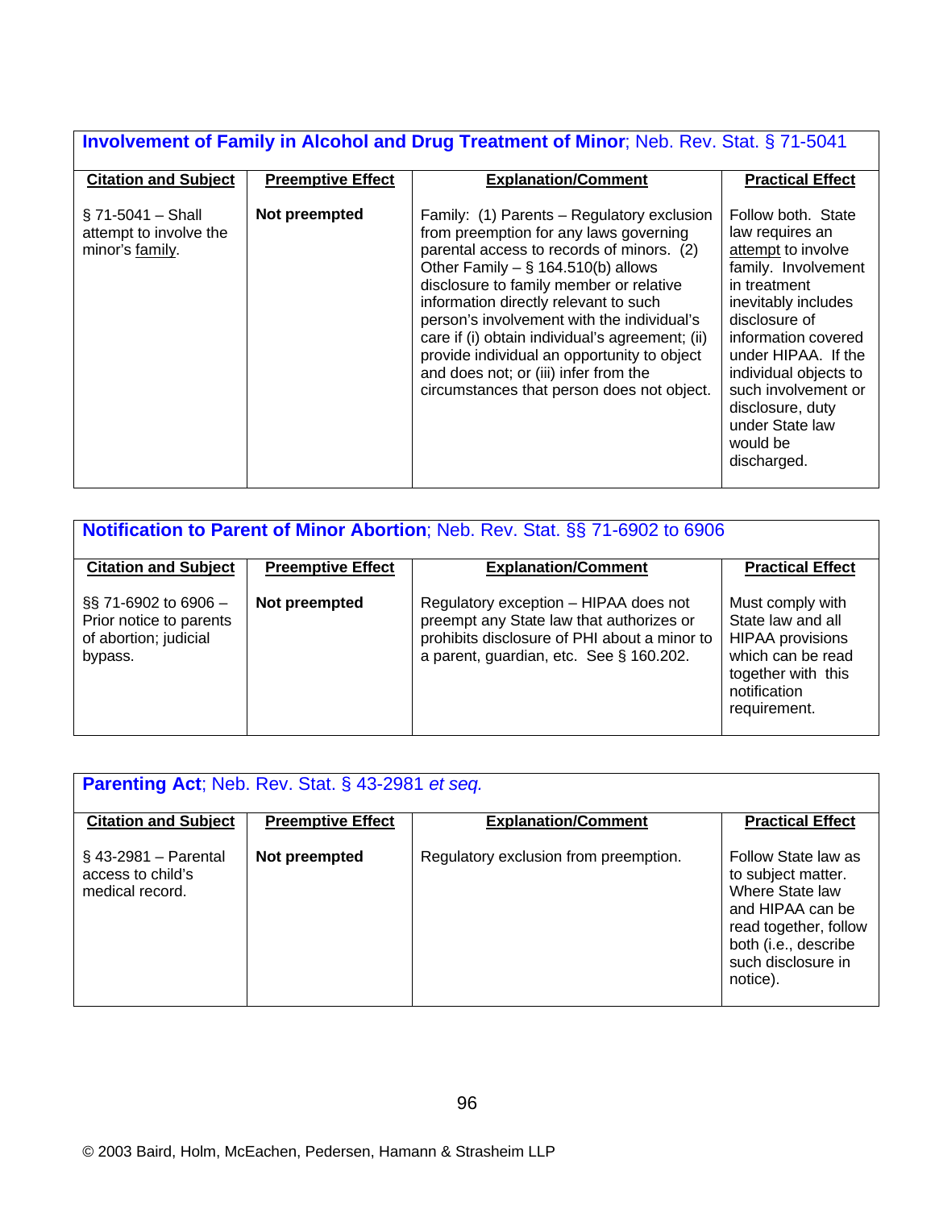**Involvement of Family in Alcohol and Drug Treatment of Minor**; Neb. Rev. Stat. § 71-5041

| Citation and Subject | Preemptive Effect | Explanation/Comment | Practical Effect |
|---|---|---|---|
| § 71-5041 – Shall attempt to involve the minor's family. | **Not preempted** | Family: (1) Parents – Regulatory exclusion from preemption for any laws governing parental access to records of minors. (2) Other Family – § 164.510(b) allows disclosure to family member or relative information directly relevant to such person's involvement with the individual's care if (i) obtain individual's agreement; (ii) provide individual an opportunity to object and does not; or (iii) infer from the circumstances that person does not object. | Follow both. State law requires an attempt to involve family. Involvement in treatment inevitably includes disclosure of information covered under HIPAA. If the individual objects to such involvement or disclosure, duty under State law would be discharged. |

**Notification to Parent of Minor Abortion**; Neb. Rev. Stat. §§ 71-6902 to 6906

| Citation and Subject | Preemptive Effect | Explanation/Comment | Practical Effect |
|---|---|---|---|
| §§ 71-6902 to 6906 – Prior notice to parents of abortion; judicial bypass. | **Not preempted** | Regulatory exception – HIPAA does not preempt any State law that authorizes or prohibits disclosure of PHI about a minor to a parent, guardian, etc. See § 160.202. | Must comply with State law and all HIPAA provisions which can be read together with this notification requirement. |

**Parenting Act**; Neb. Rev. Stat. § 43-2981 *et seq.*

| Citation and Subject | Preemptive Effect | Explanation/Comment | Practical Effect |
|---|---|---|---|
| § 43-2981 – Parental access to child's medical record. | **Not preempted** | Regulatory exclusion from preemption. | Follow State law as to subject matter. Where State law and HIPAA can be read together, follow both (i.e., describe such disclosure in notice). |

© 2003 Baird, Holm, McEachen, Pedersen, Hamann & Strasheim LLP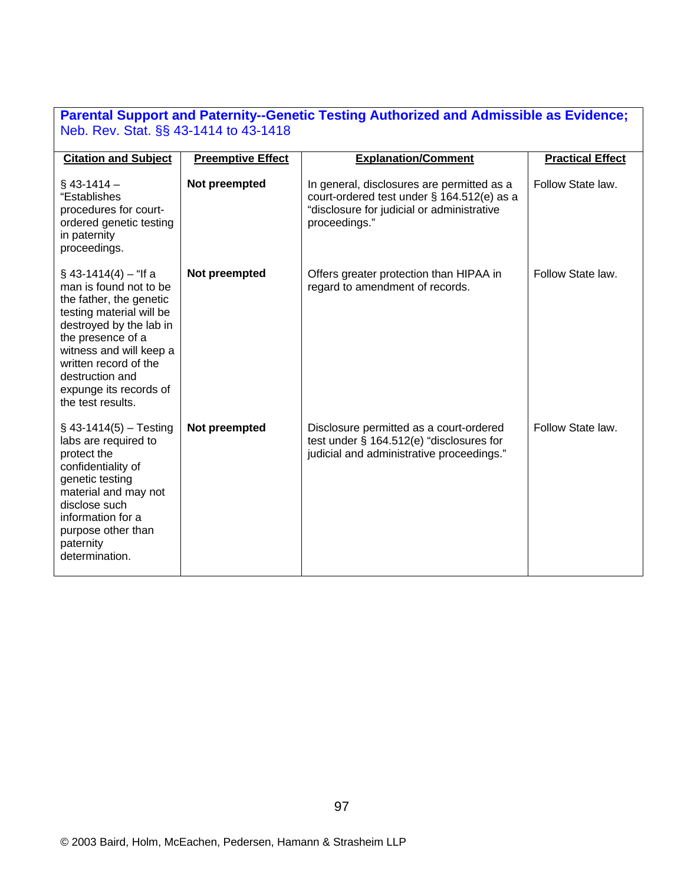**Parental Support and Paternity--Genetic Testing Authorized and Admissible as Evidence;** Neb. Rev. Stat. §§ 43-1414 to 43-1418

| Citation and Subject | Preemptive Effect | Explanation/Comment | Practical Effect |
|---|---|---|---|
| § 43-1414 – "Establishes procedures for court-ordered genetic testing in paternity proceedings. | **Not preempted** | In general, disclosures are permitted as a court-ordered test under § 164.512(e) as a "disclosure for judicial or administrative proceedings." | Follow State law. |
| § 43-1414(4) – "If a man is found not to be the father, the genetic testing material will be destroyed by the lab in the presence of a witness and will keep a written record of the destruction and expunge its records of the test results. | **Not preempted** | Offers greater protection than HIPAA in regard to amendment of records. | Follow State law. |
| § 43-1414(5) – Testing labs are required to protect the confidentiality of genetic testing material and may not disclose such information for a purpose other than paternity determination. | **Not preempted** | Disclosure permitted as a court-ordered test under § 164.512(e) "disclosures for judicial and administrative proceedings." | Follow State law. |

© 2003 Baird, Holm, McEachen, Pedersen, Hamann & Strasheim LLP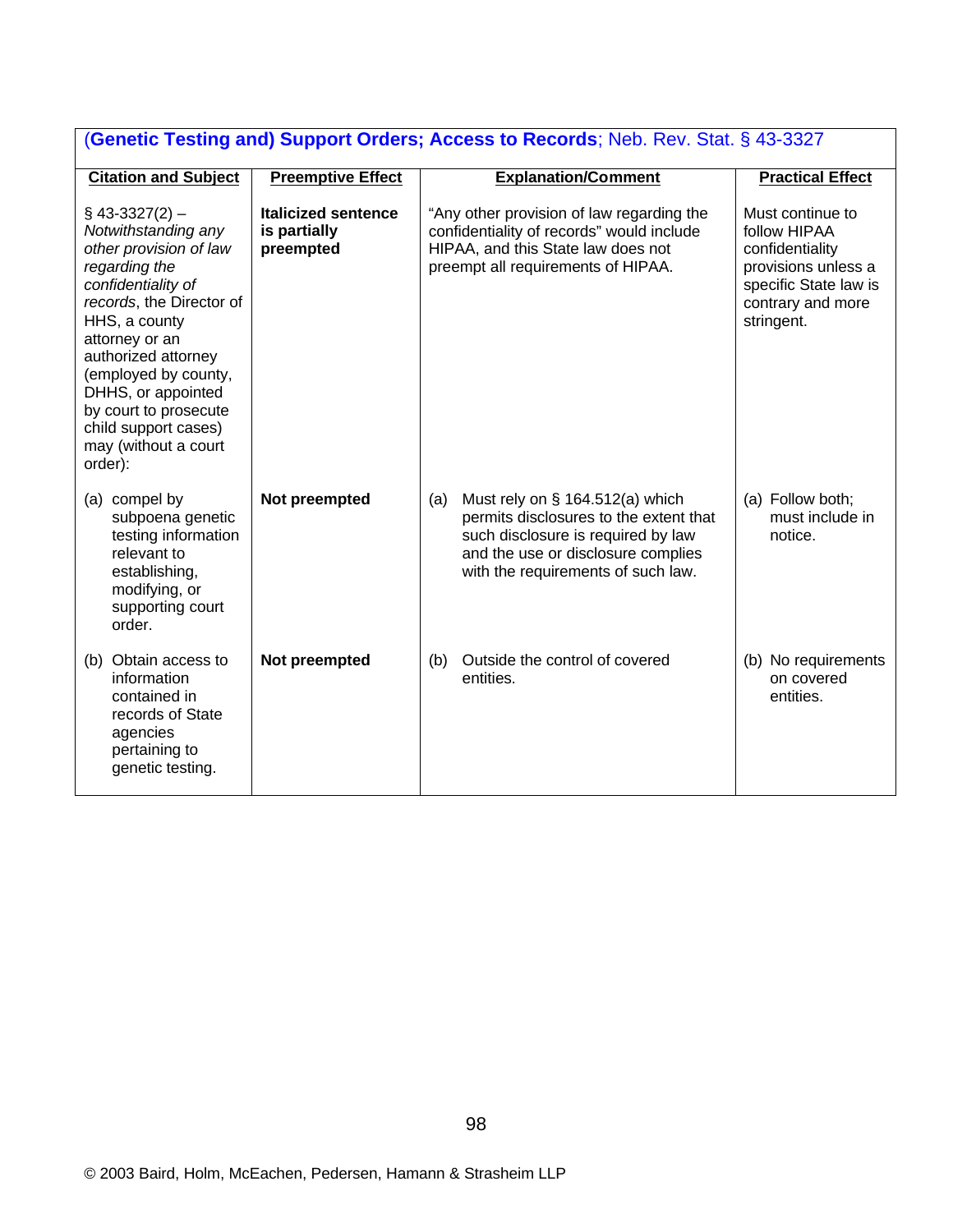| (**Genetic Testing and) Support Orders; Access to Records**; Neb. Rev. Stat. § 43-3327 | | | |
|---|---|---|---|
| **Citation and Subject** | **Preemptive Effect** | **Explanation/Comment** | **Practical Effect** |
| § 43-3327(2) – *Notwithstanding any other provision of law regarding the confidentiality of records*, the Director of HHS, a county attorney or an authorized attorney (employed by county, DHHS, or appointed by court to prosecute child support cases) may (without a court order): | **Italicized sentence is partially preempted** | "Any other provision of law regarding the confidentiality of records" would include HIPAA, and this State law does not preempt all requirements of HIPAA. | Must continue to follow HIPAA confidentiality provisions unless a specific State law is contrary and more stringent. |
| (a) compel by subpoena genetic testing information relevant to establishing, modifying, or supporting court order. | **Not preempted** | (a) Must rely on § 164.512(a) which permits disclosures to the extent that such disclosure is required by law and the use or disclosure complies with the requirements of such law. | (a) Follow both; must include in notice. |
| (b) Obtain access to information contained in records of State agencies pertaining to genetic testing. | **Not preempted** | (b) Outside the control of covered entities. | (b) No requirements on covered entities. |

© 2003 Baird, Holm, McEachen, Pedersen, Hamann & Strasheim LLP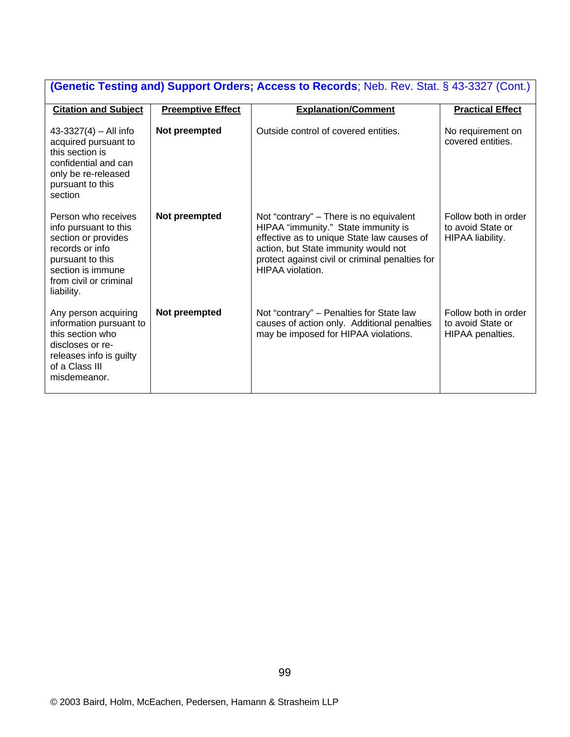| **(Genetic Testing and) Support Orders; Access to Records**; Neb. Rev. Stat. § 43-3327 (Cont.) | | | |
|---|---|---|---|
| **Citation and Subject** | **Preemptive Effect** | **Explanation/Comment** | **Practical Effect** |
| 43-3327(4) – All info acquired pursuant to this section is confidential and can only be re-released pursuant to this section | **Not preempted** | Outside control of covered entities. | No requirement on covered entities. |
| Person who receives info pursuant to this section or provides records or info pursuant to this section is immune from civil or criminal liability. | **Not preempted** | Not "contrary" – There is no equivalent HIPAA "immunity." State immunity is effective as to unique State law causes of action, but State immunity would not protect against civil or criminal penalties for HIPAA violation. | Follow both in order to avoid State or HIPAA liability. |
| Any person acquiring information pursuant to this section who discloses or re-releases info is guilty of a Class III misdemeanor. | **Not preempted** | Not "contrary" – Penalties for State law causes of action only. Additional penalties may be imposed for HIPAA violations. | Follow both in order to avoid State or HIPAA penalties. |

© 2003 Baird, Holm, McEachen, Pedersen, Hamann & Strasheim LLP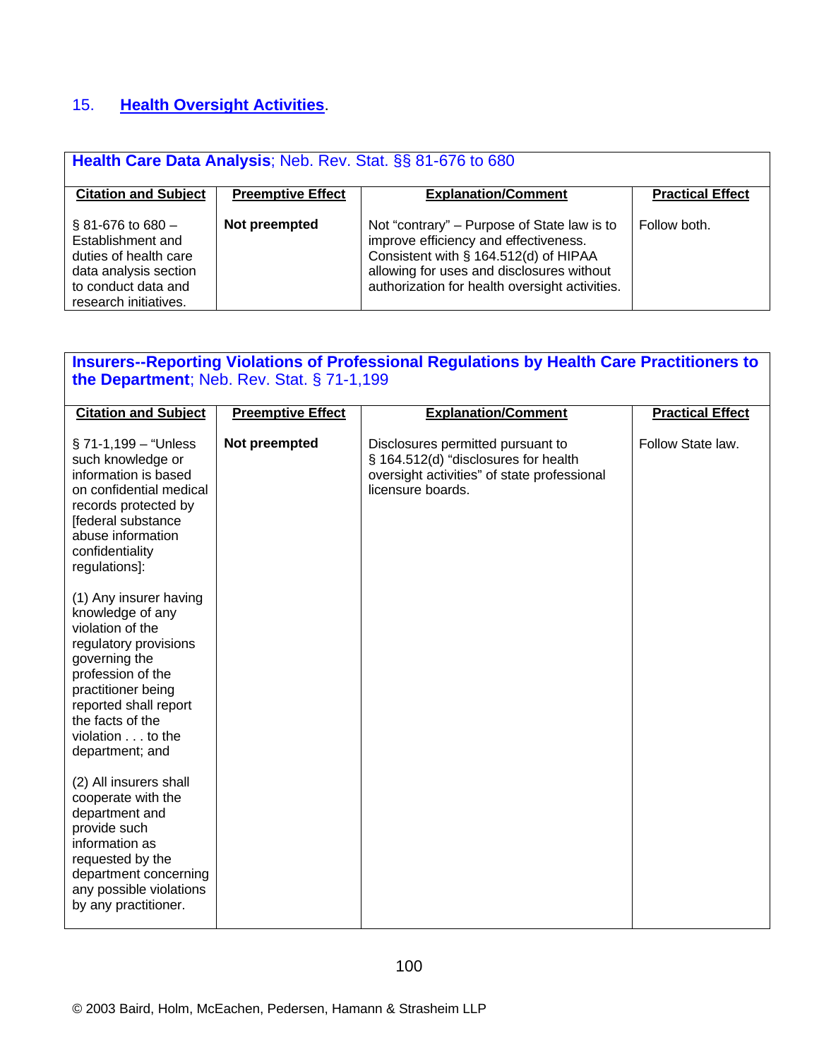## 15. **Health Oversight Activities**.

| **Health Care Data Analysis**; Neb. Rev. Stat. §§ 81-676 to 680 | | | |
|---|---|---|---|
| **Citation and Subject** | **Preemptive Effect** | **Explanation/Comment** | **Practical Effect** |
| § 81-676 to 680 – Establishment and duties of health care data analysis section to conduct data and research initiatives. | **Not preempted** | Not "contrary" – Purpose of State law is to improve efficiency and effectiveness. Consistent with § 164.512(d) of HIPAA allowing for uses and disclosures without authorization for health oversight activities. | Follow both. |

| **Insurers--Reporting Violations of Professional Regulations by Health Care Practitioners to the Department**; Neb. Rev. Stat. § 71-1,199 | | | |
|---|---|---|---|
| **Citation and Subject** | **Preemptive Effect** | **Explanation/Comment** | **Practical Effect** |
| § 71-1,199 – "Unless such knowledge or information is based on confidential medical records protected by [federal substance abuse information confidentiality regulations]:<br><br>(1) Any insurer having knowledge of any violation of the regulatory provisions governing the profession of the practitioner being reported shall report the facts of the violation . . . to the department; and<br><br>(2) All insurers shall cooperate with the department and provide such information as requested by the department concerning any possible violations by any practitioner. | **Not preempted** | Disclosures permitted pursuant to § 164.512(d) "disclosures for health oversight activities" of state professional licensure boards. | Follow State law. |

© 2003 Baird, Holm, McEachen, Pedersen, Hamann & Strasheim LLP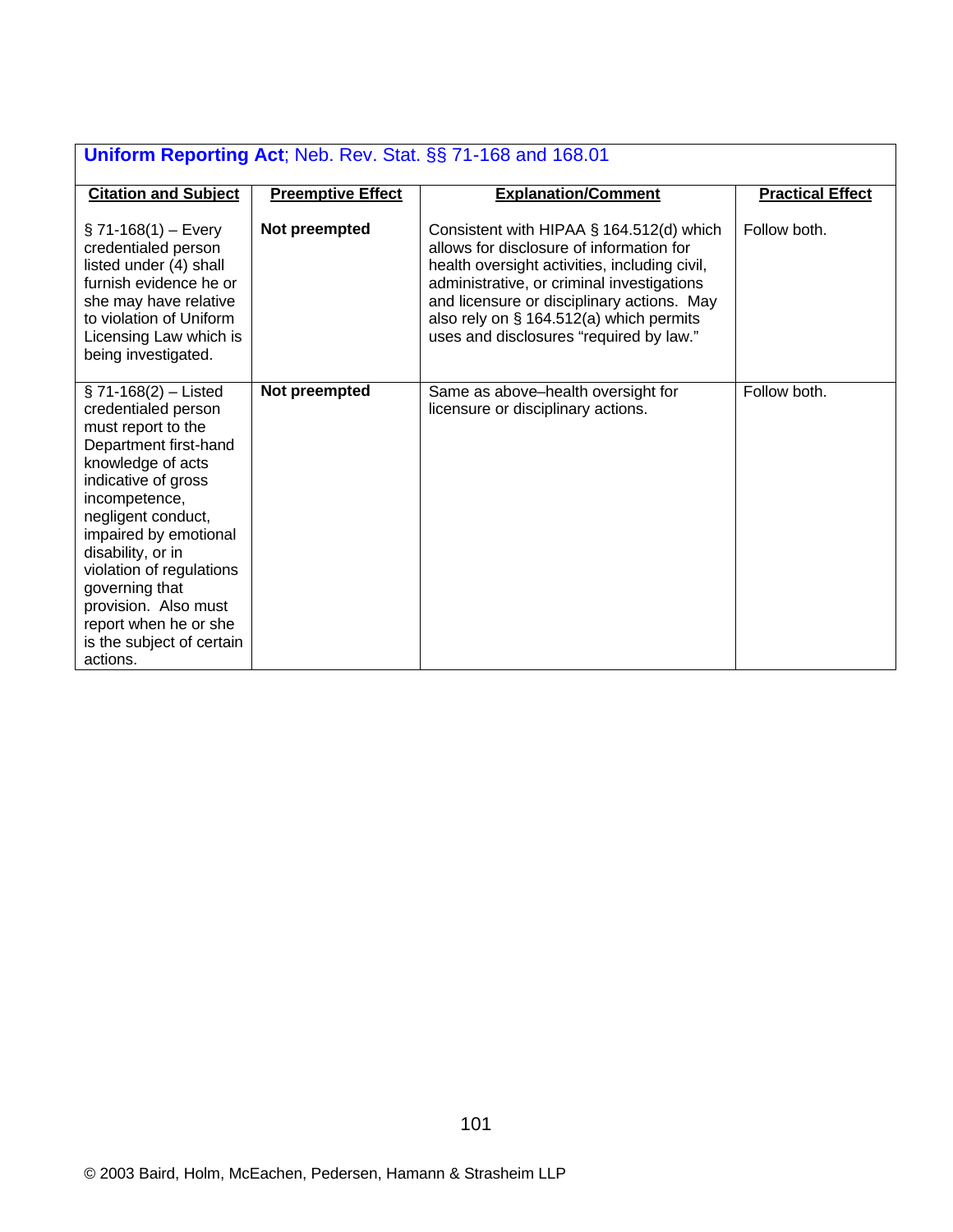**Uniform Reporting Act**; Neb. Rev. Stat. §§ 71-168 and 168.01

| Citation and Subject | Preemptive Effect | Explanation/Comment | Practical Effect |
|---|---|---|---|
| § 71-168(1) – Every credentialed person listed under (4) shall furnish evidence he or she may have relative to violation of Uniform Licensing Law which is being investigated. | **Not preempted** | Consistent with HIPAA § 164.512(d) which allows for disclosure of information for health oversight activities, including civil, administrative, or criminal investigations and licensure or disciplinary actions. May also rely on § 164.512(a) which permits uses and disclosures "required by law." | Follow both. |
| § 71-168(2) – Listed credentialed person must report to the Department first-hand knowledge of acts indicative of gross incompetence, negligent conduct, impaired by emotional disability, or in violation of regulations governing that provision. Also must report when he or she is the subject of certain actions. | **Not preempted** | Same as above–health oversight for licensure or disciplinary actions. | Follow both. |

© 2003 Baird, Holm, McEachen, Pedersen, Hamann & Strasheim LLP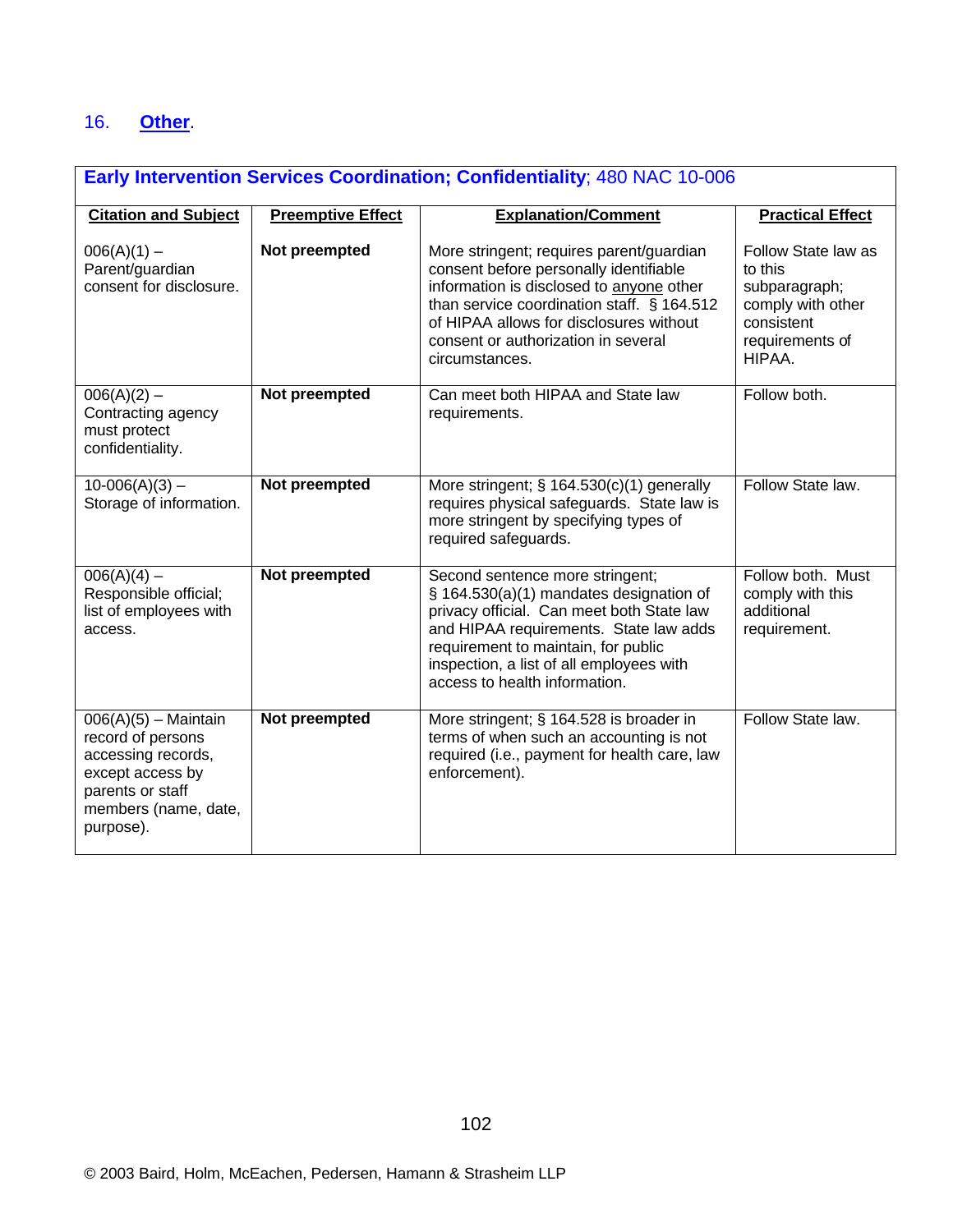## 16. **Other**.

| **Early Intervention Services Coordination; Confidentiality**; 480 NAC 10-006 | | | |
|---|---|---|---|
| **Citation and Subject** | **Preemptive Effect** | **Explanation/Comment** | **Practical Effect** |
| 006(A)(1) – Parent/guardian consent for disclosure. | **Not preempted** | More stringent; requires parent/guardian consent before personally identifiable information is disclosed to anyone other than service coordination staff. § 164.512 of HIPAA allows for disclosures without consent or authorization in several circumstances. | Follow State law as to this subparagraph; comply with other consistent requirements of HIPAA. |
| 006(A)(2) – Contracting agency must protect confidentiality. | **Not preempted** | Can meet both HIPAA and State law requirements. | Follow both. |
| 10-006(A)(3) – Storage of information. | **Not preempted** | More stringent; § 164.530(c)(1) generally requires physical safeguards. State law is more stringent by specifying types of required safeguards. | Follow State law. |
| 006(A)(4) – Responsible official; list of employees with access. | **Not preempted** | Second sentence more stringent; § 164.530(a)(1) mandates designation of privacy official. Can meet both State law and HIPAA requirements. State law adds requirement to maintain, for public inspection, a list of all employees with access to health information. | Follow both. Must comply with this additional requirement. |
| 006(A)(5) – Maintain record of persons accessing records, except access by parents or staff members (name, date, purpose). | **Not preempted** | More stringent; § 164.528 is broader in terms of when such an accounting is not required (i.e., payment for health care, law enforcement). | Follow State law. |

© 2003 Baird, Holm, McEachen, Pedersen, Hamann & Strasheim LLP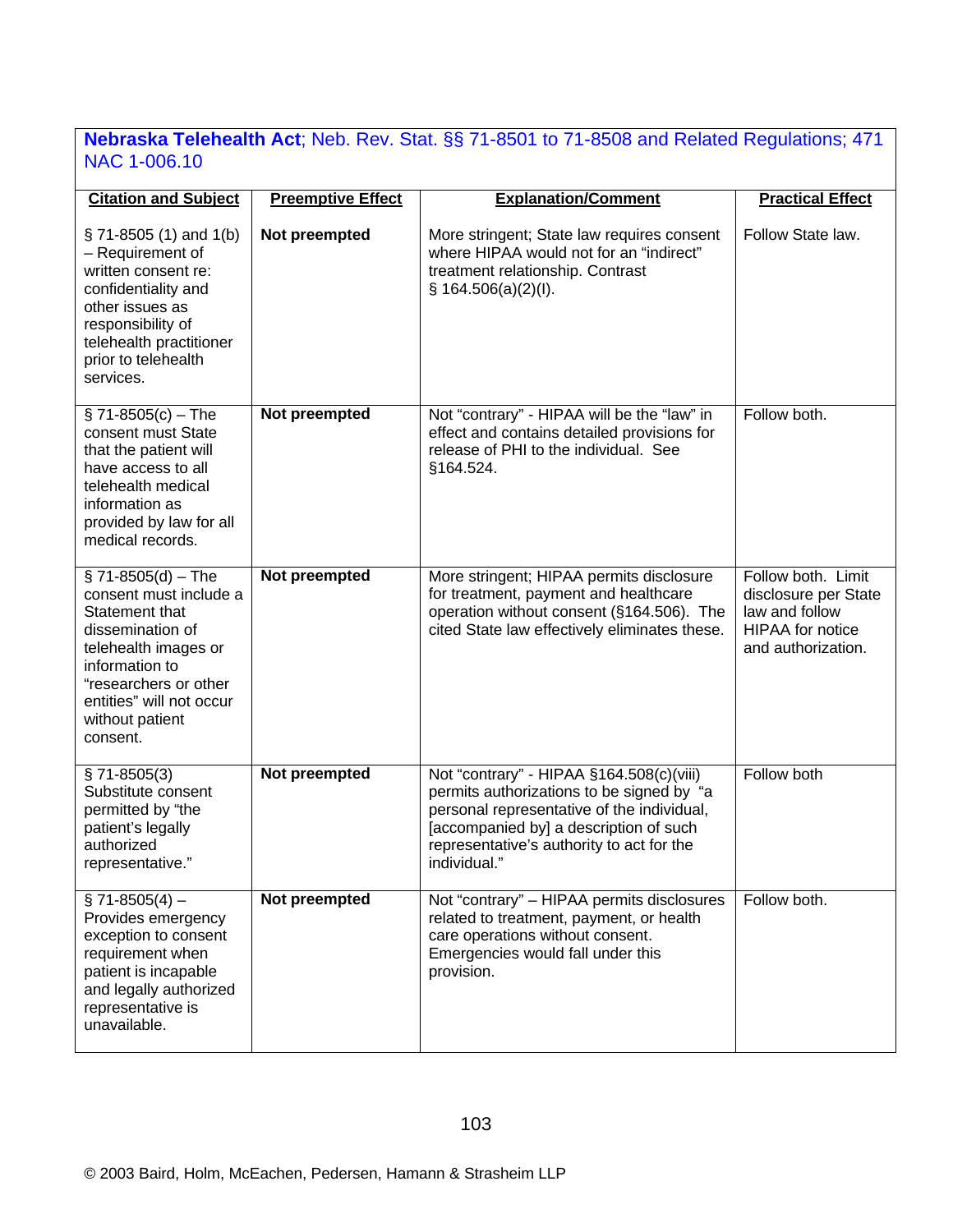**Nebraska Telehealth Act**; Neb. Rev. Stat. §§ 71-8501 to 71-8508 and Related Regulations; 471 NAC 1-006.10

| Citation and Subject | Preemptive Effect | Explanation/Comment | Practical Effect |
|---|---|---|---|
| § 71-8505 (1) and 1(b) – Requirement of written consent re: confidentiality and other issues as responsibility of telehealth practitioner prior to telehealth services. | **Not preempted** | More stringent; State law requires consent where HIPAA would not for an "indirect" treatment relationship. Contrast § 164.506(a)(2)(I). | Follow State law. |
| § 71-8505(c) – The consent must State that the patient will have access to all telehealth medical information as provided by law for all medical records. | **Not preempted** | Not "contrary" - HIPAA will be the "law" in effect and contains detailed provisions for release of PHI to the individual. See §164.524. | Follow both. |
| § 71-8505(d) – The consent must include a Statement that dissemination of telehealth images or information to "researchers or other entities" will not occur without patient consent. | **Not preempted** | More stringent; HIPAA permits disclosure for treatment, payment and healthcare operation without consent (§164.506). The cited State law effectively eliminates these. | Follow both. Limit disclosure per State law and follow HIPAA for notice and authorization. |
| § 71-8505(3) Substitute consent permitted by "the patient's legally authorized representative." | **Not preempted** | Not "contrary" - HIPAA §164.508(c)(viii) permits authorizations to be signed by "a personal representative of the individual, [accompanied by] a description of such representative's authority to act for the individual." | Follow both |
| § 71-8505(4) – Provides emergency exception to consent requirement when patient is incapable and legally authorized representative is unavailable. | **Not preempted** | Not "contrary" – HIPAA permits disclosures related to treatment, payment, or health care operations without consent. Emergencies would fall under this provision. | Follow both. |

© 2003 Baird, Holm, McEachen, Pedersen, Hamann & Strasheim LLP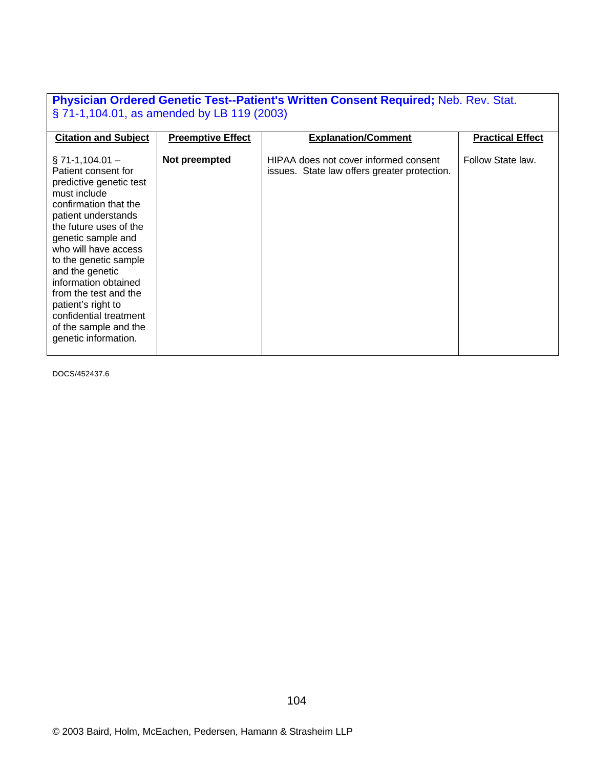**Physician Ordered Genetic Test--Patient's Written Consent Required;** Neb. Rev. Stat. § 71-1,104.01, as amended by LB 119 (2003)

| Citation and Subject | Preemptive Effect | Explanation/Comment | Practical Effect |
|---|---|---|---|
| § 71-1,104.01 – Patient consent for predictive genetic test must include confirmation that the patient understands the future uses of the genetic sample and who will have access to the genetic sample and the genetic information obtained from the test and the patient's right to confidential treatment of the sample and the genetic information. | **Not preempted** | HIPAA does not cover informed consent issues. State law offers greater protection. | Follow State law. |

DOCS/452437.6

© 2003 Baird, Holm, McEachen, Pedersen, Hamann & Strasheim LLP